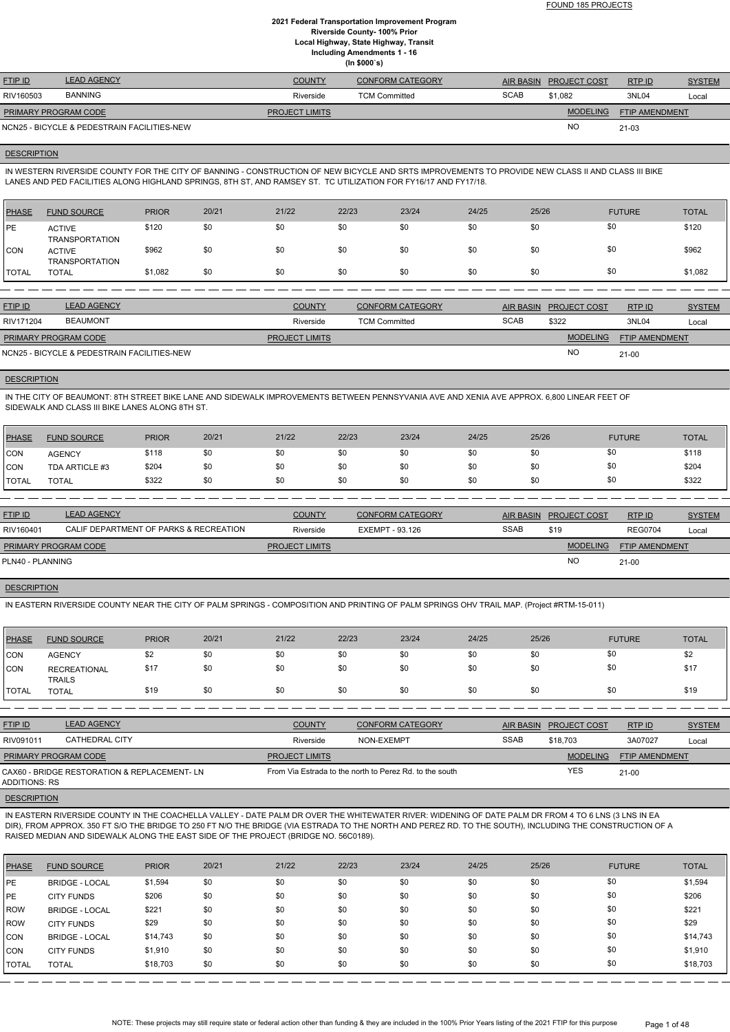FOUND 185 PROJECTS

**2021 Federal Transportation Improvement Program**
**Riverside County- 100% Prior**
**Local Highway, State Highway, Transit**
**Including Amendments 1 - 16**
**(In $000`s)**

| FTIP ID | LEAD AGENCY | COUNTY | CONFORM CATEGORY | AIR BASIN | PROJECT COST | RTP ID | SYSTEM |
|---|---|---|---|---|---|---|---|
| RIV160503 | BANNING | Riverside | TCM Committed | SCAB | $1,082 | 3NL04 | Local |

| PRIMARY PROGRAM CODE | PROJECT LIMITS | MODELING | FTIP AMENDMENT |
|---|---|---|---|
| NCN25 - BICYCLE & PEDESTRAIN FACILITIES-NEW | | NO | 21-03 |

DESCRIPTION

IN WESTERN RIVERSIDE COUNTY FOR THE CITY OF BANNING - CONSTRUCTION OF NEW BICYCLE AND SRTS IMPROVEMENTS TO PROVIDE NEW CLASS II AND CLASS III BIKE LANES AND PED FACILITIES ALONG HIGHLAND SPRINGS, 8TH ST, AND RAMSEY ST. TC UTILIZATION FOR FY16/17 AND FY17/18.

| PHASE | FUND SOURCE | PRIOR | 20/21 | 21/22 | 22/23 | 23/24 | 24/25 | 25/26 | FUTURE | TOTAL |
|---|---|---|---|---|---|---|---|---|---|---|
| PE | ACTIVE TRANSPORTATION | $120 | $0 | $0 | $0 | $0 | $0 | $0 | $0 | $120 |
| CON | ACTIVE TRANSPORTATION | $962 | $0 | $0 | $0 | $0 | $0 | $0 | $0 | $962 |
| TOTAL | TOTAL | $1,082 | $0 | $0 | $0 | $0 | $0 | $0 | $0 | $1,082 |

| FTIP ID | LEAD AGENCY | COUNTY | CONFORM CATEGORY | AIR BASIN | PROJECT COST | RTP ID | SYSTEM |
|---|---|---|---|---|---|---|---|
| RIV171204 | BEAUMONT | Riverside | TCM Committed | SCAB | $322 | 3NL04 | Local |

| PRIMARY PROGRAM CODE | PROJECT LIMITS | MODELING | FTIP AMENDMENT |
|---|---|---|---|
| NCN25 - BICYCLE & PEDESTRAIN FACILITIES-NEW | | NO | 21-00 |

DESCRIPTION

IN THE CITY OF BEAUMONT: 8TH STREET BIKE LANE AND SIDEWALK IMPROVEMENTS BETWEEN PENNSYVANIA AVE AND XENIA AVE APPROX. 6,800 LINEAR FEET OF SIDEWALK AND CLASS III BIKE LANES ALONG 8TH ST.

| PHASE | FUND SOURCE | PRIOR | 20/21 | 21/22 | 22/23 | 23/24 | 24/25 | 25/26 | FUTURE | TOTAL |
|---|---|---|---|---|---|---|---|---|---|---|
| CON | AGENCY | $118 | $0 | $0 | $0 | $0 | $0 | $0 | $0 | $118 |
| CON | TDA ARTICLE #3 | $204 | $0 | $0 | $0 | $0 | $0 | $0 | $0 | $204 |
| TOTAL | TOTAL | $322 | $0 | $0 | $0 | $0 | $0 | $0 | $0 | $322 |

| FTIP ID | LEAD AGENCY | COUNTY | CONFORM CATEGORY | AIR BASIN | PROJECT COST | RTP ID | SYSTEM |
|---|---|---|---|---|---|---|---|
| RIV160401 | CALIF DEPARTMENT OF PARKS & RECREATION | Riverside | EXEMPT - 93.126 | SSAB | $19 | REG0704 | Local |

| PRIMARY PROGRAM CODE | PROJECT LIMITS | MODELING | FTIP AMENDMENT |
|---|---|---|---|
| PLN40 - PLANNING | | NO | 21-00 |

DESCRIPTION

IN EASTERN RIVERSIDE COUNTY NEAR THE CITY OF PALM SPRINGS - COMPOSITION AND PRINTING OF PALM SPRINGS OHV TRAIL MAP. (Project #RTM-15-011)

| PHASE | FUND SOURCE | PRIOR | 20/21 | 21/22 | 22/23 | 23/24 | 24/25 | 25/26 | FUTURE | TOTAL |
|---|---|---|---|---|---|---|---|---|---|---|
| CON | AGENCY | $2 | $0 | $0 | $0 | $0 | $0 | $0 | $0 | $2 |
| CON | RECREATIONAL TRAILS | $17 | $0 | $0 | $0 | $0 | $0 | $0 | $0 | $17 |
| TOTAL | TOTAL | $19 | $0 | $0 | $0 | $0 | $0 | $0 | $0 | $19 |

| FTIP ID | LEAD AGENCY | COUNTY | CONFORM CATEGORY | AIR BASIN | PROJECT COST | RTP ID | SYSTEM |
|---|---|---|---|---|---|---|---|
| RIV091011 | CATHEDRAL CITY | Riverside | NON-EXEMPT | SSAB | $18,703 | 3A07027 | Local |

| PRIMARY PROGRAM CODE | PROJECT LIMITS | MODELING | FTIP AMENDMENT |
|---|---|---|---|
| CAX60 - BRIDGE RESTORATION & REPLACEMENT- LN ADDITIONS: RS | From Via Estrada to the north to Perez Rd. to the south | YES | 21-00 |

DESCRIPTION

IN EASTERN RIVERSIDE COUNTY IN THE COACHELLA VALLEY - DATE PALM DR OVER THE WHITEWATER RIVER: WIDENING OF DATE PALM DR FROM 4 TO 6 LNS (3 LNS IN EA DIR), FROM APPROX. 350 FT S/O THE BRIDGE TO 250 FT N/O THE BRIDGE (VIA ESTRADA TO THE NORTH AND PEREZ RD. TO THE SOUTH), INCLUDING THE CONSTRUCTION OF A RAISED MEDIAN AND SIDEWALK ALONG THE EAST SIDE OF THE PROJECT (BRIDGE NO. 56C0189).

| PHASE | FUND SOURCE | PRIOR | 20/21 | 21/22 | 22/23 | 23/24 | 24/25 | 25/26 | FUTURE | TOTAL |
|---|---|---|---|---|---|---|---|---|---|---|
| PE | BRIDGE - LOCAL | $1,594 | $0 | $0 | $0 | $0 | $0 | $0 | $0 | $1,594 |
| PE | CITY FUNDS | $206 | $0 | $0 | $0 | $0 | $0 | $0 | $0 | $206 |
| ROW | BRIDGE - LOCAL | $221 | $0 | $0 | $0 | $0 | $0 | $0 | $0 | $221 |
| ROW | CITY FUNDS | $29 | $0 | $0 | $0 | $0 | $0 | $0 | $0 | $29 |
| CON | BRIDGE - LOCAL | $14,743 | $0 | $0 | $0 | $0 | $0 | $0 | $0 | $14,743 |
| CON | CITY FUNDS | $1,910 | $0 | $0 | $0 | $0 | $0 | $0 | $0 | $1,910 |
| TOTAL | TOTAL | $18,703 | $0 | $0 | $0 | $0 | $0 | $0 | $0 | $18,703 |

NOTE: These projects may still require state or federal action other than funding & they are included in the 100% Prior Years listing of the 2021 FTIP for this purpose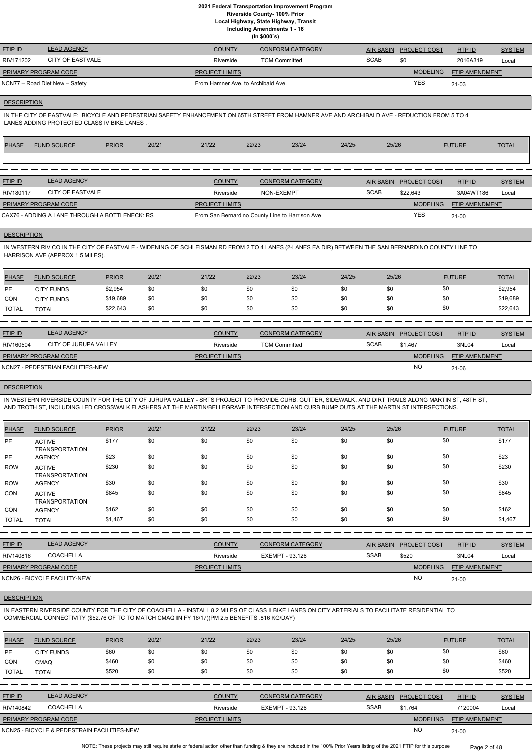**2021 Federal Transportation Improvement Program**
**Riverside County- 100% Prior**
**Local Highway, State Highway, Transit**
**Including Amendments 1 - 16**
**(In $000`s)**

| FTIP ID | LEAD AGENCY | COUNTY | CONFORM CATEGORY | AIR BASIN | PROJECT COST | RTP ID | SYSTEM |
|---|---|---|---|---|---|---|---|
| RIV171202 | CITY OF EASTVALE | Riverside | TCM Committed | SCAB | $0 | 2016A319 | Local |

| PRIMARY PROGRAM CODE | PROJECT LIMITS | MODELING | FTIP AMENDMENT |
|---|---|---|---|
| NCN77 – Road Diet New – Safety | From Hamner Ave. to Archibald Ave. | YES | 21-03 |

**DESCRIPTION**

IN THE CITY OF EASTVALE: BICYCLE AND PEDESTRIAN SAFETY ENHANCEMENT ON 65TH STREET FROM HAMNER AVE AND ARCHIBALD AVE - REDUCTION FROM 5 TO 4 LANES ADDING PROTECTED CLASS IV BIKE LANES .

| PHASE | FUND SOURCE | PRIOR | 20/21 | 21/22 | 22/23 | 23/24 | 24/25 | 25/26 | FUTURE | TOTAL |
|---|---|---|---|---|---|---|---|---|---|---|

---

| FTIP ID | LEAD AGENCY | COUNTY | CONFORM CATEGORY | AIR BASIN | PROJECT COST | RTP ID | SYSTEM |
|---|---|---|---|---|---|---|---|
| RIV180117 | CITY OF EASTVALE | Riverside | NON-EXEMPT | SCAB | $22,643 | 3A04WT186 | Local |

| PRIMARY PROGRAM CODE | PROJECT LIMITS | MODELING | FTIP AMENDMENT |
|---|---|---|---|
| CAX76 - ADDING A LANE THROUGH A BOTTLENECK: RS | From San Bernardino County Line to Harrison Ave | YES | 21-00 |

**DESCRIPTION**

IN WESTERN RIV CO IN THE CITY OF EASTVALE - WIDENING OF SCHLEISMAN RD FROM 2 TO 4 LANES (2-LANES EA DIR) BETWEEN THE SAN BERNARDINO COUNTY LINE TO HARRISON AVE (APPROX 1.5 MILES).

| PHASE | FUND SOURCE | PRIOR | 20/21 | 21/22 | 22/23 | 23/24 | 24/25 | 25/26 | FUTURE | TOTAL |
|---|---|---|---|---|---|---|---|---|---|---|
| PE | CITY FUNDS | $2,954 | $0 | $0 | $0 | $0 | $0 | $0 | $0 | $2,954 |
| CON | CITY FUNDS | $19,689 | $0 | $0 | $0 | $0 | $0 | $0 | $0 | $19,689 |
| TOTAL | TOTAL | $22,643 | $0 | $0 | $0 | $0 | $0 | $0 | $0 | $22,643 |

---

| FTIP ID | LEAD AGENCY | COUNTY | CONFORM CATEGORY | AIR BASIN | PROJECT COST | RTP ID | SYSTEM |
|---|---|---|---|---|---|---|---|
| RIV160504 | CITY OF JURUPA VALLEY | Riverside | TCM Committed | SCAB | $1,467 | 3NL04 | Local |

| PRIMARY PROGRAM CODE | PROJECT LIMITS | MODELING | FTIP AMENDMENT |
|---|---|---|---|
| NCN27 - PEDESTRIAN FACILITIES-NEW | | NO | 21-06 |

**DESCRIPTION**

IN WESTERN RIVERSIDE COUNTY FOR THE CITY OF JURUPA VALLEY - SRTS PROJECT TO PROVIDE CURB, GUTTER, SIDEWALK, AND DIRT TRAILS ALONG MARTIN ST, 48TH ST, AND TROTH ST, INCLUDING LED CROSSWALK FLASHERS AT THE MARTIN/BELLEGRAVE INTERSECTION AND CURB BUMP OUTS AT THE MARTIN ST INTERSECTIONS.

| PHASE | FUND SOURCE | PRIOR | 20/21 | 21/22 | 22/23 | 23/24 | 24/25 | 25/26 | FUTURE | TOTAL |
|---|---|---|---|---|---|---|---|---|---|---|
| PE | ACTIVE TRANSPORTATION | $177 | $0 | $0 | $0 | $0 | $0 | $0 | $0 | $177 |
| PE | AGENCY | $23 | $0 | $0 | $0 | $0 | $0 | $0 | $0 | $23 |
| ROW | ACTIVE TRANSPORTATION | $230 | $0 | $0 | $0 | $0 | $0 | $0 | $0 | $230 |
| ROW | AGENCY | $30 | $0 | $0 | $0 | $0 | $0 | $0 | $0 | $30 |
| CON | ACTIVE TRANSPORTATION | $845 | $0 | $0 | $0 | $0 | $0 | $0 | $0 | $845 |
| CON | AGENCY | $162 | $0 | $0 | $0 | $0 | $0 | $0 | $0 | $162 |
| TOTAL | TOTAL | $1,467 | $0 | $0 | $0 | $0 | $0 | $0 | $0 | $1,467 |

---

| FTIP ID | LEAD AGENCY | COUNTY | CONFORM CATEGORY | AIR BASIN | PROJECT COST | RTP ID | SYSTEM |
|---|---|---|---|---|---|---|---|
| RIV140816 | COACHELLA | Riverside | EXEMPT - 93.126 | SSAB | $520 | 3NL04 | Local |

| PRIMARY PROGRAM CODE | PROJECT LIMITS | MODELING | FTIP AMENDMENT |
|---|---|---|---|
| NCN26 - BICYCLE FACILITY-NEW | | NO | 21-00 |

**DESCRIPTION**

IN EASTERN RIVERSIDE COUNTY FOR THE CITY OF COACHELLA - INSTALL 8.2 MILES OF CLASS II BIKE LANES ON CITY ARTERIALS TO FACILITATE RESIDENTIAL TO COMMERCIAL CONNECTIVITY ($52.76 OF TC TO MATCH CMAQ IN FY 16/17)(PM 2.5 BENEFITS .816 KG/DAY)

| PHASE | FUND SOURCE | PRIOR | 20/21 | 21/22 | 22/23 | 23/24 | 24/25 | 25/26 | FUTURE | TOTAL |
|---|---|---|---|---|---|---|---|---|---|---|
| PE | CITY FUNDS | $60 | $0 | $0 | $0 | $0 | $0 | $0 | $0 | $60 |
| CON | CMAQ | $460 | $0 | $0 | $0 | $0 | $0 | $0 | $0 | $460 |
| TOTAL | TOTAL | $520 | $0 | $0 | $0 | $0 | $0 | $0 | $0 | $520 |

---

| FTIP ID | LEAD AGENCY | COUNTY | CONFORM CATEGORY | AIR BASIN | PROJECT COST | RTP ID | SYSTEM |
|---|---|---|---|---|---|---|---|
| RIV140842 | COACHELLA | Riverside | EXEMPT - 93.126 | SSAB | $1,764 | 7120004 | Local |

| PRIMARY PROGRAM CODE | PROJECT LIMITS | MODELING | FTIP AMENDMENT |
|---|---|---|---|
| NCN25 - BICYCLE & PEDESTRAIN FACILITIES-NEW | | NO | 21-00 |

NOTE: These projects may still require state or federal action other than funding & they are included in the 100% Prior Years listing of the 2021 FTIP for this purpose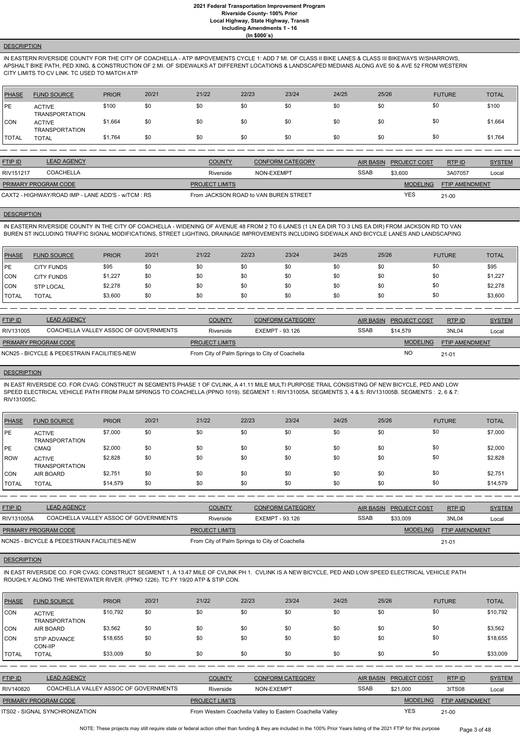# 2021 Federal Transportation Improvement Program
## Riverside County- 100% Prior
### Local Highway, State Highway, Transit
### Including Amendments 1 - 16
### (In $000`s)

**DESCRIPTION**

IN EASTERN RIVERSIDE COUNTY FOR THE CITY OF COACHELLA - ATP IMPOVEMENTS CYCLE 1: ADD 7 MI. OF CLASS II BIKE LANES & CLASS III BIKEWAYS W/SHARROWS, APSHALT BIKE PATH, PED XING, & CONSTRUCTION OF 2 MI. OF SIDEWALKS AT DIFFERENT LOCATIONS & LANDSCAPED MEDIANS ALONG AVE 50 & AVE 52 FROM WESTERN CITY LIMITS TO CV LINK. TC USED TO MATCH ATP

| PHASE | FUND SOURCE | PRIOR | 20/21 | 21/22 | 22/23 | 23/24 | 24/25 | 25/26 | FUTURE | TOTAL |
|---|---|---|---|---|---|---|---|---|---|---|
| PE | ACTIVE TRANSPORTATION | $100 | $0 | $0 | $0 | $0 | $0 | $0 | $0 | $100 |
| CON | ACTIVE TRANSPORTATION | $1,664 | $0 | $0 | $0 | $0 | $0 | $0 | $0 | $1,664 |
| TOTAL | TOTAL | $1,764 | $0 | $0 | $0 | $0 | $0 | $0 | $0 | $1,764 |

| FTIP ID | LEAD AGENCY | COUNTY | CONFORM CATEGORY | AIR BASIN | PROJECT COST | RTP ID | SYSTEM |
|---|---|---|---|---|---|---|---|
| RIV151217 | COACHELLA | Riverside | NON-EXEMPT | SSAB | $3,600 | 3A07057 | Local |

| PRIMARY PROGRAM CODE | PROJECT LIMITS | MODELING | FTIP AMENDMENT |
|---|---|---|---|
| CAXT2 - HIGHWAY/ROAD IMP - LANE ADD'S - w/TCM : RS | From JACKSON ROAD to VAN BUREN STREET | YES | 21-00 |

**DESCRIPTION**

IN EASTERN RIVERSIDE COUNTY IN THE CITY OF COACHELLA - WIDENING OF AVENUE 48 FROM 2 TO 6 LANES (1 LN EA DIR TO 3 LNS EA DIR) FROM JACKSON RD TO VAN BUREN ST INCLUDING TRAFFIC SIGNAL MODIFICATIONS, STREET LIGHTING, DRAINAGE IMPROVEMENTS INCLUDING SIDEWALK AND BICYCLE LANES AND LANDSCAPING

| PHASE | FUND SOURCE | PRIOR | 20/21 | 21/22 | 22/23 | 23/24 | 24/25 | 25/26 | FUTURE | TOTAL |
|---|---|---|---|---|---|---|---|---|---|---|
| PE | CITY FUNDS | $95 | $0 | $0 | $0 | $0 | $0 | $0 | $0 | $95 |
| CON | CITY FUNDS | $1,227 | $0 | $0 | $0 | $0 | $0 | $0 | $0 | $1,227 |
| CON | STP LOCAL | $2,278 | $0 | $0 | $0 | $0 | $0 | $0 | $0 | $2,278 |
| TOTAL | TOTAL | $3,600 | $0 | $0 | $0 | $0 | $0 | $0 | $0 | $3,600 |

| FTIP ID | LEAD AGENCY | COUNTY | CONFORM CATEGORY | AIR BASIN | PROJECT COST | RTP ID | SYSTEM |
|---|---|---|---|---|---|---|---|
| RIV131005 | COACHELLA VALLEY ASSOC OF GOVERNMENTS | Riverside | EXEMPT - 93.126 | SSAB | $14,579 | 3NL04 | Local |

| PRIMARY PROGRAM CODE | PROJECT LIMITS | MODELING | FTIP AMENDMENT |
|---|---|---|---|
| NCN25 - BICYCLE & PEDESTRAIN FACILITIES-NEW | From City of Palm Springs to City of Coachella | NO | 21-01 |

**DESCRIPTION**

IN EAST RIVERSIDE CO. FOR CVAG: CONSTRUCT IN SEGMENTS PHASE 1 OF CVLINK, A 41.11 MILE MULTI PURPOSE TRAIL CONSISTING OF NEW BICYCLE, PED AND LOW SPEED ELECTRICAL VEHICLE PATH FROM PALM SPRINGS TO COACHELLA (PPNO 1019). SEGMENT 1: RIV131005A. SEGMENTS 3, 4 & 5: RIV131005B. SEGMENTS : 2, 6 & 7: RIV131005C.

| PHASE | FUND SOURCE | PRIOR | 20/21 | 21/22 | 22/23 | 23/24 | 24/25 | 25/26 | FUTURE | TOTAL |
|---|---|---|---|---|---|---|---|---|---|---|
| PE | ACTIVE TRANSPORTATION | $7,000 | $0 | $0 | $0 | $0 | $0 | $0 | $0 | $7,000 |
| PE | CMAQ | $2,000 | $0 | $0 | $0 | $0 | $0 | $0 | $0 | $2,000 |
| ROW | ACTIVE TRANSPORTATION | $2,828 | $0 | $0 | $0 | $0 | $0 | $0 | $0 | $2,828 |
| CON | AIR BOARD | $2,751 | $0 | $0 | $0 | $0 | $0 | $0 | $0 | $2,751 |
| TOTAL | TOTAL | $14,579 | $0 | $0 | $0 | $0 | $0 | $0 | $0 | $14,579 |

| FTIP ID | LEAD AGENCY | COUNTY | CONFORM CATEGORY | AIR BASIN | PROJECT COST | RTP ID | SYSTEM |
|---|---|---|---|---|---|---|---|
| RIV131005A | COACHELLA VALLEY ASSOC OF GOVERNMENTS | Riverside | EXEMPT - 93.126 | SSAB | $33,009 | 3NL04 | Local |

| PRIMARY PROGRAM CODE | PROJECT LIMITS | MODELING | FTIP AMENDMENT |
|---|---|---|---|
| NCN25 - BICYCLE & PEDESTRAIN FACILITIES-NEW | From City of Palm Springs to City of Coachella | | 21-01 |

**DESCRIPTION**

IN EAST RIVERSIDE CO. FOR CVAG: CONSTRUCT SEGMENT 1, A 13.47 MILE OF CVLINK PH 1. CVLINK IS A NEW BICYCLE, PED AND LOW SPEED ELECTRICAL VEHICLE PATH ROUGHLY ALONG THE WHITEWATER RIVER. (PPNO 1226). TC FY 19/20 ATP & STIP CON.

| PHASE | FUND SOURCE | PRIOR | 20/21 | 21/22 | 22/23 | 23/24 | 24/25 | 25/26 | FUTURE | TOTAL |
|---|---|---|---|---|---|---|---|---|---|---|
| CON | ACTIVE TRANSPORTATION | $10,792 | $0 | $0 | $0 | $0 | $0 | $0 | $0 | $10,792 |
| CON | AIR BOARD | $3,562 | $0 | $0 | $0 | $0 | $0 | $0 | $0 | $3,562 |
| CON | STIP ADVANCE CON-IIP | $18,655 | $0 | $0 | $0 | $0 | $0 | $0 | $0 | $18,655 |
| TOTAL | TOTAL | $33,009 | $0 | $0 | $0 | $0 | $0 | $0 | $0 | $33,009 |

| FTIP ID | LEAD AGENCY | COUNTY | CONFORM CATEGORY | AIR BASIN | PROJECT COST | RTP ID | SYSTEM |
|---|---|---|---|---|---|---|---|
| RIV140820 | COACHELLA VALLEY ASSOC OF GOVERNMENTS | Riverside | NON-EXEMPT | SSAB | $21,000 | 3ITS08 | Local |

| PRIMARY PROGRAM CODE | PROJECT LIMITS | MODELING | FTIP AMENDMENT |
|---|---|---|---|
| ITS02 - SIGNAL SYNCHRONIZATION | From Western Coachella Valley to Eastern Coachella Valley | YES | 21-00 |

NOTE: These projects may still require state or federal action other than funding & they are included in the 100% Prior Years listing of the 2021 FTIP for this purpose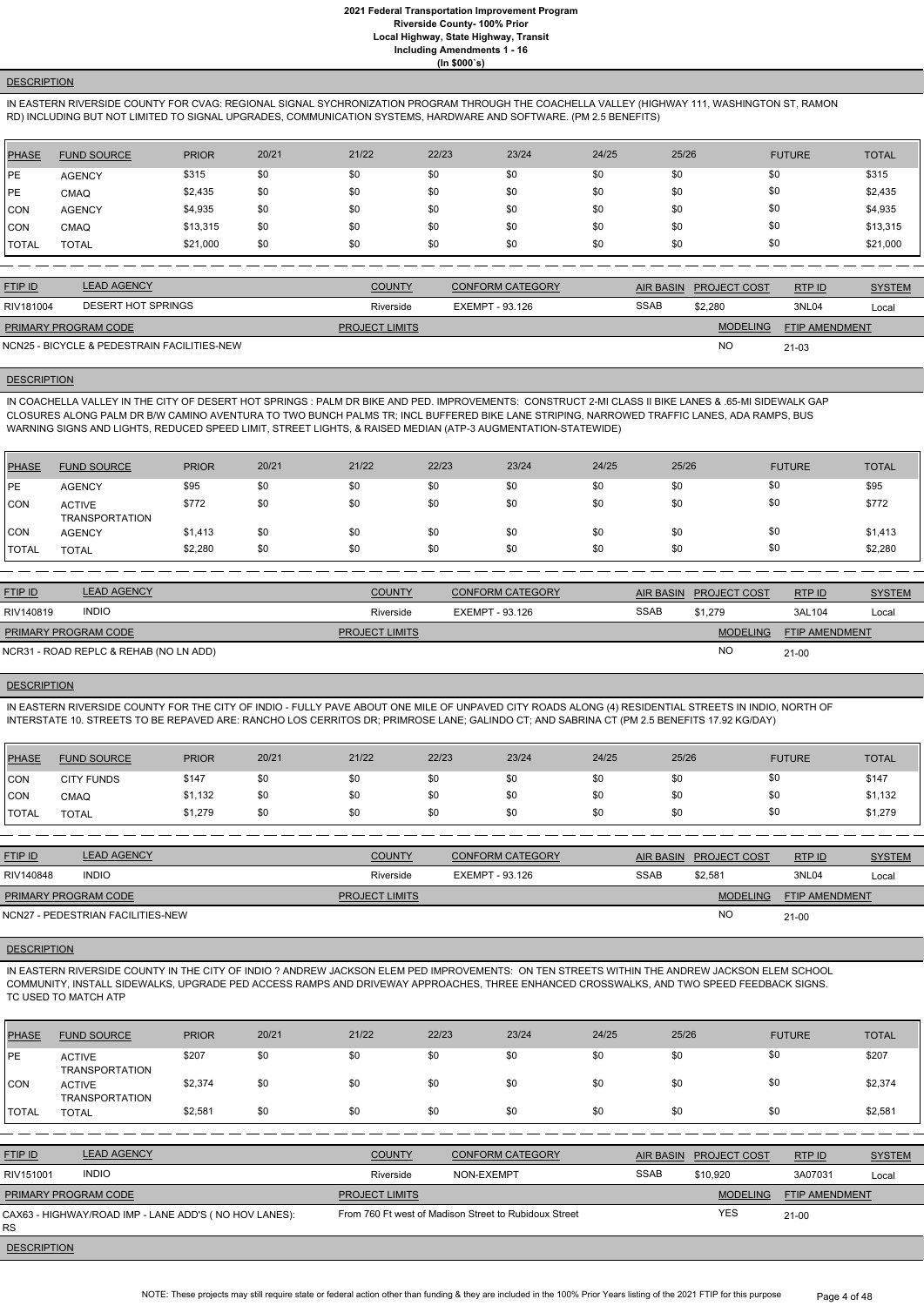# 2021 Federal Transportation Improvement Program
## Riverside County- 100% Prior
## Local Highway, State Highway, Transit
## Including Amendments 1 - 16
## (In $000`s)

**DESCRIPTION**

IN EASTERN RIVERSIDE COUNTY FOR CVAG: REGIONAL SIGNAL SYCHRONIZATION PROGRAM THROUGH THE COACHELLA VALLEY (HIGHWAY 111, WASHINGTON ST, RAMON RD) INCLUDING BUT NOT LIMITED TO SIGNAL UPGRADES, COMMUNICATION SYSTEMS, HARDWARE AND SOFTWARE. (PM 2.5 BENEFITS)

| PHASE | FUND SOURCE | PRIOR | 20/21 | 21/22 | 22/23 | 23/24 | 24/25 | 25/26 | FUTURE | TOTAL |
|---|---|---|---|---|---|---|---|---|---|---|
| PE | AGENCY | $315 | $0 | $0 | $0 | $0 | $0 | $0 | $0 | $315 |
| PE | CMAQ | $2,435 | $0 | $0 | $0 | $0 | $0 | $0 | $0 | $2,435 |
| CON | AGENCY | $4,935 | $0 | $0 | $0 | $0 | $0 | $0 | $0 | $4,935 |
| CON | CMAQ | $13,315 | $0 | $0 | $0 | $0 | $0 | $0 | $0 | $13,315 |
| TOTAL | TOTAL | $21,000 | $0 | $0 | $0 | $0 | $0 | $0 | $0 | $21,000 |

| FTIP ID | LEAD AGENCY | COUNTY | CONFORM CATEGORY | AIR BASIN | PROJECT COST | RTP ID | SYSTEM |
|---|---|---|---|---|---|---|---|
| RIV181004 | DESERT HOT SPRINGS | Riverside | EXEMPT - 93.126 | SSAB | $2,280 | 3NL04 | Local |

| PRIMARY PROGRAM CODE | PROJECT LIMITS | MODELING | FTIP AMENDMENT |
|---|---|---|---|
| NCN25 - BICYCLE & PEDESTRAIN FACILITIES-NEW | | NO | 21-03 |

**DESCRIPTION**

IN COACHELLA VALLEY IN THE CITY OF DESERT HOT SPRINGS : PALM DR BIKE AND PED. IMPROVEMENTS: CONSTRUCT 2-MI CLASS II BIKE LANES & .65-MI SIDEWALK GAP CLOSURES ALONG PALM DR B/W CAMINO AVENTURA TO TWO BUNCH PALMS TR; INCL BUFFERED BIKE LANE STRIPING, NARROWED TRAFFIC LANES, ADA RAMPS, BUS WARNING SIGNS AND LIGHTS, REDUCED SPEED LIMIT, STREET LIGHTS, & RAISED MEDIAN (ATP-3 AUGMENTATION-STATEWIDE)

| PHASE | FUND SOURCE | PRIOR | 20/21 | 21/22 | 22/23 | 23/24 | 24/25 | 25/26 | FUTURE | TOTAL |
|---|---|---|---|---|---|---|---|---|---|---|
| PE | AGENCY | $95 | $0 | $0 | $0 | $0 | $0 | $0 | $0 | $95 |
| CON | ACTIVE TRANSPORTATION | $772 | $0 | $0 | $0 | $0 | $0 | $0 | $0 | $772 |
| CON | AGENCY | $1,413 | $0 | $0 | $0 | $0 | $0 | $0 | $0 | $1,413 |
| TOTAL | TOTAL | $2,280 | $0 | $0 | $0 | $0 | $0 | $0 | $0 | $2,280 |

| FTIP ID | LEAD AGENCY | COUNTY | CONFORM CATEGORY | AIR BASIN | PROJECT COST | RTP ID | SYSTEM |
|---|---|---|---|---|---|---|---|
| RIV140819 | INDIO | Riverside | EXEMPT - 93.126 | SSAB | $1,279 | 3AL104 | Local |

| PRIMARY PROGRAM CODE | PROJECT LIMITS | MODELING | FTIP AMENDMENT |
|---|---|---|---|
| NCR31 - ROAD REPLC & REHAB (NO LN ADD) | | NO | 21-00 |

**DESCRIPTION**

IN EASTERN RIVERSIDE COUNTY FOR THE CITY OF INDIO - FULLY PAVE ABOUT ONE MILE OF UNPAVED CITY ROADS ALONG (4) RESIDENTIAL STREETS IN INDIO, NORTH OF INTERSTATE 10. STREETS TO BE REPAVED ARE: RANCHO LOS CERRITOS DR; PRIMROSE LANE; GALINDO CT; AND SABRINA CT (PM 2.5 BENEFITS 17.92 KG/DAY)

| PHASE | FUND SOURCE | PRIOR | 20/21 | 21/22 | 22/23 | 23/24 | 24/25 | 25/26 | FUTURE | TOTAL |
|---|---|---|---|---|---|---|---|---|---|---|
| CON | CITY FUNDS | $147 | $0 | $0 | $0 | $0 | $0 | $0 | $0 | $147 |
| CON | CMAQ | $1,132 | $0 | $0 | $0 | $0 | $0 | $0 | $0 | $1,132 |
| TOTAL | TOTAL | $1,279 | $0 | $0 | $0 | $0 | $0 | $0 | $0 | $1,279 |

| FTIP ID | LEAD AGENCY | COUNTY | CONFORM CATEGORY | AIR BASIN | PROJECT COST | RTP ID | SYSTEM |
|---|---|---|---|---|---|---|---|
| RIV140848 | INDIO | Riverside | EXEMPT - 93.126 | SSAB | $2,581 | 3NL04 | Local |

| PRIMARY PROGRAM CODE | PROJECT LIMITS | MODELING | FTIP AMENDMENT |
|---|---|---|---|
| NCN27 - PEDESTRIAN FACILITIES-NEW | | NO | 21-00 |

**DESCRIPTION**

IN EASTERN RIVERSIDE COUNTY IN THE CITY OF INDIO ? ANDREW JACKSON ELEM PED IMPROVEMENTS: ON TEN STREETS WITHIN THE ANDREW JACKSON ELEM SCHOOL COMMUNITY, INSTALL SIDEWALKS, UPGRADE PED ACCESS RAMPS AND DRIVEWAY APPROACHES, THREE ENHANCED CROSSWALKS, AND TWO SPEED FEEDBACK SIGNS. TC USED TO MATCH ATP

| PHASE | FUND SOURCE | PRIOR | 20/21 | 21/22 | 22/23 | 23/24 | 24/25 | 25/26 | FUTURE | TOTAL |
|---|---|---|---|---|---|---|---|---|---|---|
| PE | ACTIVE TRANSPORTATION | $207 | $0 | $0 | $0 | $0 | $0 | $0 | $0 | $207 |
| CON | ACTIVE TRANSPORTATION | $2,374 | $0 | $0 | $0 | $0 | $0 | $0 | $0 | $2,374 |
| TOTAL | TOTAL | $2,581 | $0 | $0 | $0 | $0 | $0 | $0 | $0 | $2,581 |

| FTIP ID | LEAD AGENCY | COUNTY | CONFORM CATEGORY | AIR BASIN | PROJECT COST | RTP ID | SYSTEM |
|---|---|---|---|---|---|---|---|
| RIV151001 | INDIO | Riverside | NON-EXEMPT | SSAB | $10,920 | 3A07031 | Local |

| PRIMARY PROGRAM CODE | PROJECT LIMITS | MODELING | FTIP AMENDMENT |
|---|---|---|---|
| CAX63 - HIGHWAY/ROAD IMP - LANE ADD'S ( NO HOV LANES): RS | From 760 Ft west of Madison Street to Rubidoux Street | YES | 21-00 |

**DESCRIPTION**

NOTE: These projects may still require state or federal action other than funding & they are included in the 100% Prior Years listing of the 2021 FTIP for this purpose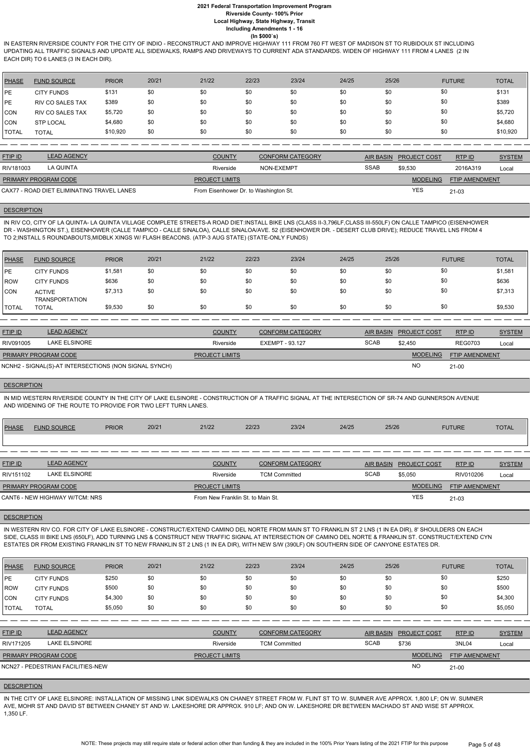IN EASTERN RIVERSIDE COUNTY FOR THE CITY OF INDIO - RECONSTRUCT AND IMPROVE HIGHWAY 111 FROM 760 FT WEST OF MADISON ST TO RUBIDOUX ST INCLUDING UPDATING ALL TRAFFIC SIGNALS AND UPDATE ALL SIDEWALKS, RAMPS AND DRIVEWAYS TO CURRENT ADA STANDARDS. WIDEN OF HIGHWAY 111 FROM 4 LANES (2 IN EACH DIR) TO 6 LANES (3 IN EACH DIR).

| PHASE | FUND SOURCE | PRIOR | 20/21 | 21/22 | 22/23 | 23/24 | 24/25 | 25/26 | FUTURE | TOTAL |
|---|---|---|---|---|---|---|---|---|---|---|
| PE | CITY FUNDS | $131 | $0 | $0 | $0 | $0 | $0 | $0 | $0 | $131 |
| PE | RIV CO SALES TAX | $389 | $0 | $0 | $0 | $0 | $0 | $0 | $0 | $389 |
| CON | RIV CO SALES TAX | $5,720 | $0 | $0 | $0 | $0 | $0 | $0 | $0 | $5,720 |
| CON | STP LOCAL | $4,680 | $0 | $0 | $0 | $0 | $0 | $0 | $0 | $4,680 |
| TOTAL | TOTAL | $10,920 | $0 | $0 | $0 | $0 | $0 | $0 | $0 | $10,920 |

| FTIP ID | LEAD AGENCY | COUNTY | CONFORM CATEGORY | AIR BASIN | PROJECT COST | RTP ID | SYSTEM |
|---|---|---|---|---|---|---|---|
| RIV181003 | LA QUINTA | Riverside | NON-EXEMPT | SSAB | $9,530 | 2016A319 | Local |

| PRIMARY PROGRAM CODE | PROJECT LIMITS | MODELING | FTIP AMENDMENT |
|---|---|---|---|
| CAX77 - ROAD DIET ELIMINATING TRAVEL LANES | From Eisenhower Dr. to Washington St. | YES | 21-03 |

**DESCRIPTION**

IN RIV CO, CITY OF LA QUINTA- LA QUINTA VILLAGE COMPLETE STREETS-A ROAD DIET:INSTALL BIKE LNS (CLASS II-3,796LF,CLASS III-550LF) ON CALLE TAMPICO (EISENHOWER DR - WASHINGTON ST.), EISENHOWER (CALLE TAMPICO - CALLE SINALOA), CALLE SINALOA/AVE. 52 (EISENHOWER DR. - DESERT CLUB DRIVE); REDUCE TRAVEL LNS FROM 4 TO 2;INSTALL 5 ROUNDABOUTS,MIDBLK XINGS W/ FLASH BEACONS. (ATP-3 AUG STATE) (STATE-ONLY FUNDS)

| PHASE | FUND SOURCE | PRIOR | 20/21 | 21/22 | 22/23 | 23/24 | 24/25 | 25/26 | FUTURE | TOTAL |
|---|---|---|---|---|---|---|---|---|---|---|
| PE | CITY FUNDS | $1,581 | $0 | $0 | $0 | $0 | $0 | $0 | $0 | $1,581 |
| ROW | CITY FUNDS | $636 | $0 | $0 | $0 | $0 | $0 | $0 | $0 | $636 |
| CON | ACTIVE TRANSPORTATION | $7,313 | $0 | $0 | $0 | $0 | $0 | $0 | $0 | $7,313 |
| TOTAL | TOTAL | $9,530 | $0 | $0 | $0 | $0 | $0 | $0 | $0 | $9,530 |

| FTIP ID | LEAD AGENCY | COUNTY | CONFORM CATEGORY | AIR BASIN | PROJECT COST | RTP ID | SYSTEM |
|---|---|---|---|---|---|---|---|
| RIV091005 | LAKE ELSINORE | Riverside | EXEMPT - 93.127 | SCAB | $2,450 | REG0703 | Local |

| PRIMARY PROGRAM CODE | PROJECT LIMITS | MODELING | FTIP AMENDMENT |
|---|---|---|---|
| NCNH2 - SIGNAL(S)-AT INTERSECTIONS (NON SIGNAL SYNCH) | | NO | 21-00 |

**DESCRIPTION**

IN MID WESTERN RIVERSIDE COUNTY IN THE CITY OF LAKE ELSINORE - CONSTRUCTION OF A TRAFFIC SIGNAL AT THE INTERSECTION OF SR-74 AND GUNNERSON AVENUE AND WIDENING OF THE ROUTE TO PROVIDE FOR TWO LEFT TURN LANES.

| PHASE | FUND SOURCE | PRIOR | 20/21 | 21/22 | 22/23 | 23/24 | 24/25 | 25/26 | FUTURE | TOTAL |
|---|---|---|---|---|---|---|---|---|---|---|

| FTIP ID | LEAD AGENCY | COUNTY | CONFORM CATEGORY | AIR BASIN | PROJECT COST | RTP ID | SYSTEM |
|---|---|---|---|---|---|---|---|
| RIV151102 | LAKE ELSINORE | Riverside | TCM Committed | SCAB | $5,050 | RIV010206 | Local |

| PRIMARY PROGRAM CODE | PROJECT LIMITS | MODELING | FTIP AMENDMENT |
|---|---|---|---|
| CANT6 - NEW HIGHWAY W/TCM: NRS | From New Franklin St. to Main St. | YES | 21-03 |

**DESCRIPTION**

IN WESTERN RIV CO. FOR CITY OF LAKE ELSINORE - CONSTRUCT/EXTEND CAMINO DEL NORTE FROM MAIN ST TO FRANKLIN ST 2 LNS (1 IN EA DIR), 8' SHOULDERS ON EACH SIDE, CLASS III BIKE LNS (650LF), ADD TURNING LNS & CONSTRUCT NEW TRAFFIC SIGNAL AT INTERSECTION OF CAMINO DEL NORTE & FRANKLIN ST. CONSTRUCT/EXTEND CYN ESTATES DR FROM EXISTING FRANKLIN ST TO NEW FRANKLIN ST 2 LNS (1 IN EA DIR), WITH NEW S/W (390LF) ON SOUTHERN SIDE OF CANYONE ESTATES DR.

| PHASE | FUND SOURCE | PRIOR | 20/21 | 21/22 | 22/23 | 23/24 | 24/25 | 25/26 | FUTURE | TOTAL |
|---|---|---|---|---|---|---|---|---|---|---|
| PE | CITY FUNDS | $250 | $0 | $0 | $0 | $0 | $0 | $0 | $0 | $250 |
| ROW | CITY FUNDS | $500 | $0 | $0 | $0 | $0 | $0 | $0 | $0 | $500 |
| CON | CITY FUNDS | $4,300 | $0 | $0 | $0 | $0 | $0 | $0 | $0 | $4,300 |
| TOTAL | TOTAL | $5,050 | $0 | $0 | $0 | $0 | $0 | $0 | $0 | $5,050 |

| FTIP ID | LEAD AGENCY | COUNTY | CONFORM CATEGORY | AIR BASIN | PROJECT COST | RTP ID | SYSTEM |
|---|---|---|---|---|---|---|---|
| RIV171205 | LAKE ELSINORE | Riverside | TCM Committed | SCAB | $736 | 3NL04 | Local |

| PRIMARY PROGRAM CODE | PROJECT LIMITS | MODELING | FTIP AMENDMENT |
|---|---|---|---|
| NCN27 - PEDESTRIAN FACILITIES-NEW | | NO | 21-00 |

**DESCRIPTION**

IN THE CITY OF LAKE ELSINORE: INSTALLATION OF MISSING LINK SIDEWALKS ON CHANEY STREET FROM W. FLINT ST TO W. SUMNER AVE APPROX. 1,800 LF; ON W. SUMNER AVE, MOHR ST AND DAVID ST BETWEEN CHANEY ST AND W. LAKESHORE DR APPROX. 910 LF; AND ON W. LAKESHORE DR BETWEEN MACHADO ST AND WISE ST APPROX. 1,350 LF.

NOTE: These projects may still require state or federal action other than funding & they are included in the 100% Prior Years listing of the 2021 FTIP for this purpose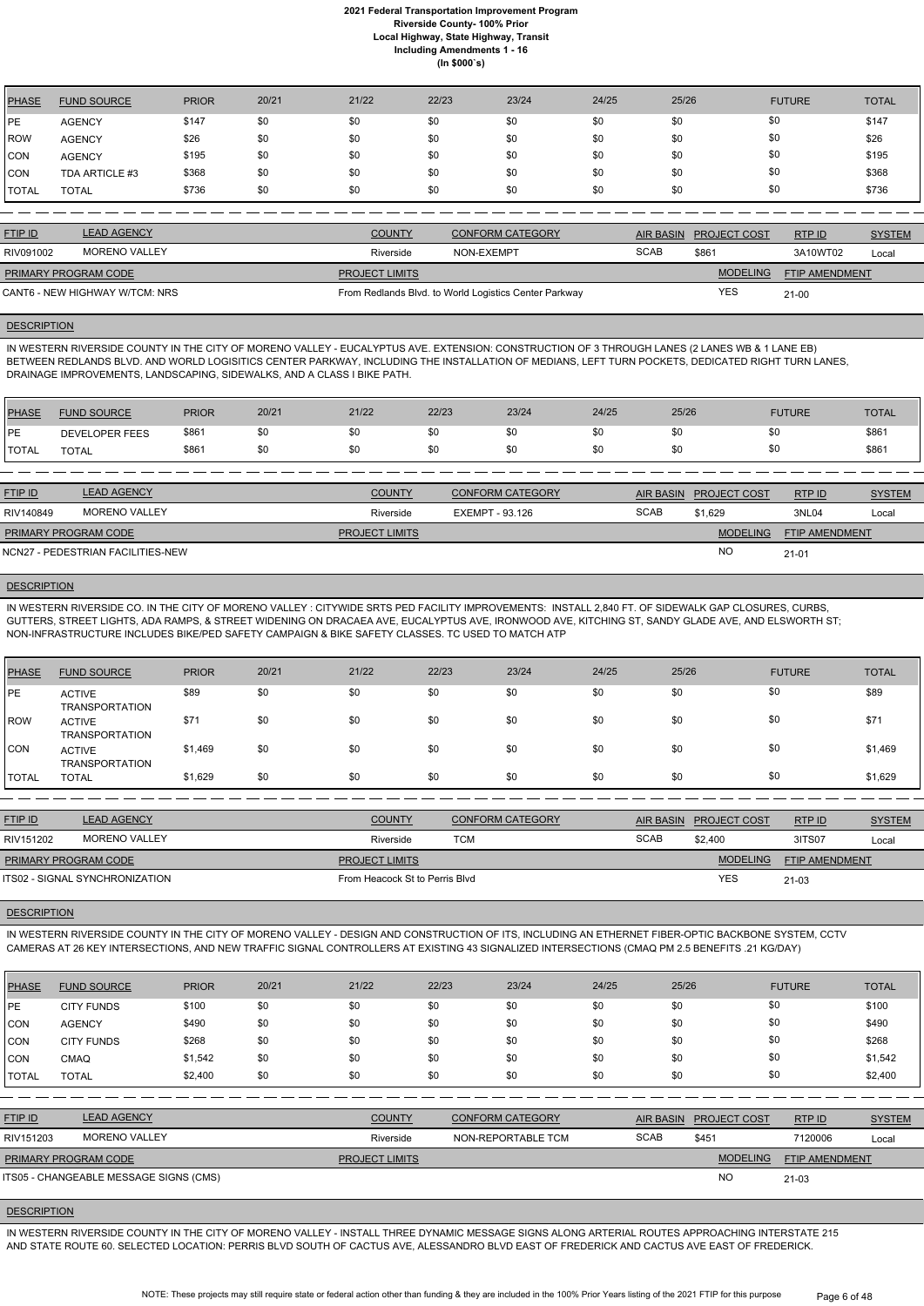| PHASE | FUND SOURCE | PRIOR | 20/21 | 21/22 | 22/23 | 23/24 | 24/25 | 25/26 | FUTURE | TOTAL |
|---|---|---|---|---|---|---|---|---|---|---|
| PE | AGENCY | $147 | $0 | $0 | $0 | $0 | $0 | $0 | $0 | $147 |
| ROW | AGENCY | $26 | $0 | $0 | $0 | $0 | $0 | $0 | $0 | $26 |
| CON | AGENCY | $195 | $0 | $0 | $0 | $0 | $0 | $0 | $0 | $195 |
| CON | TDA ARTICLE #3 | $368 | $0 | $0 | $0 | $0 | $0 | $0 | $0 | $368 |
| TOTAL | TOTAL | $736 | $0 | $0 | $0 | $0 | $0 | $0 | $0 | $736 |

| FTIP ID | LEAD AGENCY | COUNTY | CONFORM CATEGORY | AIR BASIN | PROJECT COST | RTP ID | SYSTEM |
|---|---|---|---|---|---|---|---|
| RIV091002 | MORENO VALLEY | Riverside | NON-EXEMPT | SCAB | $861 | 3A10WT02 | Local |

| PRIMARY PROGRAM CODE | PROJECT LIMITS | MODELING | FTIP AMENDMENT |
|---|---|---|---|
| CANT6 - NEW HIGHWAY W/TCM: NRS | From Redlands Blvd. to World Logistics Center Parkway | YES | 21-00 |

**DESCRIPTION**

IN WESTERN RIVERSIDE COUNTY IN THE CITY OF MORENO VALLEY - EUCALYPTUS AVE. EXTENSION: CONSTRUCTION OF 3 THROUGH LANES (2 LANES WB & 1 LANE EB) BETWEEN REDLANDS BLVD. AND WORLD LOGISITICS CENTER PARKWAY, INCLUDING THE INSTALLATION OF MEDIANS, LEFT TURN POCKETS, DEDICATED RIGHT TURN LANES, DRAINAGE IMPROVEMENTS, LANDSCAPING, SIDEWALKS, AND A CLASS I BIKE PATH.

| PHASE | FUND SOURCE | PRIOR | 20/21 | 21/22 | 22/23 | 23/24 | 24/25 | 25/26 | FUTURE | TOTAL |
|---|---|---|---|---|---|---|---|---|---|---|
| PE | DEVELOPER FEES | $861 | $0 | $0 | $0 | $0 | $0 | $0 | $0 | $861 |
| TOTAL | TOTAL | $861 | $0 | $0 | $0 | $0 | $0 | $0 | $0 | $861 |

| FTIP ID | LEAD AGENCY | COUNTY | CONFORM CATEGORY | AIR BASIN | PROJECT COST | RTP ID | SYSTEM |
|---|---|---|---|---|---|---|---|
| RIV140849 | MORENO VALLEY | Riverside | EXEMPT - 93.126 | SCAB | $1,629 | 3NL04 | Local |

| PRIMARY PROGRAM CODE | PROJECT LIMITS | MODELING | FTIP AMENDMENT |
|---|---|---|---|
| NCN27 - PEDESTRIAN FACILITIES-NEW | | NO | 21-01 |

**DESCRIPTION**

IN WESTERN RIVERSIDE CO. IN THE CITY OF MORENO VALLEY : CITYWIDE SRTS PED FACILITY IMPROVEMENTS: INSTALL 2,840 FT. OF SIDEWALK GAP CLOSURES, CURBS, GUTTERS, STREET LIGHTS, ADA RAMPS, & STREET WIDENING ON DRACAEA AVE, EUCALYPTUS AVE, IRONWOOD AVE, KITCHING ST, SANDY GLADE AVE, AND ELSWORTH ST; NON-INFRASTRUCTURE INCLUDES BIKE/PED SAFETY CAMPAIGN & BIKE SAFETY CLASSES. TC USED TO MATCH ATP

| PHASE | FUND SOURCE | PRIOR | 20/21 | 21/22 | 22/23 | 23/24 | 24/25 | 25/26 | FUTURE | TOTAL |
|---|---|---|---|---|---|---|---|---|---|---|
| PE | ACTIVE TRANSPORTATION | $89 | $0 | $0 | $0 | $0 | $0 | $0 | $0 | $89 |
| ROW | ACTIVE TRANSPORTATION | $71 | $0 | $0 | $0 | $0 | $0 | $0 | $0 | $71 |
| CON | ACTIVE TRANSPORTATION | $1,469 | $0 | $0 | $0 | $0 | $0 | $0 | $0 | $1,469 |
| TOTAL | TOTAL | $1,629 | $0 | $0 | $0 | $0 | $0 | $0 | $0 | $1,629 |

| FTIP ID | LEAD AGENCY | COUNTY | CONFORM CATEGORY | AIR BASIN | PROJECT COST | RTP ID | SYSTEM |
|---|---|---|---|---|---|---|---|
| RIV151202 | MORENO VALLEY | Riverside | TCM | SCAB | $2,400 | 3ITS07 | Local |

| PRIMARY PROGRAM CODE | PROJECT LIMITS | MODELING | FTIP AMENDMENT |
|---|---|---|---|
| ITS02 - SIGNAL SYNCHRONIZATION | From Heacock St to Perris Blvd | YES | 21-03 |

**DESCRIPTION**

IN WESTERN RIVERSIDE COUNTY IN THE CITY OF MORENO VALLEY - DESIGN AND CONSTRUCTION OF ITS, INCLUDING AN ETHERNET FIBER-OPTIC BACKBONE SYSTEM, CCTV CAMERAS AT 26 KEY INTERSECTIONS, AND NEW TRAFFIC SIGNAL CONTROLLERS AT EXISTING 43 SIGNALIZED INTERSECTIONS (CMAQ PM 2.5 BENEFITS .21 KG/DAY)

| PHASE | FUND SOURCE | PRIOR | 20/21 | 21/22 | 22/23 | 23/24 | 24/25 | 25/26 | FUTURE | TOTAL |
|---|---|---|---|---|---|---|---|---|---|---|
| PE | CITY FUNDS | $100 | $0 | $0 | $0 | $0 | $0 | $0 | $0 | $100 |
| CON | AGENCY | $490 | $0 | $0 | $0 | $0 | $0 | $0 | $0 | $490 |
| CON | CITY FUNDS | $268 | $0 | $0 | $0 | $0 | $0 | $0 | $0 | $268 |
| CON | CMAQ | $1,542 | $0 | $0 | $0 | $0 | $0 | $0 | $0 | $1,542 |
| TOTAL | TOTAL | $2,400 | $0 | $0 | $0 | $0 | $0 | $0 | $0 | $2,400 |

| FTIP ID | LEAD AGENCY | COUNTY | CONFORM CATEGORY | AIR BASIN | PROJECT COST | RTP ID | SYSTEM |
|---|---|---|---|---|---|---|---|
| RIV151203 | MORENO VALLEY | Riverside | NON-REPORTABLE TCM | SCAB | $451 | 7120006 | Local |

| PRIMARY PROGRAM CODE | PROJECT LIMITS | MODELING | FTIP AMENDMENT |
|---|---|---|---|
| ITS05 - CHANGEABLE MESSAGE SIGNS (CMS) | | NO | 21-03 |

**DESCRIPTION**

IN WESTERN RIVERSIDE COUNTY IN THE CITY OF MORENO VALLEY - INSTALL THREE DYNAMIC MESSAGE SIGNS ALONG ARTERIAL ROUTES APPROACHING INTERSTATE 215 AND STATE ROUTE 60. SELECTED LOCATION: PERRIS BLVD SOUTH OF CACTUS AVE, ALESSANDRO BLVD EAST OF FREDERICK AND CACTUS AVE EAST OF FREDERICK.

NOTE: These projects may still require state or federal action other than funding & they are included in the 100% Prior Years listing of the 2021 FTIP for this purpose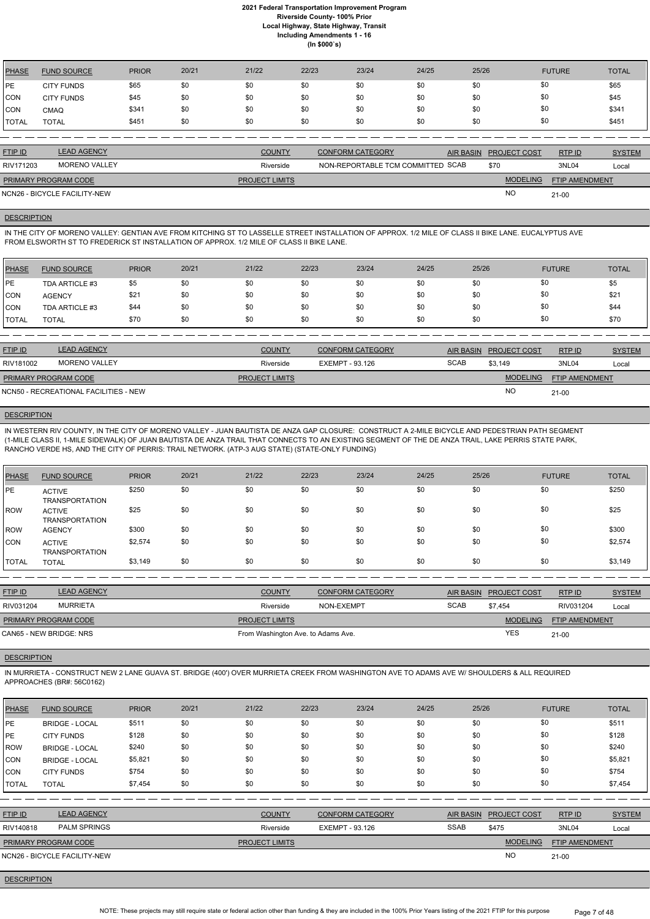| PHASE | FUND SOURCE | PRIOR | 20/21 | 21/22 | 22/23 | 23/24 | 24/25 | 25/26 | FUTURE | TOTAL |
|---|---|---|---|---|---|---|---|---|---|---|
| PE | CITY FUNDS | $65 | $0 | $0 | $0 | $0 | $0 | $0 | $0 | $65 |
| CON | CITY FUNDS | $45 | $0 | $0 | $0 | $0 | $0 | $0 | $0 | $45 |
| CON | CMAQ | $341 | $0 | $0 | $0 | $0 | $0 | $0 | $0 | $341 |
| TOTAL | TOTAL | $451 | $0 | $0 | $0 | $0 | $0 | $0 | $0 | $451 |

| FTIP ID | LEAD AGENCY | COUNTY | CONFORM CATEGORY | AIR BASIN | PROJECT COST | RTP ID | SYSTEM |
|---|---|---|---|---|---|---|---|
| RIV171203 | MORENO VALLEY | Riverside | NON-REPORTABLE TCM COMMITTED | SCAB | $70 | 3NL04 | Local |

| PRIMARY PROGRAM CODE | PROJECT LIMITS | MODELING | FTIP AMENDMENT |
|---|---|---|---|
| NCN26 - BICYCLE FACILITY-NEW | | NO | 21-00 |

**DESCRIPTION**

IN THE CITY OF MORENO VALLEY: GENTIAN AVE FROM KITCHING ST TO LASSELLE STREET INSTALLATION OF APPROX. 1/2 MILE OF CLASS II BIKE LANE. EUCALYPTUS AVE FROM ELSWORTH ST TO FREDERICK ST INSTALLATION OF APPROX. 1/2 MILE OF CLASS II BIKE LANE.

| PHASE | FUND SOURCE | PRIOR | 20/21 | 21/22 | 22/23 | 23/24 | 24/25 | 25/26 | FUTURE | TOTAL |
|---|---|---|---|---|---|---|---|---|---|---|
| PE | TDA ARTICLE #3 | $5 | $0 | $0 | $0 | $0 | $0 | $0 | $0 | $5 |
| CON | AGENCY | $21 | $0 | $0 | $0 | $0 | $0 | $0 | $0 | $21 |
| CON | TDA ARTICLE #3 | $44 | $0 | $0 | $0 | $0 | $0 | $0 | $0 | $44 |
| TOTAL | TOTAL | $70 | $0 | $0 | $0 | $0 | $0 | $0 | $0 | $70 |

| FTIP ID | LEAD AGENCY | COUNTY | CONFORM CATEGORY | AIR BASIN | PROJECT COST | RTP ID | SYSTEM |
|---|---|---|---|---|---|---|---|
| RIV181002 | MORENO VALLEY | Riverside | EXEMPT - 93.126 | SCAB | $3,149 | 3NL04 | Local |

| PRIMARY PROGRAM CODE | PROJECT LIMITS | MODELING | FTIP AMENDMENT |
|---|---|---|---|
| NCN50 - RECREATIONAL FACILITIES - NEW | | NO | 21-00 |

**DESCRIPTION**

IN WESTERN RIV COUNTY, IN THE CITY OF MORENO VALLEY - JUAN BAUTISTA DE ANZA GAP CLOSURE: CONSTRUCT A 2-MILE BICYCLE AND PEDESTRIAN PATH SEGMENT (1-MILE CLASS II, 1-MILE SIDEWALK) OF JUAN BAUTISTA DE ANZA TRAIL THAT CONNECTS TO AN EXISTING SEGMENT OF THE DE ANZA TRAIL, LAKE PERRIS STATE PARK, RANCHO VERDE HS, AND THE CITY OF PERRIS: TRAIL NETWORK. (ATP-3 AUG STATE) (STATE-ONLY FUNDING)

| PHASE | FUND SOURCE | PRIOR | 20/21 | 21/22 | 22/23 | 23/24 | 24/25 | 25/26 | FUTURE | TOTAL |
|---|---|---|---|---|---|---|---|---|---|---|
| PE | ACTIVE TRANSPORTATION | $250 | $0 | $0 | $0 | $0 | $0 | $0 | $0 | $250 |
| ROW | ACTIVE TRANSPORTATION | $25 | $0 | $0 | $0 | $0 | $0 | $0 | $0 | $25 |
| ROW | AGENCY | $300 | $0 | $0 | $0 | $0 | $0 | $0 | $0 | $300 |
| CON | ACTIVE TRANSPORTATION | $2,574 | $0 | $0 | $0 | $0 | $0 | $0 | $0 | $2,574 |
| TOTAL | TOTAL | $3,149 | $0 | $0 | $0 | $0 | $0 | $0 | $0 | $3,149 |

| FTIP ID | LEAD AGENCY | COUNTY | CONFORM CATEGORY | AIR BASIN | PROJECT COST | RTP ID | SYSTEM |
|---|---|---|---|---|---|---|---|
| RIV031204 | MURRIETA | Riverside | NON-EXEMPT | SCAB | $7,454 | RIV031204 | Local |

| PRIMARY PROGRAM CODE | PROJECT LIMITS | MODELING | FTIP AMENDMENT |
|---|---|---|---|
| CAN65 - NEW BRIDGE: NRS | From Washington Ave. to Adams Ave. | YES | 21-00 |

**DESCRIPTION**

IN MURRIETA - CONSTRUCT NEW 2 LANE GUAVA ST. BRIDGE (400') OVER MURRIETA CREEK FROM WASHINGTON AVE TO ADAMS AVE W/ SHOULDERS & ALL REQUIRED APPROACHES (BR#: 56C0162)

| PHASE | FUND SOURCE | PRIOR | 20/21 | 21/22 | 22/23 | 23/24 | 24/25 | 25/26 | FUTURE | TOTAL |
|---|---|---|---|---|---|---|---|---|---|---|
| PE | BRIDGE - LOCAL | $511 | $0 | $0 | $0 | $0 | $0 | $0 | $0 | $511 |
| PE | CITY FUNDS | $128 | $0 | $0 | $0 | $0 | $0 | $0 | $0 | $128 |
| ROW | BRIDGE - LOCAL | $240 | $0 | $0 | $0 | $0 | $0 | $0 | $0 | $240 |
| CON | BRIDGE - LOCAL | $5,821 | $0 | $0 | $0 | $0 | $0 | $0 | $0 | $5,821 |
| CON | CITY FUNDS | $754 | $0 | $0 | $0 | $0 | $0 | $0 | $0 | $754 |
| TOTAL | TOTAL | $7,454 | $0 | $0 | $0 | $0 | $0 | $0 | $0 | $7,454 |

| FTIP ID | LEAD AGENCY | COUNTY | CONFORM CATEGORY | AIR BASIN | PROJECT COST | RTP ID | SYSTEM |
|---|---|---|---|---|---|---|---|
| RIV140818 | PALM SPRINGS | Riverside | EXEMPT - 93.126 | SSAB | $475 | 3NL04 | Local |

| PRIMARY PROGRAM CODE | PROJECT LIMITS | MODELING | FTIP AMENDMENT |
|---|---|---|---|
| NCN26 - BICYCLE FACILITY-NEW | | NO | 21-00 |

**DESCRIPTION**

NOTE: These projects may still require state or federal action other than funding & they are included in the 100% Prior Years listing of the 2021 FTIP for this purpose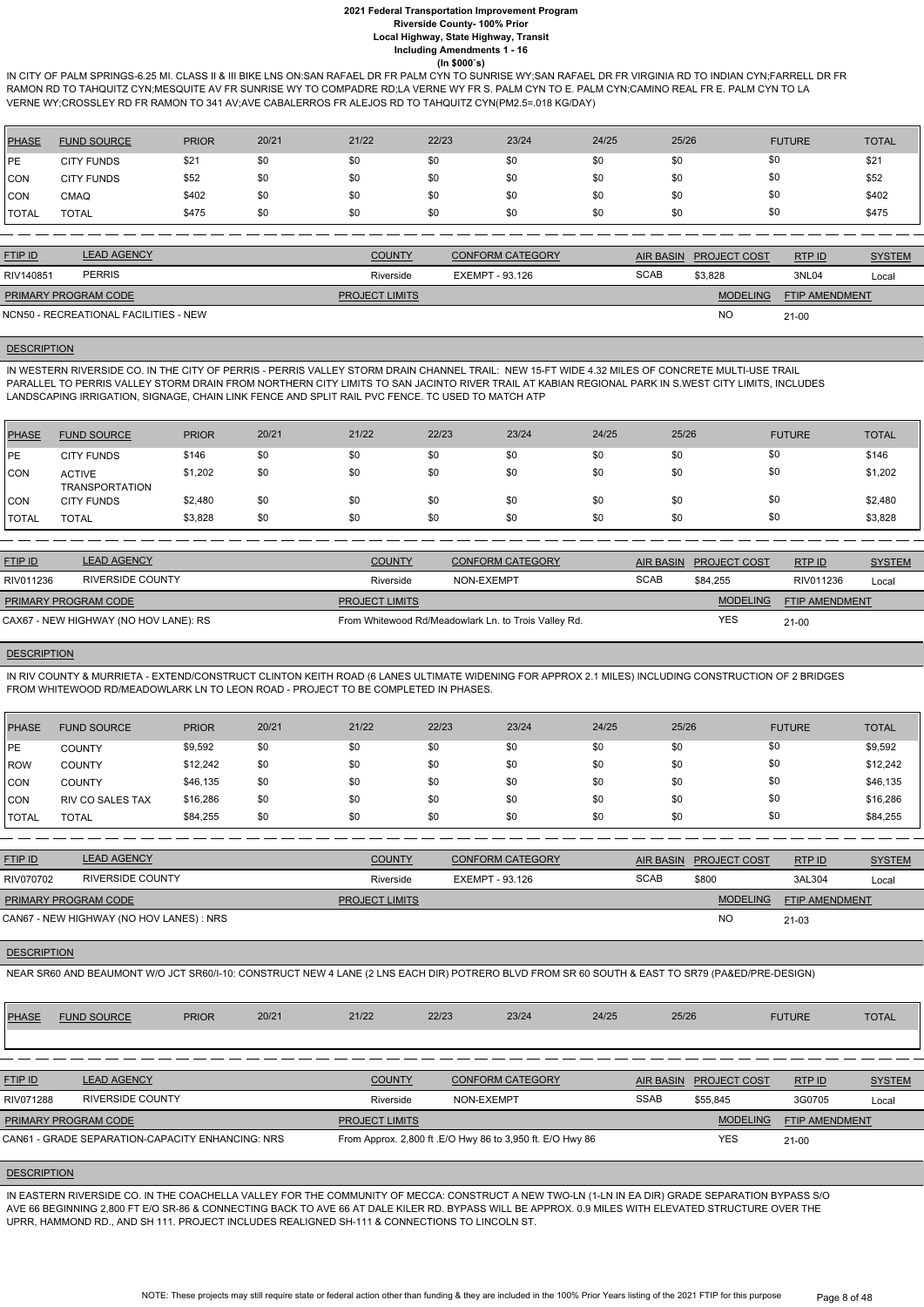IN CITY OF PALM SPRINGS-6.25 MI. CLASS II & III BIKE LNS ON:SAN RAFAEL DR FR PALM CYN TO SUNRISE WY;SAN RAFAEL DR FR VIRGINIA RD TO INDIAN CYN;FARRELL DR FR RAMON RD TO TAHQUITZ CYN;MESQUITE AV FR SUNRISE WY TO COMPADRE RD;LA VERNE WY FR S. PALM CYN TO E. PALM CYN;CAMINO REAL FR E. PALM CYN TO LA VERNE WY;CROSSLEY RD FR RAMON TO 341 AV;AVE CABALERROS FR ALEJOS RD TO TAHQUITZ CYN(PM2.5=.018 KG/DAY)

| PHASE | FUND SOURCE | PRIOR | 20/21 | 21/22 | 22/23 | 23/24 | 24/25 | 25/26 | FUTURE | TOTAL |
|---|---|---|---|---|---|---|---|---|---|---|
| PE | CITY FUNDS | $21 | $0 | $0 | $0 | $0 | $0 | $0 | $0 | $21 |
| CON | CITY FUNDS | $52 | $0 | $0 | $0 | $0 | $0 | $0 | $0 | $52 |
| CON | CMAQ | $402 | $0 | $0 | $0 | $0 | $0 | $0 | $0 | $402 |
| TOTAL | TOTAL | $475 | $0 | $0 | $0 | $0 | $0 | $0 | $0 | $475 |

| FTIP ID | LEAD AGENCY | COUNTY | CONFORM CATEGORY | AIR BASIN | PROJECT COST | RTP ID | SYSTEM |
|---|---|---|---|---|---|---|---|
| RIV140851 | PERRIS | Riverside | EXEMPT - 93.126 | SCAB | $3,828 | 3NL04 | Local |

| PRIMARY PROGRAM CODE | PROJECT LIMITS | MODELING | FTIP AMENDMENT |
|---|---|---|---|
| NCN50 - RECREATIONAL FACILITIES - NEW | | NO | 21-00 |

**DESCRIPTION**

IN WESTERN RIVERSIDE CO. IN THE CITY OF PERRIS - PERRIS VALLEY STORM DRAIN CHANNEL TRAIL: NEW 15-FT WIDE 4.32 MILES OF CONCRETE MULTI-USE TRAIL PARALLEL TO PERRIS VALLEY STORM DRAIN FROM NORTHERN CITY LIMITS TO SAN JACINTO RIVER TRAIL AT KABIAN REGIONAL PARK IN S.WEST CITY LIMITS, INCLUDES LANDSCAPING IRRIGATION, SIGNAGE, CHAIN LINK FENCE AND SPLIT RAIL PVC FENCE. TC USED TO MATCH ATP

| PHASE | FUND SOURCE | PRIOR | 20/21 | 21/22 | 22/23 | 23/24 | 24/25 | 25/26 | FUTURE | TOTAL |
|---|---|---|---|---|---|---|---|---|---|---|
| PE | CITY FUNDS | $146 | $0 | $0 | $0 | $0 | $0 | $0 | $0 | $146 |
| CON | ACTIVE TRANSPORTATION | $1,202 | $0 | $0 | $0 | $0 | $0 | $0 | $0 | $1,202 |
| CON | CITY FUNDS | $2,480 | $0 | $0 | $0 | $0 | $0 | $0 | $0 | $2,480 |
| TOTAL | TOTAL | $3,828 | $0 | $0 | $0 | $0 | $0 | $0 | $0 | $3,828 |

| FTIP ID | LEAD AGENCY | COUNTY | CONFORM CATEGORY | AIR BASIN | PROJECT COST | RTP ID | SYSTEM |
|---|---|---|---|---|---|---|---|
| RIV011236 | RIVERSIDE COUNTY | Riverside | NON-EXEMPT | SCAB | $84,255 | RIV011236 | Local |

| PRIMARY PROGRAM CODE | PROJECT LIMITS | MODELING | FTIP AMENDMENT |
|---|---|---|---|
| CAX67 - NEW HIGHWAY (NO HOV LANE): RS | From Whitewood Rd/Meadowlark Ln. to Trois Valley Rd. | YES | 21-00 |

**DESCRIPTION**

IN RIV COUNTY & MURRIETA - EXTEND/CONSTRUCT CLINTON KEITH ROAD (6 LANES ULTIMATE WIDENING FOR APPROX 2.1 MILES) INCLUDING CONSTRUCTION OF 2 BRIDGES FROM WHITEWOOD RD/MEADOWLARK LN TO LEON ROAD - PROJECT TO BE COMPLETED IN PHASES.

| PHASE | FUND SOURCE | PRIOR | 20/21 | 21/22 | 22/23 | 23/24 | 24/25 | 25/26 | FUTURE | TOTAL |
|---|---|---|---|---|---|---|---|---|---|---|
| PE | COUNTY | $9,592 | $0 | $0 | $0 | $0 | $0 | $0 | $0 | $9,592 |
| ROW | COUNTY | $12,242 | $0 | $0 | $0 | $0 | $0 | $0 | $0 | $12,242 |
| CON | COUNTY | $46,135 | $0 | $0 | $0 | $0 | $0 | $0 | $0 | $46,135 |
| CON | RIV CO SALES TAX | $16,286 | $0 | $0 | $0 | $0 | $0 | $0 | $0 | $16,286 |
| TOTAL | TOTAL | $84,255 | $0 | $0 | $0 | $0 | $0 | $0 | $0 | $84,255 |

| FTIP ID | LEAD AGENCY | COUNTY | CONFORM CATEGORY | AIR BASIN | PROJECT COST | RTP ID | SYSTEM |
|---|---|---|---|---|---|---|---|
| RIV070702 | RIVERSIDE COUNTY | Riverside | EXEMPT - 93.126 | SCAB | $800 | 3AL304 | Local |

| PRIMARY PROGRAM CODE | PROJECT LIMITS | MODELING | FTIP AMENDMENT |
|---|---|---|---|
| CAN67 - NEW HIGHWAY (NO HOV LANES) : NRS | | NO | 21-03 |

**DESCRIPTION**

NEAR SR60 AND BEAUMONT W/O JCT SR60/I-10: CONSTRUCT NEW 4 LANE (2 LNS EACH DIR) POTRERO BLVD FROM SR 60 SOUTH & EAST TO SR79 (PA&ED/PRE-DESIGN)

| PHASE | FUND SOURCE | PRIOR | 20/21 | 21/22 | 22/23 | 23/24 | 24/25 | 25/26 | FUTURE | TOTAL |
|---|---|---|---|---|---|---|---|---|---|---|

| FTIP ID | LEAD AGENCY | COUNTY | CONFORM CATEGORY | AIR BASIN | PROJECT COST | RTP ID | SYSTEM |
|---|---|---|---|---|---|---|---|
| RIV071288 | RIVERSIDE COUNTY | Riverside | NON-EXEMPT | SSAB | $55,845 | 3G0705 | Local |

| PRIMARY PROGRAM CODE | PROJECT LIMITS | MODELING | FTIP AMENDMENT |
|---|---|---|---|
| CAN61 - GRADE SEPARATION-CAPACITY ENHANCING: NRS | From Approx. 2,800 ft .E/O Hwy 86 to 3,950 ft. E/O Hwy 86 | YES | 21-00 |

**DESCRIPTION**

IN EASTERN RIVERSIDE CO. IN THE COACHELLA VALLEY FOR THE COMMUNITY OF MECCA: CONSTRUCT A NEW TWO-LN (1-LN IN EA DIR) GRADE SEPARATION BYPASS S/O AVE 66 BEGINNING 2,800 FT E/O SR-86 & CONNECTING BACK TO AVE 66 AT DALE KILER RD. BYPASS WILL BE APPROX. 0.9 MILES WITH ELEVATED STRUCTURE OVER THE UPRR, HAMMOND RD., AND SH 111. PROJECT INCLUDES REALIGNED SH-111 & CONNECTIONS TO LINCOLN ST.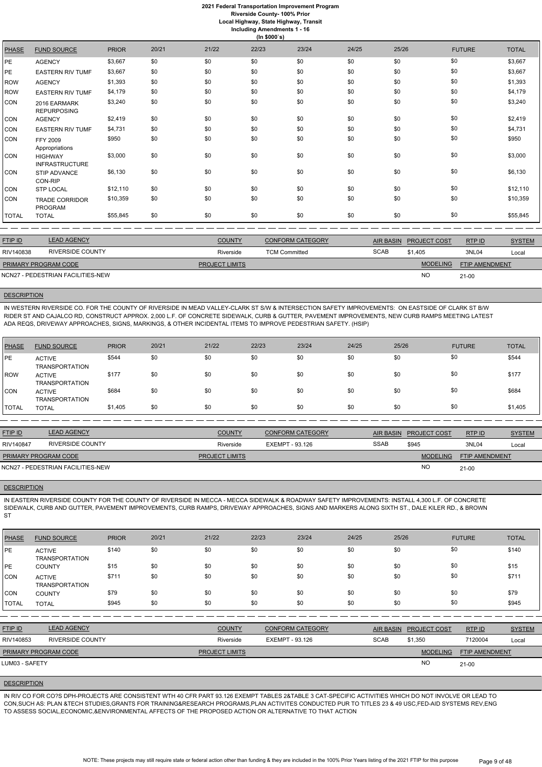| PHASE | FUND SOURCE | PRIOR | 20/21 | 21/22 | 22/23 | 23/24 | 24/25 | 25/26 | FUTURE | TOTAL |
|---|---|---|---|---|---|---|---|---|---|---|
| PE | AGENCY | $3,667 | $0 | $0 | $0 | $0 | $0 | $0 | $0 | $3,667 |
| PE | EASTERN RIV TUMF | $3,667 | $0 | $0 | $0 | $0 | $0 | $0 | $0 | $3,667 |
| ROW | AGENCY | $1,393 | $0 | $0 | $0 | $0 | $0 | $0 | $0 | $1,393 |
| ROW | EASTERN RIV TUMF | $4,179 | $0 | $0 | $0 | $0 | $0 | $0 | $0 | $4,179 |
| CON | 2016 EARMARK REPURPOSING | $3,240 | $0 | $0 | $0 | $0 | $0 | $0 | $0 | $3,240 |
| CON | AGENCY | $2,419 | $0 | $0 | $0 | $0 | $0 | $0 | $0 | $2,419 |
| CON | EASTERN RIV TUMF | $4,731 | $0 | $0 | $0 | $0 | $0 | $0 | $0 | $4,731 |
| CON | FFY 2009 Appropriations | $950 | $0 | $0 | $0 | $0 | $0 | $0 | $0 | $950 |
| CON | HIGHWAY INFRASTRUCTURE | $3,000 | $0 | $0 | $0 | $0 | $0 | $0 | $0 | $3,000 |
| CON | STIP ADVANCE CON-RIP | $6,130 | $0 | $0 | $0 | $0 | $0 | $0 | $0 | $6,130 |
| CON | STP LOCAL | $12,110 | $0 | $0 | $0 | $0 | $0 | $0 | $0 | $12,110 |
| CON | TRADE CORRIDOR PROGRAM | $10,359 | $0 | $0 | $0 | $0 | $0 | $0 | $0 | $10,359 |
| TOTAL | TOTAL | $55,845 | $0 | $0 | $0 | $0 | $0 | $0 | $0 | $55,845 |

| FTIP ID | LEAD AGENCY | COUNTY | CONFORM CATEGORY | AIR BASIN | PROJECT COST | RTP ID | SYSTEM |
|---|---|---|---|---|---|---|---|
| RIV140838 | RIVERSIDE COUNTY | Riverside | TCM Committed | SCAB | $1,405 | 3NL04 | Local |

| PRIMARY PROGRAM CODE | PROJECT LIMITS | MODELING | FTIP AMENDMENT |
|---|---|---|---|
| NCN27 - PEDESTRIAN FACILITIES-NEW | | NO | 21-00 |

**DESCRIPTION**

IN WESTERN RIVERSIDE CO. FOR THE COUNTY OF RIVERSIDE IN MEAD VALLEY-CLARK ST S/W & INTERSECTION SAFETY IMPROVEMENTS: ON EASTSIDE OF CLARK ST B/W RIDER ST AND CAJALCO RD, CONSTRUCT APPROX. 2,000 L.F. OF CONCRETE SIDEWALK, CURB & GUTTER, PAVEMENT IMPROVEMENTS, NEW CURB RAMPS MEETING LATEST ADA REQS, DRIVEWAY APPROACHES, SIGNS, MARKINGS, & OTHER INCIDENTAL ITEMS TO IMPROVE PEDESTRIAN SAFETY. (HSIP)

| PHASE | FUND SOURCE | PRIOR | 20/21 | 21/22 | 22/23 | 23/24 | 24/25 | 25/26 | FUTURE | TOTAL |
|---|---|---|---|---|---|---|---|---|---|---|
| PE | ACTIVE TRANSPORTATION | $544 | $0 | $0 | $0 | $0 | $0 | $0 | $0 | $544 |
| ROW | ACTIVE TRANSPORTATION | $177 | $0 | $0 | $0 | $0 | $0 | $0 | $0 | $177 |
| CON | ACTIVE TRANSPORTATION | $684 | $0 | $0 | $0 | $0 | $0 | $0 | $0 | $684 |
| TOTAL | TOTAL | $1,405 | $0 | $0 | $0 | $0 | $0 | $0 | $0 | $1,405 |

| FTIP ID | LEAD AGENCY | COUNTY | CONFORM CATEGORY | AIR BASIN | PROJECT COST | RTP ID | SYSTEM |
|---|---|---|---|---|---|---|---|
| RIV140847 | RIVERSIDE COUNTY | Riverside | EXEMPT - 93.126 | SSAB | $945 | 3NL04 | Local |

| PRIMARY PROGRAM CODE | PROJECT LIMITS | MODELING | FTIP AMENDMENT |
|---|---|---|---|
| NCN27 - PEDESTRIAN FACILITIES-NEW | | NO | 21-00 |

**DESCRIPTION**

IN EASTERN RIVERSIDE COUNTY FOR THE COUNTY OF RIVERSIDE IN MECCA - MECCA SIDEWALK & ROADWAY SAFETY IMPROVEMENTS: INSTALL 4,300 L.F. OF CONCRETE SIDEWALK, CURB AND GUTTER, PAVEMENT IMPROVEMENTS, CURB RAMPS, DRIVEWAY APPROACHES, SIGNS AND MARKERS ALONG SIXTH ST., DALE KILER RD., & BROWN ST

| PHASE | FUND SOURCE | PRIOR | 20/21 | 21/22 | 22/23 | 23/24 | 24/25 | 25/26 | FUTURE | TOTAL |
|---|---|---|---|---|---|---|---|---|---|---|
| PE | ACTIVE TRANSPORTATION | $140 | $0 | $0 | $0 | $0 | $0 | $0 | $0 | $140 |
| PE | COUNTY | $15 | $0 | $0 | $0 | $0 | $0 | $0 | $0 | $15 |
| CON | ACTIVE TRANSPORTATION | $711 | $0 | $0 | $0 | $0 | $0 | $0 | $0 | $711 |
| CON | COUNTY | $79 | $0 | $0 | $0 | $0 | $0 | $0 | $0 | $79 |
| TOTAL | TOTAL | $945 | $0 | $0 | $0 | $0 | $0 | $0 | $0 | $945 |

| FTIP ID | LEAD AGENCY | COUNTY | CONFORM CATEGORY | AIR BASIN | PROJECT COST | RTP ID | SYSTEM |
|---|---|---|---|---|---|---|---|
| RIV140853 | RIVERSIDE COUNTY | Riverside | EXEMPT - 93.126 | SCAB | $1,350 | 7120004 | Local |

| PRIMARY PROGRAM CODE | PROJECT LIMITS | MODELING | FTIP AMENDMENT |
|---|---|---|---|
| LUM03 - SAFETY | | NO | 21-00 |

**DESCRIPTION**

IN RIV CO FOR CO?S DPH-PROJECTS ARE CONSISTENT WTH 40 CFR PART 93.126 EXEMPT TABLES 2&TABLE 3 CAT-SPECIFIC ACTIVITIES WHICH DO NOT INVOLVE OR LEAD TO CON,SUCH AS: PLAN &TECH STUDIES,GRANTS FOR TRAINING&RESEARCH PROGRAMS,PLAN ACTIVITES CONDUCTED PUR TO TITLES 23 & 49 USC,FED-AID SYSTEMS REV,ENG TO ASSESS SOCIAL,ECONOMIC,&ENVIRONMENTAL AFFECTS OF THE PROPOSED ACTION OR ALTERNATIVE TO THAT ACTION

NOTE: These projects may still require state or federal action other than funding & they are included in the 100% Prior Years listing of the 2021 FTIP for this purpose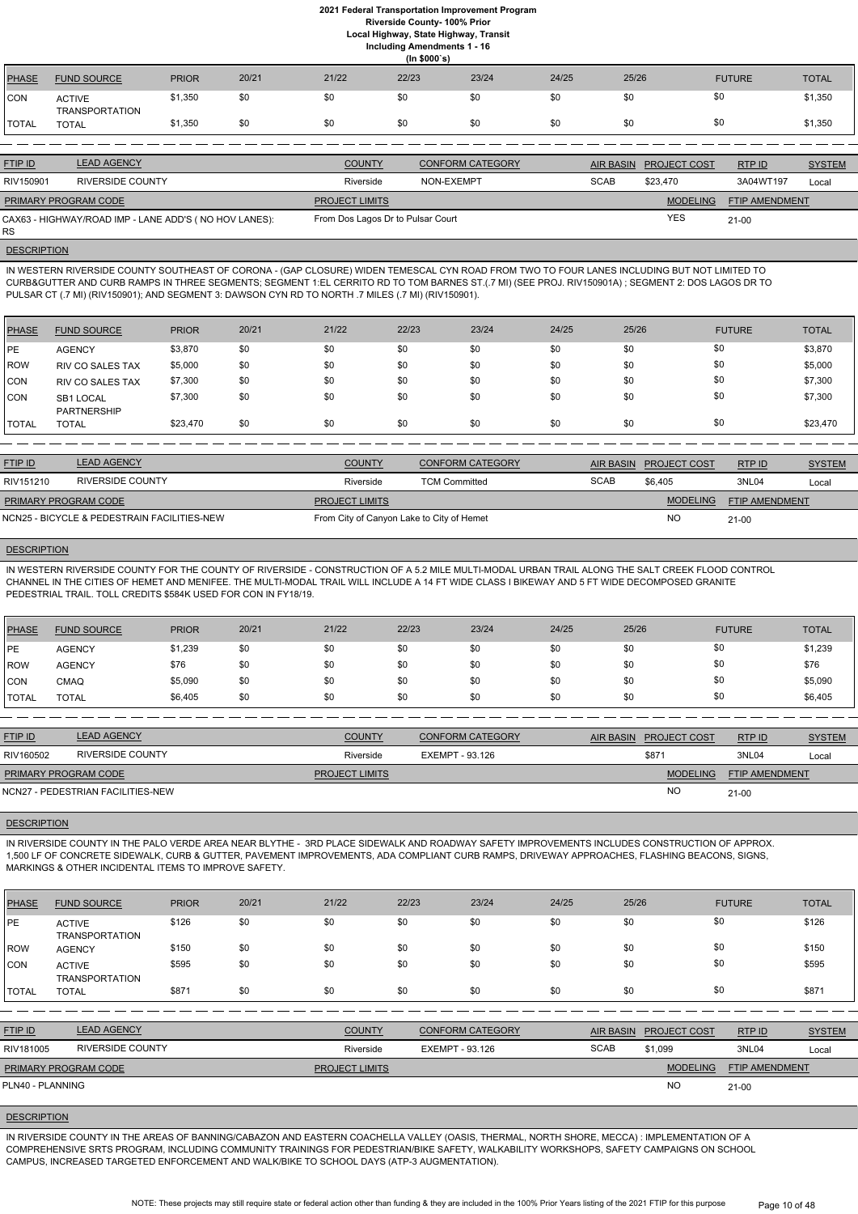| PHASE | FUND SOURCE | PRIOR | 20/21 | 21/22 | 22/23 | 23/24 | 24/25 | 25/26 | FUTURE | TOTAL |
|---|---|---|---|---|---|---|---|---|---|---|
| CON | ACTIVE TRANSPORTATION | $1,350 | $0 | $0 | $0 | $0 | $0 | $0 | $0 | $1,350 |
| TOTAL | TOTAL | $1,350 | $0 | $0 | $0 | $0 | $0 | $0 | $0 | $1,350 |

| FTIP ID | LEAD AGENCY | COUNTY | CONFORM CATEGORY | AIR BASIN | PROJECT COST | RTP ID | SYSTEM |
|---|---|---|---|---|---|---|---|
| RIV150901 | RIVERSIDE COUNTY | Riverside | NON-EXEMPT | SCAB | $23,470 | 3A04WT197 | Local |

| PRIMARY PROGRAM CODE | PROJECT LIMITS | MODELING | FTIP AMENDMENT |
|---|---|---|---|
| CAX63 - HIGHWAY/ROAD IMP - LANE ADD'S ( NO HOV LANES): RS | From Dos Lagos Dr to Pulsar Court | YES | 21-00 |

**DESCRIPTION**

IN WESTERN RIVERSIDE COUNTY SOUTHEAST OF CORONA - (GAP CLOSURE) WIDEN TEMESCAL CYN ROAD FROM TWO TO FOUR LANES INCLUDING BUT NOT LIMITED TO CURB&GUTTER AND CURB RAMPS IN THREE SEGMENTS; SEGMENT 1:EL CERRITO RD TO TOM BARNES ST.(.7 MI) (SEE PROJ. RIV150901A) ; SEGMENT 2: DOS LAGOS DR TO PULSAR CT (.7 MI) (RIV150901); AND SEGMENT 3: DAWSON CYN RD TO NORTH .7 MILES (.7 MI) (RIV150901).

| PHASE | FUND SOURCE | PRIOR | 20/21 | 21/22 | 22/23 | 23/24 | 24/25 | 25/26 | FUTURE | TOTAL |
|---|---|---|---|---|---|---|---|---|---|---|
| PE | AGENCY | $3,870 | $0 | $0 | $0 | $0 | $0 | $0 | $0 | $3,870 |
| ROW | RIV CO SALES TAX | $5,000 | $0 | $0 | $0 | $0 | $0 | $0 | $0 | $5,000 |
| CON | RIV CO SALES TAX | $7,300 | $0 | $0 | $0 | $0 | $0 | $0 | $0 | $7,300 |
| CON | SB1 LOCAL PARTNERSHIP | $7,300 | $0 | $0 | $0 | $0 | $0 | $0 | $0 | $7,300 |
| TOTAL | TOTAL | $23,470 | $0 | $0 | $0 | $0 | $0 | $0 | $0 | $23,470 |

| FTIP ID | LEAD AGENCY | COUNTY | CONFORM CATEGORY | AIR BASIN | PROJECT COST | RTP ID | SYSTEM |
|---|---|---|---|---|---|---|---|
| RIV151210 | RIVERSIDE COUNTY | Riverside | TCM Committed | SCAB | $6,405 | 3NL04 | Local |

| PRIMARY PROGRAM CODE | PROJECT LIMITS | MODELING | FTIP AMENDMENT |
|---|---|---|---|
| NCN25 - BICYCLE & PEDESTRAIN FACILITIES-NEW | From City of Canyon Lake to City of Hemet | NO | 21-00 |

**DESCRIPTION**

IN WESTERN RIVERSIDE COUNTY FOR THE COUNTY OF RIVERSIDE - CONSTRUCTION OF A 5.2 MILE MULTI-MODAL URBAN TRAIL ALONG THE SALT CREEK FLOOD CONTROL CHANNEL IN THE CITIES OF HEMET AND MENIFEE. THE MULTI-MODAL TRAIL WILL INCLUDE A 14 FT WIDE CLASS I BIKEWAY AND 5 FT WIDE DECOMPOSED GRANITE PEDESTRIAL TRAIL. TOLL CREDITS $584K USED FOR CON IN FY18/19.

| PHASE | FUND SOURCE | PRIOR | 20/21 | 21/22 | 22/23 | 23/24 | 24/25 | 25/26 | FUTURE | TOTAL |
|---|---|---|---|---|---|---|---|---|---|---|
| PE | AGENCY | $1,239 | $0 | $0 | $0 | $0 | $0 | $0 | $0 | $1,239 |
| ROW | AGENCY | $76 | $0 | $0 | $0 | $0 | $0 | $0 | $0 | $76 |
| CON | CMAQ | $5,090 | $0 | $0 | $0 | $0 | $0 | $0 | $0 | $5,090 |
| TOTAL | TOTAL | $6,405 | $0 | $0 | $0 | $0 | $0 | $0 | $0 | $6,405 |

| FTIP ID | LEAD AGENCY | COUNTY | CONFORM CATEGORY | AIR BASIN | PROJECT COST | RTP ID | SYSTEM |
|---|---|---|---|---|---|---|---|
| RIV160502 | RIVERSIDE COUNTY | Riverside | EXEMPT - 93.126 | | $871 | 3NL04 | Local |

| PRIMARY PROGRAM CODE | PROJECT LIMITS | MODELING | FTIP AMENDMENT |
|---|---|---|---|
| NCN27 - PEDESTRIAN FACILITIES-NEW | | NO | 21-00 |

**DESCRIPTION**

IN RIVERSIDE COUNTY IN THE PALO VERDE AREA NEAR BLYTHE - 3RD PLACE SIDEWALK AND ROADWAY SAFETY IMPROVEMENTS INCLUDES CONSTRUCTION OF APPROX. 1,500 LF OF CONCRETE SIDEWALK, CURB & GUTTER, PAVEMENT IMPROVEMENTS, ADA COMPLIANT CURB RAMPS, DRIVEWAY APPROACHES, FLASHING BEACONS, SIGNS, MARKINGS & OTHER INCIDENTAL ITEMS TO IMPROVE SAFETY.

| PHASE | FUND SOURCE | PRIOR | 20/21 | 21/22 | 22/23 | 23/24 | 24/25 | 25/26 | FUTURE | TOTAL |
|---|---|---|---|---|---|---|---|---|---|---|
| PE | ACTIVE TRANSPORTATION | $126 | $0 | $0 | $0 | $0 | $0 | $0 | $0 | $126 |
| ROW | AGENCY | $150 | $0 | $0 | $0 | $0 | $0 | $0 | $0 | $150 |
| CON | ACTIVE TRANSPORTATION | $595 | $0 | $0 | $0 | $0 | $0 | $0 | $0 | $595 |
| TOTAL | TOTAL | $871 | $0 | $0 | $0 | $0 | $0 | $0 | $0 | $871 |

| FTIP ID | LEAD AGENCY | COUNTY | CONFORM CATEGORY | AIR BASIN | PROJECT COST | RTP ID | SYSTEM |
|---|---|---|---|---|---|---|---|
| RIV181005 | RIVERSIDE COUNTY | Riverside | EXEMPT - 93.126 | SCAB | $1,099 | 3NL04 | Local |

| PRIMARY PROGRAM CODE | PROJECT LIMITS | MODELING | FTIP AMENDMENT |
|---|---|---|---|
| PLN40 - PLANNING | | NO | 21-00 |

**DESCRIPTION**

IN RIVERSIDE COUNTY IN THE AREAS OF BANNING/CABAZON AND EASTERN COACHELLA VALLEY (OASIS, THERMAL, NORTH SHORE, MECCA) : IMPLEMENTATION OF A COMPREHENSIVE SRTS PROGRAM, INCLUDING COMMUNITY TRAININGS FOR PEDESTRIAN/BIKE SAFETY, WALKABILITY WORKSHOPS, SAFETY CAMPAIGNS ON SCHOOL CAMPUS, INCREASED TARGETED ENFORCEMENT AND WALK/BIKE TO SCHOOL DAYS (ATP-3 AUGMENTATION).

NOTE: These projects may still require state or federal action other than funding & they are included in the 100% Prior Years listing of the 2021 FTIP for this purpose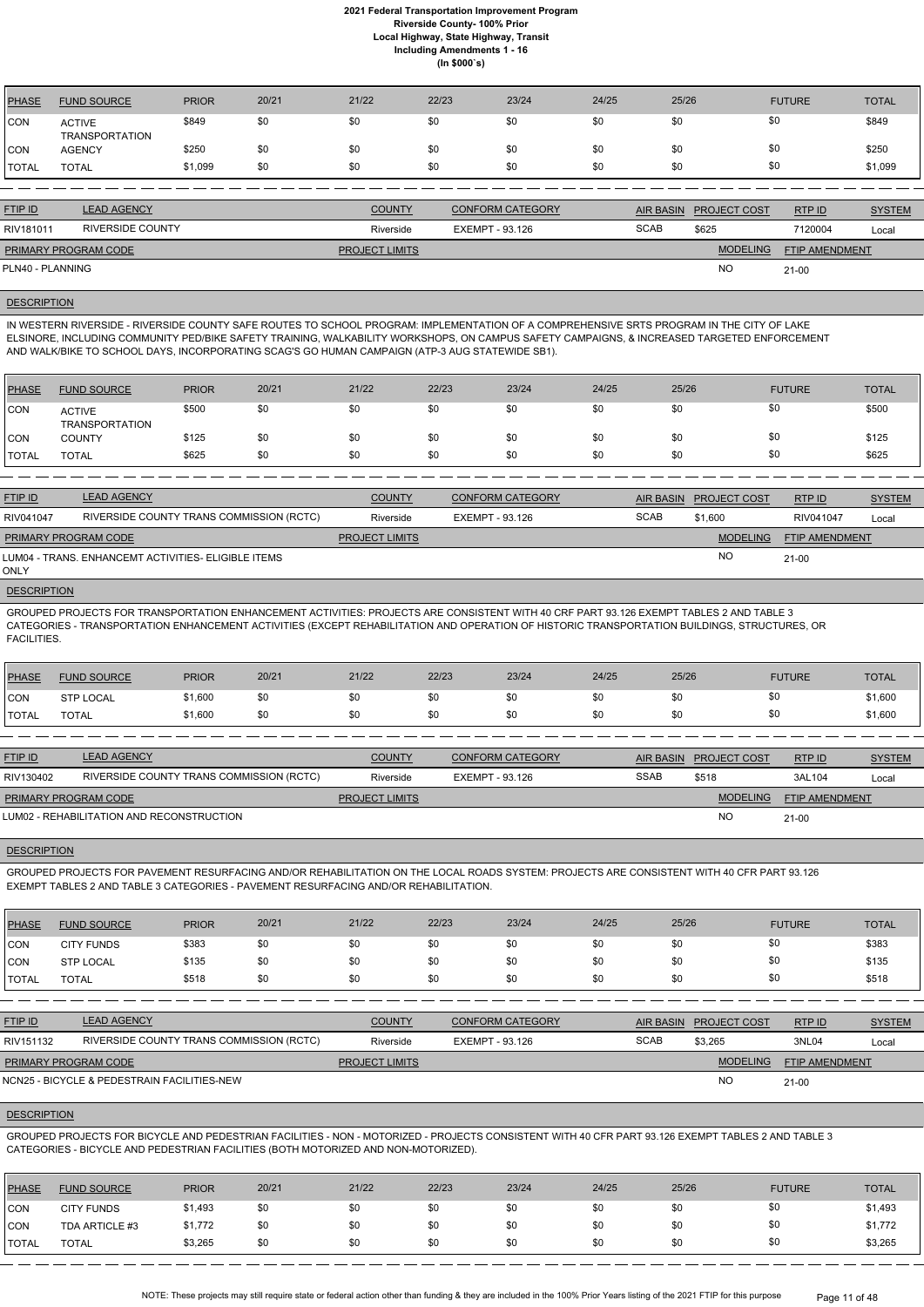| PHASE | FUND SOURCE | PRIOR | 20/21 | 21/22 | 22/23 | 23/24 | 24/25 | 25/26 | FUTURE | TOTAL |
|---|---|---|---|---|---|---|---|---|---|---|
| CON | ACTIVE TRANSPORTATION | $849 | $0 | $0 | $0 | $0 | $0 | $0 | $0 | $849 |
| CON | AGENCY | $250 | $0 | $0 | $0 | $0 | $0 | $0 | $0 | $250 |
| TOTAL | TOTAL | $1,099 | $0 | $0 | $0 | $0 | $0 | $0 | $0 | $1,099 |

| FTIP ID | LEAD AGENCY | COUNTY | CONFORM CATEGORY | AIR BASIN | PROJECT COST | RTP ID | SYSTEM |
|---|---|---|---|---|---|---|---|
| RIV181011 | RIVERSIDE COUNTY | Riverside | EXEMPT - 93.126 | SCAB | $625 | 7120004 | Local |

| PRIMARY PROGRAM CODE | PROJECT LIMITS | MODELING | FTIP AMENDMENT |
|---|---|---|---|
| PLN40 - PLANNING | | NO | 21-00 |

**DESCRIPTION**

IN WESTERN RIVERSIDE - RIVERSIDE COUNTY SAFE ROUTES TO SCHOOL PROGRAM: IMPLEMENTATION OF A COMPREHENSIVE SRTS PROGRAM IN THE CITY OF LAKE ELSINORE, INCLUDING COMMUNITY PED/BIKE SAFETY TRAINING, WALKABILITY WORKSHOPS, ON CAMPUS SAFETY CAMPAIGNS, & INCREASED TARGETED ENFORCEMENT AND WALK/BIKE TO SCHOOL DAYS, INCORPORATING SCAG'S GO HUMAN CAMPAIGN (ATP-3 AUG STATEWIDE SB1).

| PHASE | FUND SOURCE | PRIOR | 20/21 | 21/22 | 22/23 | 23/24 | 24/25 | 25/26 | FUTURE | TOTAL |
|---|---|---|---|---|---|---|---|---|---|---|
| CON | ACTIVE TRANSPORTATION | $500 | $0 | $0 | $0 | $0 | $0 | $0 | $0 | $500 |
| CON | COUNTY | $125 | $0 | $0 | $0 | $0 | $0 | $0 | $0 | $125 |
| TOTAL | TOTAL | $625 | $0 | $0 | $0 | $0 | $0 | $0 | $0 | $625 |

| FTIP ID | LEAD AGENCY | COUNTY | CONFORM CATEGORY | AIR BASIN | PROJECT COST | RTP ID | SYSTEM |
|---|---|---|---|---|---|---|---|
| RIV041047 | RIVERSIDE COUNTY TRANS COMMISSION (RCTC) | Riverside | EXEMPT - 93.126 | SCAB | $1,600 | RIV041047 | Local |

| PRIMARY PROGRAM CODE | PROJECT LIMITS | MODELING | FTIP AMENDMENT |
|---|---|---|---|
| LUM04 - TRANS. ENHANCEMT ACTIVITIES- ELIGIBLE ITEMS ONLY | | NO | 21-00 |

**DESCRIPTION**

GROUPED PROJECTS FOR TRANSPORTATION ENHANCEMENT ACTIVITIES: PROJECTS ARE CONSISTENT WITH 40 CRF PART 93.126 EXEMPT TABLES 2 AND TABLE 3 CATEGORIES - TRANSPORTATION ENHANCEMENT ACTIVITIES (EXCEPT REHABILITATION AND OPERATION OF HISTORIC TRANSPORTATION BUILDINGS, STRUCTURES, OR FACILITIES.

| PHASE | FUND SOURCE | PRIOR | 20/21 | 21/22 | 22/23 | 23/24 | 24/25 | 25/26 | FUTURE | TOTAL |
|---|---|---|---|---|---|---|---|---|---|---|
| CON | STP LOCAL | $1,600 | $0 | $0 | $0 | $0 | $0 | $0 | $0 | $1,600 |
| TOTAL | TOTAL | $1,600 | $0 | $0 | $0 | $0 | $0 | $0 | $0 | $1,600 |

| FTIP ID | LEAD AGENCY | COUNTY | CONFORM CATEGORY | AIR BASIN | PROJECT COST | RTP ID | SYSTEM |
|---|---|---|---|---|---|---|---|
| RIV130402 | RIVERSIDE COUNTY TRANS COMMISSION (RCTC) | Riverside | EXEMPT - 93.126 | SSAB | $518 | 3AL104 | Local |

| PRIMARY PROGRAM CODE | PROJECT LIMITS | MODELING | FTIP AMENDMENT |
|---|---|---|---|
| LUM02 - REHABILITATION AND RECONSTRUCTION | | NO | 21-00 |

**DESCRIPTION**

GROUPED PROJECTS FOR PAVEMENT RESURFACING AND/OR REHABILITATION ON THE LOCAL ROADS SYSTEM: PROJECTS ARE CONSISTENT WITH 40 CFR PART 93.126 EXEMPT TABLES 2 AND TABLE 3 CATEGORIES - PAVEMENT RESURFACING AND/OR REHABILITATION.

| PHASE | FUND SOURCE | PRIOR | 20/21 | 21/22 | 22/23 | 23/24 | 24/25 | 25/26 | FUTURE | TOTAL |
|---|---|---|---|---|---|---|---|---|---|---|
| CON | CITY FUNDS | $383 | $0 | $0 | $0 | $0 | $0 | $0 | $0 | $383 |
| CON | STP LOCAL | $135 | $0 | $0 | $0 | $0 | $0 | $0 | $0 | $135 |
| TOTAL | TOTAL | $518 | $0 | $0 | $0 | $0 | $0 | $0 | $0 | $518 |

| FTIP ID | LEAD AGENCY | COUNTY | CONFORM CATEGORY | AIR BASIN | PROJECT COST | RTP ID | SYSTEM |
|---|---|---|---|---|---|---|---|
| RIV151132 | RIVERSIDE COUNTY TRANS COMMISSION (RCTC) | Riverside | EXEMPT - 93.126 | SCAB | $3,265 | 3NL04 | Local |

| PRIMARY PROGRAM CODE | PROJECT LIMITS | MODELING | FTIP AMENDMENT |
|---|---|---|---|
| NCN25 - BICYCLE & PEDESTRAIN FACILITIES-NEW | | NO | 21-00 |

**DESCRIPTION**

GROUPED PROJECTS FOR BICYCLE AND PEDESTRIAN FACILITIES - NON - MOTORIZED - PROJECTS CONSISTENT WITH 40 CFR PART 93.126 EXEMPT TABLES 2 AND TABLE 3 CATEGORIES - BICYCLE AND PEDESTRIAN FACILITIES (BOTH MOTORIZED AND NON-MOTORIZED).

| PHASE | FUND SOURCE | PRIOR | 20/21 | 21/22 | 22/23 | 23/24 | 24/25 | 25/26 | FUTURE | TOTAL |
|---|---|---|---|---|---|---|---|---|---|---|
| CON | CITY FUNDS | $1,493 | $0 | $0 | $0 | $0 | $0 | $0 | $0 | $1,493 |
| CON | TDA ARTICLE #3 | $1,772 | $0 | $0 | $0 | $0 | $0 | $0 | $0 | $1,772 |
| TOTAL | TOTAL | $3,265 | $0 | $0 | $0 | $0 | $0 | $0 | $0 | $3,265 |

NOTE: These projects may still require state or federal action other than funding & they are included in the 100% Prior Years listing of the 2021 FTIP for this purpose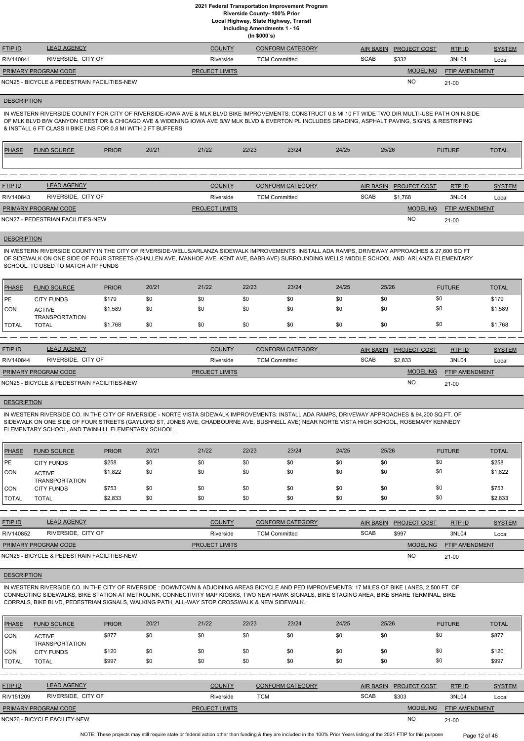# 2021 Federal Transportation Improvement Program
## Riverside County- 100% Prior
### Local Highway, State Highway, Transit
### Including Amendments 1 - 16
### (In $000`s)

| FTIP ID | LEAD AGENCY | COUNTY | CONFORM CATEGORY | AIR BASIN | PROJECT COST | RTP ID | SYSTEM |
|---|---|---|---|---|---|---|---|
| RIV140841 | RIVERSIDE, CITY OF | Riverside | TCM Committed | SCAB | $332 | 3NL04 | Local |

| PRIMARY PROGRAM CODE | PROJECT LIMITS | MODELING | FTIP AMENDMENT |
|---|---|---|---|
| NCN25 - BICYCLE & PEDESTRAIN FACILITIES-NEW | | NO | 21-00 |

**DESCRIPTION**

IN WESTERN RIVERSIDE COUNTY FOR CITY OF RIVERSIDE-IOWA AVE & MLK BLVD BIKE IMPROVEMENTS: CONSTRUCT 0.8 MI 10 FT WIDE TWO DIR MULTI-USE PATH ON N.SIDE OF MLK BLVD B/W CANYON CREST DR & CHICAGO AVE & WIDENING IOWA AVE B/W MLK BLVD & EVERTON PL INCLUDES GRADING, ASPHALT PAVING, SIGNS, & RESTRIPING & INSTALL 6 FT CLASS II BIKE LNS FOR 0.8 MI WITH 2 FT BUFFERS

| PHASE | FUND SOURCE | PRIOR | 20/21 | 21/22 | 22/23 | 23/24 | 24/25 | 25/26 | FUTURE | TOTAL |
|---|---|---|---|---|---|---|---|---|---|---|

---

| FTIP ID | LEAD AGENCY | COUNTY | CONFORM CATEGORY | AIR BASIN | PROJECT COST | RTP ID | SYSTEM |
|---|---|---|---|---|---|---|---|
| RIV140843 | RIVERSIDE, CITY OF | Riverside | TCM Committed | SCAB | $1,768 | 3NL04 | Local |

| PRIMARY PROGRAM CODE | PROJECT LIMITS | MODELING | FTIP AMENDMENT |
|---|---|---|---|
| NCN27 - PEDESTRIAN FACILITIES-NEW | | NO | 21-00 |

**DESCRIPTION**

IN WESTERN RIVERSIDE COUNTY IN THE CITY OF RIVERSIDE-WELLS/ARLANZA SIDEWALK IMPROVEMENTS: INSTALL ADA RAMPS, DRIVEWAY APPROACHES & 27,600 SQ FT OF SIDEWALK ON ONE SIDE OF FOUR STREETS (CHALLEN AVE, IVANHOE AVE, KENT AVE, BABB AVE) SURROUNDING WELLS MIDDLE SCHOOL AND ARLANZA ELEMENTARY SCHOOL. TC USED TO MATCH ATP FUNDS

| PHASE | FUND SOURCE | PRIOR | 20/21 | 21/22 | 22/23 | 23/24 | 24/25 | 25/26 | FUTURE | TOTAL |
|---|---|---|---|---|---|---|---|---|---|---|
| PE | CITY FUNDS | $179 | $0 | $0 | $0 | $0 | $0 | $0 | $0 | $179 |
| CON | ACTIVE TRANSPORTATION | $1,589 | $0 | $0 | $0 | $0 | $0 | $0 | $0 | $1,589 |
| TOTAL | TOTAL | $1,768 | $0 | $0 | $0 | $0 | $0 | $0 | $0 | $1,768 |

---

| FTIP ID | LEAD AGENCY | COUNTY | CONFORM CATEGORY | AIR BASIN | PROJECT COST | RTP ID | SYSTEM |
|---|---|---|---|---|---|---|---|
| RIV140844 | RIVERSIDE, CITY OF | Riverside | TCM Committed | SCAB | $2,833 | 3NL04 | Local |

| PRIMARY PROGRAM CODE | PROJECT LIMITS | MODELING | FTIP AMENDMENT |
|---|---|---|---|
| NCN25 - BICYCLE & PEDESTRAIN FACILITIES-NEW | | NO | 21-00 |

**DESCRIPTION**

IN WESTERN RIVERSIDE CO. IN THE CITY OF RIVERSIDE - NORTE VISTA SIDEWALK IMPROVEMENTS: INSTALL ADA RAMPS, DRIVEWAY APPROACHES & 94,200 SQ.FT. OF SIDEWALK ON ONE SIDE OF FOUR STREETS (GAYLORD ST, JONES AVE, CHADBOURNE AVE, BUSHNELL AVE) NEAR NORTE VISTA HIGH SCHOOL, ROSEMARY KENNEDY ELEMENTARY SCHOOL, AND TWINHILL ELEMENTARY SCHOOL.

| PHASE | FUND SOURCE | PRIOR | 20/21 | 21/22 | 22/23 | 23/24 | 24/25 | 25/26 | FUTURE | TOTAL |
|---|---|---|---|---|---|---|---|---|---|---|
| PE | CITY FUNDS | $258 | $0 | $0 | $0 | $0 | $0 | $0 | $0 | $258 |
| CON | ACTIVE TRANSPORTATION | $1,822 | $0 | $0 | $0 | $0 | $0 | $0 | $0 | $1,822 |
| CON | CITY FUNDS | $753 | $0 | $0 | $0 | $0 | $0 | $0 | $0 | $753 |
| TOTAL | TOTAL | $2,833 | $0 | $0 | $0 | $0 | $0 | $0 | $0 | $2,833 |

---

| FTIP ID | LEAD AGENCY | COUNTY | CONFORM CATEGORY | AIR BASIN | PROJECT COST | RTP ID | SYSTEM |
|---|---|---|---|---|---|---|---|
| RIV140852 | RIVERSIDE, CITY OF | Riverside | TCM Committed | SCAB | $997 | 3NL04 | Local |

| PRIMARY PROGRAM CODE | PROJECT LIMITS | MODELING | FTIP AMENDMENT |
|---|---|---|---|
| NCN25 - BICYCLE & PEDESTRAIN FACILITIES-NEW | | NO | 21-00 |

**DESCRIPTION**

IN WESTERN RIVERSIDE CO. IN THE CITY OF RIVERSIDE : DOWNTOWN & ADJOINING AREAS BICYCLE AND PED IMPROVEMENTS: 17 MILES OF BIKE LANES, 2,500 FT. OF CONNECTING SIDEWALKS, BIKE STATION AT METROLINK, CONNECTIVITY MAP KIOSKS, TWO NEW HAWK SIGNALS, BIKE STAGING AREA, BIKE SHARE TERMINAL, BIKE CORRALS, BIKE BLVD, PEDESTRIAN SIGNALS, WALKING PATH, ALL-WAY STOP CROSSWALK & NEW SIDEWALK.

| PHASE | FUND SOURCE | PRIOR | 20/21 | 21/22 | 22/23 | 23/24 | 24/25 | 25/26 | FUTURE | TOTAL |
|---|---|---|---|---|---|---|---|---|---|---|
| CON | ACTIVE TRANSPORTATION | $877 | $0 | $0 | $0 | $0 | $0 | $0 | $0 | $877 |
| CON | CITY FUNDS | $120 | $0 | $0 | $0 | $0 | $0 | $0 | $0 | $120 |
| TOTAL | TOTAL | $997 | $0 | $0 | $0 | $0 | $0 | $0 | $0 | $997 |

---

| FTIP ID | LEAD AGENCY | COUNTY | CONFORM CATEGORY | AIR BASIN | PROJECT COST | RTP ID | SYSTEM |
|---|---|---|---|---|---|---|---|
| RIV151209 | RIVERSIDE, CITY OF | Riverside | TCM | SCAB | $303 | 3NL04 | Local |

| PRIMARY PROGRAM CODE | PROJECT LIMITS | MODELING | FTIP AMENDMENT |
|---|---|---|---|
| NCN26 - BICYCLE FACILITY-NEW | | NO | 21-00 |

NOTE: These projects may still require state or federal action other than funding & they are included in the 100% Prior Years listing of the 2021 FTIP for this purpose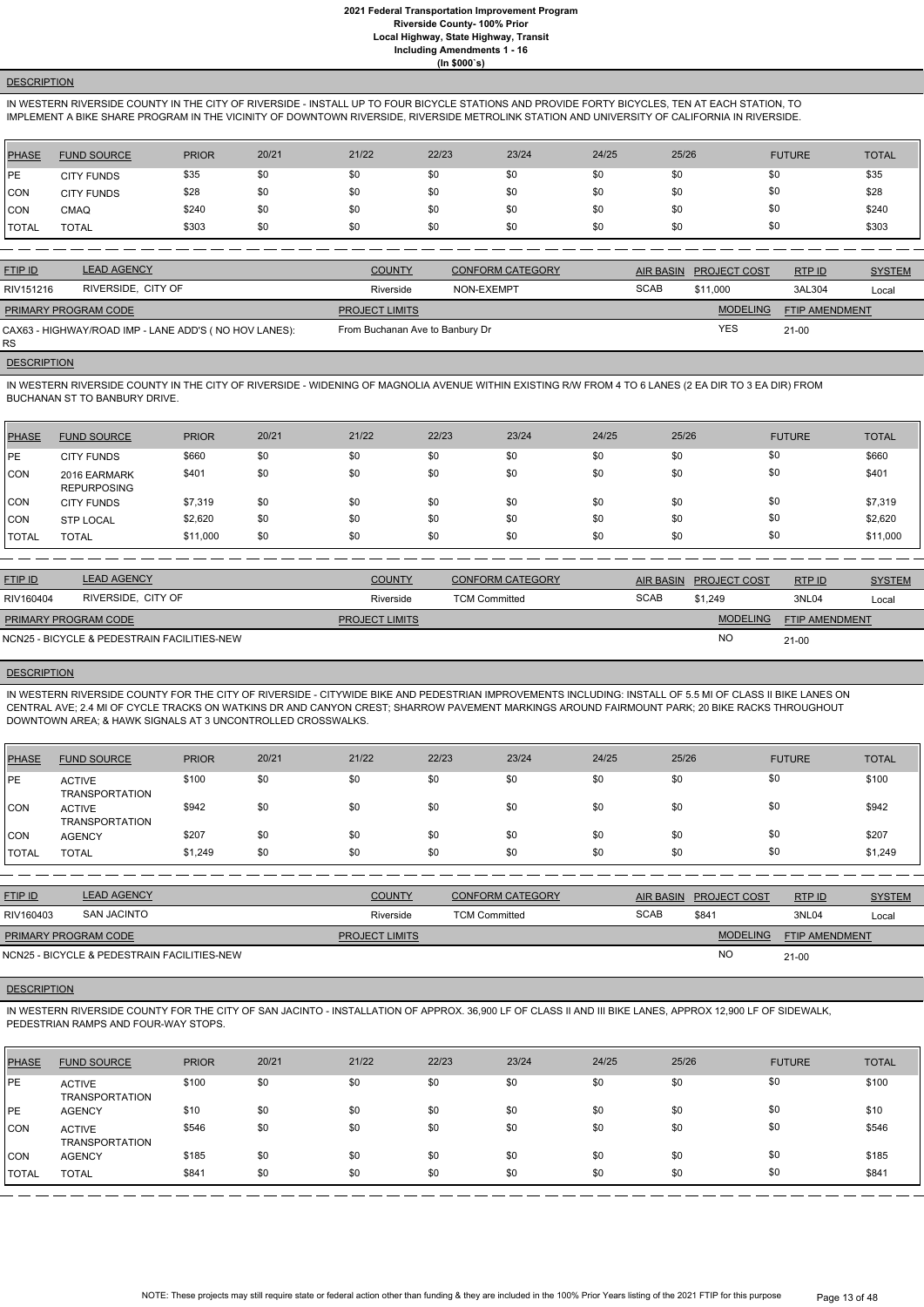# 2021 Federal Transportation Improvement Program
## Riverside County- 100% Prior
## Local Highway, State Highway, Transit
## Including Amendments 1 - 16
## (In $000`s)

**DESCRIPTION**

IN WESTERN RIVERSIDE COUNTY IN THE CITY OF RIVERSIDE - INSTALL UP TO FOUR BICYCLE STATIONS AND PROVIDE FORTY BICYCLES, TEN AT EACH STATION, TO IMPLEMENT A BIKE SHARE PROGRAM IN THE VICINITY OF DOWNTOWN RIVERSIDE, RIVERSIDE METROLINK STATION AND UNIVERSITY OF CALIFORNIA IN RIVERSIDE.

| PHASE | FUND SOURCE | PRIOR | 20/21 | 21/22 | 22/23 | 23/24 | 24/25 | 25/26 | FUTURE | TOTAL |
|---|---|---|---|---|---|---|---|---|---|---|
| PE | CITY FUNDS | $35 | $0 | $0 | $0 | $0 | $0 | $0 | $0 | $35 |
| CON | CITY FUNDS | $28 | $0 | $0 | $0 | $0 | $0 | $0 | $0 | $28 |
| CON | CMAQ | $240 | $0 | $0 | $0 | $0 | $0 | $0 | $0 | $240 |
| TOTAL | TOTAL | $303 | $0 | $0 | $0 | $0 | $0 | $0 | $0 | $303 |

| FTIP ID | LEAD AGENCY | COUNTY | CONFORM CATEGORY | AIR BASIN | PROJECT COST | RTP ID | SYSTEM |
|---|---|---|---|---|---|---|---|
| RIV151216 | RIVERSIDE, CITY OF | Riverside | NON-EXEMPT | SCAB | $11,000 | 3AL304 | Local |

| PRIMARY PROGRAM CODE | PROJECT LIMITS | MODELING | FTIP AMENDMENT |
|---|---|---|---|
| CAX63 - HIGHWAY/ROAD IMP - LANE ADD'S ( NO HOV LANES): RS | From Buchanan Ave to Banbury Dr | YES | 21-00 |

**DESCRIPTION**

IN WESTERN RIVERSIDE COUNTY IN THE CITY OF RIVERSIDE - WIDENING OF MAGNOLIA AVENUE WITHIN EXISTING R/W FROM 4 TO 6 LANES (2 EA DIR TO 3 EA DIR) FROM BUCHANAN ST TO BANBURY DRIVE.

| PHASE | FUND SOURCE | PRIOR | 20/21 | 21/22 | 22/23 | 23/24 | 24/25 | 25/26 | FUTURE | TOTAL |
|---|---|---|---|---|---|---|---|---|---|---|
| PE | CITY FUNDS | $660 | $0 | $0 | $0 | $0 | $0 | $0 | $0 | $660 |
| CON | 2016 EARMARK REPURPOSING | $401 | $0 | $0 | $0 | $0 | $0 | $0 | $0 | $401 |
| CON | CITY FUNDS | $7,319 | $0 | $0 | $0 | $0 | $0 | $0 | $0 | $7,319 |
| CON | STP LOCAL | $2,620 | $0 | $0 | $0 | $0 | $0 | $0 | $0 | $2,620 |
| TOTAL | TOTAL | $11,000 | $0 | $0 | $0 | $0 | $0 | $0 | $0 | $11,000 |

| FTIP ID | LEAD AGENCY | COUNTY | CONFORM CATEGORY | AIR BASIN | PROJECT COST | RTP ID | SYSTEM |
|---|---|---|---|---|---|---|---|
| RIV160404 | RIVERSIDE, CITY OF | Riverside | TCM Committed | SCAB | $1,249 | 3NL04 | Local |

| PRIMARY PROGRAM CODE | PROJECT LIMITS | MODELING | FTIP AMENDMENT |
|---|---|---|---|
| NCN25 - BICYCLE & PEDESTRIAN FACILITIES-NEW | | NO | 21-00 |

**DESCRIPTION**

IN WESTERN RIVERSIDE COUNTY FOR THE CITY OF RIVERSIDE - CITYWIDE BIKE AND PEDESTRIAN IMPROVEMENTS INCLUDING: INSTALL OF 5.5 MI OF CLASS II BIKE LANES ON CENTRAL AVE; 2.4 MI OF CYCLE TRACKS ON WATKINS DR AND CANYON CREST; SHARROW PAVEMENT MARKINGS AROUND FAIRMOUNT PARK; 20 BIKE RACKS THROUGHOUT DOWNTOWN AREA; & HAWK SIGNALS AT 3 UNCONTROLLED CROSSWALKS.

| PHASE | FUND SOURCE | PRIOR | 20/21 | 21/22 | 22/23 | 23/24 | 24/25 | 25/26 | FUTURE | TOTAL |
|---|---|---|---|---|---|---|---|---|---|---|
| PE | ACTIVE TRANSPORTATION | $100 | $0 | $0 | $0 | $0 | $0 | $0 | $0 | $100 |
| CON | ACTIVE TRANSPORTATION | $942 | $0 | $0 | $0 | $0 | $0 | $0 | $0 | $942 |
| CON | AGENCY | $207 | $0 | $0 | $0 | $0 | $0 | $0 | $0 | $207 |
| TOTAL | TOTAL | $1,249 | $0 | $0 | $0 | $0 | $0 | $0 | $0 | $1,249 |

| FTIP ID | LEAD AGENCY | COUNTY | CONFORM CATEGORY | AIR BASIN | PROJECT COST | RTP ID | SYSTEM |
|---|---|---|---|---|---|---|---|
| RIV160403 | SAN JACINTO | Riverside | TCM Committed | SCAB | $841 | 3NL04 | Local |

| PRIMARY PROGRAM CODE | PROJECT LIMITS | MODELING | FTIP AMENDMENT |
|---|---|---|---|
| NCN25 - BICYCLE & PEDESTRIAN FACILITIES-NEW | | NO | 21-00 |

**DESCRIPTION**

IN WESTERN RIVERSIDE COUNTY FOR THE CITY OF SAN JACINTO - INSTALLATION OF APPROX. 36,900 LF OF CLASS II AND III BIKE LANES, APPROX 12,900 LF OF SIDEWALK, PEDESTRIAN RAMPS AND FOUR-WAY STOPS.

| PHASE | FUND SOURCE | PRIOR | 20/21 | 21/22 | 22/23 | 23/24 | 24/25 | 25/26 | FUTURE | TOTAL |
|---|---|---|---|---|---|---|---|---|---|---|
| PE | ACTIVE TRANSPORTATION | $100 | $0 | $0 | $0 | $0 | $0 | $0 | $0 | $100 |
| PE | AGENCY | $10 | $0 | $0 | $0 | $0 | $0 | $0 | $0 | $10 |
| CON | ACTIVE TRANSPORTATION | $546 | $0 | $0 | $0 | $0 | $0 | $0 | $0 | $546 |
| CON | AGENCY | $185 | $0 | $0 | $0 | $0 | $0 | $0 | $0 | $185 |
| TOTAL | TOTAL | $841 | $0 | $0 | $0 | $0 | $0 | $0 | $0 | $841 |

NOTE: These projects may still require state or federal action other than funding & they are included in the 100% Prior Years listing of the 2021 FTIP for this purpose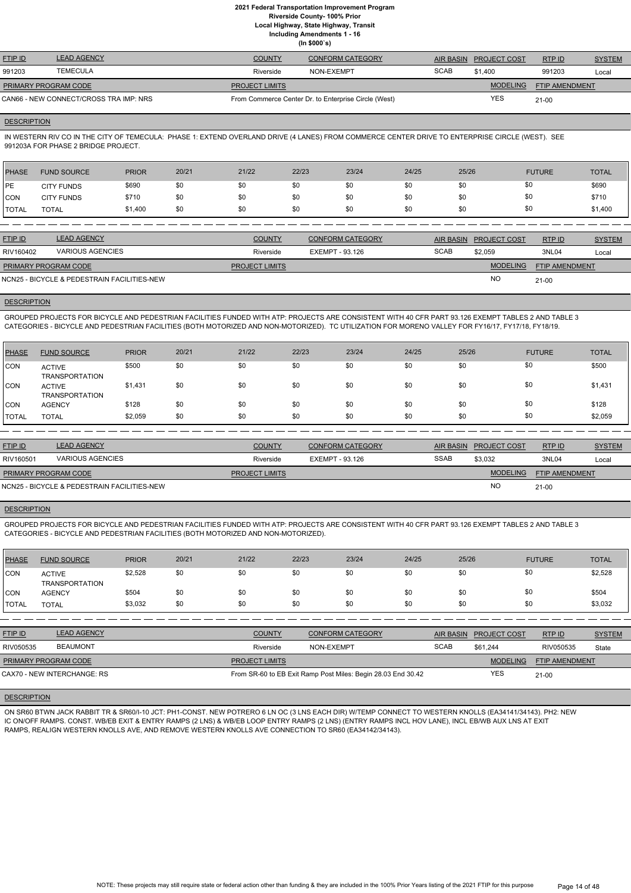**2021 Federal Transportation Improvement Program**
**Riverside County- 100% Prior**
**Local Highway, State Highway, Transit**
**Including Amendments 1 - 16**
**(In $000`s)**

| FTIP ID | LEAD AGENCY | COUNTY | CONFORM CATEGORY | AIR BASIN | PROJECT COST | RTP ID | SYSTEM |
|---|---|---|---|---|---|---|---|
| 991203 | TEMECULA | Riverside | NON-EXEMPT | SCAB | $1,400 | 991203 | Local |

| PRIMARY PROGRAM CODE | PROJECT LIMITS | MODELING | FTIP AMENDMENT |
|---|---|---|---|
| CAN66 - NEW CONNECT/CROSS TRA IMP: NRS | From Commerce Center Dr. to Enterprise Circle (West) | YES | 21-00 |

**DESCRIPTION**

IN WESTERN RIV CO IN THE CITY OF TEMECULA: PHASE 1: EXTEND OVERLAND DRIVE (4 LANES) FROM COMMERCE CENTER DRIVE TO ENTERPRISE CIRCLE (WEST). SEE 991203A FOR PHASE 2 BRIDGE PROJECT.

| PHASE | FUND SOURCE | PRIOR | 20/21 | 21/22 | 22/23 | 23/24 | 24/25 | 25/26 | FUTURE | TOTAL |
|---|---|---|---|---|---|---|---|---|---|---|
| PE | CITY FUNDS | $690 | $0 | $0 | $0 | $0 | $0 | $0 | $0 | $690 |
| CON | CITY FUNDS | $710 | $0 | $0 | $0 | $0 | $0 | $0 | $0 | $710 |
| TOTAL | TOTAL | $1,400 | $0 | $0 | $0 | $0 | $0 | $0 | $0 | $1,400 |

| FTIP ID | LEAD AGENCY | COUNTY | CONFORM CATEGORY | AIR BASIN | PROJECT COST | RTP ID | SYSTEM |
|---|---|---|---|---|---|---|---|
| RIV160402 | VARIOUS AGENCIES | Riverside | EXEMPT - 93.126 | SCAB | $2,059 | 3NL04 | Local |

| PRIMARY PROGRAM CODE | PROJECT LIMITS | MODELING | FTIP AMENDMENT |
|---|---|---|---|
| NCN25 - BICYCLE & PEDESTRAIN FACILITIES-NEW | | NO | 21-00 |

**DESCRIPTION**

GROUPED PROJECTS FOR BICYCLE AND PEDESTRIAN FACILITIES FUNDED WITH ATP: PROJECTS ARE CONSISTENT WITH 40 CFR PART 93.126 EXEMPT TABLES 2 AND TABLE 3 CATEGORIES - BICYCLE AND PEDESTRIAN FACILITIES (BOTH MOTORIZED AND NON-MOTORIZED). TC UTILIZATION FOR MORENO VALLEY FOR FY16/17, FY17/18, FY18/19.

| PHASE | FUND SOURCE | PRIOR | 20/21 | 21/22 | 22/23 | 23/24 | 24/25 | 25/26 | FUTURE | TOTAL |
|---|---|---|---|---|---|---|---|---|---|---|
| CON | ACTIVE TRANSPORTATION | $500 | $0 | $0 | $0 | $0 | $0 | $0 | $0 | $500 |
| CON | ACTIVE TRANSPORTATION | $1,431 | $0 | $0 | $0 | $0 | $0 | $0 | $0 | $1,431 |
| CON | AGENCY | $128 | $0 | $0 | $0 | $0 | $0 | $0 | $0 | $128 |
| TOTAL | TOTAL | $2,059 | $0 | $0 | $0 | $0 | $0 | $0 | $0 | $2,059 |

| FTIP ID | LEAD AGENCY | COUNTY | CONFORM CATEGORY | AIR BASIN | PROJECT COST | RTP ID | SYSTEM |
|---|---|---|---|---|---|---|---|
| RIV160501 | VARIOUS AGENCIES | Riverside | EXEMPT - 93.126 | SSAB | $3,032 | 3NL04 | Local |

| PRIMARY PROGRAM CODE | PROJECT LIMITS | MODELING | FTIP AMENDMENT |
|---|---|---|---|
| NCN25 - BICYCLE & PEDESTRAIN FACILITIES-NEW | | NO | 21-00 |

**DESCRIPTION**

GROUPED PROJECTS FOR BICYCLE AND PEDESTRIAN FACILITIES FUNDED WITH ATP: PROJECTS ARE CONSISTENT WITH 40 CFR PART 93.126 EXEMPT TABLES 2 AND TABLE 3 CATEGORIES - BICYCLE AND PEDESTRIAN FACILITIES (BOTH MOTORIZED AND NON-MOTORIZED).

| PHASE | FUND SOURCE | PRIOR | 20/21 | 21/22 | 22/23 | 23/24 | 24/25 | 25/26 | FUTURE | TOTAL |
|---|---|---|---|---|---|---|---|---|---|---|
| CON | ACTIVE TRANSPORTATION | $2,528 | $0 | $0 | $0 | $0 | $0 | $0 | $0 | $2,528 |
| CON | AGENCY | $504 | $0 | $0 | $0 | $0 | $0 | $0 | $0 | $504 |
| TOTAL | TOTAL | $3,032 | $0 | $0 | $0 | $0 | $0 | $0 | $0 | $3,032 |

| FTIP ID | LEAD AGENCY | COUNTY | CONFORM CATEGORY | AIR BASIN | PROJECT COST | RTP ID | SYSTEM |
|---|---|---|---|---|---|---|---|
| RIV050535 | BEAUMONT | Riverside | NON-EXEMPT | SCAB | $61,244 | RIV050535 | State |

| PRIMARY PROGRAM CODE | PROJECT LIMITS | MODELING | FTIP AMENDMENT |
|---|---|---|---|
| CAX70 - NEW INTERCHANGE: RS | From SR-60 to EB Exit Ramp Post Miles: Begin 28.03 End 30.42 | YES | 21-00 |

**DESCRIPTION**

ON SR60 BTWN JACK RABBIT TR & SR60/I-10 JCT: PH1-CONST. NEW POTRERO 6 LN OC (3 LNS EACH DIR) W/TEMP CONNECT TO WESTERN KNOLLS (EA34141/34143). PH2: NEW IC ON/OFF RAMPS. CONST. WB/EB EXIT & ENTRY RAMPS (2 LNS) & WB/EB LOOP ENTRY RAMPS (2 LNS) (ENTRY RAMPS INCL HOV LANE), INCL EB/WB AUX LNS AT EXIT RAMPS, REALIGN WESTERN KNOLLS AVE, AND REMOVE WESTERN KNOLLS AVE CONNECTION TO SR60 (EA34142/34143).

NOTE: These projects may still require state or federal action other than funding & they are included in the 100% Prior Years listing of the 2021 FTIP for this purpose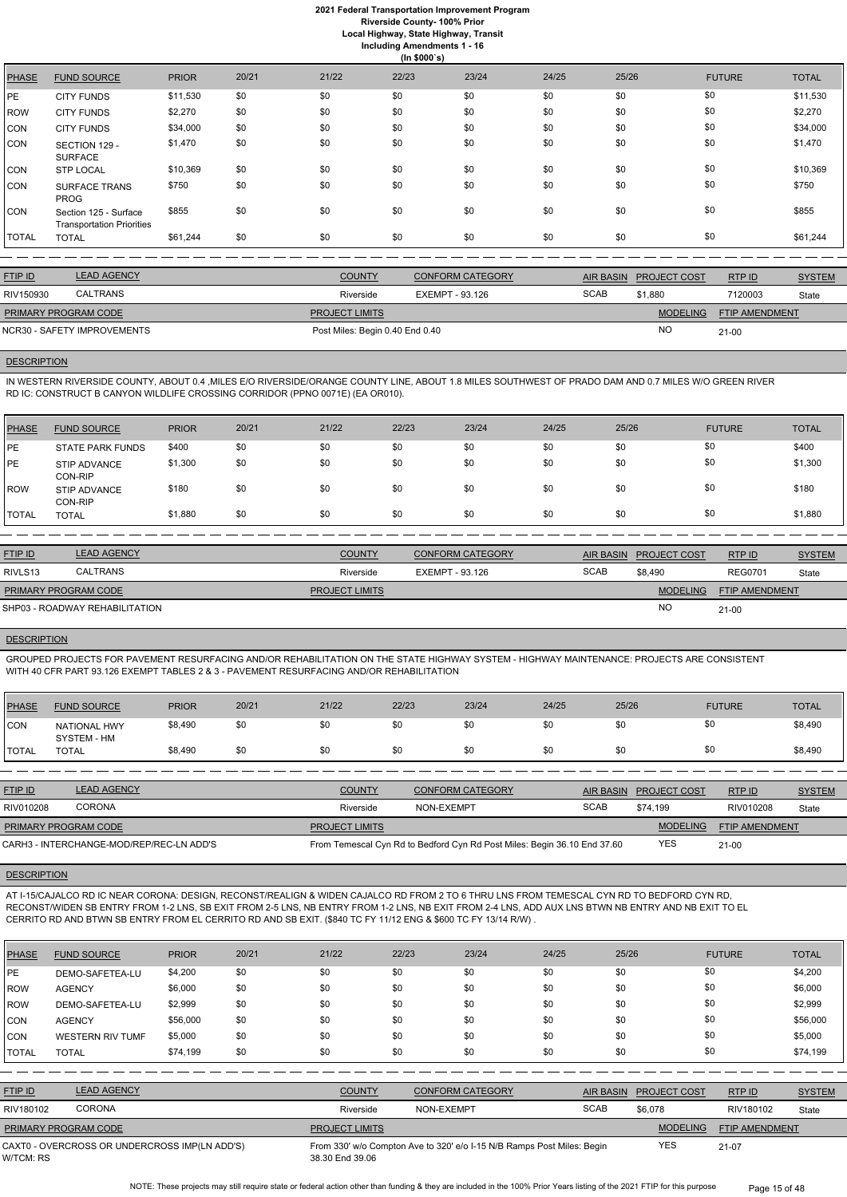| PHASE | FUND SOURCE | PRIOR | 20/21 | 21/22 | 22/23 | 23/24 | 24/25 | 25/26 | FUTURE | TOTAL |
|---|---|---|---|---|---|---|---|---|---|---|
| PE | CITY FUNDS | $11,530 | $0 | $0 | $0 | $0 | $0 | $0 | $0 | $11,530 |
| ROW | CITY FUNDS | $2,270 | $0 | $0 | $0 | $0 | $0 | $0 | $0 | $2,270 |
| CON | CITY FUNDS | $34,000 | $0 | $0 | $0 | $0 | $0 | $0 | $0 | $34,000 |
| CON | SECTION 129 - SURFACE | $1,470 | $0 | $0 | $0 | $0 | $0 | $0 | $0 | $1,470 |
| CON | STP LOCAL | $10,369 | $0 | $0 | $0 | $0 | $0 | $0 | $0 | $10,369 |
| CON | SURFACE TRANS PROG | $750 | $0 | $0 | $0 | $0 | $0 | $0 | $0 | $750 |
| CON | Section 125 - Surface Transportation Priorities | $855 | $0 | $0 | $0 | $0 | $0 | $0 | $0 | $855 |
| TOTAL | TOTAL | $61,244 | $0 | $0 | $0 | $0 | $0 | $0 | $0 | $61,244 |

| FTIP ID | LEAD AGENCY | COUNTY | CONFORM CATEGORY | AIR BASIN | PROJECT COST | RTP ID | SYSTEM |
|---|---|---|---|---|---|---|---|
| RIV150930 | CALTRANS | Riverside | EXEMPT - 93.126 | SCAB | $1,880 | 7120003 | State |

| PRIMARY PROGRAM CODE | PROJECT LIMITS | MODELING | FTIP AMENDMENT |
|---|---|---|---|
| NCR30 - SAFETY IMPROVEMENTS | Post Miles: Begin 0.40 End 0.40 | NO | 21-00 |

**DESCRIPTION**

IN WESTERN RIVERSIDE COUNTY, ABOUT 0.4 ,MILES E/O RIVERSIDE/ORANGE COUNTY LINE, ABOUT 1.8 MILES SOUTHWEST OF PRADO DAM AND 0.7 MILES W/O GREEN RIVER RD IC: CONSTRUCT B CANYON WILDLIFE CROSSING CORRIDOR (PPNO 0071E) (EA OR010).

| PHASE | FUND SOURCE | PRIOR | 20/21 | 21/22 | 22/23 | 23/24 | 24/25 | 25/26 | FUTURE | TOTAL |
|---|---|---|---|---|---|---|---|---|---|---|
| PE | STATE PARK FUNDS | $400 | $0 | $0 | $0 | $0 | $0 | $0 | $0 | $400 |
| PE | STIP ADVANCE CON-RIP | $1,300 | $0 | $0 | $0 | $0 | $0 | $0 | $0 | $1,300 |
| ROW | STIP ADVANCE CON-RIP | $180 | $0 | $0 | $0 | $0 | $0 | $0 | $0 | $180 |
| TOTAL | TOTAL | $1,880 | $0 | $0 | $0 | $0 | $0 | $0 | $0 | $1,880 |

| FTIP ID | LEAD AGENCY | COUNTY | CONFORM CATEGORY | AIR BASIN | PROJECT COST | RTP ID | SYSTEM |
|---|---|---|---|---|---|---|---|
| RIVLS13 | CALTRANS | Riverside | EXEMPT - 93.126 | SCAB | $8,490 | REG0701 | State |

| PRIMARY PROGRAM CODE | PROJECT LIMITS | MODELING | FTIP AMENDMENT |
|---|---|---|---|
| SHP03 - ROADWAY REHABILITATION | | NO | 21-00 |

**DESCRIPTION**

GROUPED PROJECTS FOR PAVEMENT RESURFACING AND/OR REHABILITATION ON THE STATE HIGHWAY SYSTEM - HIGHWAY MAINTENANCE: PROJECTS ARE CONSISTENT WITH 40 CFR PART 93.126 EXEMPT TABLES 2 & 3 - PAVEMENT RESURFACING AND/OR REHABILITATION

| PHASE | FUND SOURCE | PRIOR | 20/21 | 21/22 | 22/23 | 23/24 | 24/25 | 25/26 | FUTURE | TOTAL |
|---|---|---|---|---|---|---|---|---|---|---|
| CON | NATIONAL HWY SYSTEM - HM | $8,490 | $0 | $0 | $0 | $0 | $0 | $0 | $0 | $8,490 |
| TOTAL | TOTAL | $8,490 | $0 | $0 | $0 | $0 | $0 | $0 | $0 | $8,490 |

| FTIP ID | LEAD AGENCY | COUNTY | CONFORM CATEGORY | AIR BASIN | PROJECT COST | RTP ID | SYSTEM |
|---|---|---|---|---|---|---|---|
| RIV010208 | CORONA | Riverside | NON-EXEMPT | SCAB | $74,199 | RIV010208 | State |

| PRIMARY PROGRAM CODE | PROJECT LIMITS | MODELING | FTIP AMENDMENT |
|---|---|---|---|
| CARH3 - INTERCHANGE-MOD/REP/REC-LN ADD'S | From Temescal Cyn Rd to Bedford Cyn Rd Post Miles: Begin 36.10 End 37.60 | YES | 21-00 |

**DESCRIPTION**

AT I-15/CAJALCO RD IC NEAR CORONA: DESIGN, RECONST/REALIGN & WIDEN CAJALCO RD FROM 2 TO 6 THRU LNS FROM TEMESCAL CYN RD TO BEDFORD CYN RD, RECONST/WIDEN SB ENTRY FROM 1-2 LNS, SB EXIT FROM 2-5 LNS, NB ENTRY FROM 1-2 LNS, NB EXIT FROM 2-4 LNS, ADD AUX LNS BTWN NB ENTRY AND NB EXIT TO EL CERRITO RD AND BTWN SB ENTRY FROM EL CERRITO RD AND SB EXIT. ($840 TC FY 11/12 ENG & $600 TC FY 13/14 R/W) .

| PHASE | FUND SOURCE | PRIOR | 20/21 | 21/22 | 22/23 | 23/24 | 24/25 | 25/26 | FUTURE | TOTAL |
|---|---|---|---|---|---|---|---|---|---|---|
| PE | DEMO-SAFETEA-LU | $4,200 | $0 | $0 | $0 | $0 | $0 | $0 | $0 | $4,200 |
| ROW | AGENCY | $6,000 | $0 | $0 | $0 | $0 | $0 | $0 | $0 | $6,000 |
| ROW | DEMO-SAFETEA-LU | $2,999 | $0 | $0 | $0 | $0 | $0 | $0 | $0 | $2,999 |
| CON | AGENCY | $56,000 | $0 | $0 | $0 | $0 | $0 | $0 | $0 | $56,000 |
| CON | WESTERN RIV TUMF | $5,000 | $0 | $0 | $0 | $0 | $0 | $0 | $0 | $5,000 |
| TOTAL | TOTAL | $74,199 | $0 | $0 | $0 | $0 | $0 | $0 | $0 | $74,199 |

| FTIP ID | LEAD AGENCY | COUNTY | CONFORM CATEGORY | AIR BASIN | PROJECT COST | RTP ID | SYSTEM |
|---|---|---|---|---|---|---|---|
| RIV180102 | CORONA | Riverside | NON-EXEMPT | SCAB | $6,078 | RIV180102 | State |

| PRIMARY PROGRAM CODE | PROJECT LIMITS | MODELING | FTIP AMENDMENT |
|---|---|---|---|
| CAXT0 - OVERCROSS OR UNDERCROSS IMP(LN ADD'S) W/TCM: RS | From 330' w/o Compton Ave to 320' e/o I-15 N/B Ramps Post Miles: Begin 38.30 End 39.06 | YES | 21-07 |

NOTE: These projects may still require state or federal action other than funding & they are included in the 100% Prior Years listing of the 2021 FTIP for this purpose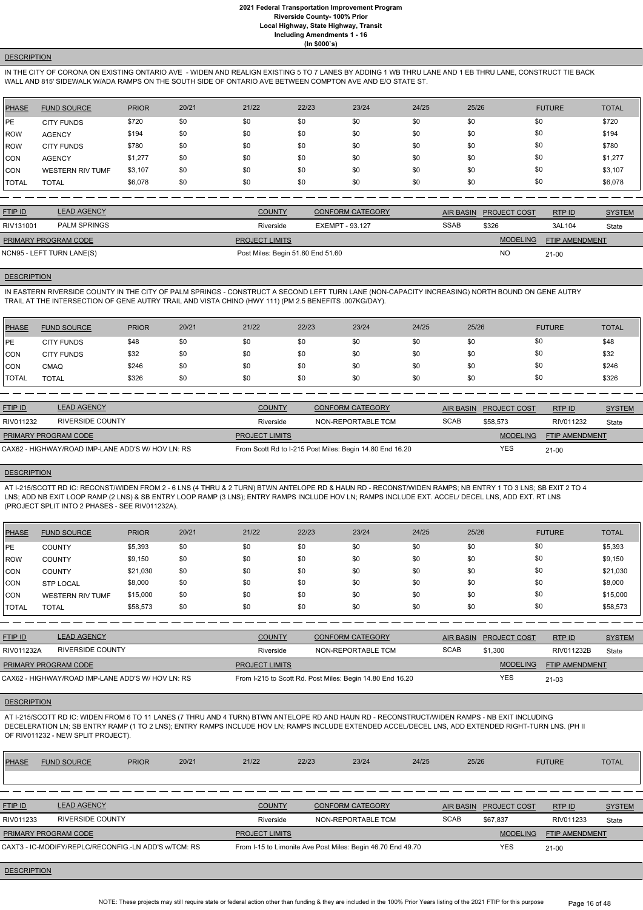## DESCRIPTION

IN THE CITY OF CORONA ON EXISTING ONTARIO AVE - WIDEN AND REALIGN EXISTING 5 TO 7 LANES BY ADDING 1 WB THRU LANE AND 1 EB THRU LANE, CONSTRUCT TIE BACK WALL AND 815' SIDEWALK W/ADA RAMPS ON THE SOUTH SIDE OF ONTARIO AVE BETWEEN COMPTON AVE AND E/O STATE ST.

| PHASE | FUND SOURCE | PRIOR | 20/21 | 21/22 | 22/23 | 23/24 | 24/25 | 25/26 | FUTURE | TOTAL |
|---|---|---|---|---|---|---|---|---|---|---|
| PE | CITY FUNDS | $720 | $0 | $0 | $0 | $0 | $0 | $0 | $0 | $720 |
| ROW | AGENCY | $194 | $0 | $0 | $0 | $0 | $0 | $0 | $0 | $194 |
| ROW | CITY FUNDS | $780 | $0 | $0 | $0 | $0 | $0 | $0 | $0 | $780 |
| CON | AGENCY | $1,277 | $0 | $0 | $0 | $0 | $0 | $0 | $0 | $1,277 |
| CON | WESTERN RIV TUMF | $3,107 | $0 | $0 | $0 | $0 | $0 | $0 | $0 | $3,107 |
| TOTAL | TOTAL | $6,078 | $0 | $0 | $0 | $0 | $0 | $0 | $0 | $6,078 |

| FTIP ID | LEAD AGENCY | COUNTY | CONFORM CATEGORY | AIR BASIN | PROJECT COST | RTP ID | SYSTEM |
|---|---|---|---|---|---|---|---|
| RIV131001 | PALM SPRINGS | Riverside | EXEMPT - 93.127 | SSAB | $326 | 3AL104 | State |

| PRIMARY PROGRAM CODE | PROJECT LIMITS | MODELING | FTIP AMENDMENT |
|---|---|---|---|
| NCN95 - LEFT TURN LANE(S) | Post Miles: Begin 51.60 End 51.60 | NO | 21-00 |

## DESCRIPTION

IN EASTERN RIVERSIDE COUNTY IN THE CITY OF PALM SPRINGS - CONSTRUCT A SECOND LEFT TURN LANE (NON-CAPACITY INCREASING) NORTH BOUND ON GENE AUTRY TRAIL AT THE INTERSECTION OF GENE AUTRY TRAIL AND VISTA CHINO (HWY 111) (PM 2.5 BENEFITS .007KG/DAY).

| PHASE | FUND SOURCE | PRIOR | 20/21 | 21/22 | 22/23 | 23/24 | 24/25 | 25/26 | FUTURE | TOTAL |
|---|---|---|---|---|---|---|---|---|---|---|
| PE | CITY FUNDS | $48 | $0 | $0 | $0 | $0 | $0 | $0 | $0 | $48 |
| CON | CITY FUNDS | $32 | $0 | $0 | $0 | $0 | $0 | $0 | $0 | $32 |
| CON | CMAQ | $246 | $0 | $0 | $0 | $0 | $0 | $0 | $0 | $246 |
| TOTAL | TOTAL | $326 | $0 | $0 | $0 | $0 | $0 | $0 | $0 | $326 |

| FTIP ID | LEAD AGENCY | COUNTY | CONFORM CATEGORY | AIR BASIN | PROJECT COST | RTP ID | SYSTEM |
|---|---|---|---|---|---|---|---|
| RIV011232 | RIVERSIDE COUNTY | Riverside | NON-REPORTABLE TCM | SCAB | $58,573 | RIV011232 | State |

| PRIMARY PROGRAM CODE | PROJECT LIMITS | MODELING | FTIP AMENDMENT |
|---|---|---|---|
| CAX62 - HIGHWAY/ROAD IMP-LANE ADD'S W/ HOV LN: RS | From Scott Rd to I-215 Post Miles: Begin 14.80 End 16.20 | YES | 21-00 |

## DESCRIPTION

AT I-215/SCOTT RD IC: RECONST/WIDEN FROM 2 - 6 LNS (4 THRU & 2 TURN) BTWN ANTELOPE RD & HAUN RD - RECONST/WIDEN RAMPS; NB ENTRY 1 TO 3 LNS; SB EXIT 2 TO 4 LNS; ADD NB EXIT LOOP RAMP (2 LNS) & SB ENTRY LOOP RAMP (3 LNS); ENTRY RAMPS INCLUDE HOV LN; RAMPS INCLUDE EXT. ACCEL/ DECEL LNS, ADD EXT. RT LNS (PROJECT SPLIT INTO 2 PHASES - SEE RIV011232A).

| PHASE | FUND SOURCE | PRIOR | 20/21 | 21/22 | 22/23 | 23/24 | 24/25 | 25/26 | FUTURE | TOTAL |
|---|---|---|---|---|---|---|---|---|---|---|
| PE | COUNTY | $5,393 | $0 | $0 | $0 | $0 | $0 | $0 | $0 | $5,393 |
| ROW | COUNTY | $9,150 | $0 | $0 | $0 | $0 | $0 | $0 | $0 | $9,150 |
| CON | COUNTY | $21,030 | $0 | $0 | $0 | $0 | $0 | $0 | $0 | $21,030 |
| CON | STP LOCAL | $8,000 | $0 | $0 | $0 | $0 | $0 | $0 | $0 | $8,000 |
| CON | WESTERN RIV TUMF | $15,000 | $0 | $0 | $0 | $0 | $0 | $0 | $0 | $15,000 |
| TOTAL | TOTAL | $58,573 | $0 | $0 | $0 | $0 | $0 | $0 | $0 | $58,573 |

| FTIP ID | LEAD AGENCY | COUNTY | CONFORM CATEGORY | AIR BASIN | PROJECT COST | RTP ID | SYSTEM |
|---|---|---|---|---|---|---|---|
| RIV011232A | RIVERSIDE COUNTY | Riverside | NON-REPORTABLE TCM | SCAB | $1,300 | RIV011232B | State |

| PRIMARY PROGRAM CODE | PROJECT LIMITS | MODELING | FTIP AMENDMENT |
|---|---|---|---|
| CAX62 - HIGHWAY/ROAD IMP-LANE ADD'S W/ HOV LN: RS | From I-215 to Scott Rd. Post Miles: Begin 14.80 End 16.20 | YES | 21-03 |

## DESCRIPTION

AT I-215/SCOTT RD IC: WIDEN FROM 6 TO 11 LANES (7 THRU AND 4 TURN) BTWN ANTELOPE RD AND HAUN RD - RECONSTRUCT/WIDEN RAMPS - NB EXIT INCLUDING DECELERATION LN; SB ENTRY RAMP (1 TO 2 LNS); ENTRY RAMPS INCLUDE HOV LN; RAMPS INCLUDE EXTENDED ACCEL/DECEL LNS, ADD EXTENDED RIGHT-TURN LNS. (PH II OF RIV011232 - NEW SPLIT PROJECT).

| PHASE | FUND SOURCE | PRIOR | 20/21 | 21/22 | 22/23 | 23/24 | 24/25 | 25/26 | FUTURE | TOTAL |
|---|---|---|---|---|---|---|---|---|---|---|

| FTIP ID | LEAD AGENCY | COUNTY | CONFORM CATEGORY | AIR BASIN | PROJECT COST | RTP ID | SYSTEM |
|---|---|---|---|---|---|---|---|
| RIV011233 | RIVERSIDE COUNTY | Riverside | NON-REPORTABLE TCM | SCAB | $67,837 | RIV011233 | State |

| PRIMARY PROGRAM CODE | PROJECT LIMITS | MODELING | FTIP AMENDMENT |
|---|---|---|---|
| CAXT3 - IC-MODIFY/REPLC/RECONFIG.-LN ADD'S w/TCM: RS | From I-15 to Limonite Ave Post Miles: Begin 46.70 End 49.70 | YES | 21-00 |

## DESCRIPTION

NOTE: These projects may still require state or federal action other than funding & they are included in the 100% Prior Years listing of the 2021 FTIP for this purpose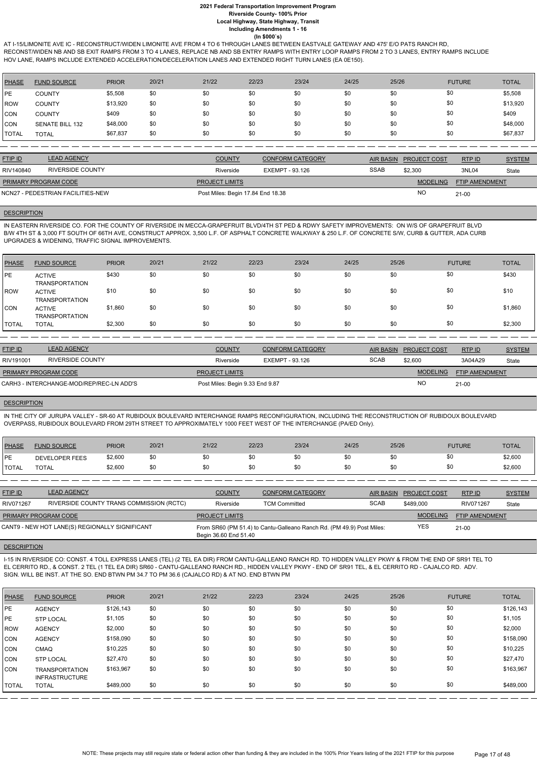AT I-15/LIMONITE AVE IC - RECONSTRUCT/WIDEN LIMONITE AVE FROM 4 TO 6 THROUGH LANES BETWEEN EASTVALE GATEWAY AND 475' E/O PATS RANCH RD, RECONST/WIDEN NB AND SB EXIT RAMPS FROM 3 TO 4 LANES, REPLACE NB AND SB ENTRY RAMPS WITH ENTRY LOOP RAMPS FROM 2 TO 3 LANES, ENTRY RAMPS INCLUDE HOV LANE, RAMPS INCLUDE EXTENDED ACCELERATION/DECELERATION LANES AND EXTENDED RIGHT TURN LANES (EA 0E150).

| PHASE | FUND SOURCE | PRIOR | 20/21 | 21/22 | 22/23 | 23/24 | 24/25 | 25/26 | FUTURE | TOTAL |
|---|---|---|---|---|---|---|---|---|---|---|
| PE | COUNTY | $5,508 | $0 | $0 | $0 | $0 | $0 | $0 | $0 | $5,508 |
| ROW | COUNTY | $13,920 | $0 | $0 | $0 | $0 | $0 | $0 | $0 | $13,920 |
| CON | COUNTY | $409 | $0 | $0 | $0 | $0 | $0 | $0 | $0 | $409 |
| CON | SENATE BILL 132 | $48,000 | $0 | $0 | $0 | $0 | $0 | $0 | $0 | $48,000 |
| TOTAL | TOTAL | $67,837 | $0 | $0 | $0 | $0 | $0 | $0 | $0 | $67,837 |

| FTIP ID | LEAD AGENCY | COUNTY | CONFORM CATEGORY | AIR BASIN | PROJECT COST | RTP ID | SYSTEM |
|---|---|---|---|---|---|---|---|
| RIV140840 | RIVERSIDE COUNTY | Riverside | EXEMPT - 93.126 | SSAB | $2,300 | 3NL04 | State |

| PRIMARY PROGRAM CODE | PROJECT LIMITS | MODELING | FTIP AMENDMENT |
|---|---|---|---|
| NCN27 - PEDESTRIAN FACILITIES-NEW | Post Miles: Begin 17.84 End 18.38 | NO | 21-00 |

**DESCRIPTION**

IN EASTERN RIVERSIDE CO. FOR THE COUNTY OF RIVERSIDE IN MECCA-GRAPEFRUIT BLVD/4TH ST PED & RDWY SAFETY IMPROVEMENTS: ON W/S OF GRAPEFRUIT BLVD B/W 4TH ST & 3,000 FT SOUTH OF 66TH AVE, CONSTRUCT APPROX. 3,500 L.F. OF ASPHALT CONCRETE WALKWAY & 250 L.F. OF CONCRETE S/W, CURB & GUTTER, ADA CURB UPGRADES & WIDENING, TRAFFIC SIGNAL IMPROVEMENTS.

| PHASE | FUND SOURCE | PRIOR | 20/21 | 21/22 | 22/23 | 23/24 | 24/25 | 25/26 | FUTURE | TOTAL |
|---|---|---|---|---|---|---|---|---|---|---|
| PE | ACTIVE TRANSPORTATION | $430 | $0 | $0 | $0 | $0 | $0 | $0 | $0 | $430 |
| ROW | ACTIVE TRANSPORTATION | $10 | $0 | $0 | $0 | $0 | $0 | $0 | $0 | $10 |
| CON | ACTIVE TRANSPORTATION | $1,860 | $0 | $0 | $0 | $0 | $0 | $0 | $0 | $1,860 |
| TOTAL | TOTAL | $2,300 | $0 | $0 | $0 | $0 | $0 | $0 | $0 | $2,300 |

| FTIP ID | LEAD AGENCY | COUNTY | CONFORM CATEGORY | AIR BASIN | PROJECT COST | RTP ID | SYSTEM |
|---|---|---|---|---|---|---|---|
| RIV191001 | RIVERSIDE COUNTY | Riverside | EXEMPT - 93.126 | SCAB | $2,600 | 3A04A29 | State |

| PRIMARY PROGRAM CODE | PROJECT LIMITS | MODELING | FTIP AMENDMENT |
|---|---|---|---|
| CARH3 - INTERCHANGE-MOD/REP/REC-LN ADD'S | Post Miles: Begin 9.33 End 9.87 | NO | 21-00 |

**DESCRIPTION**

IN THE CITY OF JURUPA VALLEY - SR-60 AT RUBIDOUX BOULEVARD INTERCHANGE RAMPS RECONFIGURATION, INCLUDING THE RECONSTRUCTION OF RUBIDOUX BOULEVARD OVERPASS, RUBIDOUX BOULEVARD FROM 29TH STREET TO APPROXIMATELY 1000 FEET WEST OF THE INTERCHANGE (PA/ED Only).

| PHASE | FUND SOURCE | PRIOR | 20/21 | 21/22 | 22/23 | 23/24 | 24/25 | 25/26 | FUTURE | TOTAL |
|---|---|---|---|---|---|---|---|---|---|---|
| PE | DEVELOPER FEES | $2,600 | $0 | $0 | $0 | $0 | $0 | $0 | $0 | $2,600 |
| TOTAL | TOTAL | $2,600 | $0 | $0 | $0 | $0 | $0 | $0 | $0 | $2,600 |

| FTIP ID | LEAD AGENCY | COUNTY | CONFORM CATEGORY | AIR BASIN | PROJECT COST | RTP ID | SYSTEM |
|---|---|---|---|---|---|---|---|
| RIV071267 | RIVERSIDE COUNTY TRANS COMMISSION (RCTC) | Riverside | TCM Committed | SCAB | $489,000 | RIV071267 | State |

| PRIMARY PROGRAM CODE | PROJECT LIMITS | MODELING | FTIP AMENDMENT |
|---|---|---|---|
| CANT9 - NEW HOT LANE(S) REGIONALLY SIGNIFICANT | From SR60 (PM 51.4) to Cantu-Galleano Ranch Rd. (PM 49.9) Post Miles: Begin 36.60 End 51.40 | YES | 21-00 |

**DESCRIPTION**

I-15 IN RIVERSIDE CO: CONST. 4 TOLL EXPRESS LANES (TEL) (2 TEL EA DIR) FROM CANTU-GALLEANO RANCH RD. TO HIDDEN VALLEY PKWY & FROM THE END OF SR91 TEL TO EL CERRITO RD., & CONST. 2 TEL (1 TEL EA DIR) SR60 - CANTU-GALLEANO RANCH RD., HIDDEN VALLEY PKWY - END OF SR91 TEL, & EL CERRITO RD - CAJALCO RD. ADV. SIGN. WILL BE INST. AT THE SO. END BTWN PM 34.7 TO PM 36.6 (CAJALCO RD) & AT NO. END BTWN PM

| PHASE | FUND SOURCE | PRIOR | 20/21 | 21/22 | 22/23 | 23/24 | 24/25 | 25/26 | FUTURE | TOTAL |
|---|---|---|---|---|---|---|---|---|---|---|
| PE | AGENCY | $126,143 | $0 | $0 | $0 | $0 | $0 | $0 | $0 | $126,143 |
| PE | STP LOCAL | $1,105 | $0 | $0 | $0 | $0 | $0 | $0 | $0 | $1,105 |
| ROW | AGENCY | $2,000 | $0 | $0 | $0 | $0 | $0 | $0 | $0 | $2,000 |
| CON | AGENCY | $158,090 | $0 | $0 | $0 | $0 | $0 | $0 | $0 | $158,090 |
| CON | CMAQ | $10,225 | $0 | $0 | $0 | $0 | $0 | $0 | $0 | $10,225 |
| CON | STP LOCAL | $27,470 | $0 | $0 | $0 | $0 | $0 | $0 | $0 | $27,470 |
| CON | TRANSPORTATION INFRASTRUCTURE | $163,967 | $0 | $0 | $0 | $0 | $0 | $0 | $0 | $163,967 |
| TOTAL | TOTAL | $489,000 | $0 | $0 | $0 | $0 | $0 | $0 | $0 | $489,000 |

NOTE: These projects may still require state or federal action other than funding & they are included in the 100% Prior Years listing of the 2021 FTIP for this purpose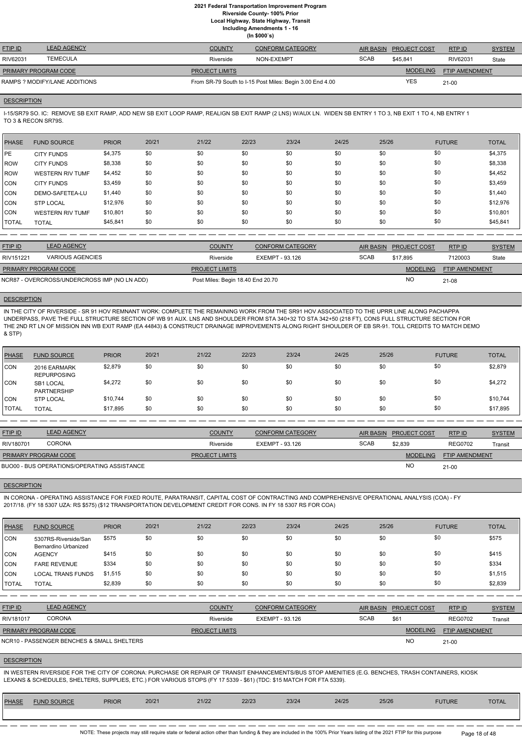**2021 Federal Transportation Improvement Program**
**Riverside County- 100% Prior**
**Local Highway, State Highway, Transit**
**Including Amendments 1 - 16**
**(In $000`s)**

| FTIP ID | LEAD AGENCY | COUNTY | CONFORM CATEGORY | AIR BASIN | PROJECT COST | RTP ID | SYSTEM |
|---|---|---|---|---|---|---|---|
| RIV62031 | TEMECULA | Riverside | NON-EXEMPT | SCAB | $45,841 | RIV62031 | State |

| PRIMARY PROGRAM CODE | PROJECT LIMITS | MODELING | FTIP AMENDMENT |
|---|---|---|---|
| RAMPS ? MODIFY/LANE ADDITIONS | From SR-79 South to I-15 Post Miles: Begin 3.00 End 4.00 | YES | 21-00 |

**DESCRIPTION**

I-15/SR79 SO. IC: REMOVE SB EXIT RAMP, ADD NEW SB EXIT LOOP RAMP, REALIGN SB EXIT RAMP (2 LNS) W/AUX LN. WIDEN SB ENTRY 1 TO 3, NB EXIT 1 TO 4, NB ENTRY 1 TO 3 & RECON SR79S.

| PHASE | FUND SOURCE | PRIOR | 20/21 | 21/22 | 22/23 | 23/24 | 24/25 | 25/26 | FUTURE | TOTAL |
|---|---|---|---|---|---|---|---|---|---|---|
| PE | CITY FUNDS | $4,375 | $0 | $0 | $0 | $0 | $0 | $0 | $0 | $4,375 |
| ROW | CITY FUNDS | $8,338 | $0 | $0 | $0 | $0 | $0 | $0 | $0 | $8,338 |
| ROW | WESTERN RIV TUMF | $4,452 | $0 | $0 | $0 | $0 | $0 | $0 | $0 | $4,452 |
| CON | CITY FUNDS | $3,459 | $0 | $0 | $0 | $0 | $0 | $0 | $0 | $3,459 |
| CON | DEMO-SAFETEA-LU | $1,440 | $0 | $0 | $0 | $0 | $0 | $0 | $0 | $1,440 |
| CON | STP LOCAL | $12,976 | $0 | $0 | $0 | $0 | $0 | $0 | $0 | $12,976 |
| CON | WESTERN RIV TUMF | $10,801 | $0 | $0 | $0 | $0 | $0 | $0 | $0 | $10,801 |
| TOTAL | TOTAL | $45,841 | $0 | $0 | $0 | $0 | $0 | $0 | $0 | $45,841 |

| FTIP ID | LEAD AGENCY | COUNTY | CONFORM CATEGORY | AIR BASIN | PROJECT COST | RTP ID | SYSTEM |
|---|---|---|---|---|---|---|---|
| RIV151221 | VARIOUS AGENCIES | Riverside | EXEMPT - 93.126 | SCAB | $17,895 | 7120003 | State |

| PRIMARY PROGRAM CODE | PROJECT LIMITS | MODELING | FTIP AMENDMENT |
|---|---|---|---|
| NCR87 - OVERCROSS/UNDERCROSS IMP (NO LN ADD) | Post Miles: Begin 18.40 End 20.70 | NO | 21-08 |

**DESCRIPTION**

IN THE CITY OF RIVERSIDE - SR 91 HOV REMNANT WORK: COMPLETE THE REMAINING WORK FROM THE SR91 HOV ASSOCIATED TO THE UPRR LINE ALONG PACHAPPA UNDERPASS, PAVE THE FULL STRUCTURE SECTION OF WB 91 AUX. LNS AND SHOULDER FROM STA 340+32 TO STA 342+50 (218 FT), CONS FULL STRUCTURE SECTION FOR THE 2ND RT LN OF MISSION INN WB EXIT RAMP (EA 44843) & CONSTRUCT DRAINAGE IMPROVEMENTS ALONG RIGHT SHOULDER OF EB SR-91. TOLL CREDITS TO MATCH DEMO & STP)

| PHASE | FUND SOURCE | PRIOR | 20/21 | 21/22 | 22/23 | 23/24 | 24/25 | 25/26 | FUTURE | TOTAL |
|---|---|---|---|---|---|---|---|---|---|---|
| CON | 2016 EARMARK REPURPOSING | $2,879 | $0 | $0 | $0 | $0 | $0 | $0 | $0 | $2,879 |
| CON | SB1 LOCAL PARTNERSHIP | $4,272 | $0 | $0 | $0 | $0 | $0 | $0 | $0 | $4,272 |
| CON | STP LOCAL | $10,744 | $0 | $0 | $0 | $0 | $0 | $0 | $0 | $10,744 |
| TOTAL | TOTAL | $17,895 | $0 | $0 | $0 | $0 | $0 | $0 | $0 | $17,895 |

| FTIP ID | LEAD AGENCY | COUNTY | CONFORM CATEGORY | AIR BASIN | PROJECT COST | RTP ID | SYSTEM |
|---|---|---|---|---|---|---|---|
| RIV180701 | CORONA | Riverside | EXEMPT - 93.126 | SCAB | $2,839 | REG0702 | Transit |

| PRIMARY PROGRAM CODE | PROJECT LIMITS | MODELING | FTIP AMENDMENT |
|---|---|---|---|
| BUO00 - BUS OPERATIONS/OPERATING ASSISTANCE | | NO | 21-00 |

**DESCRIPTION**

IN CORONA - OPERATING ASSISTANCE FOR FIXED ROUTE, PARATRANSIT, CAPITAL COST OF CONTRACTING AND COMPREHENSIVE OPERATIONAL ANALYSIS (COA) - FY 2017/18. (FY 18 5307 UZA: RS $575) ($12 TRANSPORTATION DEVELOPMENT CREDIT FOR CONS. IN FY 18 5307 RS FOR COA)

| PHASE | FUND SOURCE | PRIOR | 20/21 | 21/22 | 22/23 | 23/24 | 24/25 | 25/26 | FUTURE | TOTAL |
|---|---|---|---|---|---|---|---|---|---|---|
| CON | 5307RS-Riverside/San Bernardino Urbanized | $575 | $0 | $0 | $0 | $0 | $0 | $0 | $0 | $575 |
| CON | AGENCY | $415 | $0 | $0 | $0 | $0 | $0 | $0 | $0 | $415 |
| CON | FARE REVENUE | $334 | $0 | $0 | $0 | $0 | $0 | $0 | $0 | $334 |
| CON | LOCAL TRANS FUNDS | $1,515 | $0 | $0 | $0 | $0 | $0 | $0 | $0 | $1,515 |
| TOTAL | TOTAL | $2,839 | $0 | $0 | $0 | $0 | $0 | $0 | $0 | $2,839 |

| FTIP ID | LEAD AGENCY | COUNTY | CONFORM CATEGORY | AIR BASIN | PROJECT COST | RTP ID | SYSTEM |
|---|---|---|---|---|---|---|---|
| RIV181017 | CORONA | Riverside | EXEMPT - 93.126 | SCAB | $61 | REG0702 | Transit |

| PRIMARY PROGRAM CODE | PROJECT LIMITS | MODELING | FTIP AMENDMENT |
|---|---|---|---|
| NCR10 - PASSENGER BENCHES & SMALL SHELTERS | | NO | 21-00 |

**DESCRIPTION**

IN WESTERN RIVERSIDE FOR THE CITY OF CORONA: PURCHASE OR REPAIR OF TRANSIT ENHANCEMENTS/BUS STOP AMENITIES (E.G. BENCHES, TRASH CONTAINERS, KIOSK LEXANS & SCHEDULES, SHELTERS, SUPPLIES, ETC.) FOR VARIOUS STOPS (FY 17 5339 - $61) (TDC: $15 MATCH FOR FTA 5339).

| PHASE | FUND SOURCE | PRIOR | 20/21 | 21/22 | 22/23 | 23/24 | 24/25 | 25/26 | FUTURE | TOTAL |
|---|---|---|---|---|---|---|---|---|---|---|

NOTE: These projects may still require state or federal action other than funding & they are included in the 100% Prior Years listing of the 2021 FTIP for this purpose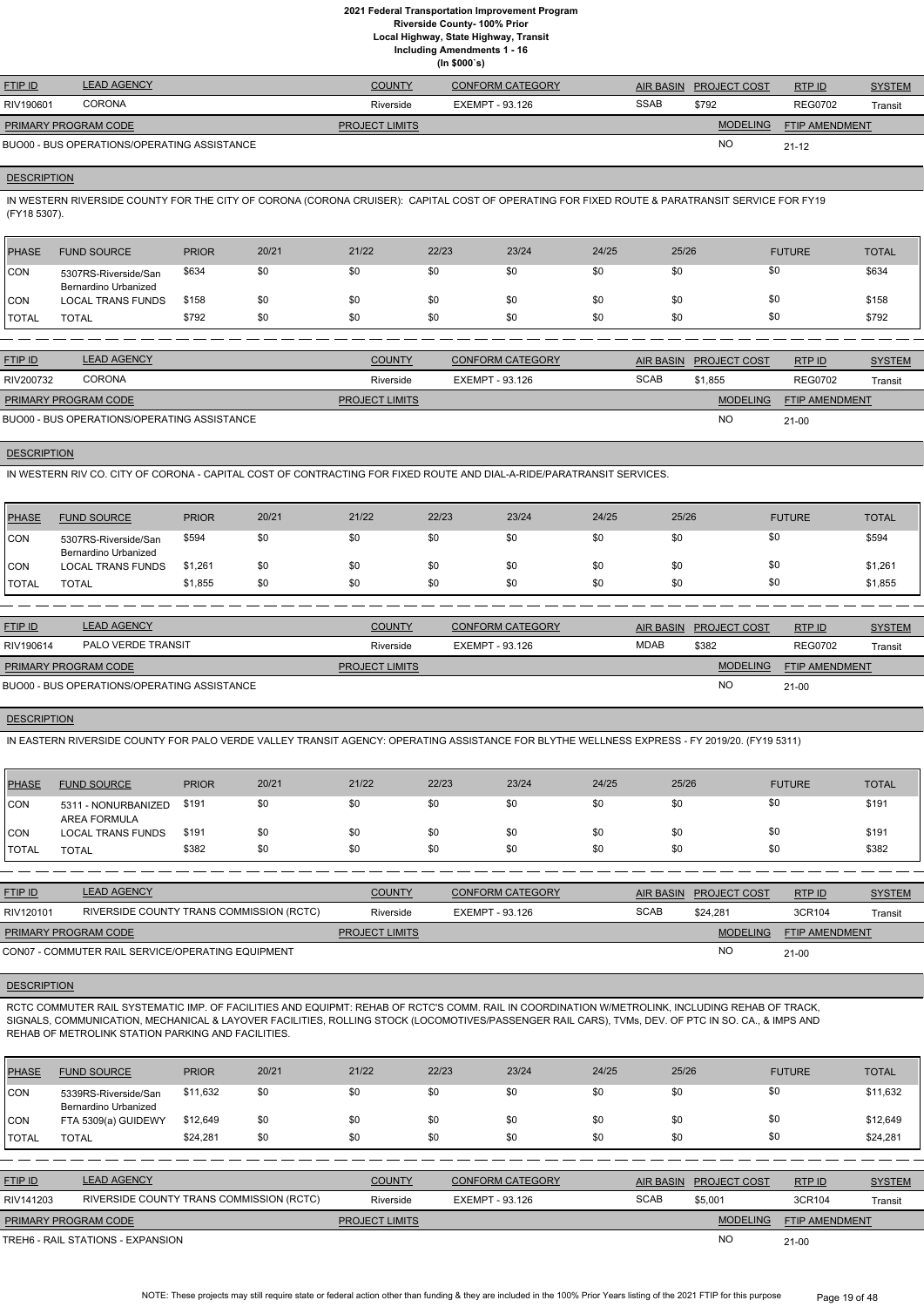# 2021 Federal Transportation Improvement Program
## Riverside County- 100% Prior
## Local Highway, State Highway, Transit
## Including Amendments 1 - 16
## (In $000`s)

| FTIP ID | LEAD AGENCY | COUNTY | CONFORM CATEGORY | AIR BASIN | PROJECT COST | RTP ID | SYSTEM |
|---|---|---|---|---|---|---|---|
| RIV190601 | CORONA | Riverside | EXEMPT - 93.126 | SSAB | $792 | REG0702 | Transit |

| PRIMARY PROGRAM CODE | PROJECT LIMITS | MODELING | FTIP AMENDMENT |
|---|---|---|---|
| BUO00 - BUS OPERATIONS/OPERATING ASSISTANCE | | NO | 21-12 |

**DESCRIPTION**

IN WESTERN RIVERSIDE COUNTY FOR THE CITY OF CORONA (CORONA CRUISER): CAPITAL COST OF OPERATING FOR FIXED ROUTE & PARATRANSIT SERVICE FOR FY19 (FY18 5307).

| PHASE | FUND SOURCE | PRIOR | 20/21 | 21/22 | 22/23 | 23/24 | 24/25 | 25/26 | FUTURE | TOTAL |
|---|---|---|---|---|---|---|---|---|---|---|
| CON | 5307RS-Riverside/San Bernardino Urbanized | $634 | $0 | $0 | $0 | $0 | $0 | $0 | $0 | $634 |
| CON | LOCAL TRANS FUNDS | $158 | $0 | $0 | $0 | $0 | $0 | $0 | $0 | $158 |
| TOTAL | TOTAL | $792 | $0 | $0 | $0 | $0 | $0 | $0 | $0 | $792 |

---

| FTIP ID | LEAD AGENCY | COUNTY | CONFORM CATEGORY | AIR BASIN | PROJECT COST | RTP ID | SYSTEM |
|---|---|---|---|---|---|---|---|
| RIV200732 | CORONA | Riverside | EXEMPT - 93.126 | SCAB | $1,855 | REG0702 | Transit |

| PRIMARY PROGRAM CODE | PROJECT LIMITS | MODELING | FTIP AMENDMENT |
|---|---|---|---|
| BUO00 - BUS OPERATIONS/OPERATING ASSISTANCE | | NO | 21-00 |

**DESCRIPTION**

IN WESTERN RIV CO. CITY OF CORONA - CAPITAL COST OF CONTRACTING FOR FIXED ROUTE AND DIAL-A-RIDE/PARATRANSIT SERVICES.

| PHASE | FUND SOURCE | PRIOR | 20/21 | 21/22 | 22/23 | 23/24 | 24/25 | 25/26 | FUTURE | TOTAL |
|---|---|---|---|---|---|---|---|---|---|---|
| CON | 5307RS-Riverside/San Bernardino Urbanized | $594 | $0 | $0 | $0 | $0 | $0 | $0 | $0 | $594 |
| CON | LOCAL TRANS FUNDS | $1,261 | $0 | $0 | $0 | $0 | $0 | $0 | $0 | $1,261 |
| TOTAL | TOTAL | $1,855 | $0 | $0 | $0 | $0 | $0 | $0 | $0 | $1,855 |

---

| FTIP ID | LEAD AGENCY | COUNTY | CONFORM CATEGORY | AIR BASIN | PROJECT COST | RTP ID | SYSTEM |
|---|---|---|---|---|---|---|---|
| RIV190614 | PALO VERDE TRANSIT | Riverside | EXEMPT - 93.126 | MDAB | $382 | REG0702 | Transit |

| PRIMARY PROGRAM CODE | PROJECT LIMITS | MODELING | FTIP AMENDMENT |
|---|---|---|---|
| BUO00 - BUS OPERATIONS/OPERATING ASSISTANCE | | NO | 21-00 |

**DESCRIPTION**

IN EASTERN RIVERSIDE COUNTY FOR PALO VERDE VALLEY TRANSIT AGENCY: OPERATING ASSISTANCE FOR BLYTHE WELLNESS EXPRESS - FY 2019/20. (FY19 5311)

| PHASE | FUND SOURCE | PRIOR | 20/21 | 21/22 | 22/23 | 23/24 | 24/25 | 25/26 | FUTURE | TOTAL |
|---|---|---|---|---|---|---|---|---|---|---|
| CON | 5311 - NONURBANIZED AREA FORMULA | $191 | $0 | $0 | $0 | $0 | $0 | $0 | $0 | $191 |
| CON | LOCAL TRANS FUNDS | $191 | $0 | $0 | $0 | $0 | $0 | $0 | $0 | $191 |
| TOTAL | TOTAL | $382 | $0 | $0 | $0 | $0 | $0 | $0 | $0 | $382 |

---

| FTIP ID | LEAD AGENCY | COUNTY | CONFORM CATEGORY | AIR BASIN | PROJECT COST | RTP ID | SYSTEM |
|---|---|---|---|---|---|---|---|
| RIV120101 | RIVERSIDE COUNTY TRANS COMMISSION (RCTC) | Riverside | EXEMPT - 93.126 | SCAB | $24,281 | 3CR104 | Transit |

| PRIMARY PROGRAM CODE | PROJECT LIMITS | MODELING | FTIP AMENDMENT |
|---|---|---|---|
| CON07 - COMMUTER RAIL SERVICE/OPERATING EQUIPMENT | | NO | 21-00 |

**DESCRIPTION**

RCTC COMMUTER RAIL SYSTEMATIC IMP. OF FACILITIES AND EQUIPMT: REHAB OF RCTC'S COMM. RAIL IN COORDINATION W/METROLINK, INCLUDING REHAB OF TRACK, SIGNALS, COMMUNICATION, MECHANICAL & LAYOVER FACILITIES, ROLLING STOCK (LOCOMOTIVES/PASSENGER RAIL CARS), TVMs, DEV. OF PTC IN SO. CA., & IMPS AND REHAB OF METROLINK STATION PARKING AND FACILITIES.

| PHASE | FUND SOURCE | PRIOR | 20/21 | 21/22 | 22/23 | 23/24 | 24/25 | 25/26 | FUTURE | TOTAL |
|---|---|---|---|---|---|---|---|---|---|---|
| CON | 5339RS-Riverside/San Bernardino Urbanized | $11,632 | $0 | $0 | $0 | $0 | $0 | $0 | $0 | $11,632 |
| CON | FTA 5309(a) GUIDEWY | $12,649 | $0 | $0 | $0 | $0 | $0 | $0 | $0 | $12,649 |
| TOTAL | TOTAL | $24,281 | $0 | $0 | $0 | $0 | $0 | $0 | $0 | $24,281 |

---

| FTIP ID | LEAD AGENCY | COUNTY | CONFORM CATEGORY | AIR BASIN | PROJECT COST | RTP ID | SYSTEM |
|---|---|---|---|---|---|---|---|
| RIV141203 | RIVERSIDE COUNTY TRANS COMMISSION (RCTC) | Riverside | EXEMPT - 93.126 | SCAB | $5,001 | 3CR104 | Transit |

| PRIMARY PROGRAM CODE | PROJECT LIMITS | MODELING | FTIP AMENDMENT |
|---|---|---|---|
| TREH6 - RAIL STATIONS - EXPANSION | | NO | 21-00 |

NOTE: These projects may still require state or federal action other than funding & they are included in the 100% Prior Years listing of the 2021 FTIP for this purpose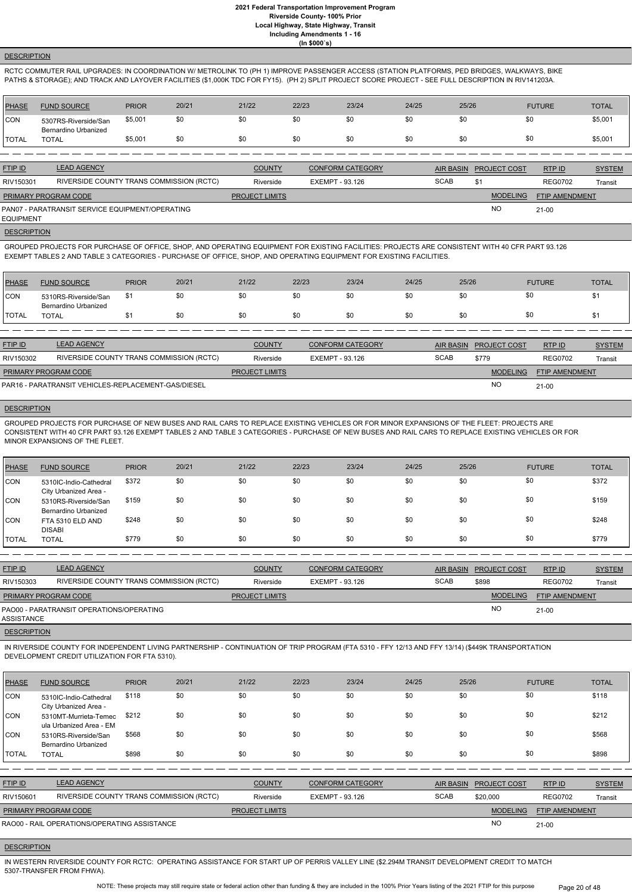#### DESCRIPTION

RCTC COMMUTER RAIL UPGRADES: IN COORDINATION W/ METROLINK TO (PH 1) IMPROVE PASSENGER ACCESS (STATION PLATFORMS, PED BRIDGES, WALKWAYS, BIKE PATHS & STORAGE); AND TRACK AND LAYOVER FACILITIES ($1,000K TDC FOR FY15). (PH 2) SPLIT PROJECT SCORE PROJECT - SEE FULL DESCRIPTION IN RIV141203A.

| PHASE | FUND SOURCE | PRIOR | 20/21 | 21/22 | 22/23 | 23/24 | 24/25 | 25/26 | FUTURE | TOTAL |
|---|---|---|---|---|---|---|---|---|---|---|
| CON | 5307RS-Riverside/San Bernardino Urbanized | $5,001 | $0 | $0 | $0 | $0 | $0 | $0 | $0 | $5,001 |
| TOTAL | TOTAL | $5,001 | $0 | $0 | $0 | $0 | $0 | $0 | $0 | $5,001 |

| FTIP ID | LEAD AGENCY | COUNTY | CONFORM CATEGORY | AIR BASIN | PROJECT COST | RTP ID | SYSTEM |
|---|---|---|---|---|---|---|---|
| RIV150301 | RIVERSIDE COUNTY TRANS COMMISSION (RCTC) | Riverside | EXEMPT - 93.126 | SCAB | $1 | REG0702 | Transit |

| PRIMARY PROGRAM CODE | PROJECT LIMITS | MODELING | FTIP AMENDMENT |
|---|---|---|---|
| PAN07 - PARATRANSIT SERVICE EQUIPMENT/OPERATING EQUIPMENT | | NO | 21-00 |

#### DESCRIPTION

GROUPED PROJECTS FOR PURCHASE OF OFFICE, SHOP, AND OPERATING EQUIPMENT FOR EXISTING FACILITIES: PROJECTS ARE CONSISTENT WITH 40 CFR PART 93.126 EXEMPT TABLES 2 AND TABLE 3 CATEGORIES - PURCHASE OF OFFICE, SHOP, AND OPERATING EQUIPMENT FOR EXISTING FACILITIES.

| PHASE | FUND SOURCE | PRIOR | 20/21 | 21/22 | 22/23 | 23/24 | 24/25 | 25/26 | FUTURE | TOTAL |
|---|---|---|---|---|---|---|---|---|---|---|
| CON | 5310RS-Riverside/San Bernardino Urbanized | $1 | $0 | $0 | $0 | $0 | $0 | $0 | $0 | $1 |
| TOTAL | TOTAL | $1 | $0 | $0 | $0 | $0 | $0 | $0 | $0 | $1 |

| FTIP ID | LEAD AGENCY | COUNTY | CONFORM CATEGORY | AIR BASIN | PROJECT COST | RTP ID | SYSTEM |
|---|---|---|---|---|---|---|---|
| RIV150302 | RIVERSIDE COUNTY TRANS COMMISSION (RCTC) | Riverside | EXEMPT - 93.126 | SCAB | $779 | REG0702 | Transit |

| PRIMARY PROGRAM CODE | PROJECT LIMITS | MODELING | FTIP AMENDMENT |
|---|---|---|---|
| PAR16 - PARATRANSIT VEHICLES-REPLACEMENT-GAS/DIESEL | | NO | 21-00 |

#### DESCRIPTION

GROUPED PROJECTS FOR PURCHASE OF NEW BUSES AND RAIL CARS TO REPLACE EXISTING VEHICLES OR FOR MINOR EXPANSIONS OF THE FLEET: PROJECTS ARE CONSISTENT WITH 40 CFR PART 93.126 EXEMPT TABLES 2 AND TABLE 3 CATEGORIES - PURCHASE OF NEW BUSES AND RAIL CARS TO REPLACE EXISTING VEHICLES OR FOR MINOR EXPANSIONS OF THE FLEET.

| PHASE | FUND SOURCE | PRIOR | 20/21 | 21/22 | 22/23 | 23/24 | 24/25 | 25/26 | FUTURE | TOTAL |
|---|---|---|---|---|---|---|---|---|---|---|
| CON | 5310IC-Indio-Cathedral City Urbanized Area - | $372 | $0 | $0 | $0 | $0 | $0 | $0 | $0 | $372 |
| CON | 5310RS-Riverside/San Bernardino Urbanized | $159 | $0 | $0 | $0 | $0 | $0 | $0 | $0 | $159 |
| CON | FTA 5310 ELD AND DISABI | $248 | $0 | $0 | $0 | $0 | $0 | $0 | $0 | $248 |
| TOTAL | TOTAL | $779 | $0 | $0 | $0 | $0 | $0 | $0 | $0 | $779 |

| FTIP ID | LEAD AGENCY | COUNTY | CONFORM CATEGORY | AIR BASIN | PROJECT COST | RTP ID | SYSTEM |
|---|---|---|---|---|---|---|---|
| RIV150303 | RIVERSIDE COUNTY TRANS COMMISSION (RCTC) | Riverside | EXEMPT - 93.126 | SCAB | $898 | REG0702 | Transit |

| PRIMARY PROGRAM CODE | PROJECT LIMITS | MODELING | FTIP AMENDMENT |
|---|---|---|---|
| PAO00 - PARATRANSIT OPERATIONS/OPERATING ASSISTANCE | | NO | 21-00 |

#### DESCRIPTION

IN RIVERSIDE COUNTY FOR INDEPENDENT LIVING PARTNERSHIP - CONTINUATION OF TRIP PROGRAM (FTA 5310 - FFY 12/13 AND FFY 13/14) ($449K TRANSPORTATION DEVELOPMENT CREDIT UTILIZATION FOR FTA 5310).

| PHASE | FUND SOURCE | PRIOR | 20/21 | 21/22 | 22/23 | 23/24 | 24/25 | 25/26 | FUTURE | TOTAL |
|---|---|---|---|---|---|---|---|---|---|---|
| CON | 5310IC-Indio-Cathedral City Urbanized Area - | $118 | $0 | $0 | $0 | $0 | $0 | $0 | $0 | $118 |
| CON | 5310MT-Murrieta-Temecula Urbanized Area - EM | $212 | $0 | $0 | $0 | $0 | $0 | $0 | $0 | $212 |
| CON | 5310RS-Riverside/San Bernardino Urbanized | $568 | $0 | $0 | $0 | $0 | $0 | $0 | $0 | $568 |
| TOTAL | TOTAL | $898 | $0 | $0 | $0 | $0 | $0 | $0 | $0 | $898 |

| FTIP ID | LEAD AGENCY | COUNTY | CONFORM CATEGORY | AIR BASIN | PROJECT COST | RTP ID | SYSTEM |
|---|---|---|---|---|---|---|---|
| RIV150601 | RIVERSIDE COUNTY TRANS COMMISSION (RCTC) | Riverside | EXEMPT - 93.126 | SCAB | $20,000 | REG0702 | Transit |

| PRIMARY PROGRAM CODE | PROJECT LIMITS | MODELING | FTIP AMENDMENT |
|---|---|---|---|
| RAO00 - RAIL OPERATIONS/OPERATING ASSISTANCE | | NO | 21-00 |

#### DESCRIPTION

IN WESTERN RIVERSIDE COUNTY FOR RCTC: OPERATING ASSISTANCE FOR START UP OF PERRIS VALLEY LINE ($2.294M TRANSIT DEVELOPMENT CREDIT TO MATCH 5307-TRANSFER FROM FHWA).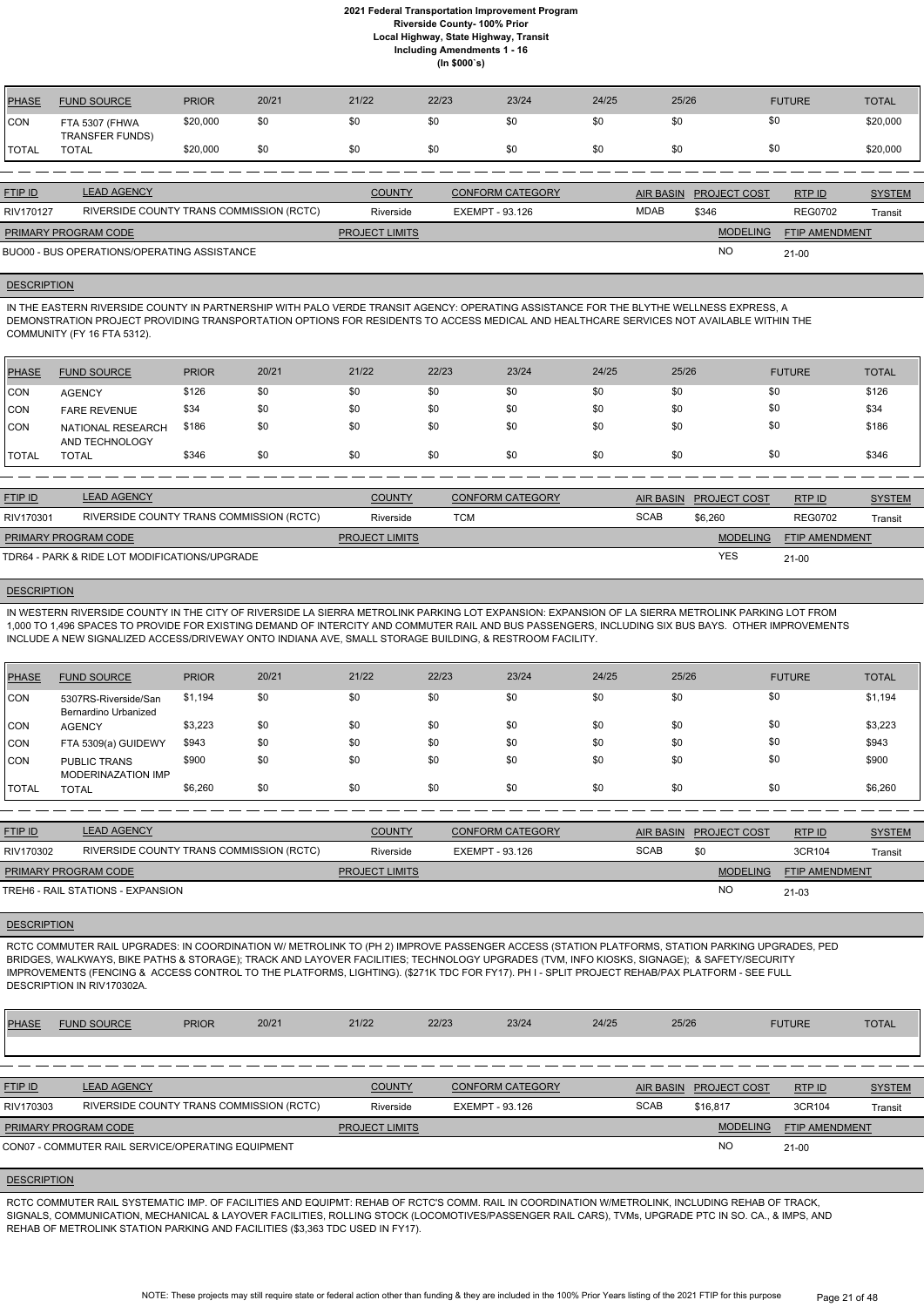| PHASE | FUND SOURCE | PRIOR | 20/21 | 21/22 | 22/23 | 23/24 | 24/25 | 25/26 | FUTURE | TOTAL |
|---|---|---|---|---|---|---|---|---|---|---|
| CON | FTA 5307 (FHWA TRANSFER FUNDS) | $20,000 | $0 | $0 | $0 | $0 | $0 | $0 | $0 | $20,000 |
| TOTAL | TOTAL | $20,000 | $0 | $0 | $0 | $0 | $0 | $0 | $0 | $20,000 |

| FTIP ID | LEAD AGENCY | COUNTY | CONFORM CATEGORY | AIR BASIN | PROJECT COST | RTP ID | SYSTEM |
|---|---|---|---|---|---|---|---|
| RIV170127 | RIVERSIDE COUNTY TRANS COMMISSION (RCTC) | Riverside | EXEMPT - 93.126 | MDAB | $346 | REG0702 | Transit |

| PRIMARY PROGRAM CODE | PROJECT LIMITS | MODELING | FTIP AMENDMENT |
|---|---|---|---|
| BUO00 - BUS OPERATIONS/OPERATING ASSISTANCE | | NO | 21-00 |

**DESCRIPTION**

IN THE EASTERN RIVERSIDE COUNTY IN PARTNERSHIP WITH PALO VERDE TRANSIT AGENCY: OPERATING ASSISTANCE FOR THE BLYTHE WELLNESS EXPRESS, A DEMONSTRATION PROJECT PROVIDING TRANSPORTATION OPTIONS FOR RESIDENTS TO ACCESS MEDICAL AND HEALTHCARE SERVICES NOT AVAILABLE WITHIN THE COMMUNITY (FY 16 FTA 5312).

| PHASE | FUND SOURCE | PRIOR | 20/21 | 21/22 | 22/23 | 23/24 | 24/25 | 25/26 | FUTURE | TOTAL |
|---|---|---|---|---|---|---|---|---|---|---|
| CON | AGENCY | $126 | $0 | $0 | $0 | $0 | $0 | $0 | $0 | $126 |
| CON | FARE REVENUE | $34 | $0 | $0 | $0 | $0 | $0 | $0 | $0 | $34 |
| CON | NATIONAL RESEARCH AND TECHNOLOGY | $186 | $0 | $0 | $0 | $0 | $0 | $0 | $0 | $186 |
| TOTAL | TOTAL | $346 | $0 | $0 | $0 | $0 | $0 | $0 | $0 | $346 |

| FTIP ID | LEAD AGENCY | COUNTY | CONFORM CATEGORY | AIR BASIN | PROJECT COST | RTP ID | SYSTEM |
|---|---|---|---|---|---|---|---|
| RIV170301 | RIVERSIDE COUNTY TRANS COMMISSION (RCTC) | Riverside | TCM | SCAB | $6,260 | REG0702 | Transit |

| PRIMARY PROGRAM CODE | PROJECT LIMITS | MODELING | FTIP AMENDMENT |
|---|---|---|---|
| TDR64 - PARK & RIDE LOT MODIFICATIONS/UPGRADE | | YES | 21-00 |

**DESCRIPTION**

IN WESTERN RIVERSIDE COUNTY IN THE CITY OF RIVERSIDE LA SIERRA METROLINK PARKING LOT EXPANSION: EXPANSION OF LA SIERRA METROLINK PARKING LOT FROM 1,000 TO 1,496 SPACES TO PROVIDE FOR EXISTING DEMAND OF INTERCITY AND COMMUTER RAIL AND BUS PASSENGERS, INCLUDING SIX BUS BAYS. OTHER IMPROVEMENTS INCLUDE A NEW SIGNALIZED ACCESS/DRIVEWAY ONTO INDIANA AVE, SMALL STORAGE BUILDING, & RESTROOM FACILITY.

| PHASE | FUND SOURCE | PRIOR | 20/21 | 21/22 | 22/23 | 23/24 | 24/25 | 25/26 | FUTURE | TOTAL |
|---|---|---|---|---|---|---|---|---|---|---|
| CON | 5307RS-Riverside/San Bernardino Urbanized | $1,194 | $0 | $0 | $0 | $0 | $0 | $0 | $0 | $1,194 |
| CON | AGENCY | $3,223 | $0 | $0 | $0 | $0 | $0 | $0 | $0 | $3,223 |
| CON | FTA 5309(a) GUIDEWY | $943 | $0 | $0 | $0 | $0 | $0 | $0 | $0 | $943 |
| CON | PUBLIC TRANS MODERINAZATION IMP | $900 | $0 | $0 | $0 | $0 | $0 | $0 | $0 | $900 |
| TOTAL | TOTAL | $6,260 | $0 | $0 | $0 | $0 | $0 | $0 | $0 | $6,260 |

| FTIP ID | LEAD AGENCY | COUNTY | CONFORM CATEGORY | AIR BASIN | PROJECT COST | RTP ID | SYSTEM |
|---|---|---|---|---|---|---|---|
| RIV170302 | RIVERSIDE COUNTY TRANS COMMISSION (RCTC) | Riverside | EXEMPT - 93.126 | SCAB | $0 | 3CR104 | Transit |

| PRIMARY PROGRAM CODE | PROJECT LIMITS | MODELING | FTIP AMENDMENT |
|---|---|---|---|
| TREH6 - RAIL STATIONS - EXPANSION | | NO | 21-03 |

**DESCRIPTION**

RCTC COMMUTER RAIL UPGRADES: IN COORDINATION W/ METROLINK TO (PH 2) IMPROVE PASSENGER ACCESS (STATION PLATFORMS, STATION PARKING UPGRADES, PED BRIDGES, WALKWAYS, BIKE PATHS & STORAGE); TRACK AND LAYOVER FACILITIES; TECHNOLOGY UPGRADES (TVM, INFO KIOSKS, SIGNAGE); & SAFETY/SECURITY IMPROVEMENTS (FENCING & ACCESS CONTROL TO THE PLATFORMS, LIGHTING). ($271K TDC FOR FY17). PH I - SPLIT PROJECT REHAB/PAX PLATFORM - SEE FULL DESCRIPTION IN RIV170302A.

| PHASE | FUND SOURCE | PRIOR | 20/21 | 21/22 | 22/23 | 23/24 | 24/25 | 25/26 | FUTURE | TOTAL |
|---|---|---|---|---|---|---|---|---|---|---|

| FTIP ID | LEAD AGENCY | COUNTY | CONFORM CATEGORY | AIR BASIN | PROJECT COST | RTP ID | SYSTEM |
|---|---|---|---|---|---|---|---|
| RIV170303 | RIVERSIDE COUNTY TRANS COMMISSION (RCTC) | Riverside | EXEMPT - 93.126 | SCAB | $16,817 | 3CR104 | Transit |

| PRIMARY PROGRAM CODE | PROJECT LIMITS | MODELING | FTIP AMENDMENT |
|---|---|---|---|
| CON07 - COMMUTER RAIL SERVICE/OPERATING EQUIPMENT | | NO | 21-00 |

**DESCRIPTION**

RCTC COMMUTER RAIL SYSTEMATIC IMP. OF FACILITIES AND EQUIPMT: REHAB OF RCTC'S COMM. RAIL IN COORDINATION W/METROLINK, INCLUDING REHAB OF TRACK, SIGNALS, COMMUNICATION, MECHANICAL & LAYOVER FACILITIES, ROLLING STOCK (LOCOMOTIVES/PASSENGER RAIL CARS), TVMs, UPGRADE PTC IN SO. CA., & IMPS, AND REHAB OF METROLINK STATION PARKING AND FACILITIES ($3,363 TDC USED IN FY17).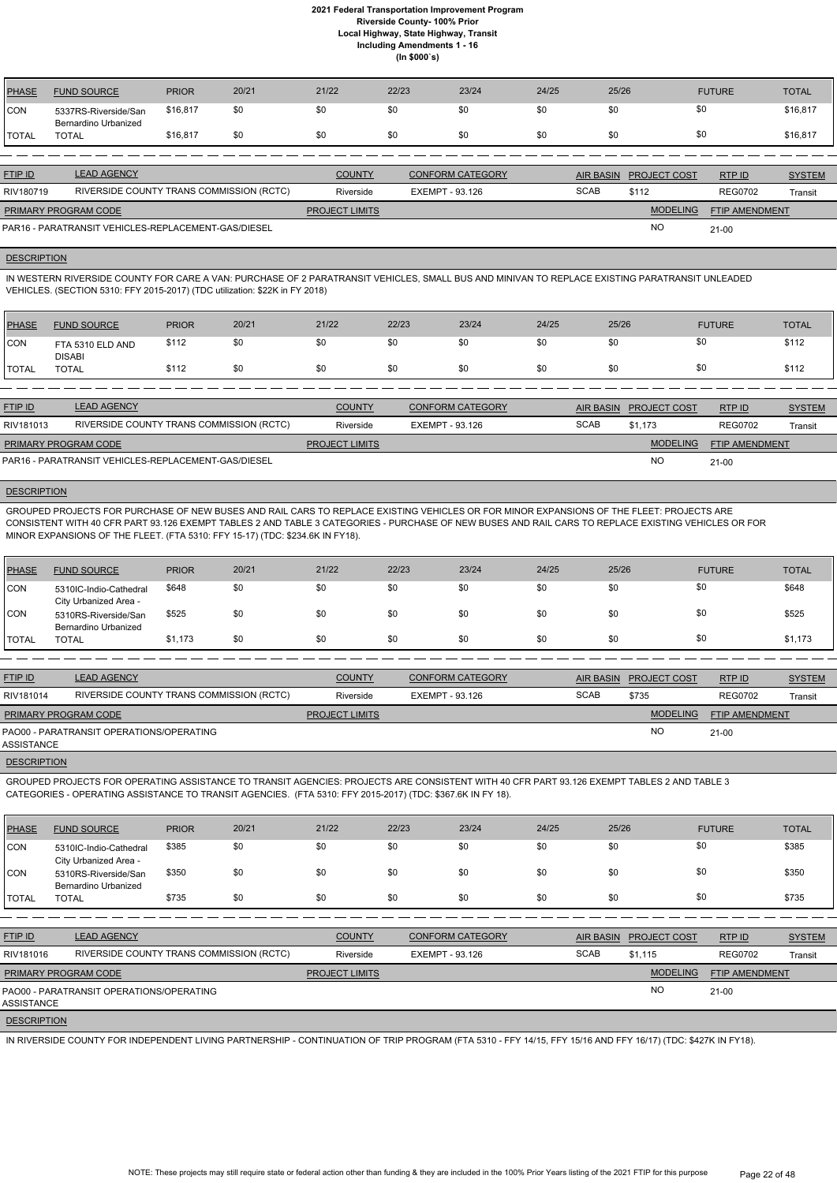| PHASE | FUND SOURCE | PRIOR | 20/21 | 21/22 | 22/23 | 23/24 | 24/25 | 25/26 | FUTURE | TOTAL |
|---|---|---|---|---|---|---|---|---|---|---|
| CON | 5337RS-Riverside/San Bernardino Urbanized | $16,817 | $0 | $0 | $0 | $0 | $0 | $0 | $0 | $16,817 |
| TOTAL | TOTAL | $16,817 | $0 | $0 | $0 | $0 | $0 | $0 | $0 | $16,817 |

| FTIP ID | LEAD AGENCY | COUNTY | CONFORM CATEGORY | AIR BASIN | PROJECT COST | RTP ID | SYSTEM |
|---|---|---|---|---|---|---|---|
| RIV180719 | RIVERSIDE COUNTY TRANS COMMISSION (RCTC) | Riverside | EXEMPT - 93.126 | SCAB | $112 | REG0702 | Transit |

| PRIMARY PROGRAM CODE | PROJECT LIMITS | MODELING | FTIP AMENDMENT |
|---|---|---|---|
| PAR16 - PARATRANSIT VEHICLES-REPLACEMENT-GAS/DIESEL | | NO | 21-00 |

**DESCRIPTION**

IN WESTERN RIVERSIDE COUNTY FOR CARE A VAN: PURCHASE OF 2 PARATRANSIT VEHICLES, SMALL BUS AND MINIVAN TO REPLACE EXISTING PARATRANSIT UNLEADED VEHICLES. (SECTION 5310: FFY 2015-2017) (TDC utilization: $22K in FY 2018)

| PHASE | FUND SOURCE | PRIOR | 20/21 | 21/22 | 22/23 | 23/24 | 24/25 | 25/26 | FUTURE | TOTAL |
|---|---|---|---|---|---|---|---|---|---|---|
| CON | FTA 5310 ELD AND DISABI | $112 | $0 | $0 | $0 | $0 | $0 | $0 | $0 | $112 |
| TOTAL | TOTAL | $112 | $0 | $0 | $0 | $0 | $0 | $0 | $0 | $112 |

| FTIP ID | LEAD AGENCY | COUNTY | CONFORM CATEGORY | AIR BASIN | PROJECT COST | RTP ID | SYSTEM |
|---|---|---|---|---|---|---|---|
| RIV181013 | RIVERSIDE COUNTY TRANS COMMISSION (RCTC) | Riverside | EXEMPT - 93.126 | SCAB | $1,173 | REG0702 | Transit |

| PRIMARY PROGRAM CODE | PROJECT LIMITS | MODELING | FTIP AMENDMENT |
|---|---|---|---|
| PAR16 - PARATRANSIT VEHICLES-REPLACEMENT-GAS/DIESEL | | NO | 21-00 |

**DESCRIPTION**

GROUPED PROJECTS FOR PURCHASE OF NEW BUSES AND RAIL CARS TO REPLACE EXISTING VEHICLES OR FOR MINOR EXPANSIONS OF THE FLEET: PROJECTS ARE CONSISTENT WITH 40 CFR PART 93.126 EXEMPT TABLES 2 AND TABLE 3 CATEGORIES - PURCHASE OF NEW BUSES AND RAIL CARS TO REPLACE EXISTING VEHICLES OR FOR MINOR EXPANSIONS OF THE FLEET. (FTA 5310: FFY 15-17) (TDC: $234.6K IN FY18).

| PHASE | FUND SOURCE | PRIOR | 20/21 | 21/22 | 22/23 | 23/24 | 24/25 | 25/26 | FUTURE | TOTAL |
|---|---|---|---|---|---|---|---|---|---|---|
| CON | 5310IC-Indio-Cathedral City Urbanized Area - | $648 | $0 | $0 | $0 | $0 | $0 | $0 | $0 | $648 |
| CON | 5310RS-Riverside/San Bernardino Urbanized | $525 | $0 | $0 | $0 | $0 | $0 | $0 | $0 | $525 |
| TOTAL | TOTAL | $1,173 | $0 | $0 | $0 | $0 | $0 | $0 | $0 | $1,173 |

| FTIP ID | LEAD AGENCY | COUNTY | CONFORM CATEGORY | AIR BASIN | PROJECT COST | RTP ID | SYSTEM |
|---|---|---|---|---|---|---|---|
| RIV181014 | RIVERSIDE COUNTY TRANS COMMISSION (RCTC) | Riverside | EXEMPT - 93.126 | SCAB | $735 | REG0702 | Transit |

| PRIMARY PROGRAM CODE | PROJECT LIMITS | MODELING | FTIP AMENDMENT |
|---|---|---|---|
| PAO00 - PARATRANSIT OPERATIONS/OPERATING ASSISTANCE | | NO | 21-00 |

**DESCRIPTION**

GROUPED PROJECTS FOR OPERATING ASSISTANCE TO TRANSIT AGENCIES: PROJECTS ARE CONSISTENT WITH 40 CFR PART 93.126 EXEMPT TABLES 2 AND TABLE 3 CATEGORIES - OPERATING ASSISTANCE TO TRANSIT AGENCIES. (FTA 5310: FFY 2015-2017) (TDC: $367.6K IN FY 18).

| PHASE | FUND SOURCE | PRIOR | 20/21 | 21/22 | 22/23 | 23/24 | 24/25 | 25/26 | FUTURE | TOTAL |
|---|---|---|---|---|---|---|---|---|---|---|
| CON | 5310IC-Indio-Cathedral City Urbanized Area - | $385 | $0 | $0 | $0 | $0 | $0 | $0 | $0 | $385 |
| CON | 5310RS-Riverside/San Bernardino Urbanized | $350 | $0 | $0 | $0 | $0 | $0 | $0 | $0 | $350 |
| TOTAL | TOTAL | $735 | $0 | $0 | $0 | $0 | $0 | $0 | $0 | $735 |

| FTIP ID | LEAD AGENCY | COUNTY | CONFORM CATEGORY | AIR BASIN | PROJECT COST | RTP ID | SYSTEM |
|---|---|---|---|---|---|---|---|
| RIV181016 | RIVERSIDE COUNTY TRANS COMMISSION (RCTC) | Riverside | EXEMPT - 93.126 | SCAB | $1,115 | REG0702 | Transit |

| PRIMARY PROGRAM CODE | PROJECT LIMITS | MODELING | FTIP AMENDMENT |
|---|---|---|---|
| PAO00 - PARATRANSIT OPERATIONS/OPERATING ASSISTANCE | | NO | 21-00 |

**DESCRIPTION**

IN RIVERSIDE COUNTY FOR INDEPENDENT LIVING PARTNERSHIP - CONTINUATION OF TRIP PROGRAM (FTA 5310 - FFY 14/15, FFY 15/16 AND FFY 16/17) (TDC: $427K IN FY18).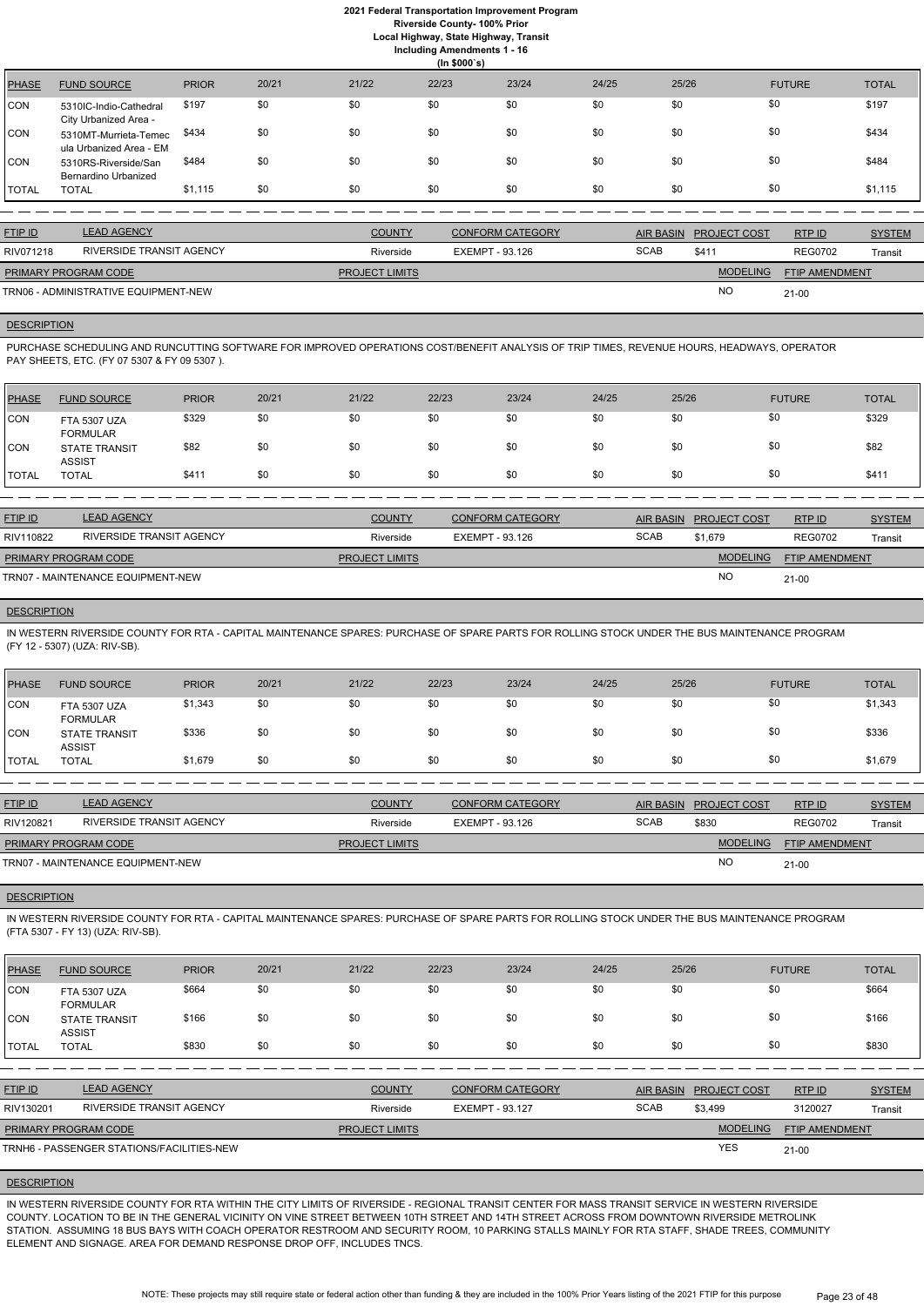# 2021 Federal Transportation Improvement Program
## Riverside County- 100% Prior
### Local Highway, State Highway, Transit
### Including Amendments 1 - 16
### (In $000`s)

| PHASE | FUND SOURCE | PRIOR | 20/21 | 21/22 | 22/23 | 23/24 | 24/25 | 25/26 | FUTURE | TOTAL |
|---|---|---|---|---|---|---|---|---|---|---|
| CON | 5310IC-Indio-Cathedral City Urbanized Area - | $197 | $0 | $0 | $0 | $0 | $0 | $0 | $0 | $197 |
| CON | 5310MT-Murrieta-Temecula Urbanized Area - EM | $434 | $0 | $0 | $0 | $0 | $0 | $0 | $0 | $434 |
| CON | 5310RS-Riverside/San Bernardino Urbanized | $484 | $0 | $0 | $0 | $0 | $0 | $0 | $0 | $484 |
| TOTAL | TOTAL | $1,115 | $0 | $0 | $0 | $0 | $0 | $0 | $0 | $1,115 |

| FTIP ID | LEAD AGENCY | COUNTY | CONFORM CATEGORY | AIR BASIN | PROJECT COST | RTP ID | SYSTEM |
|---|---|---|---|---|---|---|---|
| RIV071218 | RIVERSIDE TRANSIT AGENCY | Riverside | EXEMPT - 93.126 | SCAB | $411 | REG0702 | Transit |

| PRIMARY PROGRAM CODE | PROJECT LIMITS | MODELING | FTIP AMENDMENT |
|---|---|---|---|
| TRN06 - ADMINISTRATIVE EQUIPMENT-NEW | | NO | 21-00 |

**DESCRIPTION**

PURCHASE SCHEDULING AND RUNCUTTING SOFTWARE FOR IMPROVED OPERATIONS COST/BENEFIT ANALYSIS OF TRIP TIMES, REVENUE HOURS, HEADWAYS, OPERATOR PAY SHEETS, ETC. (FY 07 5307 & FY 09 5307 ).

| PHASE | FUND SOURCE | PRIOR | 20/21 | 21/22 | 22/23 | 23/24 | 24/25 | 25/26 | FUTURE | TOTAL |
|---|---|---|---|---|---|---|---|---|---|---|
| CON | FTA 5307 UZA FORMULAR | $329 | $0 | $0 | $0 | $0 | $0 | $0 | $0 | $329 |
| CON | STATE TRANSIT ASSIST | $82 | $0 | $0 | $0 | $0 | $0 | $0 | $0 | $82 |
| TOTAL | TOTAL | $411 | $0 | $0 | $0 | $0 | $0 | $0 | $0 | $411 |

| FTIP ID | LEAD AGENCY | COUNTY | CONFORM CATEGORY | AIR BASIN | PROJECT COST | RTP ID | SYSTEM |
|---|---|---|---|---|---|---|---|
| RIV110822 | RIVERSIDE TRANSIT AGENCY | Riverside | EXEMPT - 93.126 | SCAB | $1,679 | REG0702 | Transit |

| PRIMARY PROGRAM CODE | PROJECT LIMITS | MODELING | FTIP AMENDMENT |
|---|---|---|---|
| TRN07 - MAINTENANCE EQUIPMENT-NEW | | NO | 21-00 |

**DESCRIPTION**

IN WESTERN RIVERSIDE COUNTY FOR RTA - CAPITAL MAINTENANCE SPARES: PURCHASE OF SPARE PARTS FOR ROLLING STOCK UNDER THE BUS MAINTENANCE PROGRAM (FY 12 - 5307) (UZA: RIV-SB).

| PHASE | FUND SOURCE | PRIOR | 20/21 | 21/22 | 22/23 | 23/24 | 24/25 | 25/26 | FUTURE | TOTAL |
|---|---|---|---|---|---|---|---|---|---|---|
| CON | FTA 5307 UZA FORMULAR | $1,343 | $0 | $0 | $0 | $0 | $0 | $0 | $0 | $1,343 |
| CON | STATE TRANSIT ASSIST | $336 | $0 | $0 | $0 | $0 | $0 | $0 | $0 | $336 |
| TOTAL | TOTAL | $1,679 | $0 | $0 | $0 | $0 | $0 | $0 | $0 | $1,679 |

| FTIP ID | LEAD AGENCY | COUNTY | CONFORM CATEGORY | AIR BASIN | PROJECT COST | RTP ID | SYSTEM |
|---|---|---|---|---|---|---|---|
| RIV120821 | RIVERSIDE TRANSIT AGENCY | Riverside | EXEMPT - 93.126 | SCAB | $830 | REG0702 | Transit |

| PRIMARY PROGRAM CODE | PROJECT LIMITS | MODELING | FTIP AMENDMENT |
|---|---|---|---|
| TRN07 - MAINTENANCE EQUIPMENT-NEW | | NO | 21-00 |

**DESCRIPTION**

IN WESTERN RIVERSIDE COUNTY FOR RTA - CAPITAL MAINTENANCE SPARES: PURCHASE OF SPARE PARTS FOR ROLLING STOCK UNDER THE BUS MAINTENANCE PROGRAM (FTA 5307 - FY 13) (UZA: RIV-SB).

| PHASE | FUND SOURCE | PRIOR | 20/21 | 21/22 | 22/23 | 23/24 | 24/25 | 25/26 | FUTURE | TOTAL |
|---|---|---|---|---|---|---|---|---|---|---|
| CON | FTA 5307 UZA FORMULAR | $664 | $0 | $0 | $0 | $0 | $0 | $0 | $0 | $664 |
| CON | STATE TRANSIT ASSIST | $166 | $0 | $0 | $0 | $0 | $0 | $0 | $0 | $166 |
| TOTAL | TOTAL | $830 | $0 | $0 | $0 | $0 | $0 | $0 | $0 | $830 |

| FTIP ID | LEAD AGENCY | COUNTY | CONFORM CATEGORY | AIR BASIN | PROJECT COST | RTP ID | SYSTEM |
|---|---|---|---|---|---|---|---|
| RIV130201 | RIVERSIDE TRANSIT AGENCY | Riverside | EXEMPT - 93.127 | SCAB | $3,499 | 3120027 | Transit |

| PRIMARY PROGRAM CODE | PROJECT LIMITS | MODELING | FTIP AMENDMENT |
|---|---|---|---|
| TRNH6 - PASSENGER STATIONS/FACILITIES-NEW | | YES | 21-00 |

**DESCRIPTION**

IN WESTERN RIVERSIDE COUNTY FOR RTA WITHIN THE CITY LIMITS OF RIVERSIDE - REGIONAL TRANSIT CENTER FOR MASS TRANSIT SERVICE IN WESTERN RIVERSIDE COUNTY. LOCATION TO BE IN THE GENERAL VICINITY ON VINE STREET BETWEEN 10TH STREET AND 14TH STREET ACROSS FROM DOWNTOWN RIVERSIDE METROLINK STATION. ASSUMING 18 BUS BAYS WITH COACH OPERATOR RESTROOM AND SECURITY ROOM, 10 PARKING STALLS MAINLY FOR RTA STAFF, SHADE TREES, COMMUNITY ELEMENT AND SIGNAGE. AREA FOR DEMAND RESPONSE DROP OFF, INCLUDES TNCS.

NOTE: These projects may still require state or federal action other than funding & they are included in the 100% Prior Years listing of the 2021 FTIP for this purpose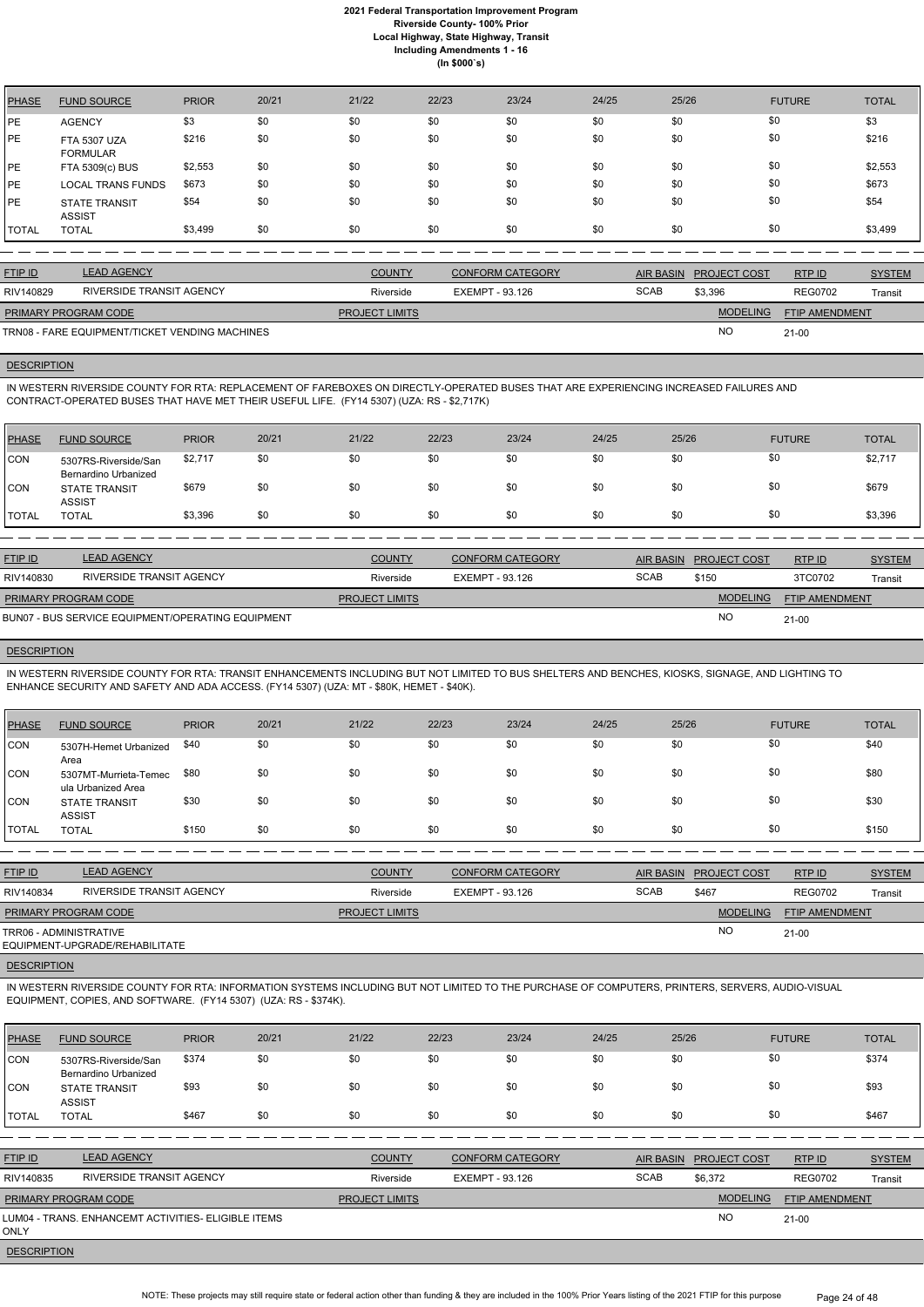| PHASE | FUND SOURCE | PRIOR | 20/21 | 21/22 | 22/23 | 23/24 | 24/25 | 25/26 | FUTURE | TOTAL |
|---|---|---|---|---|---|---|---|---|---|---|
| PE | AGENCY | $3 | $0 | $0 | $0 | $0 | $0 | $0 | $0 | $3 |
| PE | FTA 5307 UZA FORMULAR | $216 | $0 | $0 | $0 | $0 | $0 | $0 | $0 | $216 |
| PE | FTA 5309(c) BUS | $2,553 | $0 | $0 | $0 | $0 | $0 | $0 | $0 | $2,553 |
| PE | LOCAL TRANS FUNDS | $673 | $0 | $0 | $0 | $0 | $0 | $0 | $0 | $673 |
| PE | STATE TRANSIT ASSIST | $54 | $0 | $0 | $0 | $0 | $0 | $0 | $0 | $54 |
| TOTAL | TOTAL | $3,499 | $0 | $0 | $0 | $0 | $0 | $0 | $0 | $3,499 |

| FTIP ID | LEAD AGENCY | COUNTY | CONFORM CATEGORY | AIR BASIN | PROJECT COST | RTP ID | SYSTEM |
|---|---|---|---|---|---|---|---|
| RIV140829 | RIVERSIDE TRANSIT AGENCY | Riverside | EXEMPT - 93.126 | SCAB | $3,396 | REG0702 | Transit |

| PRIMARY PROGRAM CODE | PROJECT LIMITS | MODELING | FTIP AMENDMENT |
|---|---|---|---|
| TRN08 - FARE EQUIPMENT/TICKET VENDING MACHINES | | NO | 21-00 |

**DESCRIPTION**

IN WESTERN RIVERSIDE COUNTY FOR RTA: REPLACEMENT OF FAREBOXES ON DIRECTLY-OPERATED BUSES THAT ARE EXPERIENCING INCREASED FAILURES AND CONTRACT-OPERATED BUSES THAT HAVE MET THEIR USEFUL LIFE. (FY14 5307) (UZA: RS - $2,717K)

| PHASE | FUND SOURCE | PRIOR | 20/21 | 21/22 | 22/23 | 23/24 | 24/25 | 25/26 | FUTURE | TOTAL |
|---|---|---|---|---|---|---|---|---|---|---|
| CON | 5307RS-Riverside/San Bernardino Urbanized | $2,717 | $0 | $0 | $0 | $0 | $0 | $0 | $0 | $2,717 |
| CON | STATE TRANSIT ASSIST | $679 | $0 | $0 | $0 | $0 | $0 | $0 | $0 | $679 |
| TOTAL | TOTAL | $3,396 | $0 | $0 | $0 | $0 | $0 | $0 | $0 | $3,396 |

| FTIP ID | LEAD AGENCY | COUNTY | CONFORM CATEGORY | AIR BASIN | PROJECT COST | RTP ID | SYSTEM |
|---|---|---|---|---|---|---|---|
| RIV140830 | RIVERSIDE TRANSIT AGENCY | Riverside | EXEMPT - 93.126 | SCAB | $150 | 3TC0702 | Transit |

| PRIMARY PROGRAM CODE | PROJECT LIMITS | MODELING | FTIP AMENDMENT |
|---|---|---|---|
| BUN07 - BUS SERVICE EQUIPMENT/OPERATING EQUIPMENT | | NO | 21-00 |

**DESCRIPTION**

IN WESTERN RIVERSIDE COUNTY FOR RTA: TRANSIT ENHANCEMENTS INCLUDING BUT NOT LIMITED TO BUS SHELTERS AND BENCHES, KIOSKS, SIGNAGE, AND LIGHTING TO ENHANCE SECURITY AND SAFETY AND ADA ACCESS. (FY14 5307) (UZA: MT - $80K, HEMET - $40K).

| PHASE | FUND SOURCE | PRIOR | 20/21 | 21/22 | 22/23 | 23/24 | 24/25 | 25/26 | FUTURE | TOTAL |
|---|---|---|---|---|---|---|---|---|---|---|
| CON | 5307H-Hemet Urbanized Area | $40 | $0 | $0 | $0 | $0 | $0 | $0 | $0 | $40 |
| CON | 5307MT-Murrieta-Temecula Urbanized Area | $80 | $0 | $0 | $0 | $0 | $0 | $0 | $0 | $80 |
| CON | STATE TRANSIT ASSIST | $30 | $0 | $0 | $0 | $0 | $0 | $0 | $0 | $30 |
| TOTAL | TOTAL | $150 | $0 | $0 | $0 | $0 | $0 | $0 | $0 | $150 |

| FTIP ID | LEAD AGENCY | COUNTY | CONFORM CATEGORY | AIR BASIN | PROJECT COST | RTP ID | SYSTEM |
|---|---|---|---|---|---|---|---|
| RIV140834 | RIVERSIDE TRANSIT AGENCY | Riverside | EXEMPT - 93.126 | SCAB | $467 | REG0702 | Transit |

| PRIMARY PROGRAM CODE | PROJECT LIMITS | MODELING | FTIP AMENDMENT |
|---|---|---|---|
| TRR06 - ADMINISTRATIVE EQUIPMENT-UPGRADE/REHABILITATE | | NO | 21-00 |

**DESCRIPTION**

IN WESTERN RIVERSIDE COUNTY FOR RTA: INFORMATION SYSTEMS INCLUDING BUT NOT LIMITED TO THE PURCHASE OF COMPUTERS, PRINTERS, SERVERS, AUDIO-VISUAL EQUIPMENT, COPIES, AND SOFTWARE. (FY14 5307) (UZA: RS - $374K).

| PHASE | FUND SOURCE | PRIOR | 20/21 | 21/22 | 22/23 | 23/24 | 24/25 | 25/26 | FUTURE | TOTAL |
|---|---|---|---|---|---|---|---|---|---|---|
| CON | 5307RS-Riverside/San Bernardino Urbanized | $374 | $0 | $0 | $0 | $0 | $0 | $0 | $0 | $374 |
| CON | STATE TRANSIT ASSIST | $93 | $0 | $0 | $0 | $0 | $0 | $0 | $0 | $93 |
| TOTAL | TOTAL | $467 | $0 | $0 | $0 | $0 | $0 | $0 | $0 | $467 |

| FTIP ID | LEAD AGENCY | COUNTY | CONFORM CATEGORY | AIR BASIN | PROJECT COST | RTP ID | SYSTEM |
|---|---|---|---|---|---|---|---|
| RIV140835 | RIVERSIDE TRANSIT AGENCY | Riverside | EXEMPT - 93.126 | SCAB | $6,372 | REG0702 | Transit |

| PRIMARY PROGRAM CODE | PROJECT LIMITS | MODELING | FTIP AMENDMENT |
|---|---|---|---|
| LUM04 - TRANS. ENHANCEMT ACTIVITIES- ELIGIBLE ITEMS ONLY | | NO | 21-00 |

**DESCRIPTION**

NOTE: These projects may still require state or federal action other than funding & they are included in the 100% Prior Years listing of the 2021 FTIP for this purpose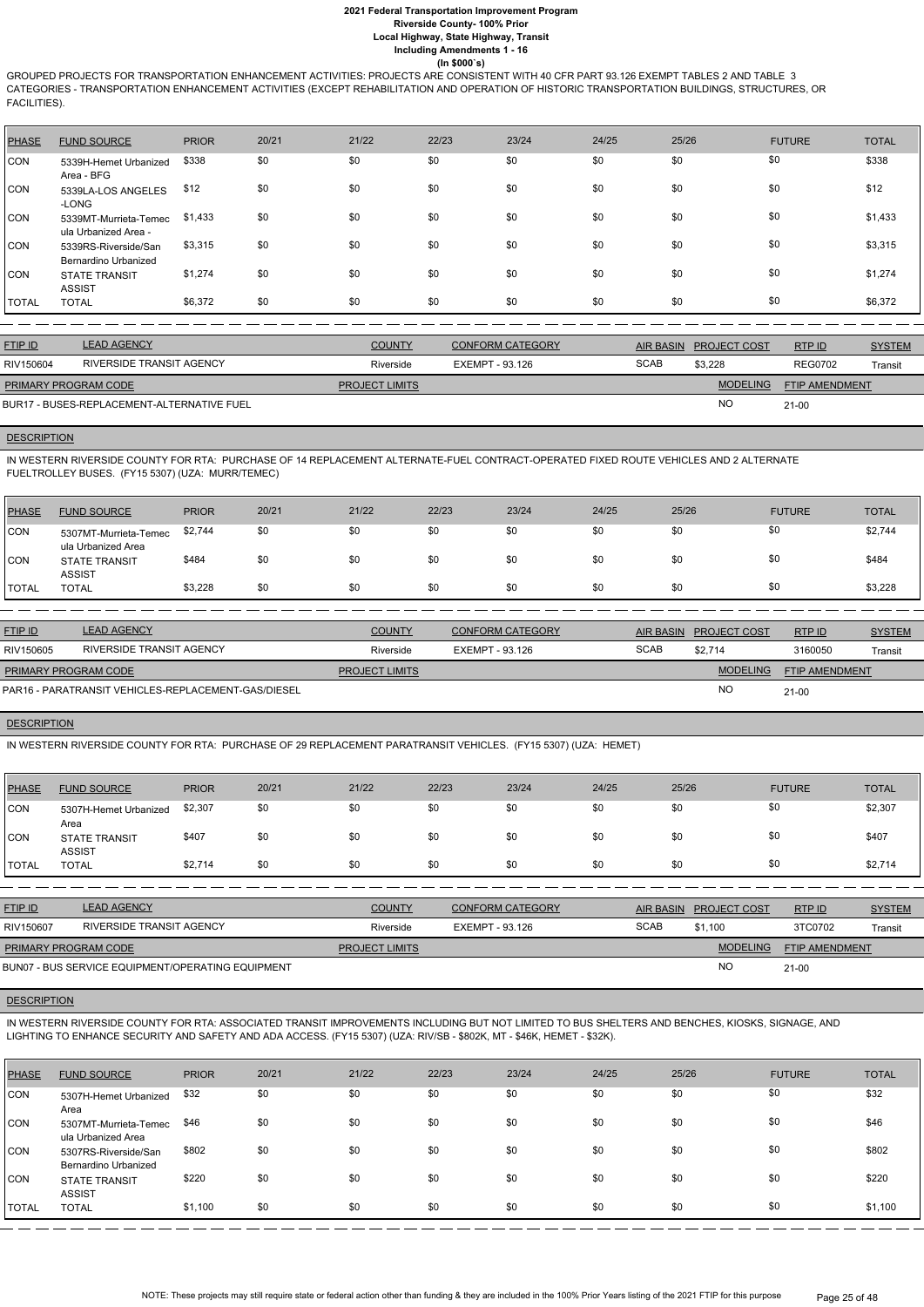GROUPED PROJECTS FOR TRANSPORTATION ENHANCEMENT ACTIVITIES: PROJECTS ARE CONSISTENT WITH 40 CFR PART 93.126 EXEMPT TABLES 2 AND TABLE 3 CATEGORIES - TRANSPORTATION ENHANCEMENT ACTIVITIES (EXCEPT REHABILITATION AND OPERATION OF HISTORIC TRANSPORTATION BUILDINGS, STRUCTURES, OR FACILITIES).

| PHASE | FUND SOURCE | PRIOR | 20/21 | 21/22 | 22/23 | 23/24 | 24/25 | 25/26 | FUTURE | TOTAL |
|---|---|---|---|---|---|---|---|---|---|---|
| CON | 5339H-Hemet Urbanized Area - BFG | $338 | $0 | $0 | $0 | $0 | $0 | $0 | $0 | $338 |
| CON | 5339LA-LOS ANGELES -LONG | $12 | $0 | $0 | $0 | $0 | $0 | $0 | $0 | $12 |
| CON | 5339MT-Murrieta-Temecula Urbanized Area - | $1,433 | $0 | $0 | $0 | $0 | $0 | $0 | $0 | $1,433 |
| CON | 5339RS-Riverside/San Bernardino Urbanized | $3,315 | $0 | $0 | $0 | $0 | $0 | $0 | $0 | $3,315 |
| CON | STATE TRANSIT ASSIST | $1,274 | $0 | $0 | $0 | $0 | $0 | $0 | $0 | $1,274 |
| TOTAL | TOTAL | $6,372 | $0 | $0 | $0 | $0 | $0 | $0 | $0 | $6,372 |

| FTIP ID | LEAD AGENCY | COUNTY | CONFORM CATEGORY | AIR BASIN | PROJECT COST | RTP ID | SYSTEM |
|---|---|---|---|---|---|---|---|
| RIV150604 | RIVERSIDE TRANSIT AGENCY | Riverside | EXEMPT - 93.126 | SCAB | $3,228 | REG0702 | Transit |

| PRIMARY PROGRAM CODE | PROJECT LIMITS | MODELING | FTIP AMENDMENT |
|---|---|---|---|
| BUR17 - BUSES-REPLACEMENT-ALTERNATIVE FUEL | | NO | 21-00 |

**DESCRIPTION**

IN WESTERN RIVERSIDE COUNTY FOR RTA: PURCHASE OF 14 REPLACEMENT ALTERNATE-FUEL CONTRACT-OPERATED FIXED ROUTE VEHICLES AND 2 ALTERNATE FUELTROLLEY BUSES. (FY15 5307) (UZA: MURR/TEMEC)

| PHASE | FUND SOURCE | PRIOR | 20/21 | 21/22 | 22/23 | 23/24 | 24/25 | 25/26 | FUTURE | TOTAL |
|---|---|---|---|---|---|---|---|---|---|---|
| CON | 5307MT-Murrieta-Temecula Urbanized Area | $2,744 | $0 | $0 | $0 | $0 | $0 | $0 | $0 | $2,744 |
| CON | STATE TRANSIT ASSIST | $484 | $0 | $0 | $0 | $0 | $0 | $0 | $0 | $484 |
| TOTAL | TOTAL | $3,228 | $0 | $0 | $0 | $0 | $0 | $0 | $0 | $3,228 |

| FTIP ID | LEAD AGENCY | COUNTY | CONFORM CATEGORY | AIR BASIN | PROJECT COST | RTP ID | SYSTEM |
|---|---|---|---|---|---|---|---|
| RIV150605 | RIVERSIDE TRANSIT AGENCY | Riverside | EXEMPT - 93.126 | SCAB | $2,714 | 3160050 | Transit |

| PRIMARY PROGRAM CODE | PROJECT LIMITS | MODELING | FTIP AMENDMENT |
|---|---|---|---|
| PAR16 - PARATRANSIT VEHICLES-REPLACEMENT-GAS/DIESEL | | NO | 21-00 |

**DESCRIPTION**

IN WESTERN RIVERSIDE COUNTY FOR RTA: PURCHASE OF 29 REPLACEMENT PARATRANSIT VEHICLES. (FY15 5307) (UZA: HEMET)

| PHASE | FUND SOURCE | PRIOR | 20/21 | 21/22 | 22/23 | 23/24 | 24/25 | 25/26 | FUTURE | TOTAL |
|---|---|---|---|---|---|---|---|---|---|---|
| CON | 5307H-Hemet Urbanized Area | $2,307 | $0 | $0 | $0 | $0 | $0 | $0 | $0 | $2,307 |
| CON | STATE TRANSIT ASSIST | $407 | $0 | $0 | $0 | $0 | $0 | $0 | $0 | $407 |
| TOTAL | TOTAL | $2,714 | $0 | $0 | $0 | $0 | $0 | $0 | $0 | $2,714 |

| FTIP ID | LEAD AGENCY | COUNTY | CONFORM CATEGORY | AIR BASIN | PROJECT COST | RTP ID | SYSTEM |
|---|---|---|---|---|---|---|---|
| RIV150607 | RIVERSIDE TRANSIT AGENCY | Riverside | EXEMPT - 93.126 | SCAB | $1,100 | 3TC0702 | Transit |

| PRIMARY PROGRAM CODE | PROJECT LIMITS | MODELING | FTIP AMENDMENT |
|---|---|---|---|
| BUN07 - BUS SERVICE EQUIPMENT/OPERATING EQUIPMENT | | NO | 21-00 |

**DESCRIPTION**

IN WESTERN RIVERSIDE COUNTY FOR RTA: ASSOCIATED TRANSIT IMPROVEMENTS INCLUDING BUT NOT LIMITED TO BUS SHELTERS AND BENCHES, KIOSKS, SIGNAGE, AND LIGHTING TO ENHANCE SECURITY AND SAFETY AND ADA ACCESS. (FY15 5307) (UZA: RIV/SB - $802K, MT - $46K, HEMET - $32K).

| PHASE | FUND SOURCE | PRIOR | 20/21 | 21/22 | 22/23 | 23/24 | 24/25 | 25/26 | FUTURE | TOTAL |
|---|---|---|---|---|---|---|---|---|---|---|
| CON | 5307H-Hemet Urbanized Area | $32 | $0 | $0 | $0 | $0 | $0 | $0 | $0 | $32 |
| CON | 5307MT-Murrieta-Temecula Urbanized Area | $46 | $0 | $0 | $0 | $0 | $0 | $0 | $0 | $46 |
| CON | 5307RS-Riverside/San Bernardino Urbanized | $802 | $0 | $0 | $0 | $0 | $0 | $0 | $0 | $802 |
| CON | STATE TRANSIT ASSIST | $220 | $0 | $0 | $0 | $0 | $0 | $0 | $0 | $220 |
| TOTAL | TOTAL | $1,100 | $0 | $0 | $0 | $0 | $0 | $0 | $0 | $1,100 |

NOTE: These projects may still require state or federal action other than funding & they are included in the 100% Prior Years listing of the 2021 FTIP for this purpose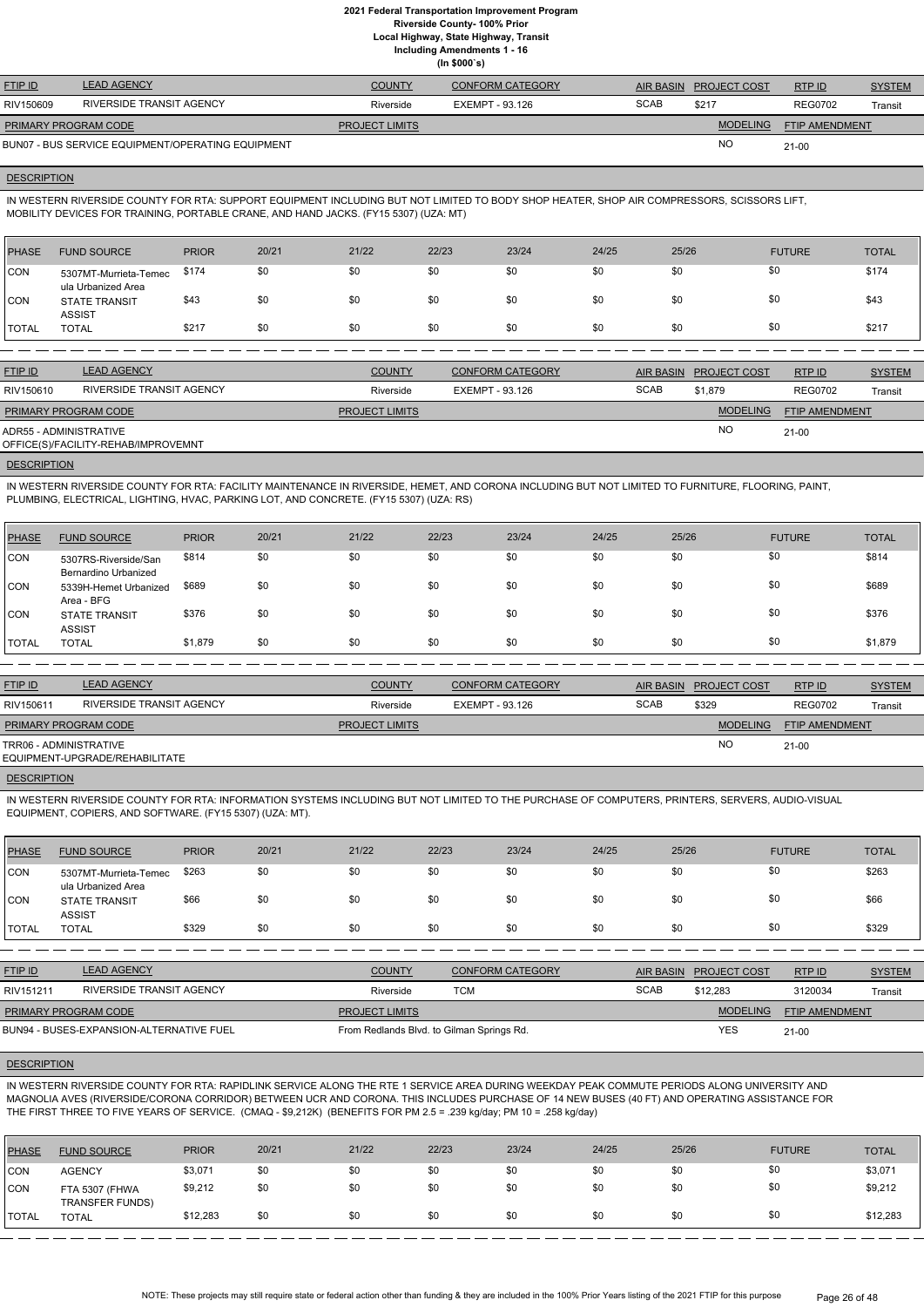**2021 Federal Transportation Improvement Program**
**Riverside County- 100% Prior**
**Local Highway, State Highway, Transit**
**Including Amendments 1 - 16**
**(In $000`s)**

| FTIP ID | LEAD AGENCY | COUNTY | CONFORM CATEGORY | AIR BASIN | PROJECT COST | RTP ID | SYSTEM |
|---|---|---|---|---|---|---|---|
| RIV150609 | RIVERSIDE TRANSIT AGENCY | Riverside | EXEMPT - 93.126 | SCAB | $217 | REG0702 | Transit |

| PRIMARY PROGRAM CODE | PROJECT LIMITS | MODELING | FTIP AMENDMENT |
|---|---|---|---|
| BUN07 - BUS SERVICE EQUIPMENT/OPERATING EQUIPMENT | | NO | 21-00 |

**DESCRIPTION**

IN WESTERN RIVERSIDE COUNTY FOR RTA: SUPPORT EQUIPMENT INCLUDING BUT NOT LIMITED TO BODY SHOP HEATER, SHOP AIR COMPRESSORS, SCISSORS LIFT, MOBILITY DEVICES FOR TRAINING, PORTABLE CRANE, AND HAND JACKS. (FY15 5307) (UZA: MT)

| PHASE | FUND SOURCE | PRIOR | 20/21 | 21/22 | 22/23 | 23/24 | 24/25 | 25/26 | FUTURE | TOTAL |
|---|---|---|---|---|---|---|---|---|---|---|
| CON | 5307MT-Murrieta-Temecula Urbanized Area | $174 | $0 | $0 | $0 | $0 | $0 | $0 | $0 | $174 |
| CON | STATE TRANSIT ASSIST | $43 | $0 | $0 | $0 | $0 | $0 | $0 | $0 | $43 |
| TOTAL | TOTAL | $217 | $0 | $0 | $0 | $0 | $0 | $0 | $0 | $217 |

| FTIP ID | LEAD AGENCY | COUNTY | CONFORM CATEGORY | AIR BASIN | PROJECT COST | RTP ID | SYSTEM |
|---|---|---|---|---|---|---|---|
| RIV150610 | RIVERSIDE TRANSIT AGENCY | Riverside | EXEMPT - 93.126 | SCAB | $1,879 | REG0702 | Transit |

| PRIMARY PROGRAM CODE | PROJECT LIMITS | MODELING | FTIP AMENDMENT |
|---|---|---|---|
| ADR55 - ADMINISTRATIVE OFFICE(S)/FACILITY-REHAB/IMPROVEMNT | | NO | 21-00 |

**DESCRIPTION**

IN WESTERN RIVERSIDE COUNTY FOR RTA: FACILITY MAINTENANCE IN RIVERSIDE, HEMET, AND CORONA INCLUDING BUT NOT LIMITED TO FURNITURE, FLOORING, PAINT, PLUMBING, ELECTRICAL, LIGHTING, HVAC, PARKING LOT, AND CONCRETE. (FY15 5307) (UZA: RS)

| PHASE | FUND SOURCE | PRIOR | 20/21 | 21/22 | 22/23 | 23/24 | 24/25 | 25/26 | FUTURE | TOTAL |
|---|---|---|---|---|---|---|---|---|---|---|
| CON | 5307RS-Riverside/San Bernardino Urbanized | $814 | $0 | $0 | $0 | $0 | $0 | $0 | $0 | $814 |
| CON | 5339H-Hemet Urbanized Area - BFG | $689 | $0 | $0 | $0 | $0 | $0 | $0 | $0 | $689 |
| CON | STATE TRANSIT ASSIST | $376 | $0 | $0 | $0 | $0 | $0 | $0 | $0 | $376 |
| TOTAL | TOTAL | $1,879 | $0 | $0 | $0 | $0 | $0 | $0 | $0 | $1,879 |

| FTIP ID | LEAD AGENCY | COUNTY | CONFORM CATEGORY | AIR BASIN | PROJECT COST | RTP ID | SYSTEM |
|---|---|---|---|---|---|---|---|
| RIV150611 | RIVERSIDE TRANSIT AGENCY | Riverside | EXEMPT - 93.126 | SCAB | $329 | REG0702 | Transit |

| PRIMARY PROGRAM CODE | PROJECT LIMITS | MODELING | FTIP AMENDMENT |
|---|---|---|---|
| TRR06 - ADMINISTRATIVE EQUIPMENT-UPGRADE/REHABILITATE | | NO | 21-00 |

**DESCRIPTION**

IN WESTERN RIVERSIDE COUNTY FOR RTA: INFORMATION SYSTEMS INCLUDING BUT NOT LIMITED TO THE PURCHASE OF COMPUTERS, PRINTERS, SERVERS, AUDIO-VISUAL EQUIPMENT, COPIERS, AND SOFTWARE. (FY15 5307) (UZA: MT).

| PHASE | FUND SOURCE | PRIOR | 20/21 | 21/22 | 22/23 | 23/24 | 24/25 | 25/26 | FUTURE | TOTAL |
|---|---|---|---|---|---|---|---|---|---|---|
| CON | 5307MT-Murrieta-Temecula Urbanized Area | $263 | $0 | $0 | $0 | $0 | $0 | $0 | $0 | $263 |
| CON | STATE TRANSIT ASSIST | $66 | $0 | $0 | $0 | $0 | $0 | $0 | $0 | $66 |
| TOTAL | TOTAL | $329 | $0 | $0 | $0 | $0 | $0 | $0 | $0 | $329 |

| FTIP ID | LEAD AGENCY | COUNTY | CONFORM CATEGORY | AIR BASIN | PROJECT COST | RTP ID | SYSTEM |
|---|---|---|---|---|---|---|---|
| RIV151211 | RIVERSIDE TRANSIT AGENCY | Riverside | TCM | SCAB | $12,283 | 3120034 | Transit |

| PRIMARY PROGRAM CODE | PROJECT LIMITS | MODELING | FTIP AMENDMENT |
|---|---|---|---|
| BUN94 - BUSES-EXPANSION-ALTERNATIVE FUEL | From Redlands Blvd. to Gilman Springs Rd. | YES | 21-00 |

**DESCRIPTION**

IN WESTERN RIVERSIDE COUNTY FOR RTA: RAPIDLINK SERVICE ALONG THE RTE 1 SERVICE AREA DURING WEEKDAY PEAK COMMUTE PERIODS ALONG UNIVERSITY AND MAGNOLIA AVES (RIVERSIDE/CORONA CORRIDOR) BETWEEN UCR AND CORONA. THIS INCLUDES PURCHASE OF 14 NEW BUSES (40 FT) AND OPERATING ASSISTANCE FOR THE FIRST THREE TO FIVE YEARS OF SERVICE. (CMAQ - $9,212K) (BENEFITS FOR PM 2.5 = .239 kg/day; PM 10 = .258 kg/day)

| PHASE | FUND SOURCE | PRIOR | 20/21 | 21/22 | 22/23 | 23/24 | 24/25 | 25/26 | FUTURE | TOTAL |
|---|---|---|---|---|---|---|---|---|---|---|
| CON | AGENCY | $3,071 | $0 | $0 | $0 | $0 | $0 | $0 | $0 | $3,071 |
| CON | FTA 5307 (FHWA TRANSFER FUNDS) | $9,212 | $0 | $0 | $0 | $0 | $0 | $0 | $0 | $9,212 |
| TOTAL | TOTAL | $12,283 | $0 | $0 | $0 | $0 | $0 | $0 | $0 | $12,283 |

NOTE: These projects may still require state or federal action other than funding & they are included in the 100% Prior Years listing of the 2021 FTIP for this purpose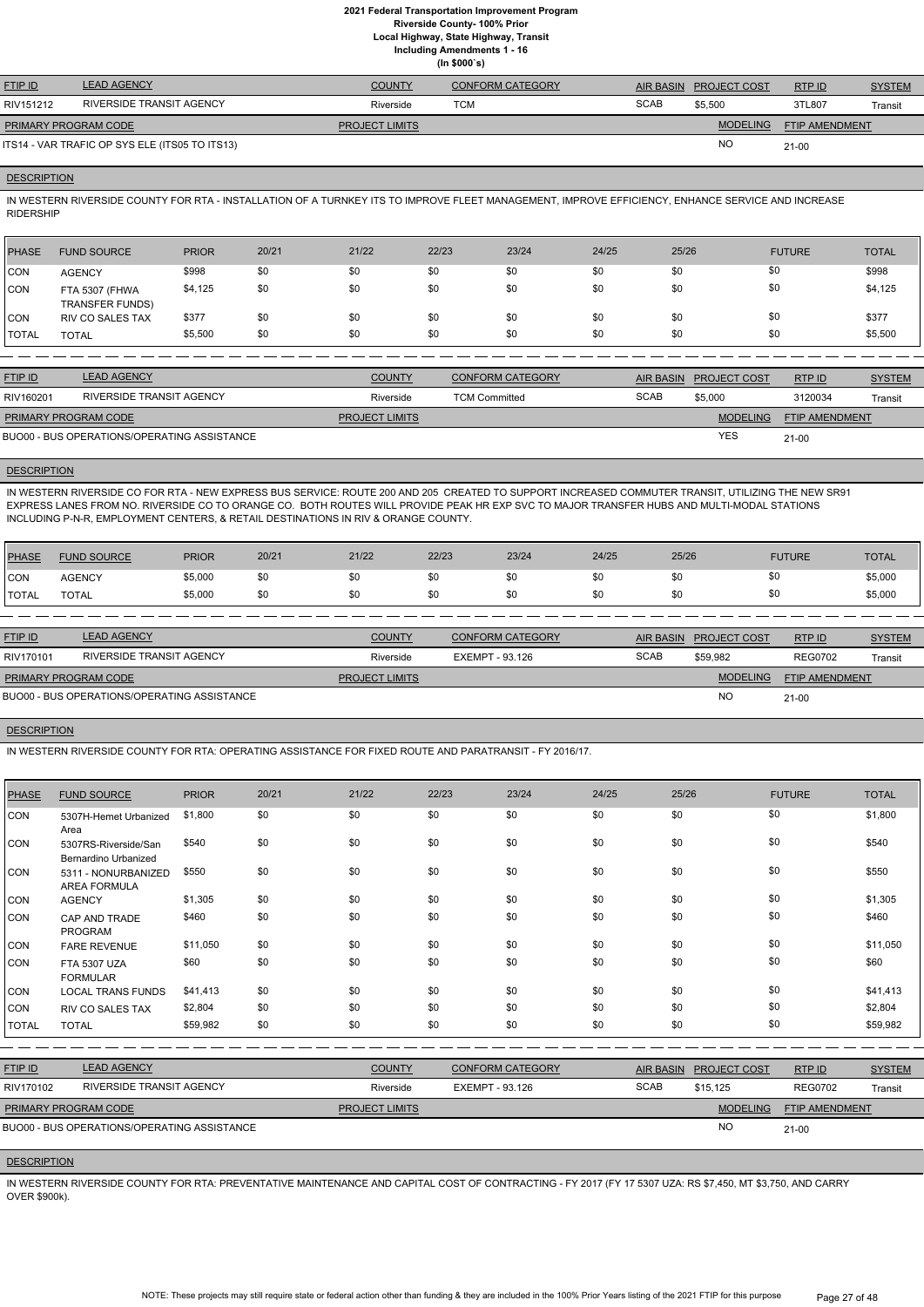# 2021 Federal Transportation Improvement Program
## Riverside County- 100% Prior
### Local Highway, State Highway, Transit
### Including Amendments 1 - 16
### (In $000`s)

| FTIP ID | LEAD AGENCY | COUNTY | CONFORM CATEGORY | AIR BASIN | PROJECT COST | RTP ID | SYSTEM |
|---|---|---|---|---|---|---|---|
| RIV151212 | RIVERSIDE TRANSIT AGENCY | Riverside | TCM | SCAB | $5,500 | 3TL807 | Transit |

| PRIMARY PROGRAM CODE | PROJECT LIMITS | MODELING | FTIP AMENDMENT |
|---|---|---|---|
| ITS14 - VAR TRAFIC OP SYS ELE (ITS05 TO ITS13) | | NO | 21-00 |

**DESCRIPTION**

IN WESTERN RIVERSIDE COUNTY FOR RTA - INSTALLATION OF A TURNKEY ITS TO IMPROVE FLEET MANAGEMENT, IMPROVE EFFICIENCY, ENHANCE SERVICE AND INCREASE RIDERSHIP

| PHASE | FUND SOURCE | PRIOR | 20/21 | 21/22 | 22/23 | 23/24 | 24/25 | 25/26 | FUTURE | TOTAL |
|---|---|---|---|---|---|---|---|---|---|---|
| CON | AGENCY | $998 | $0 | $0 | $0 | $0 | $0 | $0 | $0 | $998 |
| CON | FTA 5307 (FHWA TRANSFER FUNDS) | $4,125 | $0 | $0 | $0 | $0 | $0 | $0 | $0 | $4,125 |
| CON | RIV CO SALES TAX | $377 | $0 | $0 | $0 | $0 | $0 | $0 | $0 | $377 |
| TOTAL | TOTAL | $5,500 | $0 | $0 | $0 | $0 | $0 | $0 | $0 | $5,500 |

| FTIP ID | LEAD AGENCY | COUNTY | CONFORM CATEGORY | AIR BASIN | PROJECT COST | RTP ID | SYSTEM |
|---|---|---|---|---|---|---|---|
| RIV160201 | RIVERSIDE TRANSIT AGENCY | Riverside | TCM Committed | SCAB | $5,000 | 3120034 | Transit |

| PRIMARY PROGRAM CODE | PROJECT LIMITS | MODELING | FTIP AMENDMENT |
|---|---|---|---|
| BUO00 - BUS OPERATIONS/OPERATING ASSISTANCE | | YES | 21-00 |

**DESCRIPTION**

IN WESTERN RIVERSIDE CO FOR RTA - NEW EXPRESS BUS SERVICE: ROUTE 200 AND 205 CREATED TO SUPPORT INCREASED COMMUTER TRANSIT, UTILIZING THE NEW SR91 EXPRESS LANES FROM NO. RIVERSIDE CO TO ORANGE CO. BOTH ROUTES WILL PROVIDE PEAK HR EXP SVC TO MAJOR TRANSFER HUBS AND MULTI-MODAL STATIONS INCLUDING P-N-R, EMPLOYMENT CENTERS, & RETAIL DESTINATIONS IN RIV & ORANGE COUNTY.

| PHASE | FUND SOURCE | PRIOR | 20/21 | 21/22 | 22/23 | 23/24 | 24/25 | 25/26 | FUTURE | TOTAL |
|---|---|---|---|---|---|---|---|---|---|---|
| CON | AGENCY | $5,000 | $0 | $0 | $0 | $0 | $0 | $0 | $0 | $5,000 |
| TOTAL | TOTAL | $5,000 | $0 | $0 | $0 | $0 | $0 | $0 | $0 | $5,000 |

| FTIP ID | LEAD AGENCY | COUNTY | CONFORM CATEGORY | AIR BASIN | PROJECT COST | RTP ID | SYSTEM |
|---|---|---|---|---|---|---|---|
| RIV170101 | RIVERSIDE TRANSIT AGENCY | Riverside | EXEMPT - 93.126 | SCAB | $59,982 | REG0702 | Transit |

| PRIMARY PROGRAM CODE | PROJECT LIMITS | MODELING | FTIP AMENDMENT |
|---|---|---|---|
| BUO00 - BUS OPERATIONS/OPERATING ASSISTANCE | | NO | 21-00 |

**DESCRIPTION**

IN WESTERN RIVERSIDE COUNTY FOR RTA: OPERATING ASSISTANCE FOR FIXED ROUTE AND PARATRANSIT - FY 2016/17.

| PHASE | FUND SOURCE | PRIOR | 20/21 | 21/22 | 22/23 | 23/24 | 24/25 | 25/26 | FUTURE | TOTAL |
|---|---|---|---|---|---|---|---|---|---|---|
| CON | 5307H-Hemet Urbanized Area | $1,800 | $0 | $0 | $0 | $0 | $0 | $0 | $0 | $1,800 |
| CON | 5307RS-Riverside/San Bernardino Urbanized | $540 | $0 | $0 | $0 | $0 | $0 | $0 | $0 | $540 |
| CON | 5311 - NONURBANIZED AREA FORMULA | $550 | $0 | $0 | $0 | $0 | $0 | $0 | $0 | $550 |
| CON | AGENCY | $1,305 | $0 | $0 | $0 | $0 | $0 | $0 | $0 | $1,305 |
| CON | CAP AND TRADE PROGRAM | $460 | $0 | $0 | $0 | $0 | $0 | $0 | $0 | $460 |
| CON | FARE REVENUE | $11,050 | $0 | $0 | $0 | $0 | $0 | $0 | $0 | $11,050 |
| CON | FTA 5307 UZA FORMULAR | $60 | $0 | $0 | $0 | $0 | $0 | $0 | $0 | $60 |
| CON | LOCAL TRANS FUNDS | $41,413 | $0 | $0 | $0 | $0 | $0 | $0 | $0 | $41,413 |
| CON | RIV CO SALES TAX | $2,804 | $0 | $0 | $0 | $0 | $0 | $0 | $0 | $2,804 |
| TOTAL | TOTAL | $59,982 | $0 | $0 | $0 | $0 | $0 | $0 | $0 | $59,982 |

| FTIP ID | LEAD AGENCY | COUNTY | CONFORM CATEGORY | AIR BASIN | PROJECT COST | RTP ID | SYSTEM |
|---|---|---|---|---|---|---|---|
| RIV170102 | RIVERSIDE TRANSIT AGENCY | Riverside | EXEMPT - 93.126 | SCAB | $15,125 | REG0702 | Transit |

| PRIMARY PROGRAM CODE | PROJECT LIMITS | MODELING | FTIP AMENDMENT |
|---|---|---|---|
| BUO00 - BUS OPERATIONS/OPERATING ASSISTANCE | | NO | 21-00 |

**DESCRIPTION**

IN WESTERN RIVERSIDE COUNTY FOR RTA: PREVENTATIVE MAINTENANCE AND CAPITAL COST OF CONTRACTING - FY 2017 (FY 17 5307 UZA: RS $7,450, MT $3,750, AND CARRY OVER $900k).

NOTE: These projects may still require state or federal action other than funding & they are included in the 100% Prior Years listing of the 2021 FTIP for this purpose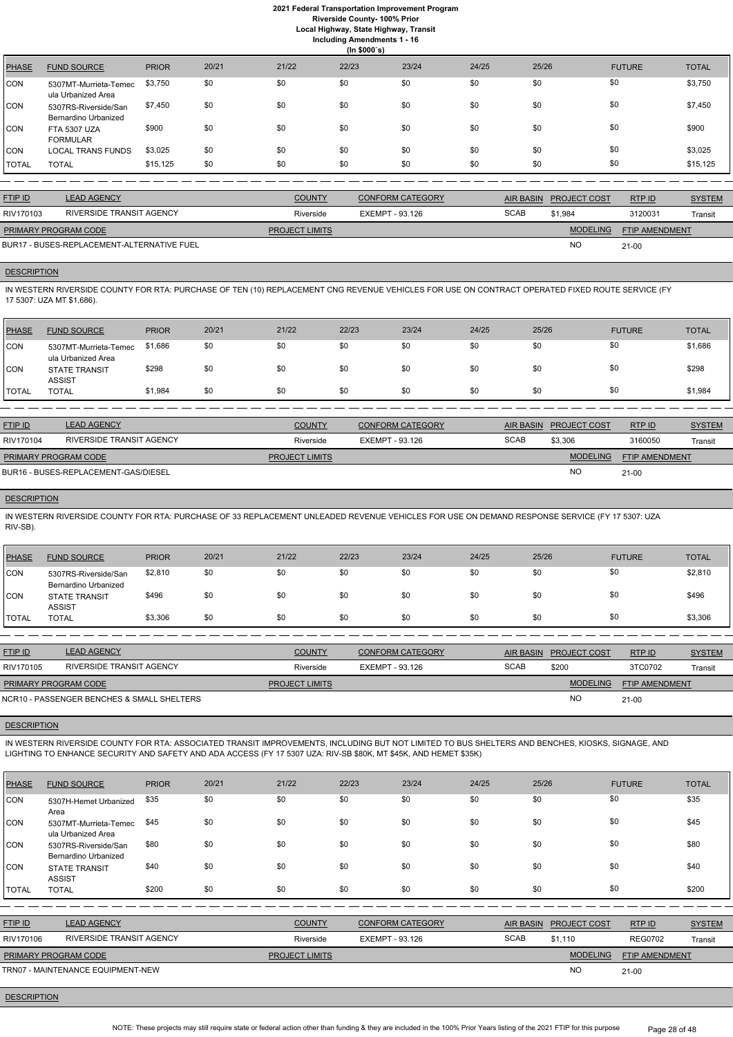# 2021 Federal Transportation Improvement Program

## Riverside County- 100% Prior

### Local Highway, State Highway, Transit

### Including Amendments 1 - 16

### (In $000`s)

| PHASE | FUND SOURCE | PRIOR | 20/21 | 21/22 | 22/23 | 23/24 | 24/25 | 25/26 | FUTURE | TOTAL |
|---|---|---|---|---|---|---|---|---|---|---|
| CON | 5307MT-Murrieta-Temecula Urbanized Area | $3,750 | $0 | $0 | $0 | $0 | $0 | $0 | $0 | $3,750 |
| CON | 5307RS-Riverside/San Bernardino Urbanized | $7,450 | $0 | $0 | $0 | $0 | $0 | $0 | $0 | $7,450 |
| CON | FTA 5307 UZA FORMULAR | $900 | $0 | $0 | $0 | $0 | $0 | $0 | $0 | $900 |
| CON | LOCAL TRANS FUNDS | $3,025 | $0 | $0 | $0 | $0 | $0 | $0 | $0 | $3,025 |
| TOTAL | TOTAL | $15,125 | $0 | $0 | $0 | $0 | $0 | $0 | $0 | $15,125 |

| FTIP ID | LEAD AGENCY | COUNTY | CONFORM CATEGORY | AIR BASIN | PROJECT COST | RTP ID | SYSTEM |
|---|---|---|---|---|---|---|---|
| RIV170103 | RIVERSIDE TRANSIT AGENCY | Riverside | EXEMPT - 93.126 | SCAB | $1,984 | 3120031 | Transit |

| PRIMARY PROGRAM CODE | PROJECT LIMITS | MODELING | FTIP AMENDMENT |
|---|---|---|---|
| BUR17 - BUSES-REPLACEMENT-ALTERNATIVE FUEL | | NO | 21-00 |

**DESCRIPTION**

IN WESTERN RIVERSIDE COUNTY FOR RTA: PURCHASE OF TEN (10) REPLACEMENT CNG REVENUE VEHICLES FOR USE ON CONTRACT OPERATED FIXED ROUTE SERVICE (FY 17 5307: UZA MT $1,686).

| PHASE | FUND SOURCE | PRIOR | 20/21 | 21/22 | 22/23 | 23/24 | 24/25 | 25/26 | FUTURE | TOTAL |
|---|---|---|---|---|---|---|---|---|---|---|
| CON | 5307MT-Murrieta-Temecula Urbanized Area | $1,686 | $0 | $0 | $0 | $0 | $0 | $0 | $0 | $1,686 |
| CON | STATE TRANSIT ASSIST | $298 | $0 | $0 | $0 | $0 | $0 | $0 | $0 | $298 |
| TOTAL | TOTAL | $1,984 | $0 | $0 | $0 | $0 | $0 | $0 | $0 | $1,984 |

| FTIP ID | LEAD AGENCY | COUNTY | CONFORM CATEGORY | AIR BASIN | PROJECT COST | RTP ID | SYSTEM |
|---|---|---|---|---|---|---|---|
| RIV170104 | RIVERSIDE TRANSIT AGENCY | Riverside | EXEMPT - 93.126 | SCAB | $3,306 | 3160050 | Transit |

| PRIMARY PROGRAM CODE | PROJECT LIMITS | MODELING | FTIP AMENDMENT |
|---|---|---|---|
| BUR16 - BUSES-REPLACEMENT-GAS/DIESEL | | NO | 21-00 |

**DESCRIPTION**

IN WESTERN RIVERSIDE COUNTY FOR RTA: PURCHASE OF 33 REPLACEMENT UNLEADED REVENUE VEHICLES FOR USE ON DEMAND RESPONSE SERVICE (FY 17 5307: UZA RIV-SB).

| PHASE | FUND SOURCE | PRIOR | 20/21 | 21/22 | 22/23 | 23/24 | 24/25 | 25/26 | FUTURE | TOTAL |
|---|---|---|---|---|---|---|---|---|---|---|
| CON | 5307RS-Riverside/San Bernardino Urbanized | $2,810 | $0 | $0 | $0 | $0 | $0 | $0 | $0 | $2,810 |
| CON | STATE TRANSIT ASSIST | $496 | $0 | $0 | $0 | $0 | $0 | $0 | $0 | $496 |
| TOTAL | TOTAL | $3,306 | $0 | $0 | $0 | $0 | $0 | $0 | $0 | $3,306 |

| FTIP ID | LEAD AGENCY | COUNTY | CONFORM CATEGORY | AIR BASIN | PROJECT COST | RTP ID | SYSTEM |
|---|---|---|---|---|---|---|---|
| RIV170105 | RIVERSIDE TRANSIT AGENCY | Riverside | EXEMPT - 93.126 | SCAB | $200 | 3TC0702 | Transit |

| PRIMARY PROGRAM CODE | PROJECT LIMITS | MODELING | FTIP AMENDMENT |
|---|---|---|---|
| NCR10 - PASSENGER BENCHES & SMALL SHELTERS | | NO | 21-00 |

**DESCRIPTION**

IN WESTERN RIVERSIDE COUNTY FOR RTA: ASSOCIATED TRANSIT IMPROVEMENTS, INCLUDING BUT NOT LIMITED TO BUS SHELTERS AND BENCHES, KIOSKS, SIGNAGE, AND LIGHTING TO ENHANCE SECURITY AND SAFETY AND ADA ACCESS (FY 17 5307 UZA: RIV-SB $80K, MT $45K, AND HEMET $35K)

| PHASE | FUND SOURCE | PRIOR | 20/21 | 21/22 | 22/23 | 23/24 | 24/25 | 25/26 | FUTURE | TOTAL |
|---|---|---|---|---|---|---|---|---|---|---|
| CON | 5307H-Hemet Urbanized Area | $35 | $0 | $0 | $0 | $0 | $0 | $0 | $0 | $35 |
| CON | 5307MT-Murrieta-Temecula Urbanized Area | $45 | $0 | $0 | $0 | $0 | $0 | $0 | $0 | $45 |
| CON | 5307RS-Riverside/San Bernardino Urbanized | $80 | $0 | $0 | $0 | $0 | $0 | $0 | $0 | $80 |
| CON | STATE TRANSIT ASSIST | $40 | $0 | $0 | $0 | $0 | $0 | $0 | $0 | $40 |
| TOTAL | TOTAL | $200 | $0 | $0 | $0 | $0 | $0 | $0 | $0 | $200 |

| FTIP ID | LEAD AGENCY | COUNTY | CONFORM CATEGORY | AIR BASIN | PROJECT COST | RTP ID | SYSTEM |
|---|---|---|---|---|---|---|---|
| RIV170106 | RIVERSIDE TRANSIT AGENCY | Riverside | EXEMPT - 93.126 | SCAB | $1,110 | REG0702 | Transit |

| PRIMARY PROGRAM CODE | PROJECT LIMITS | MODELING | FTIP AMENDMENT |
|---|---|---|---|
| TRN07 - MAINTENANCE EQUIPMENT-NEW | | NO | 21-00 |

**DESCRIPTION**

NOTE: These projects may still require state or federal action other than funding & they are included in the 100% Prior Years listing of the 2021 FTIP for this purpose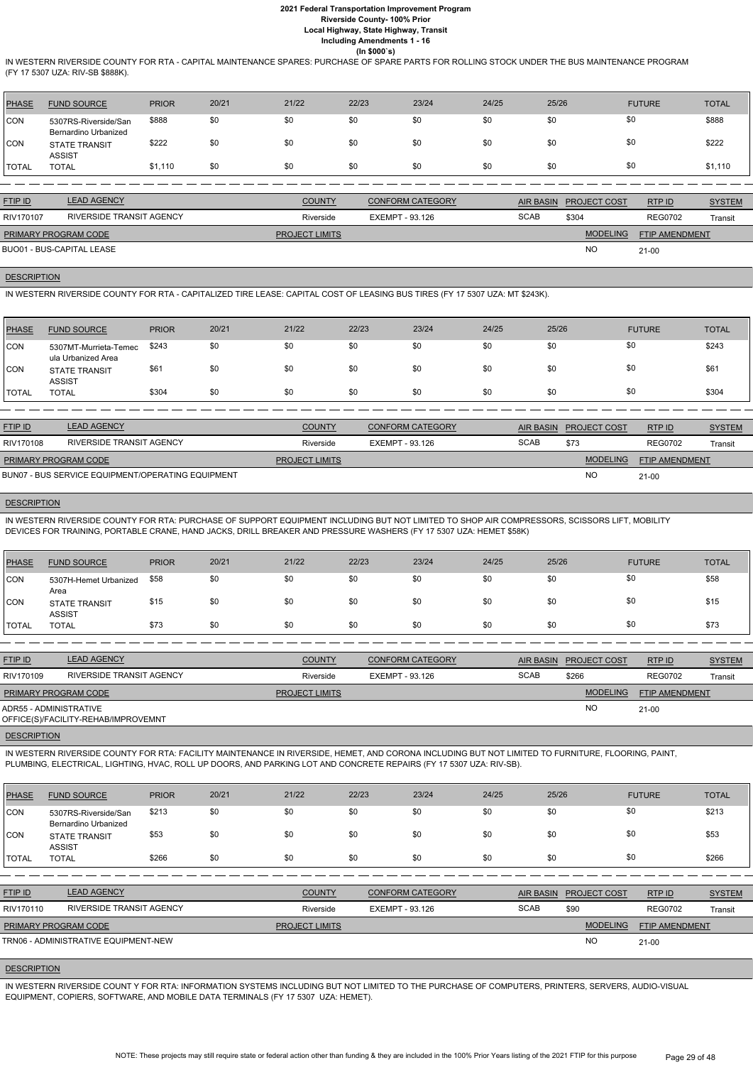IN WESTERN RIVERSIDE COUNTY FOR RTA - CAPITAL MAINTENANCE SPARES: PURCHASE OF SPARE PARTS FOR ROLLING STOCK UNDER THE BUS MAINTENANCE PROGRAM (FY 17 5307 UZA: RIV-SB $888K).

| PHASE | FUND SOURCE | PRIOR | 20/21 | 21/22 | 22/23 | 23/24 | 24/25 | 25/26 | FUTURE | TOTAL |
|---|---|---|---|---|---|---|---|---|---|---|
| CON | 5307RS-Riverside/San Bernardino Urbanized | $888 | $0 | $0 | $0 | $0 | $0 | $0 | $0 | $888 |
| CON | STATE TRANSIT ASSIST | $222 | $0 | $0 | $0 | $0 | $0 | $0 | $0 | $222 |
| TOTAL | TOTAL | $1,110 | $0 | $0 | $0 | $0 | $0 | $0 | $0 | $1,110 |

| FTIP ID | LEAD AGENCY | COUNTY | CONFORM CATEGORY | AIR BASIN | PROJECT COST | RTP ID | SYSTEM |
|---|---|---|---|---|---|---|---|
| RIV170107 | RIVERSIDE TRANSIT AGENCY | Riverside | EXEMPT - 93.126 | SCAB | $304 | REG0702 | Transit |

| PRIMARY PROGRAM CODE | PROJECT LIMITS | MODELING | FTIP AMENDMENT |
|---|---|---|---|
| BUO01 - BUS-CAPITAL LEASE | | NO | 21-00 |

**DESCRIPTION**

IN WESTERN RIVERSIDE COUNTY FOR RTA - CAPITALIZED TIRE LEASE: CAPITAL COST OF LEASING BUS TIRES (FY 17 5307 UZA: MT $243K).

| PHASE | FUND SOURCE | PRIOR | 20/21 | 21/22 | 22/23 | 23/24 | 24/25 | 25/26 | FUTURE | TOTAL |
|---|---|---|---|---|---|---|---|---|---|---|
| CON | 5307MT-Murrieta-Temecula Urbanized Area | $243 | $0 | $0 | $0 | $0 | $0 | $0 | $0 | $243 |
| CON | STATE TRANSIT ASSIST | $61 | $0 | $0 | $0 | $0 | $0 | $0 | $0 | $61 |
| TOTAL | TOTAL | $304 | $0 | $0 | $0 | $0 | $0 | $0 | $0 | $304 |

| FTIP ID | LEAD AGENCY | COUNTY | CONFORM CATEGORY | AIR BASIN | PROJECT COST | RTP ID | SYSTEM |
|---|---|---|---|---|---|---|---|
| RIV170108 | RIVERSIDE TRANSIT AGENCY | Riverside | EXEMPT - 93.126 | SCAB | $73 | REG0702 | Transit |

| PRIMARY PROGRAM CODE | PROJECT LIMITS | MODELING | FTIP AMENDMENT |
|---|---|---|---|
| BUN07 - BUS SERVICE EQUIPMENT/OPERATING EQUIPMENT | | NO | 21-00 |

**DESCRIPTION**

IN WESTERN RIVERSIDE COUNTY FOR RTA: PURCHASE OF SUPPORT EQUIPMENT INCLUDING BUT NOT LIMITED TO SHOP AIR COMPRESSORS, SCISSORS LIFT, MOBILITY DEVICES FOR TRAINING, PORTABLE CRANE, HAND JACKS, DRILL BREAKER AND PRESSURE WASHERS (FY 17 5307 UZA: HEMET $58K)

| PHASE | FUND SOURCE | PRIOR | 20/21 | 21/22 | 22/23 | 23/24 | 24/25 | 25/26 | FUTURE | TOTAL |
|---|---|---|---|---|---|---|---|---|---|---|
| CON | 5307H-Hemet Urbanized Area | $58 | $0 | $0 | $0 | $0 | $0 | $0 | $0 | $58 |
| CON | STATE TRANSIT ASSIST | $15 | $0 | $0 | $0 | $0 | $0 | $0 | $0 | $15 |
| TOTAL | TOTAL | $73 | $0 | $0 | $0 | $0 | $0 | $0 | $0 | $73 |

| FTIP ID | LEAD AGENCY | COUNTY | CONFORM CATEGORY | AIR BASIN | PROJECT COST | RTP ID | SYSTEM |
|---|---|---|---|---|---|---|---|
| RIV170109 | RIVERSIDE TRANSIT AGENCY | Riverside | EXEMPT - 93.126 | SCAB | $266 | REG0702 | Transit |

| PRIMARY PROGRAM CODE | PROJECT LIMITS | MODELING | FTIP AMENDMENT |
|---|---|---|---|
| ADR55 - ADMINISTRATIVE OFFICE(S)/FACILITY-REHAB/IMPROVEMNT | | NO | 21-00 |

**DESCRIPTION**

IN WESTERN RIVERSIDE COUNTY FOR RTA: FACILITY MAINTENANCE IN RIVERSIDE, HEMET, AND CORONA INCLUDING BUT NOT LIMITED TO FURNITURE, FLOORING, PAINT, PLUMBING, ELECTRICAL, LIGHTING, HVAC, ROLL UP DOORS, AND PARKING LOT AND CONCRETE REPAIRS (FY 17 5307 UZA: RIV-SB).

| PHASE | FUND SOURCE | PRIOR | 20/21 | 21/22 | 22/23 | 23/24 | 24/25 | 25/26 | FUTURE | TOTAL |
|---|---|---|---|---|---|---|---|---|---|---|
| CON | 5307RS-Riverside/San Bernardino Urbanized | $213 | $0 | $0 | $0 | $0 | $0 | $0 | $0 | $213 |
| CON | STATE TRANSIT ASSIST | $53 | $0 | $0 | $0 | $0 | $0 | $0 | $0 | $53 |
| TOTAL | TOTAL | $266 | $0 | $0 | $0 | $0 | $0 | $0 | $0 | $266 |

| FTIP ID | LEAD AGENCY | COUNTY | CONFORM CATEGORY | AIR BASIN | PROJECT COST | RTP ID | SYSTEM |
|---|---|---|---|---|---|---|---|
| RIV170110 | RIVERSIDE TRANSIT AGENCY | Riverside | EXEMPT - 93.126 | SCAB | $90 | REG0702 | Transit |

| PRIMARY PROGRAM CODE | PROJECT LIMITS | MODELING | FTIP AMENDMENT |
|---|---|---|---|
| TRN06 - ADMINISTRATIVE EQUIPMENT-NEW | | NO | 21-00 |

**DESCRIPTION**

IN WESTERN RIVERSIDE COUNT Y FOR RTA: INFORMATION SYSTEMS INCLUDING BUT NOT LIMITED TO THE PURCHASE OF COMPUTERS, PRINTERS, SERVERS, AUDIO-VISUAL EQUIPMENT, COPIERS, SOFTWARE, AND MOBILE DATA TERMINALS (FY 17 5307 UZA: HEMET).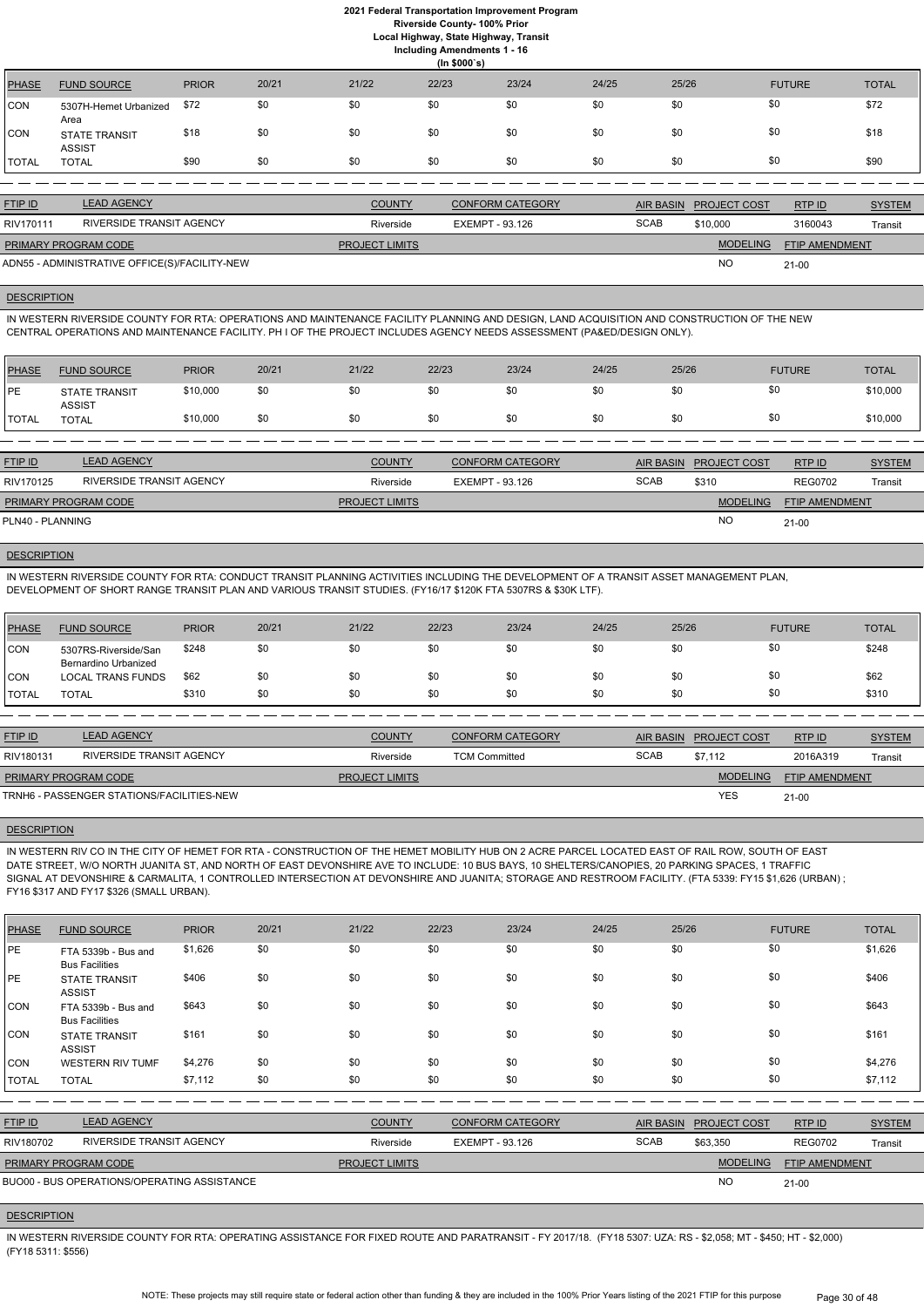**2021 Federal Transportation Improvement Program**
**Riverside County- 100% Prior**
**Local Highway, State Highway, Transit**
**Including Amendments 1 - 16**
**(In $000`s)**

| PHASE | FUND SOURCE | PRIOR | 20/21 | 21/22 | 22/23 | 23/24 | 24/25 | 25/26 | FUTURE | TOTAL |
|---|---|---|---|---|---|---|---|---|---|---|
| CON | 5307H-Hemet Urbanized Area | $72 | $0 | $0 | $0 | $0 | $0 | $0 | $0 | $72 |
| CON | STATE TRANSIT ASSIST | $18 | $0 | $0 | $0 | $0 | $0 | $0 | $0 | $18 |
| TOTAL | TOTAL | $90 | $0 | $0 | $0 | $0 | $0 | $0 | $0 | $90 |

| FTIP ID | LEAD AGENCY | COUNTY | CONFORM CATEGORY | AIR BASIN | PROJECT COST | RTP ID | SYSTEM |
|---|---|---|---|---|---|---|---|
| RIV170111 | RIVERSIDE TRANSIT AGENCY | Riverside | EXEMPT - 93.126 | SCAB | $10,000 | 3160043 | Transit |

| PRIMARY PROGRAM CODE | PROJECT LIMITS | MODELING | FTIP AMENDMENT |
|---|---|---|---|
| ADN55 - ADMINISTRATIVE OFFICE(S)/FACILITY-NEW | | NO | 21-00 |

**DESCRIPTION**

IN WESTERN RIVERSIDE COUNTY FOR RTA: OPERATIONS AND MAINTENANCE FACILITY PLANNING AND DESIGN, LAND ACQUISITION AND CONSTRUCTION OF THE NEW CENTRAL OPERATIONS AND MAINTENANCE FACILITY. PH I OF THE PROJECT INCLUDES AGENCY NEEDS ASSESSMENT (PA&ED/DESIGN ONLY).

| PHASE | FUND SOURCE | PRIOR | 20/21 | 21/22 | 22/23 | 23/24 | 24/25 | 25/26 | FUTURE | TOTAL |
|---|---|---|---|---|---|---|---|---|---|---|
| PE | STATE TRANSIT ASSIST | $10,000 | $0 | $0 | $0 | $0 | $0 | $0 | $0 | $10,000 |
| TOTAL | TOTAL | $10,000 | $0 | $0 | $0 | $0 | $0 | $0 | $0 | $10,000 |

| FTIP ID | LEAD AGENCY | COUNTY | CONFORM CATEGORY | AIR BASIN | PROJECT COST | RTP ID | SYSTEM |
|---|---|---|---|---|---|---|---|
| RIV170125 | RIVERSIDE TRANSIT AGENCY | Riverside | EXEMPT - 93.126 | SCAB | $310 | REG0702 | Transit |

| PRIMARY PROGRAM CODE | PROJECT LIMITS | MODELING | FTIP AMENDMENT |
|---|---|---|---|
| PLN40 - PLANNING | | NO | 21-00 |

**DESCRIPTION**

IN WESTERN RIVERSIDE COUNTY FOR RTA: CONDUCT TRANSIT PLANNING ACTIVITIES INCLUDING THE DEVELOPMENT OF A TRANSIT ASSET MANAGEMENT PLAN, DEVELOPMENT OF SHORT RANGE TRANSIT PLAN AND VARIOUS TRANSIT STUDIES. (FY16/17 $120K FTA 5307RS & $30K LTF).

| PHASE | FUND SOURCE | PRIOR | 20/21 | 21/22 | 22/23 | 23/24 | 24/25 | 25/26 | FUTURE | TOTAL |
|---|---|---|---|---|---|---|---|---|---|---|
| CON | 5307RS-Riverside/San Bernardino Urbanized | $248 | $0 | $0 | $0 | $0 | $0 | $0 | $0 | $248 |
| CON | LOCAL TRANS FUNDS | $62 | $0 | $0 | $0 | $0 | $0 | $0 | $0 | $62 |
| TOTAL | TOTAL | $310 | $0 | $0 | $0 | $0 | $0 | $0 | $0 | $310 |

| FTIP ID | LEAD AGENCY | COUNTY | CONFORM CATEGORY | AIR BASIN | PROJECT COST | RTP ID | SYSTEM |
|---|---|---|---|---|---|---|---|
| RIV180131 | RIVERSIDE TRANSIT AGENCY | Riverside | TCM Committed | SCAB | $7,112 | 2016A319 | Transit |

| PRIMARY PROGRAM CODE | PROJECT LIMITS | MODELING | FTIP AMENDMENT |
|---|---|---|---|
| TRNH6 - PASSENGER STATIONS/FACILITIES-NEW | | YES | 21-00 |

**DESCRIPTION**

IN WESTERN RIV CO IN THE CITY OF HEMET FOR RTA - CONSTRUCTION OF THE HEMET MOBILITY HUB ON 2 ACRE PARCEL LOCATED EAST OF RAIL ROW, SOUTH OF EAST DATE STREET, W/O NORTH JUANITA ST, AND NORTH OF EAST DEVONSHIRE AVE TO INCLUDE: 10 BUS BAYS, 10 SHELTERS/CANOPIES, 20 PARKING SPACES, 1 TRAFFIC SIGNAL AT DEVONSHIRE & CARMALITA, 1 CONTROLLED INTERSECTION AT DEVONSHIRE AND JUANITA; STORAGE AND RESTROOM FACILITY. (FTA 5339: FY15 $1,626 (URBAN) ; FY16 $317 AND FY17 $326 (SMALL URBAN).

| PHASE | FUND SOURCE | PRIOR | 20/21 | 21/22 | 22/23 | 23/24 | 24/25 | 25/26 | FUTURE | TOTAL |
|---|---|---|---|---|---|---|---|---|---|---|
| PE | FTA 5339b - Bus and Bus Facilities | $1,626 | $0 | $0 | $0 | $0 | $0 | $0 | $0 | $1,626 |
| PE | STATE TRANSIT ASSIST | $406 | $0 | $0 | $0 | $0 | $0 | $0 | $0 | $406 |
| CON | FTA 5339b - Bus and Bus Facilities | $643 | $0 | $0 | $0 | $0 | $0 | $0 | $0 | $643 |
| CON | STATE TRANSIT ASSIST | $161 | $0 | $0 | $0 | $0 | $0 | $0 | $0 | $161 |
| CON | WESTERN RIV TUMF | $4,276 | $0 | $0 | $0 | $0 | $0 | $0 | $0 | $4,276 |
| TOTAL | TOTAL | $7,112 | $0 | $0 | $0 | $0 | $0 | $0 | $0 | $7,112 |

| FTIP ID | LEAD AGENCY | COUNTY | CONFORM CATEGORY | AIR BASIN | PROJECT COST | RTP ID | SYSTEM |
|---|---|---|---|---|---|---|---|
| RIV180702 | RIVERSIDE TRANSIT AGENCY | Riverside | EXEMPT - 93.126 | SCAB | $63,350 | REG0702 | Transit |

| PRIMARY PROGRAM CODE | PROJECT LIMITS | MODELING | FTIP AMENDMENT |
|---|---|---|---|
| BUO00 - BUS OPERATIONS/OPERATING ASSISTANCE | | NO | 21-00 |

**DESCRIPTION**

IN WESTERN RIVERSIDE COUNTY FOR RTA: OPERATING ASSISTANCE FOR FIXED ROUTE AND PARATRANSIT - FY 2017/18. (FY18 5307: UZA: RS - $2,058; MT - $450; HT - $2,000) (FY18 5311: $556)

NOTE: These projects may still require state or federal action other than funding & they are included in the 100% Prior Years listing of the 2021 FTIP for this purpose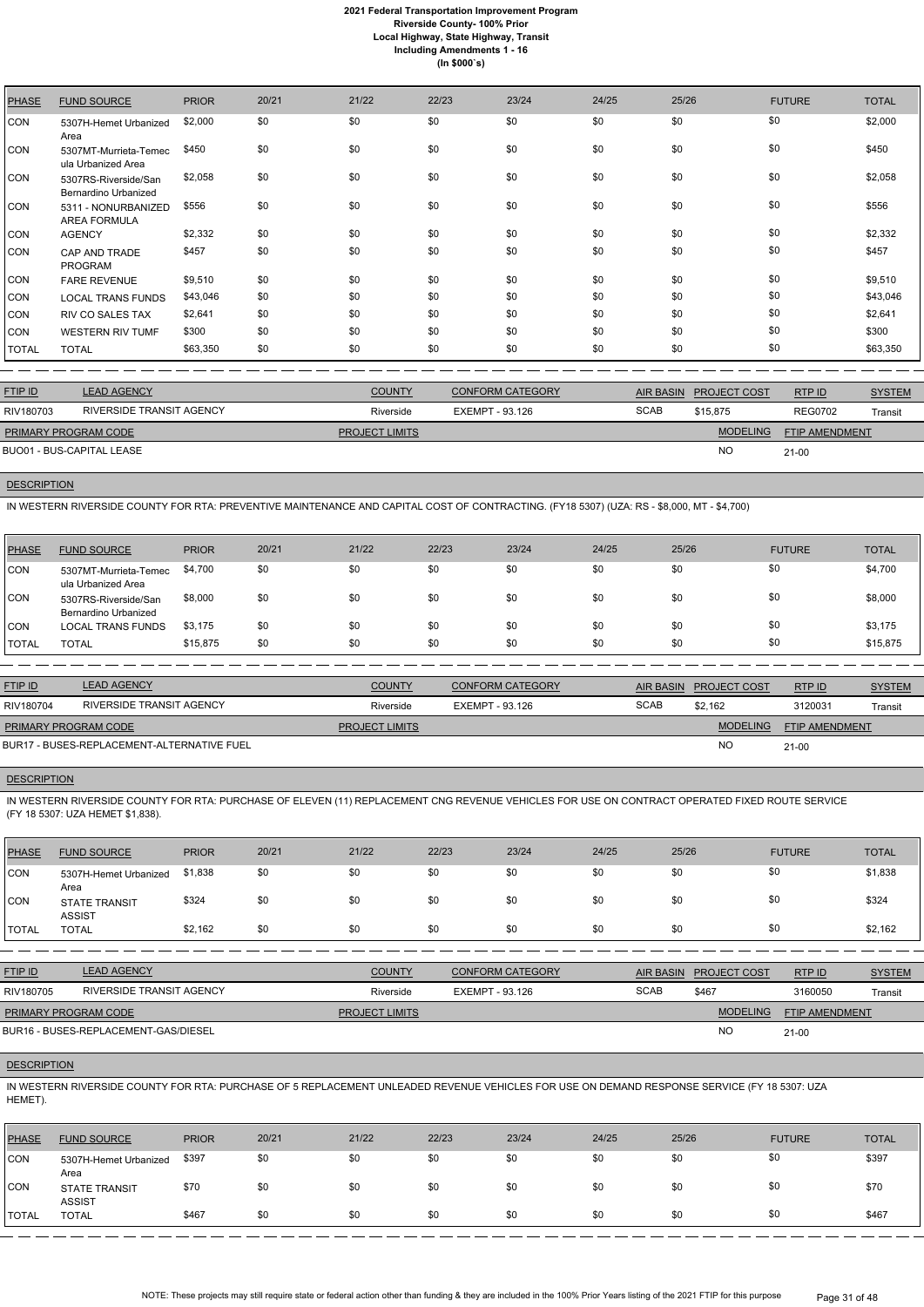| PHASE | FUND SOURCE | PRIOR | 20/21 | 21/22 | 22/23 | 23/24 | 24/25 | 25/26 | FUTURE | TOTAL |
|---|---|---|---|---|---|---|---|---|---|---|
| CON | 5307H-Hemet Urbanized Area | $2,000 | $0 | $0 | $0 | $0 | $0 | $0 | $0 | $2,000 |
| CON | 5307MT-Murrieta-Temecula Urbanized Area | $450 | $0 | $0 | $0 | $0 | $0 | $0 | $0 | $450 |
| CON | 5307RS-Riverside/San Bernardino Urbanized | $2,058 | $0 | $0 | $0 | $0 | $0 | $0 | $0 | $2,058 |
| CON | 5311 - NONURBANIZED AREA FORMULA | $556 | $0 | $0 | $0 | $0 | $0 | $0 | $0 | $556 |
| CON | AGENCY | $2,332 | $0 | $0 | $0 | $0 | $0 | $0 | $0 | $2,332 |
| CON | CAP AND TRADE PROGRAM | $457 | $0 | $0 | $0 | $0 | $0 | $0 | $0 | $457 |
| CON | FARE REVENUE | $9,510 | $0 | $0 | $0 | $0 | $0 | $0 | $0 | $9,510 |
| CON | LOCAL TRANS FUNDS | $43,046 | $0 | $0 | $0 | $0 | $0 | $0 | $0 | $43,046 |
| CON | RIV CO SALES TAX | $2,641 | $0 | $0 | $0 | $0 | $0 | $0 | $0 | $2,641 |
| CON | WESTERN RIV TUMF | $300 | $0 | $0 | $0 | $0 | $0 | $0 | $0 | $300 |
| TOTAL | TOTAL | $63,350 | $0 | $0 | $0 | $0 | $0 | $0 | $0 | $63,350 |

| FTIP ID | LEAD AGENCY | COUNTY | CONFORM CATEGORY | AIR BASIN | PROJECT COST | RTP ID | SYSTEM |
|---|---|---|---|---|---|---|---|
| RIV180703 | RIVERSIDE TRANSIT AGENCY | Riverside | EXEMPT - 93.126 | SCAB | $15,875 | REG0702 | Transit |

| PRIMARY PROGRAM CODE | PROJECT LIMITS | MODELING | FTIP AMENDMENT |
|---|---|---|---|
| BUO01 - BUS-CAPITAL LEASE | | NO | 21-00 |

**DESCRIPTION**

IN WESTERN RIVERSIDE COUNTY FOR RTA: PREVENTIVE MAINTENANCE AND CAPITAL COST OF CONTRACTING. (FY18 5307) (UZA: RS - $8,000, MT - $4,700)

| PHASE | FUND SOURCE | PRIOR | 20/21 | 21/22 | 22/23 | 23/24 | 24/25 | 25/26 | FUTURE | TOTAL |
|---|---|---|---|---|---|---|---|---|---|---|
| CON | 5307MT-Murrieta-Temecula Urbanized Area | $4,700 | $0 | $0 | $0 | $0 | $0 | $0 | $0 | $4,700 |
| CON | 5307RS-Riverside/San Bernardino Urbanized | $8,000 | $0 | $0 | $0 | $0 | $0 | $0 | $0 | $8,000 |
| CON | LOCAL TRANS FUNDS | $3,175 | $0 | $0 | $0 | $0 | $0 | $0 | $0 | $3,175 |
| TOTAL | TOTAL | $15,875 | $0 | $0 | $0 | $0 | $0 | $0 | $0 | $15,875 |

| FTIP ID | LEAD AGENCY | COUNTY | CONFORM CATEGORY | AIR BASIN | PROJECT COST | RTP ID | SYSTEM |
|---|---|---|---|---|---|---|---|
| RIV180704 | RIVERSIDE TRANSIT AGENCY | Riverside | EXEMPT - 93.126 | SCAB | $2,162 | 3120031 | Transit |

| PRIMARY PROGRAM CODE | PROJECT LIMITS | MODELING | FTIP AMENDMENT |
|---|---|---|---|
| BUR17 - BUSES-REPLACEMENT-ALTERNATIVE FUEL | | NO | 21-00 |

**DESCRIPTION**

IN WESTERN RIVERSIDE COUNTY FOR RTA: PURCHASE OF ELEVEN (11) REPLACEMENT CNG REVENUE VEHICLES FOR USE ON CONTRACT OPERATED FIXED ROUTE SERVICE (FY 18 5307: UZA HEMET $1,838).

| PHASE | FUND SOURCE | PRIOR | 20/21 | 21/22 | 22/23 | 23/24 | 24/25 | 25/26 | FUTURE | TOTAL |
|---|---|---|---|---|---|---|---|---|---|---|
| CON | 5307H-Hemet Urbanized Area | $1,838 | $0 | $0 | $0 | $0 | $0 | $0 | $0 | $1,838 |
| CON | STATE TRANSIT ASSIST | $324 | $0 | $0 | $0 | $0 | $0 | $0 | $0 | $324 |
| TOTAL | TOTAL | $2,162 | $0 | $0 | $0 | $0 | $0 | $0 | $0 | $2,162 |

| FTIP ID | LEAD AGENCY | COUNTY | CONFORM CATEGORY | AIR BASIN | PROJECT COST | RTP ID | SYSTEM |
|---|---|---|---|---|---|---|---|
| RIV180705 | RIVERSIDE TRANSIT AGENCY | Riverside | EXEMPT - 93.126 | SCAB | $467 | 3160050 | Transit |

| PRIMARY PROGRAM CODE | PROJECT LIMITS | MODELING | FTIP AMENDMENT |
|---|---|---|---|
| BUR16 - BUSES-REPLACEMENT-GAS/DIESEL | | NO | 21-00 |

**DESCRIPTION**

IN WESTERN RIVERSIDE COUNTY FOR RTA: PURCHASE OF 5 REPLACEMENT UNLEADED REVENUE VEHICLES FOR USE ON DEMAND RESPONSE SERVICE (FY 18 5307: UZA HEMET).

| PHASE | FUND SOURCE | PRIOR | 20/21 | 21/22 | 22/23 | 23/24 | 24/25 | 25/26 | FUTURE | TOTAL |
|---|---|---|---|---|---|---|---|---|---|---|
| CON | 5307H-Hemet Urbanized Area | $397 | $0 | $0 | $0 | $0 | $0 | $0 | $0 | $397 |
| CON | STATE TRANSIT ASSIST | $70 | $0 | $0 | $0 | $0 | $0 | $0 | $0 | $70 |
| TOTAL | TOTAL | $467 | $0 | $0 | $0 | $0 | $0 | $0 | $0 | $467 |

NOTE: These projects may still require state or federal action other than funding & they are included in the 100% Prior Years listing of the 2021 FTIP for this purpose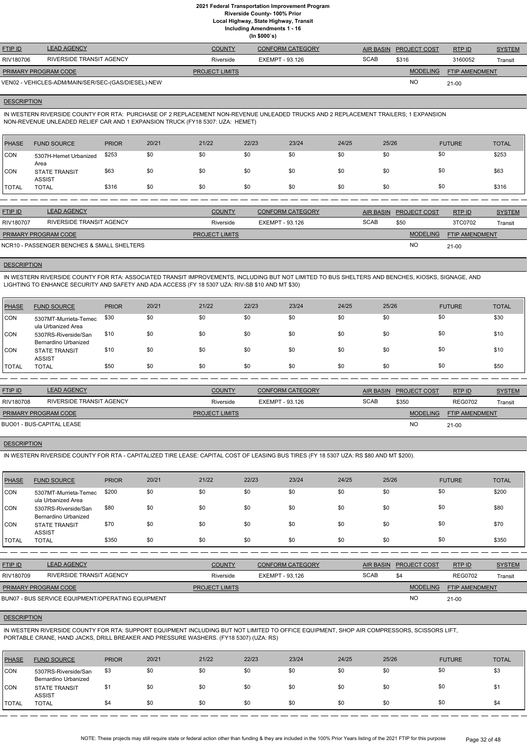| FTIP ID | LEAD AGENCY | COUNTY | CONFORM CATEGORY | AIR BASIN | PROJECT COST | RTP ID | SYSTEM |
|---|---|---|---|---|---|---|---|
| RIV180706 | RIVERSIDE TRANSIT AGENCY | Riverside | EXEMPT - 93.126 | SCAB | $316 | 3160052 | Transit |

| PRIMARY PROGRAM CODE | PROJECT LIMITS | MODELING | FTIP AMENDMENT |
|---|---|---|---|
| VEN02 - VEHICLES-ADM/MAIN/SER/SEC-(GAS/DIESEL)-NEW | | NO | 21-00 |

**DESCRIPTION**

IN WESTERN RIVERSIDE COUNTY FOR RTA: PURCHASE OF 2 REPLACEMENT NON-REVENUE UNLEADED TRUCKS AND 2 REPLACEMENT TRAILERS; 1 EXPANSION NON-REVENUE UNLEADED RELIEF CAR AND 1 EXPANSION TRUCK (FY18 5307: UZA: HEMET)

| PHASE | FUND SOURCE | PRIOR | 20/21 | 21/22 | 22/23 | 23/24 | 24/25 | 25/26 | FUTURE | TOTAL |
|---|---|---|---|---|---|---|---|---|---|---|
| CON | 5307H-Hemet Urbanized Area | $253 | $0 | $0 | $0 | $0 | $0 | $0 | $0 | $253 |
| CON | STATE TRANSIT ASSIST | $63 | $0 | $0 | $0 | $0 | $0 | $0 | $0 | $63 |
| TOTAL | TOTAL | $316 | $0 | $0 | $0 | $0 | $0 | $0 | $0 | $316 |

| FTIP ID | LEAD AGENCY | COUNTY | CONFORM CATEGORY | AIR BASIN | PROJECT COST | RTP ID | SYSTEM |
|---|---|---|---|---|---|---|---|
| RIV180707 | RIVERSIDE TRANSIT AGENCY | Riverside | EXEMPT - 93.126 | SCAB | $50 | 3TC0702 | Transit |

| PRIMARY PROGRAM CODE | PROJECT LIMITS | MODELING | FTIP AMENDMENT |
|---|---|---|---|
| NCR10 - PASSENGER BENCHES & SMALL SHELTERS | | NO | 21-00 |

**DESCRIPTION**

IN WESTERN RIVERSIDE COUNTY FOR RTA: ASSOCIATED TRANSIT IMPROVEMENTS, INCLUDING BUT NOT LIMITED TO BUS SHELTERS AND BENCHES, KIOSKS, SIGNAGE, AND LIGHTING TO ENHANCE SECURITY AND SAFETY AND ADA ACCESS (FY 18 5307 UZA: RIV-SB $10 AND MT $30)

| PHASE | FUND SOURCE | PRIOR | 20/21 | 21/22 | 22/23 | 23/24 | 24/25 | 25/26 | FUTURE | TOTAL |
|---|---|---|---|---|---|---|---|---|---|---|
| CON | 5307MT-Murrieta-Temecula Urbanized Area | $30 | $0 | $0 | $0 | $0 | $0 | $0 | $0 | $30 |
| CON | 5307RS-Riverside/San Bernardino Urbanized | $10 | $0 | $0 | $0 | $0 | $0 | $0 | $0 | $10 |
| CON | STATE TRANSIT ASSIST | $10 | $0 | $0 | $0 | $0 | $0 | $0 | $0 | $10 |
| TOTAL | TOTAL | $50 | $0 | $0 | $0 | $0 | $0 | $0 | $0 | $50 |

| FTIP ID | LEAD AGENCY | COUNTY | CONFORM CATEGORY | AIR BASIN | PROJECT COST | RTP ID | SYSTEM |
|---|---|---|---|---|---|---|---|
| RIV180708 | RIVERSIDE TRANSIT AGENCY | Riverside | EXEMPT - 93.126 | SCAB | $350 | REG0702 | Transit |

| PRIMARY PROGRAM CODE | PROJECT LIMITS | MODELING | FTIP AMENDMENT |
|---|---|---|---|
| BUO01 - BUS-CAPITAL LEASE | | NO | 21-00 |

**DESCRIPTION**

IN WESTERN RIVERSIDE COUNTY FOR RTA - CAPITALIZED TIRE LEASE: CAPITAL COST OF LEASING BUS TIRES (FY 18 5307 UZA: RS $80 AND MT $200).

| PHASE | FUND SOURCE | PRIOR | 20/21 | 21/22 | 22/23 | 23/24 | 24/25 | 25/26 | FUTURE | TOTAL |
|---|---|---|---|---|---|---|---|---|---|---|
| CON | 5307MT-Murrieta-Temecula Urbanized Area | $200 | $0 | $0 | $0 | $0 | $0 | $0 | $0 | $200 |
| CON | 5307RS-Riverside/San Bernardino Urbanized | $80 | $0 | $0 | $0 | $0 | $0 | $0 | $0 | $80 |
| CON | STATE TRANSIT ASSIST | $70 | $0 | $0 | $0 | $0 | $0 | $0 | $0 | $70 |
| TOTAL | TOTAL | $350 | $0 | $0 | $0 | $0 | $0 | $0 | $0 | $350 |

| FTIP ID | LEAD AGENCY | COUNTY | CONFORM CATEGORY | AIR BASIN | PROJECT COST | RTP ID | SYSTEM |
|---|---|---|---|---|---|---|---|
| RIV180709 | RIVERSIDE TRANSIT AGENCY | Riverside | EXEMPT - 93.126 | SCAB | $4 | REG0702 | Transit |

| PRIMARY PROGRAM CODE | PROJECT LIMITS | MODELING | FTIP AMENDMENT |
|---|---|---|---|
| BUN07 - BUS SERVICE EQUIPMENT/OPERATING EQUIPMENT | | NO | 21-00 |

**DESCRIPTION**

IN WESTERN RIVERSIDE COUNTY FOR RTA: SUPPORT EQUIPMENT INCLUDING BUT NOT LIMITED TO OFFICE EQUIPMENT, SHOP AIR COMPRESSORS, SCISSORS LIFT, PORTABLE CRANE, HAND JACKS, DRILL BREAKER AND PRESSURE WASHERS. (FY18 5307) (UZA: RS)

| PHASE | FUND SOURCE | PRIOR | 20/21 | 21/22 | 22/23 | 23/24 | 24/25 | 25/26 | FUTURE | TOTAL |
|---|---|---|---|---|---|---|---|---|---|---|
| CON | 5307RS-Riverside/San Bernardino Urbanized | $3 | $0 | $0 | $0 | $0 | $0 | $0 | $0 | $3 |
| CON | STATE TRANSIT ASSIST | $1 | $0 | $0 | $0 | $0 | $0 | $0 | $0 | $1 |
| TOTAL | TOTAL | $4 | $0 | $0 | $0 | $0 | $0 | $0 | $0 | $4 |

NOTE: These projects may still require state or federal action other than funding & they are included in the 100% Prior Years listing of the 2021 FTIP for this purpose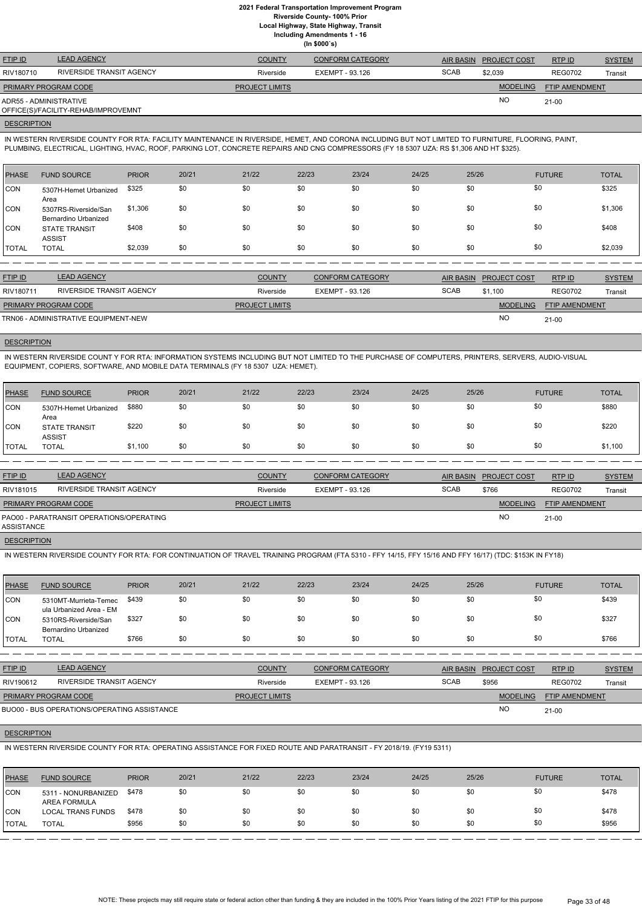# 2021 Federal Transportation Improvement Program
## Riverside County- 100% Prior
### Local Highway, State Highway, Transit
### Including Amendments 1 - 16
### (In $000`s)

| FTIP ID | LEAD AGENCY | COUNTY | CONFORM CATEGORY | AIR BASIN | PROJECT COST | RTP ID | SYSTEM |
|---|---|---|---|---|---|---|---|
| RIV180710 | RIVERSIDE TRANSIT AGENCY | Riverside | EXEMPT - 93.126 | SCAB | $2,039 | REG0702 | Transit |

| PRIMARY PROGRAM CODE | PROJECT LIMITS | MODELING | FTIP AMENDMENT |
|---|---|---|---|
| ADR55 - ADMINISTRATIVE OFFICE(S)/FACILITY-REHAB/IMPROVEMNT | | NO | 21-00 |

**DESCRIPTION**

IN WESTERN RIVERSIDE COUNTY FOR RTA: FACILITY MAINTENANCE IN RIVERSIDE, HEMET, AND CORONA INCLUDING BUT NOT LIMITED TO FURNITURE, FLOORING, PAINT, PLUMBING, ELECTRICAL, LIGHTING, HVAC, ROOF, PARKING LOT, CONCRETE REPAIRS AND CNG COMPRESSORS (FY 18 5307 UZA: RS $1,306 AND HT $325).

| PHASE | FUND SOURCE | PRIOR | 20/21 | 21/22 | 22/23 | 23/24 | 24/25 | 25/26 | FUTURE | TOTAL |
|---|---|---|---|---|---|---|---|---|---|---|
| CON | 5307H-Hemet Urbanized Area | $325 | $0 | $0 | $0 | $0 | $0 | $0 | $0 | $325 |
| CON | 5307RS-Riverside/San Bernardino Urbanized | $1,306 | $0 | $0 | $0 | $0 | $0 | $0 | $0 | $1,306 |
| CON | STATE TRANSIT ASSIST | $408 | $0 | $0 | $0 | $0 | $0 | $0 | $0 | $408 |
| TOTAL | TOTAL | $2,039 | $0 | $0 | $0 | $0 | $0 | $0 | $0 | $2,039 |

| FTIP ID | LEAD AGENCY | COUNTY | CONFORM CATEGORY | AIR BASIN | PROJECT COST | RTP ID | SYSTEM |
|---|---|---|---|---|---|---|---|
| RIV180711 | RIVERSIDE TRANSIT AGENCY | Riverside | EXEMPT - 93.126 | SCAB | $1,100 | REG0702 | Transit |

| PRIMARY PROGRAM CODE | PROJECT LIMITS | MODELING | FTIP AMENDMENT |
|---|---|---|---|
| TRN06 - ADMINISTRATIVE EQUIPMENT-NEW | | NO | 21-00 |

**DESCRIPTION**

IN WESTERN RIVERSIDE COUNT Y FOR RTA: INFORMATION SYSTEMS INCLUDING BUT NOT LIMITED TO THE PURCHASE OF COMPUTERS, PRINTERS, SERVERS, AUDIO-VISUAL EQUIPMENT, COPIERS, SOFTWARE, AND MOBILE DATA TERMINALS (FY 18 5307 UZA: HEMET).

| PHASE | FUND SOURCE | PRIOR | 20/21 | 21/22 | 22/23 | 23/24 | 24/25 | 25/26 | FUTURE | TOTAL |
|---|---|---|---|---|---|---|---|---|---|---|
| CON | 5307H-Hemet Urbanized Area | $880 | $0 | $0 | $0 | $0 | $0 | $0 | $0 | $880 |
| CON | STATE TRANSIT ASSIST | $220 | $0 | $0 | $0 | $0 | $0 | $0 | $0 | $220 |
| TOTAL | TOTAL | $1,100 | $0 | $0 | $0 | $0 | $0 | $0 | $0 | $1,100 |

| FTIP ID | LEAD AGENCY | COUNTY | CONFORM CATEGORY | AIR BASIN | PROJECT COST | RTP ID | SYSTEM |
|---|---|---|---|---|---|---|---|
| RIV181015 | RIVERSIDE TRANSIT AGENCY | Riverside | EXEMPT - 93.126 | SCAB | $766 | REG0702 | Transit |

| PRIMARY PROGRAM CODE | PROJECT LIMITS | MODELING | FTIP AMENDMENT |
|---|---|---|---|
| PAO00 - PARATRANSIT OPERATIONS/OPERATING ASSISTANCE | | NO | 21-00 |

**DESCRIPTION**

IN WESTERN RIVERSIDE COUNTY FOR RTA: FOR CONTINUATION OF TRAVEL TRAINING PROGRAM (FTA 5310 - FFY 14/15, FFY 15/16 AND FFY 16/17) (TDC: $153K IN FY18)

| PHASE | FUND SOURCE | PRIOR | 20/21 | 21/22 | 22/23 | 23/24 | 24/25 | 25/26 | FUTURE | TOTAL |
|---|---|---|---|---|---|---|---|---|---|---|
| CON | 5310MT-Murrieta-Temecula Urbanized Area - EM | $439 | $0 | $0 | $0 | $0 | $0 | $0 | $0 | $439 |
| CON | 5310RS-Riverside/San Bernardino Urbanized | $327 | $0 | $0 | $0 | $0 | $0 | $0 | $0 | $327 |
| TOTAL | TOTAL | $766 | $0 | $0 | $0 | $0 | $0 | $0 | $0 | $766 |

| FTIP ID | LEAD AGENCY | COUNTY | CONFORM CATEGORY | AIR BASIN | PROJECT COST | RTP ID | SYSTEM |
|---|---|---|---|---|---|---|---|
| RIV190612 | RIVERSIDE TRANSIT AGENCY | Riverside | EXEMPT - 93.126 | SCAB | $956 | REG0702 | Transit |

| PRIMARY PROGRAM CODE | PROJECT LIMITS | MODELING | FTIP AMENDMENT |
|---|---|---|---|
| BUO00 - BUS OPERATIONS/OPERATING ASSISTANCE | | NO | 21-00 |

**DESCRIPTION**

IN WESTERN RIVERSIDE COUNTY FOR RTA: OPERATING ASSISTANCE FOR FIXED ROUTE AND PARATRANSIT - FY 2018/19. (FY19 5311)

| PHASE | FUND SOURCE | PRIOR | 20/21 | 21/22 | 22/23 | 23/24 | 24/25 | 25/26 | FUTURE | TOTAL |
|---|---|---|---|---|---|---|---|---|---|---|
| CON | 5311 - NONURBANIZED AREA FORMULA | $478 | $0 | $0 | $0 | $0 | $0 | $0 | $0 | $478 |
| CON | LOCAL TRANS FUNDS | $478 | $0 | $0 | $0 | $0 | $0 | $0 | $0 | $478 |
| TOTAL | TOTAL | $956 | $0 | $0 | $0 | $0 | $0 | $0 | $0 | $956 |

NOTE: These projects may still require state or federal action other than funding & they are included in the 100% Prior Years listing of the 2021 FTIP for this purpose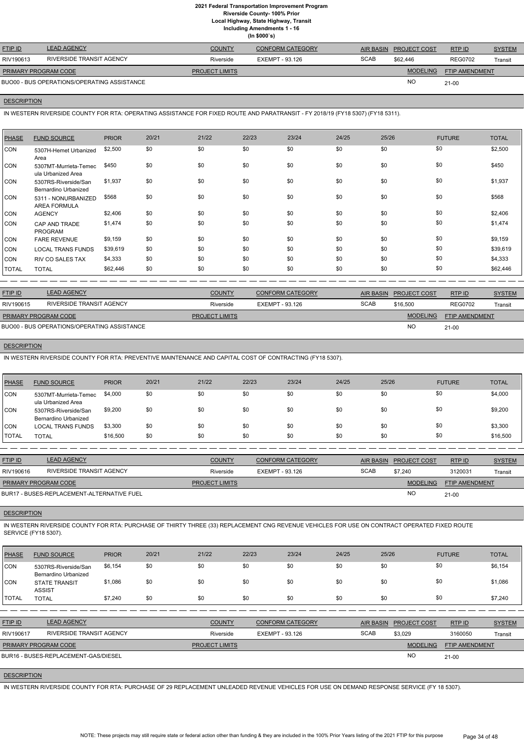| FTIP ID | LEAD AGENCY | COUNTY | CONFORM CATEGORY | AIR BASIN | PROJECT COST | RTP ID | SYSTEM |
|---|---|---|---|---|---|---|---|
| RIV190613 | RIVERSIDE TRANSIT AGENCY | Riverside | EXEMPT - 93.126 | SCAB | $62,446 | REG0702 | Transit |

| PRIMARY PROGRAM CODE | PROJECT LIMITS | MODELING | FTIP AMENDMENT |
|---|---|---|---|
| BUO00 - BUS OPERATIONS/OPERATING ASSISTANCE | | NO | 21-00 |

**DESCRIPTION**

IN WESTERN RIVERSIDE COUNTY FOR RTA: OPERATING ASSISTANCE FOR FIXED ROUTE AND PARATRANSIT - FY 2018/19 (FY18 5307) (FY18 5311).

| PHASE | FUND SOURCE | PRIOR | 20/21 | 21/22 | 22/23 | 23/24 | 24/25 | 25/26 | FUTURE | TOTAL |
|---|---|---|---|---|---|---|---|---|---|---|
| CON | 5307H-Hemet Urbanized Area | $2,500 | $0 | $0 | $0 | $0 | $0 | $0 | $0 | $2,500 |
| CON | 5307MT-Murrieta-Temecula Urbanized Area | $450 | $0 | $0 | $0 | $0 | $0 | $0 | $0 | $450 |
| CON | 5307RS-Riverside/San Bernardino Urbanized | $1,937 | $0 | $0 | $0 | $0 | $0 | $0 | $0 | $1,937 |
| CON | 5311 - NONURBANIZED AREA FORMULA | $568 | $0 | $0 | $0 | $0 | $0 | $0 | $0 | $568 |
| CON | AGENCY | $2,406 | $0 | $0 | $0 | $0 | $0 | $0 | $0 | $2,406 |
| CON | CAP AND TRADE PROGRAM | $1,474 | $0 | $0 | $0 | $0 | $0 | $0 | $0 | $1,474 |
| CON | FARE REVENUE | $9,159 | $0 | $0 | $0 | $0 | $0 | $0 | $0 | $9,159 |
| CON | LOCAL TRANS FUNDS | $39,619 | $0 | $0 | $0 | $0 | $0 | $0 | $0 | $39,619 |
| CON | RIV CO SALES TAX | $4,333 | $0 | $0 | $0 | $0 | $0 | $0 | $0 | $4,333 |
| TOTAL | TOTAL | $62,446 | $0 | $0 | $0 | $0 | $0 | $0 | $0 | $62,446 |

| FTIP ID | LEAD AGENCY | COUNTY | CONFORM CATEGORY | AIR BASIN | PROJECT COST | RTP ID | SYSTEM |
|---|---|---|---|---|---|---|---|
| RIV190615 | RIVERSIDE TRANSIT AGENCY | Riverside | EXEMPT - 93.126 | SCAB | $16,500 | REG0702 | Transit |

| PRIMARY PROGRAM CODE | PROJECT LIMITS | MODELING | FTIP AMENDMENT |
|---|---|---|---|
| BUO00 - BUS OPERATIONS/OPERATING ASSISTANCE | | NO | 21-00 |

**DESCRIPTION**

IN WESTERN RIVERSIDE COUNTY FOR RTA: PREVENTIVE MAINTENANCE AND CAPITAL COST OF CONTRACTING (FY18 5307).

| PHASE | FUND SOURCE | PRIOR | 20/21 | 21/22 | 22/23 | 23/24 | 24/25 | 25/26 | FUTURE | TOTAL |
|---|---|---|---|---|---|---|---|---|---|---|
| CON | 5307MT-Murrieta-Temecula Urbanized Area | $4,000 | $0 | $0 | $0 | $0 | $0 | $0 | $0 | $4,000 |
| CON | 5307RS-Riverside/San Bernardino Urbanized | $9,200 | $0 | $0 | $0 | $0 | $0 | $0 | $0 | $9,200 |
| CON | LOCAL TRANS FUNDS | $3,300 | $0 | $0 | $0 | $0 | $0 | $0 | $0 | $3,300 |
| TOTAL | TOTAL | $16,500 | $0 | $0 | $0 | $0 | $0 | $0 | $0 | $16,500 |

| FTIP ID | LEAD AGENCY | COUNTY | CONFORM CATEGORY | AIR BASIN | PROJECT COST | RTP ID | SYSTEM |
|---|---|---|---|---|---|---|---|
| RIV190616 | RIVERSIDE TRANSIT AGENCY | Riverside | EXEMPT - 93.126 | SCAB | $7,240 | 3120031 | Transit |

| PRIMARY PROGRAM CODE | PROJECT LIMITS | MODELING | FTIP AMENDMENT |
|---|---|---|---|
| BUR17 - BUSES-REPLACEMENT-ALTERNATIVE FUEL | | NO | 21-00 |

**DESCRIPTION**

IN WESTERN RIVERSIDE COUNTY FOR RTA: PURCHASE OF THIRTY THREE (33) REPLACEMENT CNG REVENUE VEHICLES FOR USE ON CONTRACT OPERATED FIXED ROUTE SERVICE (FY18 5307).

| PHASE | FUND SOURCE | PRIOR | 20/21 | 21/22 | 22/23 | 23/24 | 24/25 | 25/26 | FUTURE | TOTAL |
|---|---|---|---|---|---|---|---|---|---|---|
| CON | 5307RS-Riverside/San Bernardino Urbanized | $6,154 | $0 | $0 | $0 | $0 | $0 | $0 | $0 | $6,154 |
| CON | STATE TRANSIT ASSIST | $1,086 | $0 | $0 | $0 | $0 | $0 | $0 | $0 | $1,086 |
| TOTAL | TOTAL | $7,240 | $0 | $0 | $0 | $0 | $0 | $0 | $0 | $7,240 |

| FTIP ID | LEAD AGENCY | COUNTY | CONFORM CATEGORY | AIR BASIN | PROJECT COST | RTP ID | SYSTEM |
|---|---|---|---|---|---|---|---|
| RIV190617 | RIVERSIDE TRANSIT AGENCY | Riverside | EXEMPT - 93.126 | SCAB | $3,029 | 3160050 | Transit |

| PRIMARY PROGRAM CODE | PROJECT LIMITS | MODELING | FTIP AMENDMENT |
|---|---|---|---|
| BUR16 - BUSES-REPLACEMENT-GAS/DIESEL | | NO | 21-00 |

**DESCRIPTION**

IN WESTERN RIVERSIDE COUNTY FOR RTA: PURCHASE OF 29 REPLACEMENT UNLEADED REVENUE VEHICLES FOR USE ON DEMAND RESPONSE SERVICE (FY 18 5307).

NOTE: These projects may still require state or federal action other than funding & they are included in the 100% Prior Years listing of the 2021 FTIP for this purpose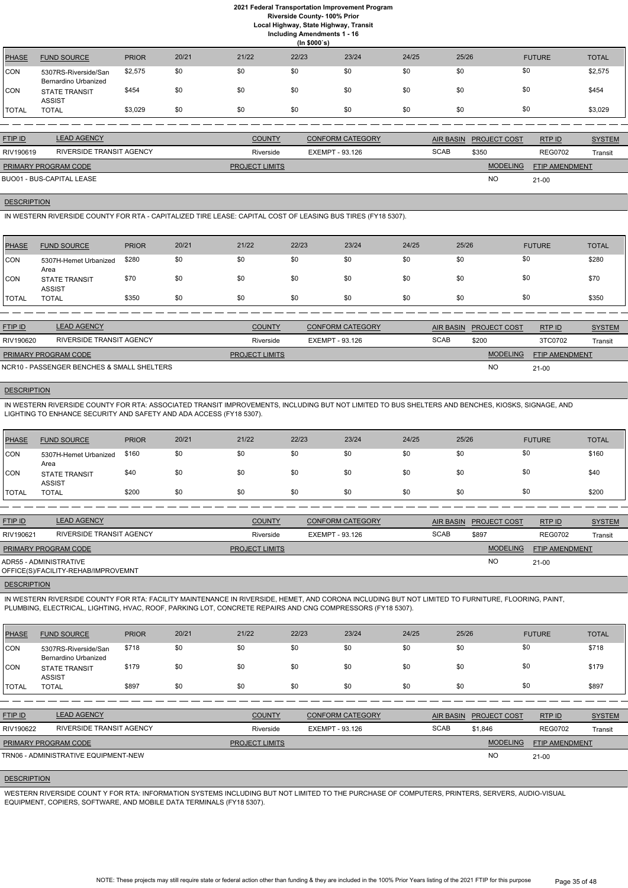**2021 Federal Transportation Improvement Program**
**Riverside County- 100% Prior**
**Local Highway, State Highway, Transit**
**Including Amendments 1 - 16**
**(In $000`s)**

| PHASE | FUND SOURCE | PRIOR | 20/21 | 21/22 | 22/23 | 23/24 | 24/25 | 25/26 | FUTURE | TOTAL |
|---|---|---|---|---|---|---|---|---|---|---|
| CON | 5307RS-Riverside/San Bernardino Urbanized | $2,575 | $0 | $0 | $0 | $0 | $0 | $0 | $0 | $2,575 |
| CON | STATE TRANSIT ASSIST | $454 | $0 | $0 | $0 | $0 | $0 | $0 | $0 | $454 |
| TOTAL | TOTAL | $3,029 | $0 | $0 | $0 | $0 | $0 | $0 | $0 | $3,029 |

| FTIP ID | LEAD AGENCY | COUNTY | CONFORM CATEGORY | AIR BASIN | PROJECT COST | RTP ID | SYSTEM |
|---|---|---|---|---|---|---|---|
| RIV190619 | RIVERSIDE TRANSIT AGENCY | Riverside | EXEMPT - 93.126 | SCAB | $350 | REG0702 | Transit |

| PRIMARY PROGRAM CODE | PROJECT LIMITS | MODELING | FTIP AMENDMENT |
|---|---|---|---|
| BUO01 - BUS-CAPITAL LEASE | | NO | 21-00 |

**DESCRIPTION**

IN WESTERN RIVERSIDE COUNTY FOR RTA - CAPITALIZED TIRE LEASE: CAPITAL COST OF LEASING BUS TIRES (FY18 5307).

| PHASE | FUND SOURCE | PRIOR | 20/21 | 21/22 | 22/23 | 23/24 | 24/25 | 25/26 | FUTURE | TOTAL |
|---|---|---|---|---|---|---|---|---|---|---|
| CON | 5307H-Hemet Urbanized Area | $280 | $0 | $0 | $0 | $0 | $0 | $0 | $0 | $280 |
| CON | STATE TRANSIT ASSIST | $70 | $0 | $0 | $0 | $0 | $0 | $0 | $0 | $70 |
| TOTAL | TOTAL | $350 | $0 | $0 | $0 | $0 | $0 | $0 | $0 | $350 |

| FTIP ID | LEAD AGENCY | COUNTY | CONFORM CATEGORY | AIR BASIN | PROJECT COST | RTP ID | SYSTEM |
|---|---|---|---|---|---|---|---|
| RIV190620 | RIVERSIDE TRANSIT AGENCY | Riverside | EXEMPT - 93.126 | SCAB | $200 | 3TC0702 | Transit |

| PRIMARY PROGRAM CODE | PROJECT LIMITS | MODELING | FTIP AMENDMENT |
|---|---|---|---|
| NCR10 - PASSENGER BENCHES & SMALL SHELTERS | | NO | 21-00 |

**DESCRIPTION**

IN WESTERN RIVERSIDE COUNTY FOR RTA: ASSOCIATED TRANSIT IMPROVEMENTS, INCLUDING BUT NOT LIMITED TO BUS SHELTERS AND BENCHES, KIOSKS, SIGNAGE, AND LIGHTING TO ENHANCE SECURITY AND SAFETY AND ADA ACCESS (FY18 5307).

| PHASE | FUND SOURCE | PRIOR | 20/21 | 21/22 | 22/23 | 23/24 | 24/25 | 25/26 | FUTURE | TOTAL |
|---|---|---|---|---|---|---|---|---|---|---|
| CON | 5307H-Hemet Urbanized Area | $160 | $0 | $0 | $0 | $0 | $0 | $0 | $0 | $160 |
| CON | STATE TRANSIT ASSIST | $40 | $0 | $0 | $0 | $0 | $0 | $0 | $0 | $40 |
| TOTAL | TOTAL | $200 | $0 | $0 | $0 | $0 | $0 | $0 | $0 | $200 |

| FTIP ID | LEAD AGENCY | COUNTY | CONFORM CATEGORY | AIR BASIN | PROJECT COST | RTP ID | SYSTEM |
|---|---|---|---|---|---|---|---|
| RIV190621 | RIVERSIDE TRANSIT AGENCY | Riverside | EXEMPT - 93.126 | SCAB | $897 | REG0702 | Transit |

| PRIMARY PROGRAM CODE | PROJECT LIMITS | MODELING | FTIP AMENDMENT |
|---|---|---|---|
| ADR55 - ADMINISTRATIVE OFFICE(S)/FACILITY-REHAB/IMPROVEMNT | | NO | 21-00 |

**DESCRIPTION**

IN WESTERN RIVERSIDE COUNTY FOR RTA: FACILITY MAINTENANCE IN RIVERSIDE, HEMET, AND CORONA INCLUDING BUT NOT LIMITED TO FURNITURE, FLOORING, PAINT, PLUMBING, ELECTRICAL, LIGHTING, HVAC, ROOF, PARKING LOT, CONCRETE REPAIRS AND CNG COMPRESSORS (FY18 5307).

| PHASE | FUND SOURCE | PRIOR | 20/21 | 21/22 | 22/23 | 23/24 | 24/25 | 25/26 | FUTURE | TOTAL |
|---|---|---|---|---|---|---|---|---|---|---|
| CON | 5307RS-Riverside/San Bernardino Urbanized | $718 | $0 | $0 | $0 | $0 | $0 | $0 | $0 | $718 |
| CON | STATE TRANSIT ASSIST | $179 | $0 | $0 | $0 | $0 | $0 | $0 | $0 | $179 |
| TOTAL | TOTAL | $897 | $0 | $0 | $0 | $0 | $0 | $0 | $0 | $897 |

| FTIP ID | LEAD AGENCY | COUNTY | CONFORM CATEGORY | AIR BASIN | PROJECT COST | RTP ID | SYSTEM |
|---|---|---|---|---|---|---|---|
| RIV190622 | RIVERSIDE TRANSIT AGENCY | Riverside | EXEMPT - 93.126 | SCAB | $1,846 | REG0702 | Transit |

| PRIMARY PROGRAM CODE | PROJECT LIMITS | MODELING | FTIP AMENDMENT |
|---|---|---|---|
| TRN06 - ADMINISTRATIVE EQUIPMENT-NEW | | NO | 21-00 |

**DESCRIPTION**

WESTERN RIVERSIDE COUNT Y FOR RTA: INFORMATION SYSTEMS INCLUDING BUT NOT LIMITED TO THE PURCHASE OF COMPUTERS, PRINTERS, SERVERS, AUDIO-VISUAL EQUIPMENT, COPIERS, SOFTWARE, AND MOBILE DATA TERMINALS (FY18 5307).

NOTE: These projects may still require state or federal action other than funding & they are included in the 100% Prior Years listing of the 2021 FTIP for this purpose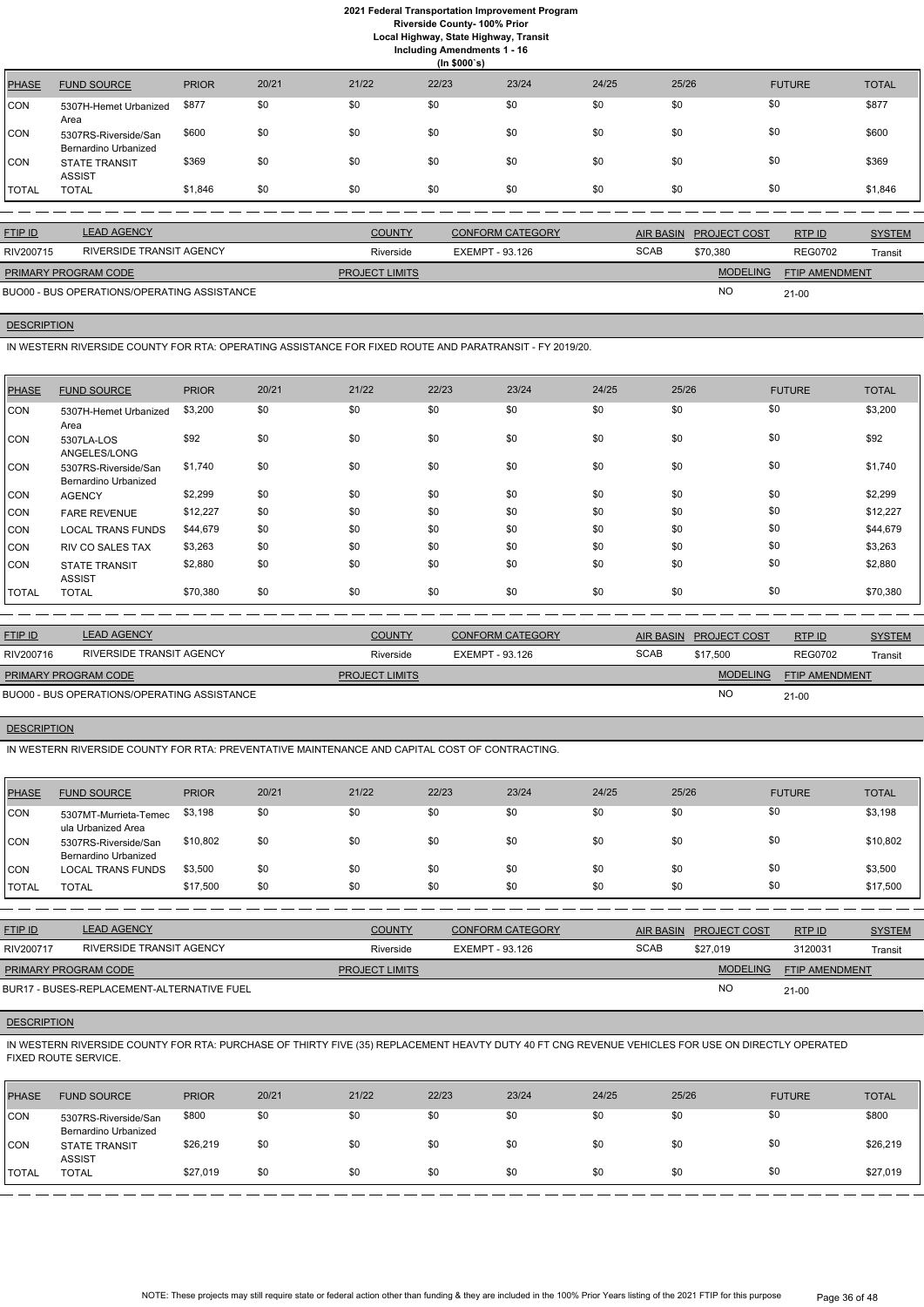# 2021 Federal Transportation Improvement Program
## Riverside County- 100% Prior
### Local Highway, State Highway, Transit
### Including Amendments 1 - 16
### (In $000`s)

| PHASE | FUND SOURCE | PRIOR | 20/21 | 21/22 | 22/23 | 23/24 | 24/25 | 25/26 | FUTURE | TOTAL |
|---|---|---|---|---|---|---|---|---|---|---|
| CON | 5307H-Hemet Urbanized Area | $877 | $0 | $0 | $0 | $0 | $0 | $0 | $0 | $877 |
| CON | 5307RS-Riverside/San Bernardino Urbanized | $600 | $0 | $0 | $0 | $0 | $0 | $0 | $0 | $600 |
| CON | STATE TRANSIT ASSIST | $369 | $0 | $0 | $0 | $0 | $0 | $0 | $0 | $369 |
| TOTAL | TOTAL | $1,846 | $0 | $0 | $0 | $0 | $0 | $0 | $0 | $1,846 |

| FTIP ID | LEAD AGENCY | COUNTY | CONFORM CATEGORY | AIR BASIN | PROJECT COST | RTP ID | SYSTEM |
|---|---|---|---|---|---|---|---|
| RIV200715 | RIVERSIDE TRANSIT AGENCY | Riverside | EXEMPT - 93.126 | SCAB | $70,380 | REG0702 | Transit |

| PRIMARY PROGRAM CODE | PROJECT LIMITS | MODELING | FTIP AMENDMENT |
|---|---|---|---|
| BUO00 - BUS OPERATIONS/OPERATING ASSISTANCE | | NO | 21-00 |

**DESCRIPTION**

IN WESTERN RIVERSIDE COUNTY FOR RTA: OPERATING ASSISTANCE FOR FIXED ROUTE AND PARATRANSIT - FY 2019/20.

| PHASE | FUND SOURCE | PRIOR | 20/21 | 21/22 | 22/23 | 23/24 | 24/25 | 25/26 | FUTURE | TOTAL |
|---|---|---|---|---|---|---|---|---|---|---|
| CON | 5307H-Hemet Urbanized Area | $3,200 | $0 | $0 | $0 | $0 | $0 | $0 | $0 | $3,200 |
| CON | 5307LA-LOS ANGELES/LONG | $92 | $0 | $0 | $0 | $0 | $0 | $0 | $0 | $92 |
| CON | 5307RS-Riverside/San Bernardino Urbanized | $1,740 | $0 | $0 | $0 | $0 | $0 | $0 | $0 | $1,740 |
| CON | AGENCY | $2,299 | $0 | $0 | $0 | $0 | $0 | $0 | $0 | $2,299 |
| CON | FARE REVENUE | $12,227 | $0 | $0 | $0 | $0 | $0 | $0 | $0 | $12,227 |
| CON | LOCAL TRANS FUNDS | $44,679 | $0 | $0 | $0 | $0 | $0 | $0 | $0 | $44,679 |
| CON | RIV CO SALES TAX | $3,263 | $0 | $0 | $0 | $0 | $0 | $0 | $0 | $3,263 |
| CON | STATE TRANSIT ASSIST | $2,880 | $0 | $0 | $0 | $0 | $0 | $0 | $0 | $2,880 |
| TOTAL | TOTAL | $70,380 | $0 | $0 | $0 | $0 | $0 | $0 | $0 | $70,380 |

| FTIP ID | LEAD AGENCY | COUNTY | CONFORM CATEGORY | AIR BASIN | PROJECT COST | RTP ID | SYSTEM |
|---|---|---|---|---|---|---|---|
| RIV200716 | RIVERSIDE TRANSIT AGENCY | Riverside | EXEMPT - 93.126 | SCAB | $17,500 | REG0702 | Transit |

| PRIMARY PROGRAM CODE | PROJECT LIMITS | MODELING | FTIP AMENDMENT |
|---|---|---|---|
| BUO00 - BUS OPERATIONS/OPERATING ASSISTANCE | | NO | 21-00 |

**DESCRIPTION**

IN WESTERN RIVERSIDE COUNTY FOR RTA: PREVENTATIVE MAINTENANCE AND CAPITAL COST OF CONTRACTING.

| PHASE | FUND SOURCE | PRIOR | 20/21 | 21/22 | 22/23 | 23/24 | 24/25 | 25/26 | FUTURE | TOTAL |
|---|---|---|---|---|---|---|---|---|---|---|
| CON | 5307MT-Murrieta-Temecula Urbanized Area | $3,198 | $0 | $0 | $0 | $0 | $0 | $0 | $0 | $3,198 |
| CON | 5307RS-Riverside/San Bernardino Urbanized | $10,802 | $0 | $0 | $0 | $0 | $0 | $0 | $0 | $10,802 |
| CON | LOCAL TRANS FUNDS | $3,500 | $0 | $0 | $0 | $0 | $0 | $0 | $0 | $3,500 |
| TOTAL | TOTAL | $17,500 | $0 | $0 | $0 | $0 | $0 | $0 | $0 | $17,500 |

| FTIP ID | LEAD AGENCY | COUNTY | CONFORM CATEGORY | AIR BASIN | PROJECT COST | RTP ID | SYSTEM |
|---|---|---|---|---|---|---|---|
| RIV200717 | RIVERSIDE TRANSIT AGENCY | Riverside | EXEMPT - 93.126 | SCAB | $27,019 | 3120031 | Transit |

| PRIMARY PROGRAM CODE | PROJECT LIMITS | MODELING | FTIP AMENDMENT |
|---|---|---|---|
| BUR17 - BUSES-REPLACEMENT-ALTERNATIVE FUEL | | NO | 21-00 |

**DESCRIPTION**

IN WESTERN RIVERSIDE COUNTY FOR RTA: PURCHASE OF THIRTY FIVE (35) REPLACEMENT HEAVTY DUTY 40 FT CNG REVENUE VEHICLES FOR USE ON DIRECTLY OPERATED FIXED ROUTE SERVICE.

| PHASE | FUND SOURCE | PRIOR | 20/21 | 21/22 | 22/23 | 23/24 | 24/25 | 25/26 | FUTURE | TOTAL |
|---|---|---|---|---|---|---|---|---|---|---|
| CON | 5307RS-Riverside/San Bernardino Urbanized | $800 | $0 | $0 | $0 | $0 | $0 | $0 | $0 | $800 |
| CON | STATE TRANSIT ASSIST | $26,219 | $0 | $0 | $0 | $0 | $0 | $0 | $0 | $26,219 |
| TOTAL | TOTAL | $27,019 | $0 | $0 | $0 | $0 | $0 | $0 | $0 | $27,019 |

NOTE: These projects may still require state or federal action other than funding & they are included in the 100% Prior Years listing of the 2021 FTIP for this purpose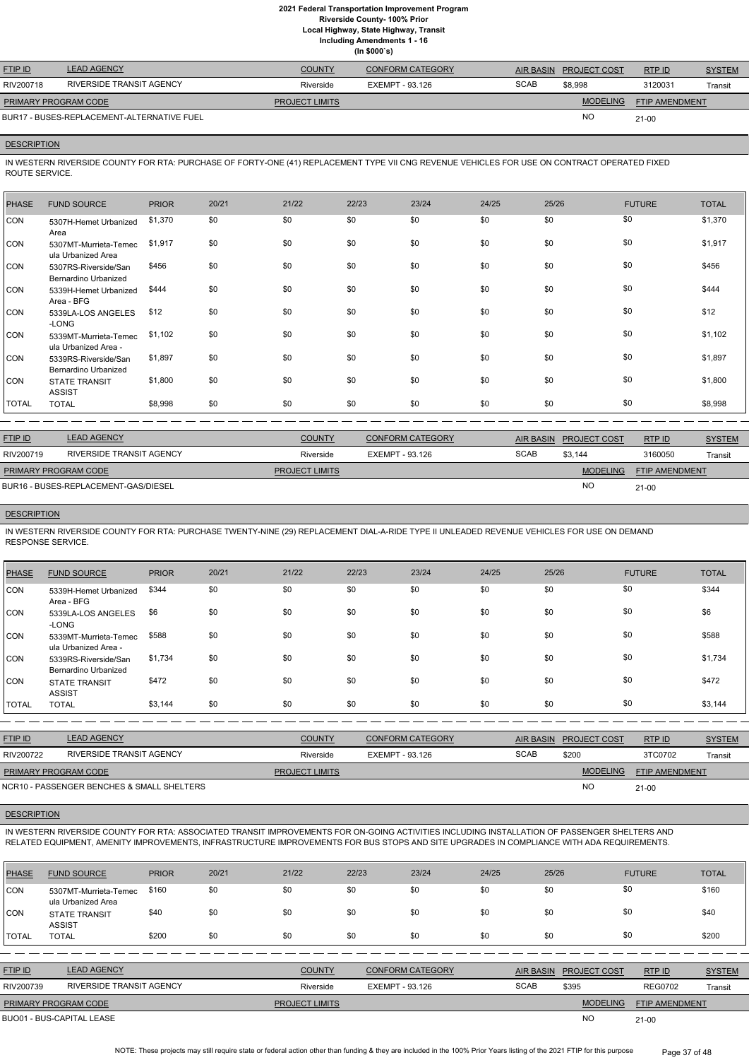| FTIP ID | LEAD AGENCY | COUNTY | CONFORM CATEGORY | AIR BASIN | PROJECT COST | RTP ID | SYSTEM |
|---|---|---|---|---|---|---|---|
| RIV200718 | RIVERSIDE TRANSIT AGENCY | Riverside | EXEMPT - 93.126 | SCAB | $8,998 | 3120031 | Transit |

| PRIMARY PROGRAM CODE | PROJECT LIMITS | MODELING | FTIP AMENDMENT |
|---|---|---|---|
| BUR17 - BUSES-REPLACEMENT-ALTERNATIVE FUEL | | NO | 21-00 |

**DESCRIPTION**

IN WESTERN RIVERSIDE COUNTY FOR RTA: PURCHASE OF FORTY-ONE (41) REPLACEMENT TYPE VII CNG REVENUE VEHICLES FOR USE ON CONTRACT OPERATED FIXED ROUTE SERVICE.

| PHASE | FUND SOURCE | PRIOR | 20/21 | 21/22 | 22/23 | 23/24 | 24/25 | 25/26 | FUTURE | TOTAL |
|---|---|---|---|---|---|---|---|---|---|---|
| CON | 5307H-Hemet Urbanized Area | $1,370 | $0 | $0 | $0 | $0 | $0 | $0 | $0 | $1,370 |
| CON | 5307MT-Murrieta-Temecula Urbanized Area | $1,917 | $0 | $0 | $0 | $0 | $0 | $0 | $0 | $1,917 |
| CON | 5307RS-Riverside/San Bernardino Urbanized | $456 | $0 | $0 | $0 | $0 | $0 | $0 | $0 | $456 |
| CON | 5339H-Hemet Urbanized Area - BFG | $444 | $0 | $0 | $0 | $0 | $0 | $0 | $0 | $444 |
| CON | 5339LA-LOS ANGELES -LONG | $12 | $0 | $0 | $0 | $0 | $0 | $0 | $0 | $12 |
| CON | 5339MT-Murrieta-Temecula Urbanized Area - | $1,102 | $0 | $0 | $0 | $0 | $0 | $0 | $0 | $1,102 |
| CON | 5339RS-Riverside/San Bernardino Urbanized | $1,897 | $0 | $0 | $0 | $0 | $0 | $0 | $0 | $1,897 |
| CON | STATE TRANSIT ASSIST | $1,800 | $0 | $0 | $0 | $0 | $0 | $0 | $0 | $1,800 |
| TOTAL | TOTAL | $8,998 | $0 | $0 | $0 | $0 | $0 | $0 | $0 | $8,998 |

| FTIP ID | LEAD AGENCY | COUNTY | CONFORM CATEGORY | AIR BASIN | PROJECT COST | RTP ID | SYSTEM |
|---|---|---|---|---|---|---|---|
| RIV200719 | RIVERSIDE TRANSIT AGENCY | Riverside | EXEMPT - 93.126 | SCAB | $3,144 | 3160050 | Transit |

| PRIMARY PROGRAM CODE | PROJECT LIMITS | MODELING | FTIP AMENDMENT |
|---|---|---|---|
| BUR16 - BUSES-REPLACEMENT-GAS/DIESEL | | NO | 21-00 |

**DESCRIPTION**

IN WESTERN RIVERSIDE COUNTY FOR RTA: PURCHASE TWENTY-NINE (29) REPLACEMENT DIAL-A-RIDE TYPE II UNLEADED REVENUE VEHICLES FOR USE ON DEMAND RESPONSE SERVICE.

| PHASE | FUND SOURCE | PRIOR | 20/21 | 21/22 | 22/23 | 23/24 | 24/25 | 25/26 | FUTURE | TOTAL |
|---|---|---|---|---|---|---|---|---|---|---|
| CON | 5339H-Hemet Urbanized Area - BFG | $344 | $0 | $0 | $0 | $0 | $0 | $0 | $0 | $344 |
| CON | 5339LA-LOS ANGELES -LONG | $6 | $0 | $0 | $0 | $0 | $0 | $0 | $0 | $6 |
| CON | 5339MT-Murrieta-Temecula Urbanized Area - | $588 | $0 | $0 | $0 | $0 | $0 | $0 | $0 | $588 |
| CON | 5339RS-Riverside/San Bernardino Urbanized | $1,734 | $0 | $0 | $0 | $0 | $0 | $0 | $0 | $1,734 |
| CON | STATE TRANSIT ASSIST | $472 | $0 | $0 | $0 | $0 | $0 | $0 | $0 | $472 |
| TOTAL | TOTAL | $3,144 | $0 | $0 | $0 | $0 | $0 | $0 | $0 | $3,144 |

| FTIP ID | LEAD AGENCY | COUNTY | CONFORM CATEGORY | AIR BASIN | PROJECT COST | RTP ID | SYSTEM |
|---|---|---|---|---|---|---|---|
| RIV200722 | RIVERSIDE TRANSIT AGENCY | Riverside | EXEMPT - 93.126 | SCAB | $200 | 3TC0702 | Transit |

| PRIMARY PROGRAM CODE | PROJECT LIMITS | MODELING | FTIP AMENDMENT |
|---|---|---|---|
| NCR10 - PASSENGER BENCHES & SMALL SHELTERS | | NO | 21-00 |

**DESCRIPTION**

IN WESTERN RIVERSIDE COUNTY FOR RTA: ASSOCIATED TRANSIT IMPROVEMENTS FOR ON-GOING ACTIVITIES INCLUDING INSTALLATION OF PASSENGER SHELTERS AND RELATED EQUIPMENT, AMENITY IMPROVEMENTS, INFRASTRUCTURE IMPROVEMENTS FOR BUS STOPS AND SITE UPGRADES IN COMPLIANCE WITH ADA REQUIREMENTS.

| PHASE | FUND SOURCE | PRIOR | 20/21 | 21/22 | 22/23 | 23/24 | 24/25 | 25/26 | FUTURE | TOTAL |
|---|---|---|---|---|---|---|---|---|---|---|
| CON | 5307MT-Murrieta-Temecula Urbanized Area | $160 | $0 | $0 | $0 | $0 | $0 | $0 | $0 | $160 |
| CON | STATE TRANSIT ASSIST | $40 | $0 | $0 | $0 | $0 | $0 | $0 | $0 | $40 |
| TOTAL | TOTAL | $200 | $0 | $0 | $0 | $0 | $0 | $0 | $0 | $200 |

| FTIP ID | LEAD AGENCY | COUNTY | CONFORM CATEGORY | AIR BASIN | PROJECT COST | RTP ID | SYSTEM |
|---|---|---|---|---|---|---|---|
| RIV200739 | RIVERSIDE TRANSIT AGENCY | Riverside | EXEMPT - 93.126 | SCAB | $395 | REG0702 | Transit |

| PRIMARY PROGRAM CODE | PROJECT LIMITS | MODELING | FTIP AMENDMENT |
|---|---|---|---|
| BUO01 - BUS-CAPITAL LEASE | | NO | 21-00 |

NOTE: These projects may still require state or federal action other than funding & they are included in the 100% Prior Years listing of the 2021 FTIP for this purpose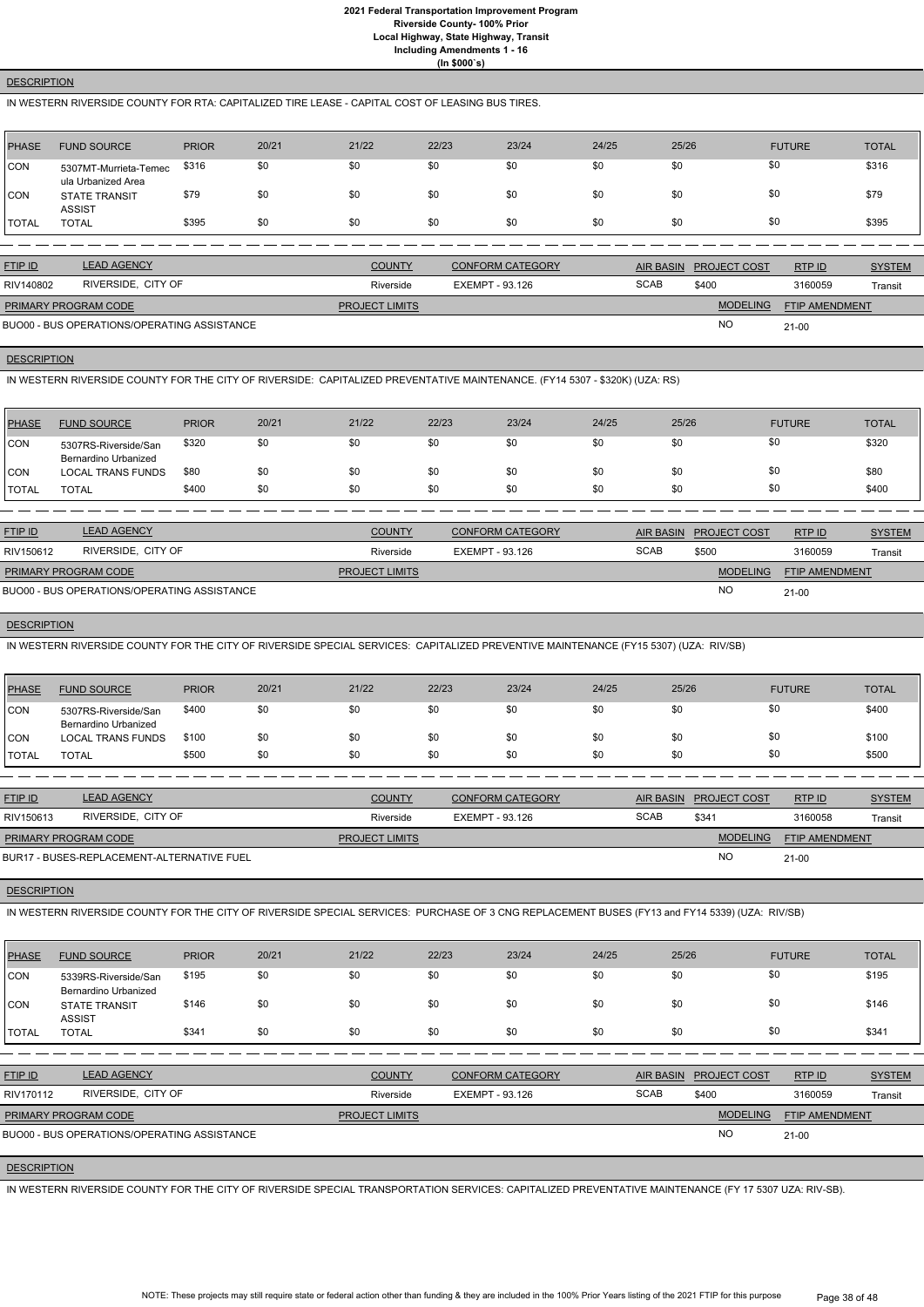**DESCRIPTION**

IN WESTERN RIVERSIDE COUNTY FOR RTA: CAPITALIZED TIRE LEASE - CAPITAL COST OF LEASING BUS TIRES.

| PHASE | FUND SOURCE | PRIOR | 20/21 | 21/22 | 22/23 | 23/24 | 24/25 | 25/26 | FUTURE | TOTAL |
|---|---|---|---|---|---|---|---|---|---|---|
| CON | 5307MT-Murrieta-Temecula Urbanized Area | $316 | $0 | $0 | $0 | $0 | $0 | $0 | $0 | $316 |
| CON | STATE TRANSIT ASSIST | $79 | $0 | $0 | $0 | $0 | $0 | $0 | $0 | $79 |
| TOTAL | TOTAL | $395 | $0 | $0 | $0 | $0 | $0 | $0 | $0 | $395 |

| FTIP ID | LEAD AGENCY | COUNTY | CONFORM CATEGORY | AIR BASIN | PROJECT COST | RTP ID | SYSTEM |
|---|---|---|---|---|---|---|---|
| RIV140802 | RIVERSIDE, CITY OF | Riverside | EXEMPT - 93.126 | SCAB | $400 | 3160059 | Transit |

| PRIMARY PROGRAM CODE | PROJECT LIMITS | MODELING | FTIP AMENDMENT |
|---|---|---|---|
| BUO00 - BUS OPERATIONS/OPERATING ASSISTANCE | | NO | 21-00 |

**DESCRIPTION**

IN WESTERN RIVERSIDE COUNTY FOR THE CITY OF RIVERSIDE: CAPITALIZED PREVENTATIVE MAINTENANCE. (FY14 5307 - $320K) (UZA: RS)

| PHASE | FUND SOURCE | PRIOR | 20/21 | 21/22 | 22/23 | 23/24 | 24/25 | 25/26 | FUTURE | TOTAL |
|---|---|---|---|---|---|---|---|---|---|---|
| CON | 5307RS-Riverside/San Bernardino Urbanized | $320 | $0 | $0 | $0 | $0 | $0 | $0 | $0 | $320 |
| CON | LOCAL TRANS FUNDS | $80 | $0 | $0 | $0 | $0 | $0 | $0 | $0 | $80 |
| TOTAL | TOTAL | $400 | $0 | $0 | $0 | $0 | $0 | $0 | $0 | $400 |

| FTIP ID | LEAD AGENCY | COUNTY | CONFORM CATEGORY | AIR BASIN | PROJECT COST | RTP ID | SYSTEM |
|---|---|---|---|---|---|---|---|
| RIV150612 | RIVERSIDE, CITY OF | Riverside | EXEMPT - 93.126 | SCAB | $500 | 3160059 | Transit |

| PRIMARY PROGRAM CODE | PROJECT LIMITS | MODELING | FTIP AMENDMENT |
|---|---|---|---|
| BUO00 - BUS OPERATIONS/OPERATING ASSISTANCE | | NO | 21-00 |

**DESCRIPTION**

IN WESTERN RIVERSIDE COUNTY FOR THE CITY OF RIVERSIDE SPECIAL SERVICES: CAPITALIZED PREVENTIVE MAINTENANCE (FY15 5307) (UZA: RIV/SB)

| PHASE | FUND SOURCE | PRIOR | 20/21 | 21/22 | 22/23 | 23/24 | 24/25 | 25/26 | FUTURE | TOTAL |
|---|---|---|---|---|---|---|---|---|---|---|
| CON | 5307RS-Riverside/San Bernardino Urbanized | $400 | $0 | $0 | $0 | $0 | $0 | $0 | $0 | $400 |
| CON | LOCAL TRANS FUNDS | $100 | $0 | $0 | $0 | $0 | $0 | $0 | $0 | $100 |
| TOTAL | TOTAL | $500 | $0 | $0 | $0 | $0 | $0 | $0 | $0 | $500 |

| FTIP ID | LEAD AGENCY | COUNTY | CONFORM CATEGORY | AIR BASIN | PROJECT COST | RTP ID | SYSTEM |
|---|---|---|---|---|---|---|---|
| RIV150613 | RIVERSIDE, CITY OF | Riverside | EXEMPT - 93.126 | SCAB | $341 | 3160058 | Transit |

| PRIMARY PROGRAM CODE | PROJECT LIMITS | MODELING | FTIP AMENDMENT |
|---|---|---|---|
| BUR17 - BUSES-REPLACEMENT-ALTERNATIVE FUEL | | NO | 21-00 |

**DESCRIPTION**

IN WESTERN RIVERSIDE COUNTY FOR THE CITY OF RIVERSIDE SPECIAL SERVICES: PURCHASE OF 3 CNG REPLACEMENT BUSES (FY13 and FY14 5339) (UZA: RIV/SB)

| PHASE | FUND SOURCE | PRIOR | 20/21 | 21/22 | 22/23 | 23/24 | 24/25 | 25/26 | FUTURE | TOTAL |
|---|---|---|---|---|---|---|---|---|---|---|
| CON | 5339RS-Riverside/San Bernardino Urbanized | $195 | $0 | $0 | $0 | $0 | $0 | $0 | $0 | $195 |
| CON | STATE TRANSIT ASSIST | $146 | $0 | $0 | $0 | $0 | $0 | $0 | $0 | $146 |
| TOTAL | TOTAL | $341 | $0 | $0 | $0 | $0 | $0 | $0 | $0 | $341 |

| FTIP ID | LEAD AGENCY | COUNTY | CONFORM CATEGORY | AIR BASIN | PROJECT COST | RTP ID | SYSTEM |
|---|---|---|---|---|---|---|---|
| RIV170112 | RIVERSIDE, CITY OF | Riverside | EXEMPT - 93.126 | SCAB | $400 | 3160059 | Transit |

| PRIMARY PROGRAM CODE | PROJECT LIMITS | MODELING | FTIP AMENDMENT |
|---|---|---|---|
| BUO00 - BUS OPERATIONS/OPERATING ASSISTANCE | | NO | 21-00 |

**DESCRIPTION**

IN WESTERN RIVERSIDE COUNTY FOR THE CITY OF RIVERSIDE SPECIAL TRANSPORTATION SERVICES: CAPITALIZED PREVENTATIVE MAINTENANCE (FY 17 5307 UZA: RIV-SB).

NOTE: These projects may still require state or federal action other than funding & they are included in the 100% Prior Years listing of the 2021 FTIP for this purpose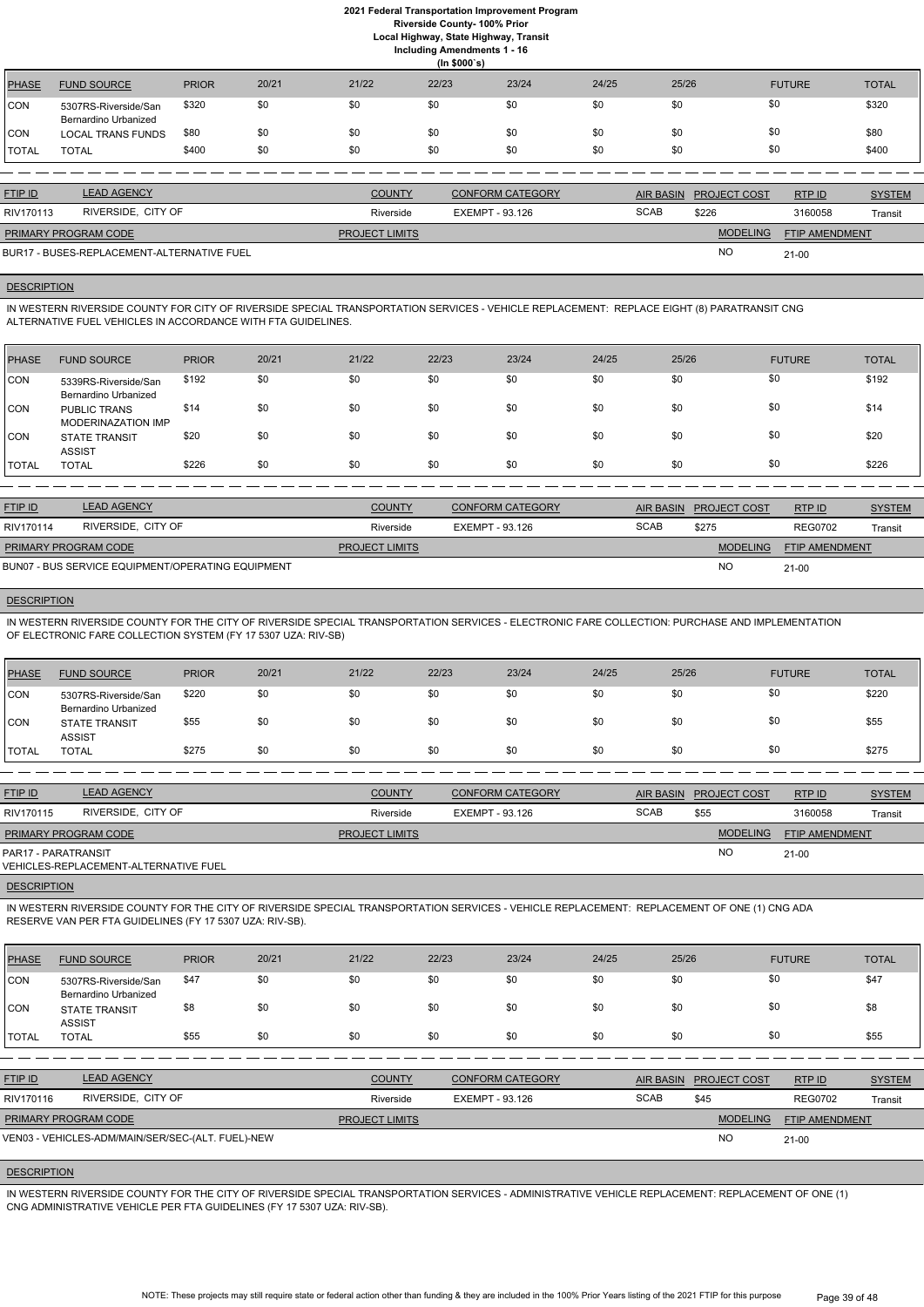| PHASE | FUND SOURCE | PRIOR | 20/21 | 21/22 | 22/23 | 23/24 | 24/25 | 25/26 | FUTURE | TOTAL |
|---|---|---|---|---|---|---|---|---|---|---|
| CON | 5307RS-Riverside/San Bernardino Urbanized | $320 | $0 | $0 | $0 | $0 | $0 | $0 | $0 | $320 |
| CON | LOCAL TRANS FUNDS | $80 | $0 | $0 | $0 | $0 | $0 | $0 | $0 | $80 |
| TOTAL | TOTAL | $400 | $0 | $0 | $0 | $0 | $0 | $0 | $0 | $400 |

| FTIP ID | LEAD AGENCY | COUNTY | CONFORM CATEGORY | AIR BASIN | PROJECT COST | RTP ID | SYSTEM |
|---|---|---|---|---|---|---|---|
| RIV170113 | RIVERSIDE, CITY OF | Riverside | EXEMPT - 93.126 | SCAB | $226 | 3160058 | Transit |

| PRIMARY PROGRAM CODE | PROJECT LIMITS | MODELING | FTIP AMENDMENT |
|---|---|---|---|
| BUR17 - BUSES-REPLACEMENT-ALTERNATIVE FUEL | | NO | 21-00 |

**DESCRIPTION**

IN WESTERN RIVERSIDE COUNTY FOR CITY OF RIVERSIDE SPECIAL TRANSPORTATION SERVICES - VEHICLE REPLACEMENT: REPLACE EIGHT (8) PARATRANSIT CNG ALTERNATIVE FUEL VEHICLES IN ACCORDANCE WITH FTA GUIDELINES.

| PHASE | FUND SOURCE | PRIOR | 20/21 | 21/22 | 22/23 | 23/24 | 24/25 | 25/26 | FUTURE | TOTAL |
|---|---|---|---|---|---|---|---|---|---|---|
| CON | 5339RS-Riverside/San Bernardino Urbanized | $192 | $0 | $0 | $0 | $0 | $0 | $0 | $0 | $192 |
| CON | PUBLIC TRANS MODERINAZATION IMP | $14 | $0 | $0 | $0 | $0 | $0 | $0 | $0 | $14 |
| CON | STATE TRANSIT ASSIST | $20 | $0 | $0 | $0 | $0 | $0 | $0 | $0 | $20 |
| TOTAL | TOTAL | $226 | $0 | $0 | $0 | $0 | $0 | $0 | $0 | $226 |

| FTIP ID | LEAD AGENCY | COUNTY | CONFORM CATEGORY | AIR BASIN | PROJECT COST | RTP ID | SYSTEM |
|---|---|---|---|---|---|---|---|
| RIV170114 | RIVERSIDE, CITY OF | Riverside | EXEMPT - 93.126 | SCAB | $275 | REG0702 | Transit |

| PRIMARY PROGRAM CODE | PROJECT LIMITS | MODELING | FTIP AMENDMENT |
|---|---|---|---|
| BUN07 - BUS SERVICE EQUIPMENT/OPERATING EQUIPMENT | | NO | 21-00 |

**DESCRIPTION**

IN WESTERN RIVERSIDE COUNTY FOR THE CITY OF RIVERSIDE SPECIAL TRANSPORTATION SERVICES - ELECTRONIC FARE COLLECTION: PURCHASE AND IMPLEMENTATION OF ELECTRONIC FARE COLLECTION SYSTEM (FY 17 5307 UZA: RIV-SB)

| PHASE | FUND SOURCE | PRIOR | 20/21 | 21/22 | 22/23 | 23/24 | 24/25 | 25/26 | FUTURE | TOTAL |
|---|---|---|---|---|---|---|---|---|---|---|
| CON | 5307RS-Riverside/San Bernardino Urbanized | $220 | $0 | $0 | $0 | $0 | $0 | $0 | $0 | $220 |
| CON | STATE TRANSIT ASSIST | $55 | $0 | $0 | $0 | $0 | $0 | $0 | $0 | $55 |
| TOTAL | TOTAL | $275 | $0 | $0 | $0 | $0 | $0 | $0 | $0 | $275 |

| FTIP ID | LEAD AGENCY | COUNTY | CONFORM CATEGORY | AIR BASIN | PROJECT COST | RTP ID | SYSTEM |
|---|---|---|---|---|---|---|---|
| RIV170115 | RIVERSIDE, CITY OF | Riverside | EXEMPT - 93.126 | SCAB | $55 | 3160058 | Transit |

| PRIMARY PROGRAM CODE | PROJECT LIMITS | MODELING | FTIP AMENDMENT |
|---|---|---|---|
| PAR17 - PARATRANSIT VEHICLES-REPLACEMENT-ALTERNATIVE FUEL | | NO | 21-00 |

**DESCRIPTION**

IN WESTERN RIVERSIDE COUNTY FOR THE CITY OF RIVERSIDE SPECIAL TRANSPORTATION SERVICES - VEHICLE REPLACEMENT: REPLACEMENT OF ONE (1) CNG ADA RESERVE VAN PER FTA GUIDELINES (FY 17 5307 UZA: RIV-SB).

| PHASE | FUND SOURCE | PRIOR | 20/21 | 21/22 | 22/23 | 23/24 | 24/25 | 25/26 | FUTURE | TOTAL |
|---|---|---|---|---|---|---|---|---|---|---|
| CON | 5307RS-Riverside/San Bernardino Urbanized | $47 | $0 | $0 | $0 | $0 | $0 | $0 | $0 | $47 |
| CON | STATE TRANSIT ASSIST | $8 | $0 | $0 | $0 | $0 | $0 | $0 | $0 | $8 |
| TOTAL | TOTAL | $55 | $0 | $0 | $0 | $0 | $0 | $0 | $0 | $55 |

| FTIP ID | LEAD AGENCY | COUNTY | CONFORM CATEGORY | AIR BASIN | PROJECT COST | RTP ID | SYSTEM |
|---|---|---|---|---|---|---|---|
| RIV170116 | RIVERSIDE, CITY OF | Riverside | EXEMPT - 93.126 | SCAB | $45 | REG0702 | Transit |

| PRIMARY PROGRAM CODE | PROJECT LIMITS | MODELING | FTIP AMENDMENT |
|---|---|---|---|
| VEN03 - VEHICLES-ADM/MAIN/SER/SEC-(ALT. FUEL)-NEW | | NO | 21-00 |

**DESCRIPTION**

IN WESTERN RIVERSIDE COUNTY FOR THE CITY OF RIVERSIDE SPECIAL TRANSPORTATION SERVICES - ADMINISTRATIVE VEHICLE REPLACEMENT: REPLACEMENT OF ONE (1) CNG ADMINISTRATIVE VEHICLE PER FTA GUIDELINES (FY 17 5307 UZA: RIV-SB).

NOTE: These projects may still require state or federal action other than funding & they are included in the 100% Prior Years listing of the 2021 FTIP for this purpose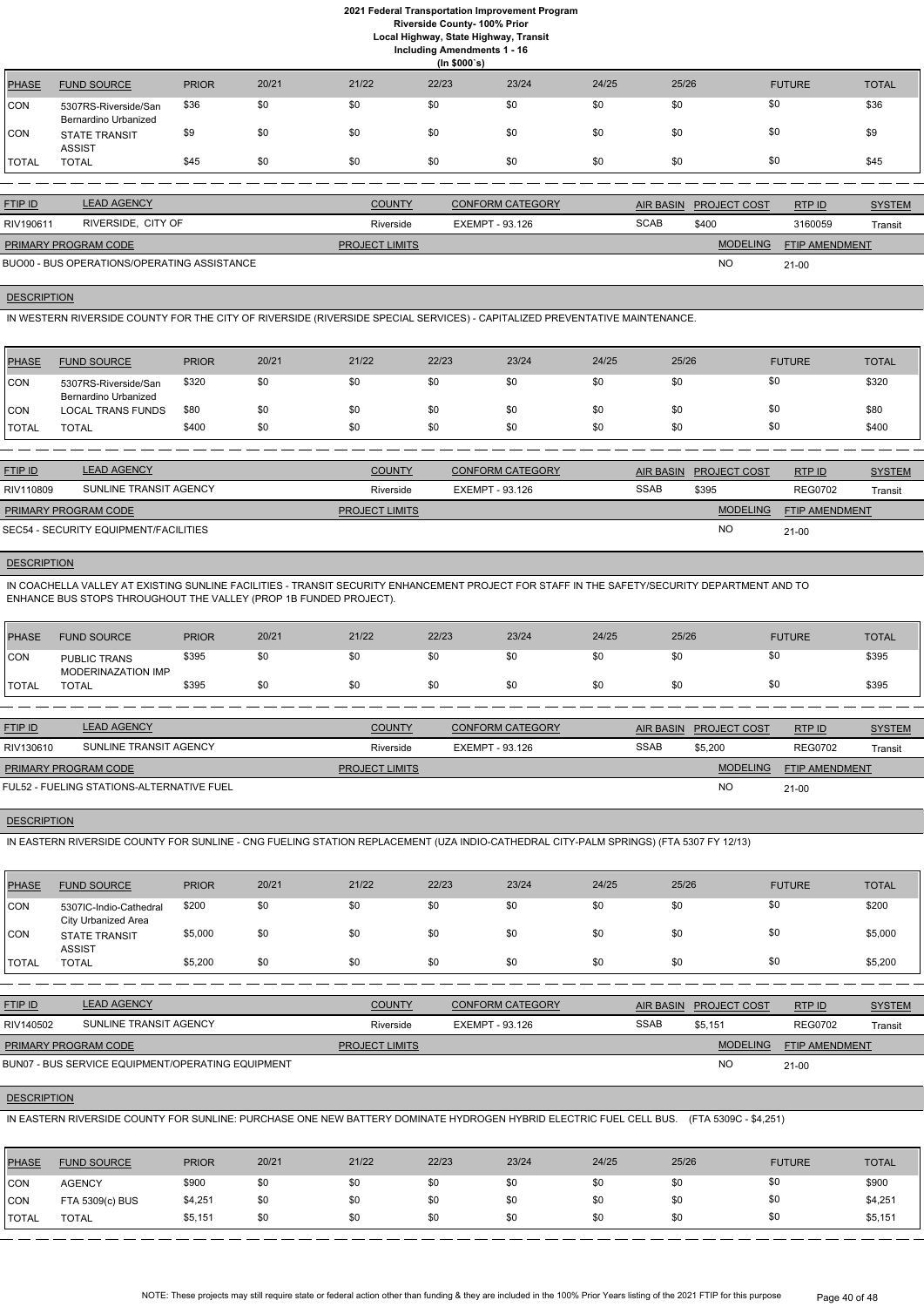# 2021 Federal Transportation Improvement Program
## Riverside County- 100% Prior
### Local Highway, State Highway, Transit
### Including Amendments 1 - 16
### (In $000`s)

| PHASE | FUND SOURCE | PRIOR | 20/21 | 21/22 | 22/23 | 23/24 | 24/25 | 25/26 | FUTURE | TOTAL |
|---|---|---|---|---|---|---|---|---|---|---|
| CON | 5307RS-Riverside/San Bernardino Urbanized | $36 | $0 | $0 | $0 | $0 | $0 | $0 | $0 | $36 |
| CON | STATE TRANSIT ASSIST | $9 | $0 | $0 | $0 | $0 | $0 | $0 | $0 | $9 |
| TOTAL | TOTAL | $45 | $0 | $0 | $0 | $0 | $0 | $0 | $0 | $45 |

| FTIP ID | LEAD AGENCY | COUNTY | CONFORM CATEGORY | AIR BASIN | PROJECT COST | RTP ID | SYSTEM |
|---|---|---|---|---|---|---|---|
| RIV190611 | RIVERSIDE, CITY OF | Riverside | EXEMPT - 93.126 | SCAB | $400 | 3160059 | Transit |

| PRIMARY PROGRAM CODE | PROJECT LIMITS | MODELING | FTIP AMENDMENT |
|---|---|---|---|
| BUO00 - BUS OPERATIONS/OPERATING ASSISTANCE | | NO | 21-00 |

**DESCRIPTION**

IN WESTERN RIVERSIDE COUNTY FOR THE CITY OF RIVERSIDE (RIVERSIDE SPECIAL SERVICES) - CAPITALIZED PREVENTATIVE MAINTENANCE.

| PHASE | FUND SOURCE | PRIOR | 20/21 | 21/22 | 22/23 | 23/24 | 24/25 | 25/26 | FUTURE | TOTAL |
|---|---|---|---|---|---|---|---|---|---|---|
| CON | 5307RS-Riverside/San Bernardino Urbanized | $320 | $0 | $0 | $0 | $0 | $0 | $0 | $0 | $320 |
| CON | LOCAL TRANS FUNDS | $80 | $0 | $0 | $0 | $0 | $0 | $0 | $0 | $80 |
| TOTAL | TOTAL | $400 | $0 | $0 | $0 | $0 | $0 | $0 | $0 | $400 |

| FTIP ID | LEAD AGENCY | COUNTY | CONFORM CATEGORY | AIR BASIN | PROJECT COST | RTP ID | SYSTEM |
|---|---|---|---|---|---|---|---|
| RIV110809 | SUNLINE TRANSIT AGENCY | Riverside | EXEMPT - 93.126 | SSAB | $395 | REG0702 | Transit |

| PRIMARY PROGRAM CODE | PROJECT LIMITS | MODELING | FTIP AMENDMENT |
|---|---|---|---|
| SEC54 - SECURITY EQUIPMENT/FACILITIES | | NO | 21-00 |

**DESCRIPTION**

IN COACHELLA VALLEY AT EXISTING SUNLINE FACILITIES - TRANSIT SECURITY ENHANCEMENT PROJECT FOR STAFF IN THE SAFETY/SECURITY DEPARTMENT AND TO ENHANCE BUS STOPS THROUGHOUT THE VALLEY (PROP 1B FUNDED PROJECT).

| PHASE | FUND SOURCE | PRIOR | 20/21 | 21/22 | 22/23 | 23/24 | 24/25 | 25/26 | FUTURE | TOTAL |
|---|---|---|---|---|---|---|---|---|---|---|
| CON | PUBLIC TRANS MODERINAZATION IMP | $395 | $0 | $0 | $0 | $0 | $0 | $0 | $0 | $395 |
| TOTAL | TOTAL | $395 | $0 | $0 | $0 | $0 | $0 | $0 | $0 | $395 |

| FTIP ID | LEAD AGENCY | COUNTY | CONFORM CATEGORY | AIR BASIN | PROJECT COST | RTP ID | SYSTEM |
|---|---|---|---|---|---|---|---|
| RIV130610 | SUNLINE TRANSIT AGENCY | Riverside | EXEMPT - 93.126 | SSAB | $5,200 | REG0702 | Transit |

| PRIMARY PROGRAM CODE | PROJECT LIMITS | MODELING | FTIP AMENDMENT |
|---|---|---|---|
| FUL52 - FUELING STATIONS-ALTERNATIVE FUEL | | NO | 21-00 |

**DESCRIPTION**

IN EASTERN RIVERSIDE COUNTY FOR SUNLINE - CNG FUELING STATION REPLACEMENT (UZA INDIO-CATHEDRAL CITY-PALM SPRINGS) (FTA 5307 FY 12/13)

| PHASE | FUND SOURCE | PRIOR | 20/21 | 21/22 | 22/23 | 23/24 | 24/25 | 25/26 | FUTURE | TOTAL |
|---|---|---|---|---|---|---|---|---|---|---|
| CON | 5307IC-Indio-Cathedral City Urbanized Area | $200 | $0 | $0 | $0 | $0 | $0 | $0 | $0 | $200 |
| CON | STATE TRANSIT ASSIST | $5,000 | $0 | $0 | $0 | $0 | $0 | $0 | $0 | $5,000 |
| TOTAL | TOTAL | $5,200 | $0 | $0 | $0 | $0 | $0 | $0 | $0 | $5,200 |

| FTIP ID | LEAD AGENCY | COUNTY | CONFORM CATEGORY | AIR BASIN | PROJECT COST | RTP ID | SYSTEM |
|---|---|---|---|---|---|---|---|
| RIV140502 | SUNLINE TRANSIT AGENCY | Riverside | EXEMPT - 93.126 | SSAB | $5,151 | REG0702 | Transit |

| PRIMARY PROGRAM CODE | PROJECT LIMITS | MODELING | FTIP AMENDMENT |
|---|---|---|---|
| BUN07 - BUS SERVICE EQUIPMENT/OPERATING EQUIPMENT | | NO | 21-00 |

**DESCRIPTION**

IN EASTERN RIVERSIDE COUNTY FOR SUNLINE: PURCHASE ONE NEW BATTERY DOMINATE HYDROGEN HYBRID ELECTRIC FUEL CELL BUS. (FTA 5309C - $4,251)

| PHASE | FUND SOURCE | PRIOR | 20/21 | 21/22 | 22/23 | 23/24 | 24/25 | 25/26 | FUTURE | TOTAL |
|---|---|---|---|---|---|---|---|---|---|---|
| CON | AGENCY | $900 | $0 | $0 | $0 | $0 | $0 | $0 | $0 | $900 |
| CON | FTA 5309(c) BUS | $4,251 | $0 | $0 | $0 | $0 | $0 | $0 | $0 | $4,251 |
| TOTAL | TOTAL | $5,151 | $0 | $0 | $0 | $0 | $0 | $0 | $0 | $5,151 |

NOTE: These projects may still require state or federal action other than funding & they are included in the 100% Prior Years listing of the 2021 FTIP for this purpose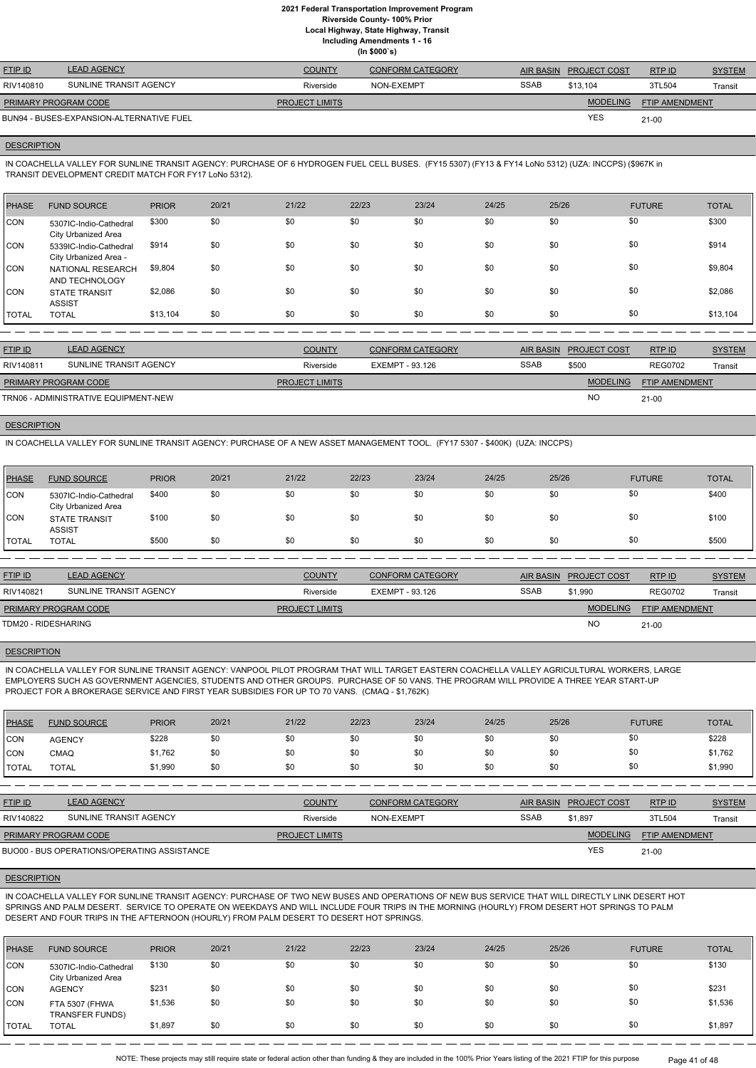# 2021 Federal Transportation Improvement Program
## Riverside County- 100% Prior
### Local Highway, State Highway, Transit
### Including Amendments 1 - 16
### (In $000`s)

| FTIP ID | LEAD AGENCY | COUNTY | CONFORM CATEGORY | AIR BASIN | PROJECT COST | RTP ID | SYSTEM |
|---|---|---|---|---|---|---|---|
| RIV140810 | SUNLINE TRANSIT AGENCY | Riverside | NON-EXEMPT | SSAB | $13,104 | 3TL504 | Transit |

| PRIMARY PROGRAM CODE | PROJECT LIMITS | MODELING | FTIP AMENDMENT |
|---|---|---|---|
| BUN94 - BUSES-EXPANSION-ALTERNATIVE FUEL | | YES | 21-00 |

**DESCRIPTION**

IN COACHELLA VALLEY FOR SUNLINE TRANSIT AGENCY: PURCHASE OF 6 HYDROGEN FUEL CELL BUSES. (FY15 5307) (FY13 & FY14 LoNo 5312) (UZA: INCCPS) ($967K in TRANSIT DEVELOPMENT CREDIT MATCH FOR FY17 LoNo 5312).

| PHASE | FUND SOURCE | PRIOR | 20/21 | 21/22 | 22/23 | 23/24 | 24/25 | 25/26 | FUTURE | TOTAL |
|---|---|---|---|---|---|---|---|---|---|---|
| CON | 5307IC-Indio-Cathedral City Urbanized Area | $300 | $0 | $0 | $0 | $0 | $0 | $0 | $0 | $300 |
| CON | 5339IC-Indio-Cathedral City Urbanized Area - | $914 | $0 | $0 | $0 | $0 | $0 | $0 | $0 | $914 |
| CON | NATIONAL RESEARCH AND TECHNOLOGY | $9,804 | $0 | $0 | $0 | $0 | $0 | $0 | $0 | $9,804 |
| CON | STATE TRANSIT ASSIST | $2,086 | $0 | $0 | $0 | $0 | $0 | $0 | $0 | $2,086 |
| TOTAL | TOTAL | $13,104 | $0 | $0 | $0 | $0 | $0 | $0 | $0 | $13,104 |

| FTIP ID | LEAD AGENCY | COUNTY | CONFORM CATEGORY | AIR BASIN | PROJECT COST | RTP ID | SYSTEM |
|---|---|---|---|---|---|---|---|
| RIV140811 | SUNLINE TRANSIT AGENCY | Riverside | EXEMPT - 93.126 | SSAB | $500 | REG0702 | Transit |

| PRIMARY PROGRAM CODE | PROJECT LIMITS | MODELING | FTIP AMENDMENT |
|---|---|---|---|
| TRN06 - ADMINISTRATIVE EQUIPMENT-NEW | | NO | 21-00 |

**DESCRIPTION**

IN COACHELLA VALLEY FOR SUNLINE TRANSIT AGENCY: PURCHASE OF A NEW ASSET MANAGEMENT TOOL. (FY17 5307 - $400K) (UZA: INCCPS)

| PHASE | FUND SOURCE | PRIOR | 20/21 | 21/22 | 22/23 | 23/24 | 24/25 | 25/26 | FUTURE | TOTAL |
|---|---|---|---|---|---|---|---|---|---|---|
| CON | 5307IC-Indio-Cathedral City Urbanized Area | $400 | $0 | $0 | $0 | $0 | $0 | $0 | $0 | $400 |
| CON | STATE TRANSIT ASSIST | $100 | $0 | $0 | $0 | $0 | $0 | $0 | $0 | $100 |
| TOTAL | TOTAL | $500 | $0 | $0 | $0 | $0 | $0 | $0 | $0 | $500 |

| FTIP ID | LEAD AGENCY | COUNTY | CONFORM CATEGORY | AIR BASIN | PROJECT COST | RTP ID | SYSTEM |
|---|---|---|---|---|---|---|---|
| RIV140821 | SUNLINE TRANSIT AGENCY | Riverside | EXEMPT - 93.126 | SSAB | $1,990 | REG0702 | Transit |

| PRIMARY PROGRAM CODE | PROJECT LIMITS | MODELING | FTIP AMENDMENT |
|---|---|---|---|
| TDM20 - RIDESHARING | | NO | 21-00 |

**DESCRIPTION**

IN COACHELLA VALLEY FOR SUNLINE TRANSIT AGENCY: VANPOOL PILOT PROGRAM THAT WILL TARGET EASTERN COACHELLA VALLEY AGRICULTURAL WORKERS, LARGE EMPLOYERS SUCH AS GOVERNMENT AGENCIES, STUDENTS AND OTHER GROUPS. PURCHASE OF 50 VANS. THE PROGRAM WILL PROVIDE A THREE YEAR START-UP PROJECT FOR A BROKERAGE SERVICE AND FIRST YEAR SUBSIDIES FOR UP TO 70 VANS. (CMAQ - $1,762K)

| PHASE | FUND SOURCE | PRIOR | 20/21 | 21/22 | 22/23 | 23/24 | 24/25 | 25/26 | FUTURE | TOTAL |
|---|---|---|---|---|---|---|---|---|---|---|
| CON | AGENCY | $228 | $0 | $0 | $0 | $0 | $0 | $0 | $0 | $228 |
| CON | CMAQ | $1,762 | $0 | $0 | $0 | $0 | $0 | $0 | $0 | $1,762 |
| TOTAL | TOTAL | $1,990 | $0 | $0 | $0 | $0 | $0 | $0 | $0 | $1,990 |

| FTIP ID | LEAD AGENCY | COUNTY | CONFORM CATEGORY | AIR BASIN | PROJECT COST | RTP ID | SYSTEM |
|---|---|---|---|---|---|---|---|
| RIV140822 | SUNLINE TRANSIT AGENCY | Riverside | NON-EXEMPT | SSAB | $1,897 | 3TL504 | Transit |

| PRIMARY PROGRAM CODE | PROJECT LIMITS | MODELING | FTIP AMENDMENT |
|---|---|---|---|
| BUO00 - BUS OPERATIONS/OPERATING ASSISTANCE | | YES | 21-00 |

**DESCRIPTION**

IN COACHELLA VALLEY FOR SUNLINE TRANSIT AGENCY: PURCHASE OF TWO NEW BUSES AND OPERATIONS OF NEW BUS SERVICE THAT WILL DIRECTLY LINK DESERT HOT SPRINGS AND PALM DESERT. SERVICE TO OPERATE ON WEEKDAYS AND WILL INCLUDE FOUR TRIPS IN THE MORNING (HOURLY) FROM DESERT HOT SPRINGS TO PALM DESERT AND FOUR TRIPS IN THE AFTERNOON (HOURLY) FROM PALM DESERT TO DESERT HOT SPRINGS.

| PHASE | FUND SOURCE | PRIOR | 20/21 | 21/22 | 22/23 | 23/24 | 24/25 | 25/26 | FUTURE | TOTAL |
|---|---|---|---|---|---|---|---|---|---|---|
| CON | 5307IC-Indio-Cathedral City Urbanized Area | $130 | $0 | $0 | $0 | $0 | $0 | $0 | $0 | $130 |
| CON | AGENCY | $231 | $0 | $0 | $0 | $0 | $0 | $0 | $0 | $231 |
| CON | FTA 5307 (FHWA TRANSFER FUNDS) | $1,536 | $0 | $0 | $0 | $0 | $0 | $0 | $0 | $1,536 |
| TOTAL | TOTAL | $1,897 | $0 | $0 | $0 | $0 | $0 | $0 | $0 | $1,897 |

NOTE: These projects may still require state or federal action other than funding & they are included in the 100% Prior Years listing of the 2021 FTIP for this purpose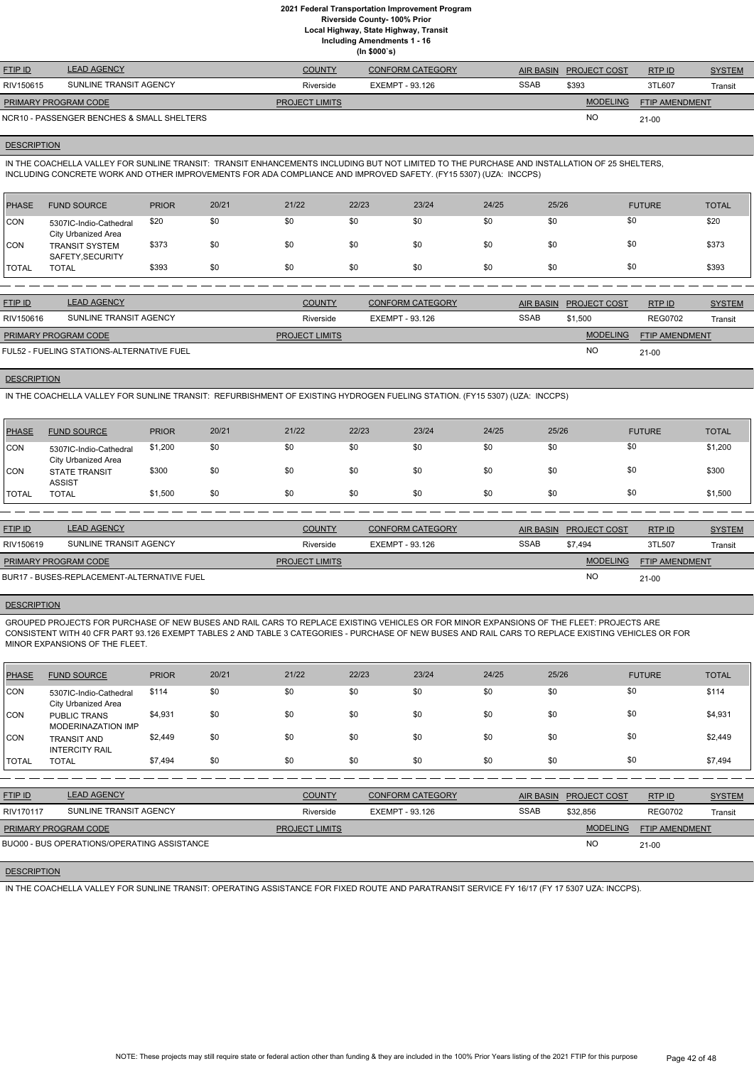# 2021 Federal Transportation Improvement Program
## Riverside County- 100% Prior
## Local Highway, State Highway, Transit
## Including Amendments 1 - 16
## (In $000`s)

| FTIP ID | LEAD AGENCY | COUNTY | CONFORM CATEGORY | AIR BASIN | PROJECT COST | RTP ID | SYSTEM |
|---|---|---|---|---|---|---|---|
| RIV150615 | SUNLINE TRANSIT AGENCY | Riverside | EXEMPT - 93.126 | SSAB | $393 | 3TL607 | Transit |

| PRIMARY PROGRAM CODE | PROJECT LIMITS | MODELING | FTIP AMENDMENT |
|---|---|---|---|
| NCR10 - PASSENGER BENCHES & SMALL SHELTERS | | NO | 21-00 |

**DESCRIPTION**

IN THE COACHELLA VALLEY FOR SUNLINE TRANSIT: TRANSIT ENHANCEMENTS INCLUDING BUT NOT LIMITED TO THE PURCHASE AND INSTALLATION OF 25 SHELTERS, INCLUDING CONCRETE WORK AND OTHER IMPROVEMENTS FOR ADA COMPLIANCE AND IMPROVED SAFETY. (FY15 5307) (UZA: INCCPS)

| PHASE | FUND SOURCE | PRIOR | 20/21 | 21/22 | 22/23 | 23/24 | 24/25 | 25/26 | FUTURE | TOTAL |
|---|---|---|---|---|---|---|---|---|---|---|
| CON | 5307IC-Indio-Cathedral City Urbanized Area | $20 | $0 | $0 | $0 | $0 | $0 | $0 | $0 | $20 |
| CON | TRANSIT SYSTEM SAFETY,SECURITY | $373 | $0 | $0 | $0 | $0 | $0 | $0 | $0 | $373 |
| TOTAL | TOTAL | $393 | $0 | $0 | $0 | $0 | $0 | $0 | $0 | $393 |

| FTIP ID | LEAD AGENCY | COUNTY | CONFORM CATEGORY | AIR BASIN | PROJECT COST | RTP ID | SYSTEM |
|---|---|---|---|---|---|---|---|
| RIV150616 | SUNLINE TRANSIT AGENCY | Riverside | EXEMPT - 93.126 | SSAB | $1,500 | REG0702 | Transit |

| PRIMARY PROGRAM CODE | PROJECT LIMITS | MODELING | FTIP AMENDMENT |
|---|---|---|---|
| FUL52 - FUELING STATIONS-ALTERNATIVE FUEL | | NO | 21-00 |

**DESCRIPTION**

IN THE COACHELLA VALLEY FOR SUNLINE TRANSIT: REFURBISHMENT OF EXISTING HYDROGEN FUELING STATION. (FY15 5307) (UZA: INCCPS)

| PHASE | FUND SOURCE | PRIOR | 20/21 | 21/22 | 22/23 | 23/24 | 24/25 | 25/26 | FUTURE | TOTAL |
|---|---|---|---|---|---|---|---|---|---|---|
| CON | 5307IC-Indio-Cathedral City Urbanized Area | $1,200 | $0 | $0 | $0 | $0 | $0 | $0 | $0 | $1,200 |
| CON | STATE TRANSIT ASSIST | $300 | $0 | $0 | $0 | $0 | $0 | $0 | $0 | $300 |
| TOTAL | TOTAL | $1,500 | $0 | $0 | $0 | $0 | $0 | $0 | $0 | $1,500 |

| FTIP ID | LEAD AGENCY | COUNTY | CONFORM CATEGORY | AIR BASIN | PROJECT COST | RTP ID | SYSTEM |
|---|---|---|---|---|---|---|---|
| RIV150619 | SUNLINE TRANSIT AGENCY | Riverside | EXEMPT - 93.126 | SSAB | $7,494 | 3TL507 | Transit |

| PRIMARY PROGRAM CODE | PROJECT LIMITS | MODELING | FTIP AMENDMENT |
|---|---|---|---|
| BUR17 - BUSES-REPLACEMENT-ALTERNATIVE FUEL | | NO | 21-00 |

**DESCRIPTION**

GROUPED PROJECTS FOR PURCHASE OF NEW BUSES AND RAIL CARS TO REPLACE EXISTING VEHICLES OR FOR MINOR EXPANSIONS OF THE FLEET: PROJECTS ARE CONSISTENT WITH 40 CFR PART 93.126 EXEMPT TABLES 2 AND TABLE 3 CATEGORIES - PURCHASE OF NEW BUSES AND RAIL CARS TO REPLACE EXISTING VEHICLES OR FOR MINOR EXPANSIONS OF THE FLEET.

| PHASE | FUND SOURCE | PRIOR | 20/21 | 21/22 | 22/23 | 23/24 | 24/25 | 25/26 | FUTURE | TOTAL |
|---|---|---|---|---|---|---|---|---|---|---|
| CON | 5307IC-Indio-Cathedral City Urbanized Area | $114 | $0 | $0 | $0 | $0 | $0 | $0 | $0 | $114 |
| CON | PUBLIC TRANS MODERINAZATION IMP | $4,931 | $0 | $0 | $0 | $0 | $0 | $0 | $0 | $4,931 |
| CON | TRANSIT AND INTERCITY RAIL | $2,449 | $0 | $0 | $0 | $0 | $0 | $0 | $0 | $2,449 |
| TOTAL | TOTAL | $7,494 | $0 | $0 | $0 | $0 | $0 | $0 | $0 | $7,494 |

| FTIP ID | LEAD AGENCY | COUNTY | CONFORM CATEGORY | AIR BASIN | PROJECT COST | RTP ID | SYSTEM |
|---|---|---|---|---|---|---|---|
| RIV170117 | SUNLINE TRANSIT AGENCY | Riverside | EXEMPT - 93.126 | SSAB | $32,856 | REG0702 | Transit |

| PRIMARY PROGRAM CODE | PROJECT LIMITS | MODELING | FTIP AMENDMENT |
|---|---|---|---|
| BUO00 - BUS OPERATIONS/OPERATING ASSISTANCE | | NO | 21-00 |

**DESCRIPTION**

IN THE COACHELLA VALLEY FOR SUNLINE TRANSIT: OPERATING ASSISTANCE FOR FIXED ROUTE AND PARATRANSIT SERVICE FY 16/17 (FY 17 5307 UZA: INCCPS).

NOTE: These projects may still require state or federal action other than funding & they are included in the 100% Prior Years listing of the 2021 FTIP for this purpose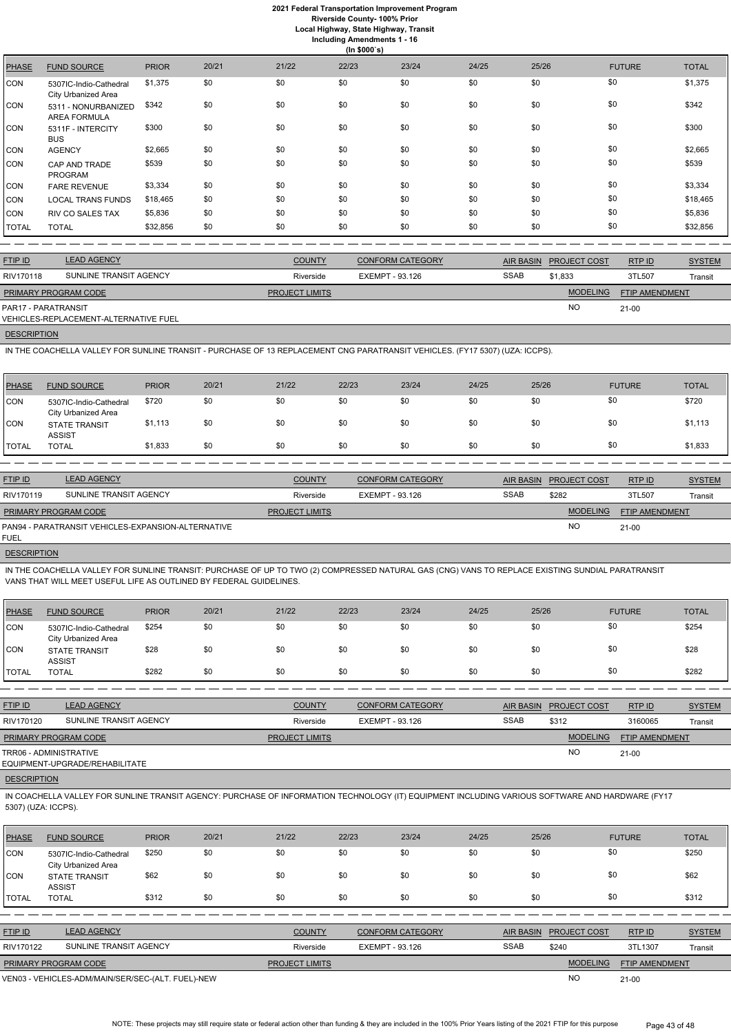| PHASE | FUND SOURCE | PRIOR | 20/21 | 21/22 | 22/23 | 23/24 | 24/25 | 25/26 | FUTURE | TOTAL |
|---|---|---|---|---|---|---|---|---|---|---|
| CON | 5307IC-Indio-Cathedral City Urbanized Area | $1,375 | $0 | $0 | $0 | $0 | $0 | $0 | $0 | $1,375 |
| CON | 5311 - NONURBANIZED AREA FORMULA | $342 | $0 | $0 | $0 | $0 | $0 | $0 | $0 | $342 |
| CON | 5311F - INTERCITY BUS | $300 | $0 | $0 | $0 | $0 | $0 | $0 | $0 | $300 |
| CON | AGENCY | $2,665 | $0 | $0 | $0 | $0 | $0 | $0 | $0 | $2,665 |
| CON | CAP AND TRADE PROGRAM | $539 | $0 | $0 | $0 | $0 | $0 | $0 | $0 | $539 |
| CON | FARE REVENUE | $3,334 | $0 | $0 | $0 | $0 | $0 | $0 | $0 | $3,334 |
| CON | LOCAL TRANS FUNDS | $18,465 | $0 | $0 | $0 | $0 | $0 | $0 | $0 | $18,465 |
| CON | RIV CO SALES TAX | $5,836 | $0 | $0 | $0 | $0 | $0 | $0 | $0 | $5,836 |
| TOTAL | TOTAL | $32,856 | $0 | $0 | $0 | $0 | $0 | $0 | $0 | $32,856 |

| FTIP ID | LEAD AGENCY | COUNTY | CONFORM CATEGORY | AIR BASIN | PROJECT COST | RTP ID | SYSTEM |
|---|---|---|---|---|---|---|---|
| RIV170118 | SUNLINE TRANSIT AGENCY | Riverside | EXEMPT - 93.126 | SSAB | $1,833 | 3TL507 | Transit |

| PRIMARY PROGRAM CODE | PROJECT LIMITS | MODELING | FTIP AMENDMENT |
|---|---|---|---|
| PAR17 - PARATRANSIT VEHICLES-REPLACEMENT-ALTERNATIVE FUEL | | NO | 21-00 |

**DESCRIPTION**

IN THE COACHELLA VALLEY FOR SUNLINE TRANSIT - PURCHASE OF 13 REPLACEMENT CNG PARATRANSIT VEHICLES. (FY17 5307) (UZA: ICCPS).

| PHASE | FUND SOURCE | PRIOR | 20/21 | 21/22 | 22/23 | 23/24 | 24/25 | 25/26 | FUTURE | TOTAL |
|---|---|---|---|---|---|---|---|---|---|---|
| CON | 5307IC-Indio-Cathedral City Urbanized Area | $720 | $0 | $0 | $0 | $0 | $0 | $0 | $0 | $720 |
| CON | STATE TRANSIT ASSIST | $1,113 | $0 | $0 | $0 | $0 | $0 | $0 | $0 | $1,113 |
| TOTAL | TOTAL | $1,833 | $0 | $0 | $0 | $0 | $0 | $0 | $0 | $1,833 |

| FTIP ID | LEAD AGENCY | COUNTY | CONFORM CATEGORY | AIR BASIN | PROJECT COST | RTP ID | SYSTEM |
|---|---|---|---|---|---|---|---|
| RIV170119 | SUNLINE TRANSIT AGENCY | Riverside | EXEMPT - 93.126 | SSAB | $282 | 3TL507 | Transit |

| PRIMARY PROGRAM CODE | PROJECT LIMITS | MODELING | FTIP AMENDMENT |
|---|---|---|---|
| PAN94 - PARATRANSIT VEHICLES-EXPANSION-ALTERNATIVE FUEL | | NO | 21-00 |

**DESCRIPTION**

IN THE COACHELLA VALLEY FOR SUNLINE TRANSIT: PURCHASE OF UP TO TWO (2) COMPRESSED NATURAL GAS (CNG) VANS TO REPLACE EXISTING SUNDIAL PARATRANSIT VANS THAT WILL MEET USEFUL LIFE AS OUTLINED BY FEDERAL GUIDELINES.

| PHASE | FUND SOURCE | PRIOR | 20/21 | 21/22 | 22/23 | 23/24 | 24/25 | 25/26 | FUTURE | TOTAL |
|---|---|---|---|---|---|---|---|---|---|---|
| CON | 5307IC-Indio-Cathedral City Urbanized Area | $254 | $0 | $0 | $0 | $0 | $0 | $0 | $0 | $254 |
| CON | STATE TRANSIT ASSIST | $28 | $0 | $0 | $0 | $0 | $0 | $0 | $0 | $28 |
| TOTAL | TOTAL | $282 | $0 | $0 | $0 | $0 | $0 | $0 | $0 | $282 |

| FTIP ID | LEAD AGENCY | COUNTY | CONFORM CATEGORY | AIR BASIN | PROJECT COST | RTP ID | SYSTEM |
|---|---|---|---|---|---|---|---|
| RIV170120 | SUNLINE TRANSIT AGENCY | Riverside | EXEMPT - 93.126 | SSAB | $312 | 3160065 | Transit |

| PRIMARY PROGRAM CODE | PROJECT LIMITS | MODELING | FTIP AMENDMENT |
|---|---|---|---|
| TRR06 - ADMINISTRATIVE EQUIPMENT-UPGRADE/REHABILITATE | | NO | 21-00 |

**DESCRIPTION**

IN COACHELLA VALLEY FOR SUNLINE TRANSIT AGENCY: PURCHASE OF INFORMATION TECHNOLOGY (IT) EQUIPMENT INCLUDING VARIOUS SOFTWARE AND HARDWARE (FY17 5307) (UZA: ICCPS).

| PHASE | FUND SOURCE | PRIOR | 20/21 | 21/22 | 22/23 | 23/24 | 24/25 | 25/26 | FUTURE | TOTAL |
|---|---|---|---|---|---|---|---|---|---|---|
| CON | 5307IC-Indio-Cathedral City Urbanized Area | $250 | $0 | $0 | $0 | $0 | $0 | $0 | $0 | $250 |
| CON | STATE TRANSIT ASSIST | $62 | $0 | $0 | $0 | $0 | $0 | $0 | $0 | $62 |
| TOTAL | TOTAL | $312 | $0 | $0 | $0 | $0 | $0 | $0 | $0 | $312 |

| FTIP ID | LEAD AGENCY | COUNTY | CONFORM CATEGORY | AIR BASIN | PROJECT COST | RTP ID | SYSTEM |
|---|---|---|---|---|---|---|---|
| RIV170122 | SUNLINE TRANSIT AGENCY | Riverside | EXEMPT - 93.126 | SSAB | $240 | 3TL1307 | Transit |

| PRIMARY PROGRAM CODE | PROJECT LIMITS | MODELING | FTIP AMENDMENT |
|---|---|---|---|
| VEN03 - VEHICLES-ADM/MAIN/SER/SEC-(ALT. FUEL)-NEW | | NO | 21-00 |

NOTE: These projects may still require state or federal action other than funding & they are included in the 100% Prior Years listing of the 2021 FTIP for this purpose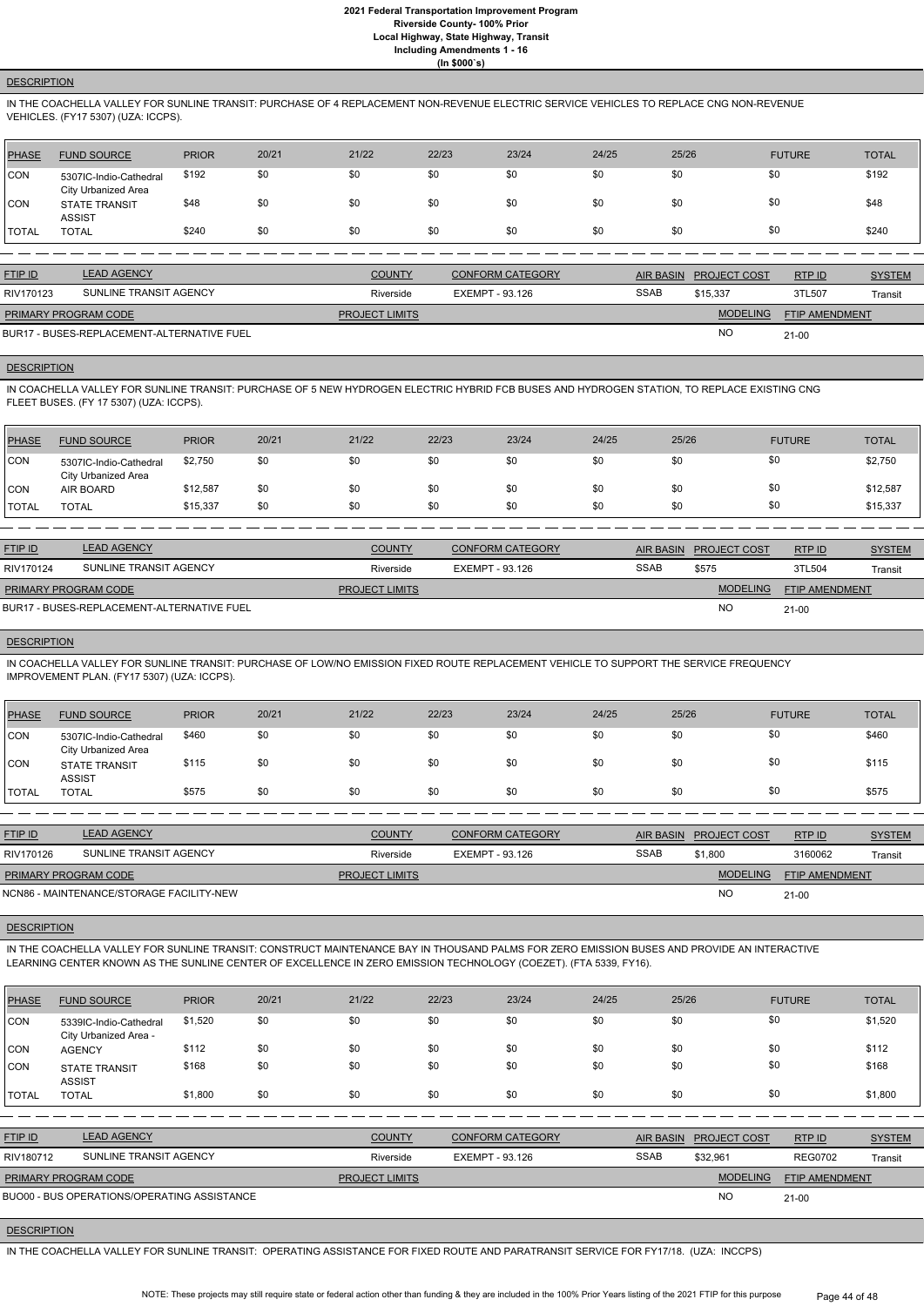**DESCRIPTION**

IN THE COACHELLA VALLEY FOR SUNLINE TRANSIT: PURCHASE OF 4 REPLACEMENT NON-REVENUE ELECTRIC SERVICE VEHICLES TO REPLACE CNG NON-REVENUE VEHICLES. (FY17 5307) (UZA: ICCPS).

| PHASE | FUND SOURCE | PRIOR | 20/21 | 21/22 | 22/23 | 23/24 | 24/25 | 25/26 | FUTURE | TOTAL |
|---|---|---|---|---|---|---|---|---|---|---|
| CON | 5307IC-Indio-Cathedral City Urbanized Area | $192 | $0 | $0 | $0 | $0 | $0 | $0 | $0 | $192 |
| CON | STATE TRANSIT ASSIST | $48 | $0 | $0 | $0 | $0 | $0 | $0 | $0 | $48 |
| TOTAL | TOTAL | $240 | $0 | $0 | $0 | $0 | $0 | $0 | $0 | $240 |

| FTIP ID | LEAD AGENCY | COUNTY | CONFORM CATEGORY | AIR BASIN | PROJECT COST | RTP ID | SYSTEM |
|---|---|---|---|---|---|---|---|
| RIV170123 | SUNLINE TRANSIT AGENCY | Riverside | EXEMPT - 93.126 | SSAB | $15,337 | 3TL507 | Transit |

| PRIMARY PROGRAM CODE | PROJECT LIMITS | MODELING | FTIP AMENDMENT |
|---|---|---|---|
| BUR17 - BUSES-REPLACEMENT-ALTERNATIVE FUEL | | NO | 21-00 |

**DESCRIPTION**

IN COACHELLA VALLEY FOR SUNLINE TRANSIT: PURCHASE OF 5 NEW HYDROGEN ELECTRIC HYBRID FCB BUSES AND HYDROGEN STATION, TO REPLACE EXISTING CNG FLEET BUSES. (FY 17 5307) (UZA: ICCPS).

| PHASE | FUND SOURCE | PRIOR | 20/21 | 21/22 | 22/23 | 23/24 | 24/25 | 25/26 | FUTURE | TOTAL |
|---|---|---|---|---|---|---|---|---|---|---|
| CON | 5307IC-Indio-Cathedral City Urbanized Area | $2,750 | $0 | $0 | $0 | $0 | $0 | $0 | $0 | $2,750 |
| CON | AIR BOARD | $12,587 | $0 | $0 | $0 | $0 | $0 | $0 | $0 | $12,587 |
| TOTAL | TOTAL | $15,337 | $0 | $0 | $0 | $0 | $0 | $0 | $0 | $15,337 |

| FTIP ID | LEAD AGENCY | COUNTY | CONFORM CATEGORY | AIR BASIN | PROJECT COST | RTP ID | SYSTEM |
|---|---|---|---|---|---|---|---|
| RIV170124 | SUNLINE TRANSIT AGENCY | Riverside | EXEMPT - 93.126 | SSAB | $575 | 3TL504 | Transit |

| PRIMARY PROGRAM CODE | PROJECT LIMITS | MODELING | FTIP AMENDMENT |
|---|---|---|---|
| BUR17 - BUSES-REPLACEMENT-ALTERNATIVE FUEL | | NO | 21-00 |

**DESCRIPTION**

IN COACHELLA VALLEY FOR SUNLINE TRANSIT: PURCHASE OF LOW/NO EMISSION FIXED ROUTE REPLACEMENT VEHICLE TO SUPPORT THE SERVICE FREQUENCY IMPROVEMENT PLAN. (FY17 5307) (UZA: ICCPS).

| PHASE | FUND SOURCE | PRIOR | 20/21 | 21/22 | 22/23 | 23/24 | 24/25 | 25/26 | FUTURE | TOTAL |
|---|---|---|---|---|---|---|---|---|---|---|
| CON | 5307IC-Indio-Cathedral City Urbanized Area | $460 | $0 | $0 | $0 | $0 | $0 | $0 | $0 | $460 |
| CON | STATE TRANSIT ASSIST | $115 | $0 | $0 | $0 | $0 | $0 | $0 | $0 | $115 |
| TOTAL | TOTAL | $575 | $0 | $0 | $0 | $0 | $0 | $0 | $0 | $575 |

| FTIP ID | LEAD AGENCY | COUNTY | CONFORM CATEGORY | AIR BASIN | PROJECT COST | RTP ID | SYSTEM |
|---|---|---|---|---|---|---|---|
| RIV170126 | SUNLINE TRANSIT AGENCY | Riverside | EXEMPT - 93.126 | SSAB | $1,800 | 3160062 | Transit |

| PRIMARY PROGRAM CODE | PROJECT LIMITS | MODELING | FTIP AMENDMENT |
|---|---|---|---|
| NCN86 - MAINTENANCE/STORAGE FACILITY-NEW | | NO | 21-00 |

**DESCRIPTION**

IN THE COACHELLA VALLEY FOR SUNLINE TRANSIT: CONSTRUCT MAINTENANCE BAY IN THOUSAND PALMS FOR ZERO EMISSION BUSES AND PROVIDE AN INTERACTIVE LEARNING CENTER KNOWN AS THE SUNLINE CENTER OF EXCELLENCE IN ZERO EMISSION TECHNOLOGY (COEZET). (FTA 5339, FY16).

| PHASE | FUND SOURCE | PRIOR | 20/21 | 21/22 | 22/23 | 23/24 | 24/25 | 25/26 | FUTURE | TOTAL |
|---|---|---|---|---|---|---|---|---|---|---|
| CON | 5339IC-Indio-Cathedral City Urbanized Area - | $1,520 | $0 | $0 | $0 | $0 | $0 | $0 | $0 | $1,520 |
| CON | AGENCY | $112 | $0 | $0 | $0 | $0 | $0 | $0 | $0 | $112 |
| CON | STATE TRANSIT ASSIST | $168 | $0 | $0 | $0 | $0 | $0 | $0 | $0 | $168 |
| TOTAL | TOTAL | $1,800 | $0 | $0 | $0 | $0 | $0 | $0 | $0 | $1,800 |

| FTIP ID | LEAD AGENCY | COUNTY | CONFORM CATEGORY | AIR BASIN | PROJECT COST | RTP ID | SYSTEM |
|---|---|---|---|---|---|---|---|
| RIV180712 | SUNLINE TRANSIT AGENCY | Riverside | EXEMPT - 93.126 | SSAB | $32,961 | REG0702 | Transit |

| PRIMARY PROGRAM CODE | PROJECT LIMITS | MODELING | FTIP AMENDMENT |
|---|---|---|---|
| BUO00 - BUS OPERATIONS/OPERATING ASSISTANCE | | NO | 21-00 |

**DESCRIPTION**

IN THE COACHELLA VALLEY FOR SUNLINE TRANSIT: OPERATING ASSISTANCE FOR FIXED ROUTE AND PARATRANSIT SERVICE FOR FY17/18. (UZA: INCCPS)

NOTE: These projects may still require state or federal action other than funding & they are included in the 100% Prior Years listing of the 2021 FTIP for this purpose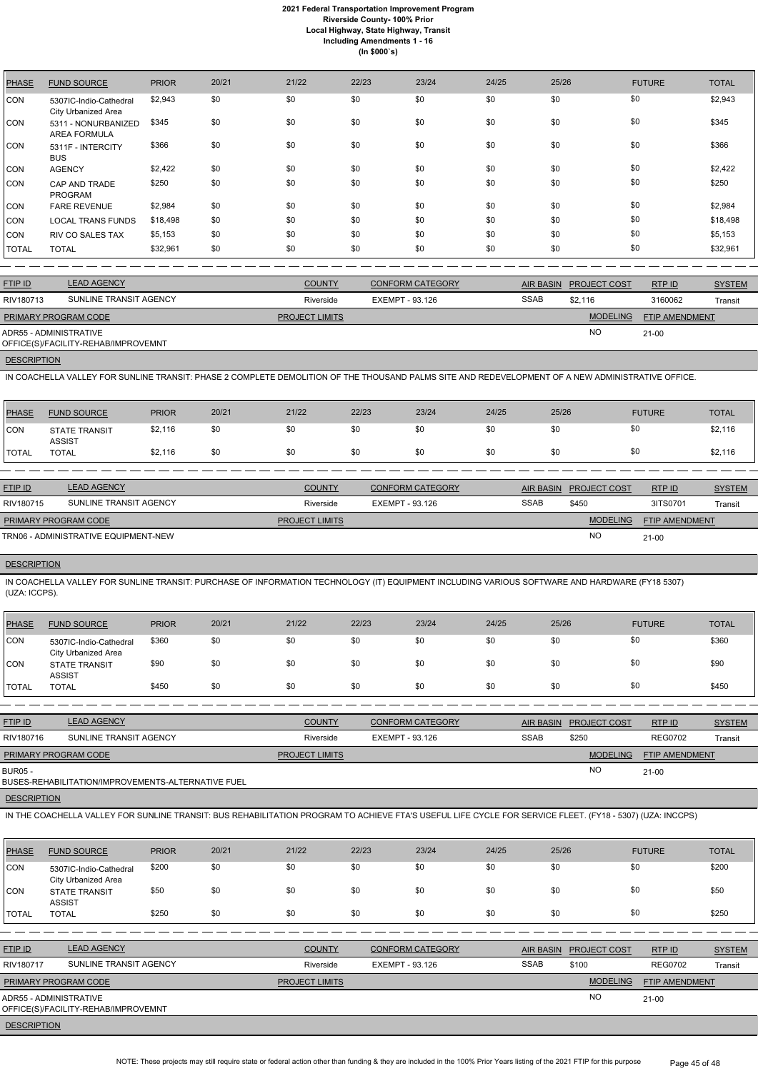| PHASE | FUND SOURCE | PRIOR | 20/21 | 21/22 | 22/23 | 23/24 | 24/25 | 25/26 | FUTURE | TOTAL |
|---|---|---|---|---|---|---|---|---|---|---|
| CON | 5307IC-Indio-Cathedral City Urbanized Area | $2,943 | $0 | $0 | $0 | $0 | $0 | $0 | $0 | $2,943 |
| CON | 5311 - NONURBANIZED AREA FORMULA | $345 | $0 | $0 | $0 | $0 | $0 | $0 | $0 | $345 |
| CON | 5311F - INTERCITY BUS | $366 | $0 | $0 | $0 | $0 | $0 | $0 | $0 | $366 |
| CON | AGENCY | $2,422 | $0 | $0 | $0 | $0 | $0 | $0 | $0 | $2,422 |
| CON | CAP AND TRADE PROGRAM | $250 | $0 | $0 | $0 | $0 | $0 | $0 | $0 | $250 |
| CON | FARE REVENUE | $2,984 | $0 | $0 | $0 | $0 | $0 | $0 | $0 | $2,984 |
| CON | LOCAL TRANS FUNDS | $18,498 | $0 | $0 | $0 | $0 | $0 | $0 | $0 | $18,498 |
| CON | RIV CO SALES TAX | $5,153 | $0 | $0 | $0 | $0 | $0 | $0 | $0 | $5,153 |
| TOTAL | TOTAL | $32,961 | $0 | $0 | $0 | $0 | $0 | $0 | $0 | $32,961 |

| FTIP ID | LEAD AGENCY | COUNTY | CONFORM CATEGORY | AIR BASIN | PROJECT COST | RTP ID | SYSTEM |
|---|---|---|---|---|---|---|---|
| RIV180713 | SUNLINE TRANSIT AGENCY | Riverside | EXEMPT - 93.126 | SSAB | $2,116 | 3160062 | Transit |

| PRIMARY PROGRAM CODE | PROJECT LIMITS | MODELING | FTIP AMENDMENT |
|---|---|---|---|
| ADR55 - ADMINISTRATIVE OFFICE(S)/FACILITY-REHAB/IMPROVEMNT | | NO | 21-00 |

**DESCRIPTION**

IN COACHELLA VALLEY FOR SUNLINE TRANSIT: PHASE 2 COMPLETE DEMOLITION OF THE THOUSAND PALMS SITE AND REDEVELOPMENT OF A NEW ADMINISTRATIVE OFFICE.

| PHASE | FUND SOURCE | PRIOR | 20/21 | 21/22 | 22/23 | 23/24 | 24/25 | 25/26 | FUTURE | TOTAL |
|---|---|---|---|---|---|---|---|---|---|---|
| CON | STATE TRANSIT ASSIST | $2,116 | $0 | $0 | $0 | $0 | $0 | $0 | $0 | $2,116 |
| TOTAL | TOTAL | $2,116 | $0 | $0 | $0 | $0 | $0 | $0 | $0 | $2,116 |

| FTIP ID | LEAD AGENCY | COUNTY | CONFORM CATEGORY | AIR BASIN | PROJECT COST | RTP ID | SYSTEM |
|---|---|---|---|---|---|---|---|
| RIV180715 | SUNLINE TRANSIT AGENCY | Riverside | EXEMPT - 93.126 | SSAB | $450 | 3ITS0701 | Transit |

| PRIMARY PROGRAM CODE | PROJECT LIMITS | MODELING | FTIP AMENDMENT |
|---|---|---|---|
| TRN06 - ADMINISTRATIVE EQUIPMENT-NEW | | NO | 21-00 |

**DESCRIPTION**

IN COACHELLA VALLEY FOR SUNLINE TRANSIT: PURCHASE OF INFORMATION TECHNOLOGY (IT) EQUIPMENT INCLUDING VARIOUS SOFTWARE AND HARDWARE (FY18 5307) (UZA: ICCPS).

| PHASE | FUND SOURCE | PRIOR | 20/21 | 21/22 | 22/23 | 23/24 | 24/25 | 25/26 | FUTURE | TOTAL |
|---|---|---|---|---|---|---|---|---|---|---|
| CON | 5307IC-Indio-Cathedral City Urbanized Area | $360 | $0 | $0 | $0 | $0 | $0 | $0 | $0 | $360 |
| CON | STATE TRANSIT ASSIST | $90 | $0 | $0 | $0 | $0 | $0 | $0 | $0 | $90 |
| TOTAL | TOTAL | $450 | $0 | $0 | $0 | $0 | $0 | $0 | $0 | $450 |

| FTIP ID | LEAD AGENCY | COUNTY | CONFORM CATEGORY | AIR BASIN | PROJECT COST | RTP ID | SYSTEM |
|---|---|---|---|---|---|---|---|
| RIV180716 | SUNLINE TRANSIT AGENCY | Riverside | EXEMPT - 93.126 | SSAB | $250 | REG0702 | Transit |

| PRIMARY PROGRAM CODE | PROJECT LIMITS | MODELING | FTIP AMENDMENT |
|---|---|---|---|
| BUR05 - BUSES-REHABILITATION/IMPROVEMENTS-ALTERNATIVE FUEL | | NO | 21-00 |

**DESCRIPTION**

IN THE COACHELLA VALLEY FOR SUNLINE TRANSIT: BUS REHABILITATION PROGRAM TO ACHIEVE FTA'S USEFUL LIFE CYCLE FOR SERVICE FLEET. (FY18 - 5307) (UZA: INCCPS)

| PHASE | FUND SOURCE | PRIOR | 20/21 | 21/22 | 22/23 | 23/24 | 24/25 | 25/26 | FUTURE | TOTAL |
|---|---|---|---|---|---|---|---|---|---|---|
| CON | 5307IC-Indio-Cathedral City Urbanized Area | $200 | $0 | $0 | $0 | $0 | $0 | $0 | $0 | $200 |
| CON | STATE TRANSIT ASSIST | $50 | $0 | $0 | $0 | $0 | $0 | $0 | $0 | $50 |
| TOTAL | TOTAL | $250 | $0 | $0 | $0 | $0 | $0 | $0 | $0 | $250 |

| FTIP ID | LEAD AGENCY | COUNTY | CONFORM CATEGORY | AIR BASIN | PROJECT COST | RTP ID | SYSTEM |
|---|---|---|---|---|---|---|---|
| RIV180717 | SUNLINE TRANSIT AGENCY | Riverside | EXEMPT - 93.126 | SSAB | $100 | REG0702 | Transit |

| PRIMARY PROGRAM CODE | PROJECT LIMITS | MODELING | FTIP AMENDMENT |
|---|---|---|---|
| ADR55 - ADMINISTRATIVE OFFICE(S)/FACILITY-REHAB/IMPROVEMNT | | NO | 21-00 |

**DESCRIPTION**

NOTE: These projects may still require state or federal action other than funding & they are included in the 100% Prior Years listing of the 2021 FTIP for this purpose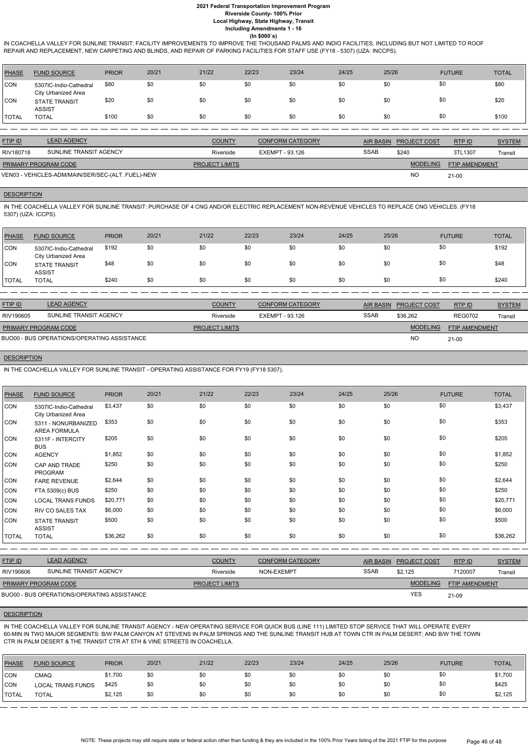IN COACHELLA VALLEY FOR SUNLINE TRANSIT: FACILITY IMPROVEMENTS TO IMPROVE THE THOUSAND PALMS AND INDIO FACILITIES, INCLUDING BUT NOT LIMITED TO ROOF REPAIR AND REPLACEMENT, NEW CARPETING AND BLINDS, AND REPAIR OF PARKING FACILITIES FOR STAFF USE (FY18 - 5307) (UZA: INCCPS).

| PHASE | FUND SOURCE | PRIOR | 20/21 | 21/22 | 22/23 | 23/24 | 24/25 | 25/26 | FUTURE | TOTAL |
|---|---|---|---|---|---|---|---|---|---|---|
| CON | 5307IC-Indio-Cathedral City Urbanized Area | $80 | $0 | $0 | $0 | $0 | $0 | $0 | $0 | $80 |
| CON | STATE TRANSIT ASSIST | $20 | $0 | $0 | $0 | $0 | $0 | $0 | $0 | $20 |
| TOTAL | TOTAL | $100 | $0 | $0 | $0 | $0 | $0 | $0 | $0 | $100 |

| FTIP ID | LEAD AGENCY | COUNTY | CONFORM CATEGORY | AIR BASIN | PROJECT COST | RTP ID | SYSTEM |
|---|---|---|---|---|---|---|---|
| RIV180718 | SUNLINE TRANSIT AGENCY | Riverside | EXEMPT - 93.126 | SSAB | $240 | 3TL1307 | Transit |
| **PRIMARY PROGRAM CODE** | | **PROJECT LIMITS** | | | **MODELING** | **FTIP AMENDMENT** | |
| VEN03 - VEHICLES-ADM/MAIN/SER/SEC-(ALT. FUEL)-NEW | | | | | NO | 21-00 | |

**DESCRIPTION**

IN THE COACHELLA VALLEY FOR SUNLINE TRANSIT: PURCHASE OF 4 CNG AND/OR ELECTRIC REPLACEMENT NON-REVENUE VEHICLES TO REPLACE CNG VEHICLES. (FY18 5307) (UZA: ICCPS).

| PHASE | FUND SOURCE | PRIOR | 20/21 | 21/22 | 22/23 | 23/24 | 24/25 | 25/26 | FUTURE | TOTAL |
|---|---|---|---|---|---|---|---|---|---|---|
| CON | 5307IC-Indio-Cathedral City Urbanized Area | $192 | $0 | $0 | $0 | $0 | $0 | $0 | $0 | $192 |
| CON | STATE TRANSIT ASSIST | $48 | $0 | $0 | $0 | $0 | $0 | $0 | $0 | $48 |
| TOTAL | TOTAL | $240 | $0 | $0 | $0 | $0 | $0 | $0 | $0 | $240 |

| FTIP ID | LEAD AGENCY | COUNTY | CONFORM CATEGORY | AIR BASIN | PROJECT COST | RTP ID | SYSTEM |
|---|---|---|---|---|---|---|---|
| RIV190605 | SUNLINE TRANSIT AGENCY | Riverside | EXEMPT - 93.126 | SSAB | $36,262 | REG0702 | Transit |
| **PRIMARY PROGRAM CODE** | | **PROJECT LIMITS** | | | **MODELING** | **FTIP AMENDMENT** | |
| BUO00 - BUS OPERATIONS/OPERATING ASSISTANCE | | | | | NO | 21-00 | |

**DESCRIPTION**

IN THE COACHELLA VALLEY FOR SUNLINE TRANSIT - OPERATING ASSISTANCE FOR FY19 (FY18 5307).

| PHASE | FUND SOURCE | PRIOR | 20/21 | 21/22 | 22/23 | 23/24 | 24/25 | 25/26 | FUTURE | TOTAL |
|---|---|---|---|---|---|---|---|---|---|---|
| CON | 5307IC-Indio-Cathedral City Urbanized Area | $3,437 | $0 | $0 | $0 | $0 | $0 | $0 | $0 | $3,437 |
| CON | 5311 - NONURBANIZED AREA FORMULA | $353 | $0 | $0 | $0 | $0 | $0 | $0 | $0 | $353 |
| CON | 5311F - INTERCITY BUS | $205 | $0 | $0 | $0 | $0 | $0 | $0 | $0 | $205 |
| CON | AGENCY | $1,852 | $0 | $0 | $0 | $0 | $0 | $0 | $0 | $1,852 |
| CON | CAP AND TRADE PROGRAM | $250 | $0 | $0 | $0 | $0 | $0 | $0 | $0 | $250 |
| CON | FARE REVENUE | $2,644 | $0 | $0 | $0 | $0 | $0 | $0 | $0 | $2,644 |
| CON | FTA 5309(c) BUS | $250 | $0 | $0 | $0 | $0 | $0 | $0 | $0 | $250 |
| CON | LOCAL TRANS FUNDS | $20,771 | $0 | $0 | $0 | $0 | $0 | $0 | $0 | $20,771 |
| CON | RIV CO SALES TAX | $6,000 | $0 | $0 | $0 | $0 | $0 | $0 | $0 | $6,000 |
| CON | STATE TRANSIT ASSIST | $500 | $0 | $0 | $0 | $0 | $0 | $0 | $0 | $500 |
| TOTAL | TOTAL | $36,262 | $0 | $0 | $0 | $0 | $0 | $0 | $0 | $36,262 |

| FTIP ID | LEAD AGENCY | COUNTY | CONFORM CATEGORY | AIR BASIN | PROJECT COST | RTP ID | SYSTEM |
|---|---|---|---|---|---|---|---|
| RIV190606 | SUNLINE TRANSIT AGENCY | Riverside | NON-EXEMPT | SSAB | $2,125 | 7120007 | Transit |
| **PRIMARY PROGRAM CODE** | | **PROJECT LIMITS** | | | **MODELING** | **FTIP AMENDMENT** | |
| BUO00 - BUS OPERATIONS/OPERATING ASSISTANCE | | | | | YES | 21-09 | |

**DESCRIPTION**

IN THE COACHELLA VALLEY FOR SUNLINE TRANSIT AGENCY - NEW OPERATING SERVICE FOR QUICK BUS (LINE 111) LIMITED STOP SERVICE THAT WILL OPERATE EVERY 60-MIN IN TWO MAJOR SEGMENTS: B/W PALM CANYON AT STEVENS IN PALM SPRINGS AND THE SUNLINE TRANSIT HUB AT TOWN CTR IN PALM DESERT; AND B/W THE TOWN CTR IN PALM DESERT & THE TRANSIT CTR AT 5TH & VINE STREETS IN COACHELLA.

| PHASE | FUND SOURCE | PRIOR | 20/21 | 21/22 | 22/23 | 23/24 | 24/25 | 25/26 | FUTURE | TOTAL |
|---|---|---|---|---|---|---|---|---|---|---|
| CON | CMAQ | $1,700 | $0 | $0 | $0 | $0 | $0 | $0 | $0 | $1,700 |
| CON | LOCAL TRANS FUNDS | $425 | $0 | $0 | $0 | $0 | $0 | $0 | $0 | $425 |
| TOTAL | TOTAL | $2,125 | $0 | $0 | $0 | $0 | $0 | $0 | $0 | $2,125 |

NOTE: These projects may still require state or federal action other than funding & they are included in the 100% Prior Years listing of the 2021 FTIP for this purpose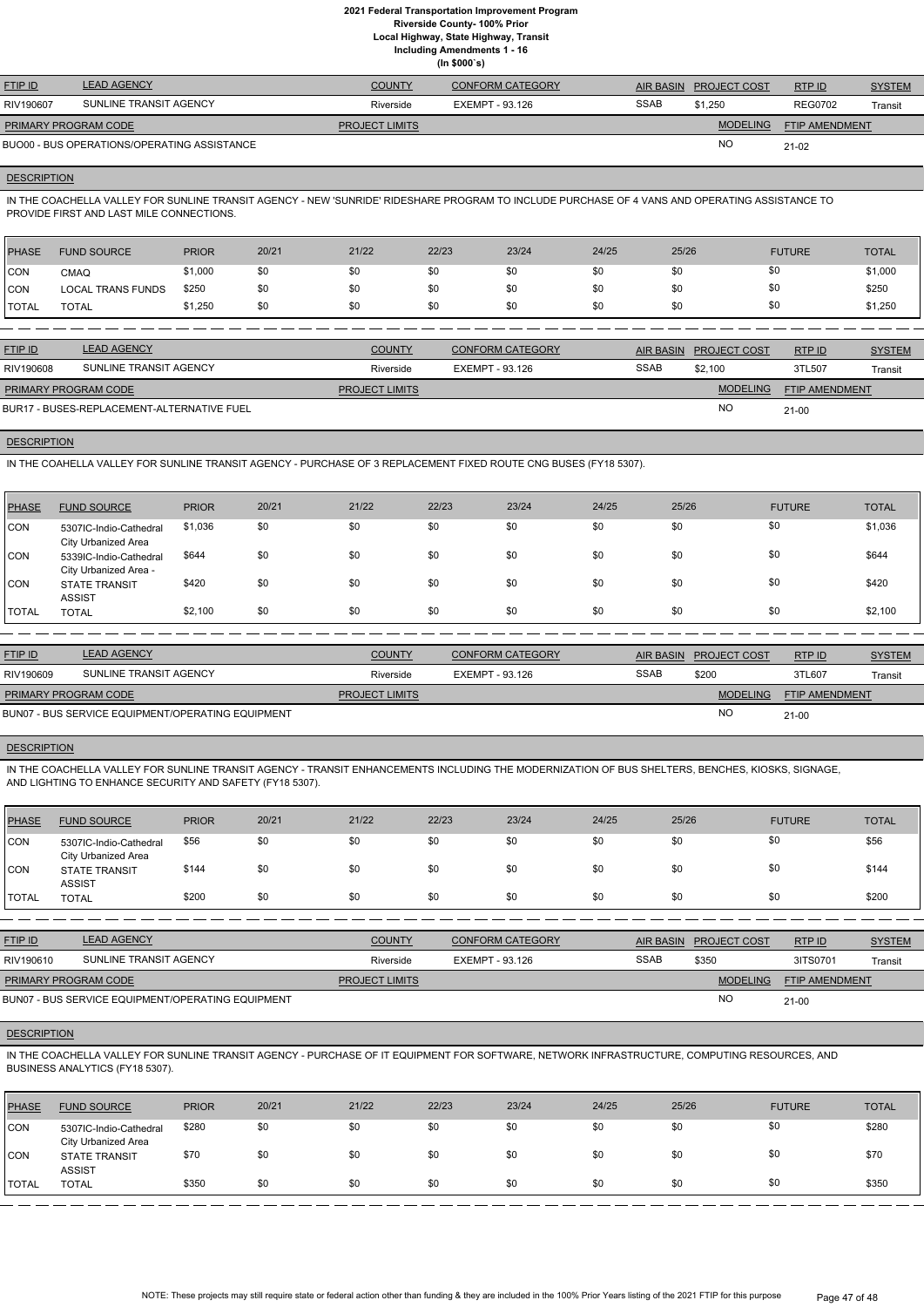# 2021 Federal Transportation Improvement Program
## Riverside County- 100% Prior
### Local Highway, State Highway, Transit
### Including Amendments 1 - 16
### (In $000`s)

| FTIP ID | LEAD AGENCY | COUNTY | CONFORM CATEGORY | AIR BASIN | PROJECT COST | RTP ID | SYSTEM |
|---|---|---|---|---|---|---|---|
| RIV190607 | SUNLINE TRANSIT AGENCY | Riverside | EXEMPT - 93.126 | SSAB | $1,250 | REG0702 | Transit |

| PRIMARY PROGRAM CODE | PROJECT LIMITS | MODELING | FTIP AMENDMENT |
|---|---|---|---|
| BUO00 - BUS OPERATIONS/OPERATING ASSISTANCE | | NO | 21-02 |

**DESCRIPTION**

IN THE COACHELLA VALLEY FOR SUNLINE TRANSIT AGENCY - NEW 'SUNRIDE' RIDESHARE PROGRAM TO INCLUDE PURCHASE OF 4 VANS AND OPERATING ASSISTANCE TO PROVIDE FIRST AND LAST MILE CONNECTIONS.

| PHASE | FUND SOURCE | PRIOR | 20/21 | 21/22 | 22/23 | 23/24 | 24/25 | 25/26 | FUTURE | TOTAL |
|---|---|---|---|---|---|---|---|---|---|---|
| CON | CMAQ | $1,000 | $0 | $0 | $0 | $0 | $0 | $0 | $0 | $1,000 |
| CON | LOCAL TRANS FUNDS | $250 | $0 | $0 | $0 | $0 | $0 | $0 | $0 | $250 |
| TOTAL | TOTAL | $1,250 | $0 | $0 | $0 | $0 | $0 | $0 | $0 | $1,250 |

| FTIP ID | LEAD AGENCY | COUNTY | CONFORM CATEGORY | AIR BASIN | PROJECT COST | RTP ID | SYSTEM |
|---|---|---|---|---|---|---|---|
| RIV190608 | SUNLINE TRANSIT AGENCY | Riverside | EXEMPT - 93.126 | SSAB | $2,100 | 3TL507 | Transit |

| PRIMARY PROGRAM CODE | PROJECT LIMITS | MODELING | FTIP AMENDMENT |
|---|---|---|---|
| BUR17 - BUSES-REPLACEMENT-ALTERNATIVE FUEL | | NO | 21-00 |

**DESCRIPTION**

IN THE COAHELLA VALLEY FOR SUNLINE TRANSIT AGENCY - PURCHASE OF 3 REPLACEMENT FIXED ROUTE CNG BUSES (FY18 5307).

| PHASE | FUND SOURCE | PRIOR | 20/21 | 21/22 | 22/23 | 23/24 | 24/25 | 25/26 | FUTURE | TOTAL |
|---|---|---|---|---|---|---|---|---|---|---|
| CON | 5307IC-Indio-Cathedral City Urbanized Area | $1,036 | $0 | $0 | $0 | $0 | $0 | $0 | $0 | $1,036 |
| CON | 5339IC-Indio-Cathedral City Urbanized Area - | $644 | $0 | $0 | $0 | $0 | $0 | $0 | $0 | $644 |
| CON | STATE TRANSIT ASSIST | $420 | $0 | $0 | $0 | $0 | $0 | $0 | $0 | $420 |
| TOTAL | TOTAL | $2,100 | $0 | $0 | $0 | $0 | $0 | $0 | $0 | $2,100 |

| FTIP ID | LEAD AGENCY | COUNTY | CONFORM CATEGORY | AIR BASIN | PROJECT COST | RTP ID | SYSTEM |
|---|---|---|---|---|---|---|---|
| RIV190609 | SUNLINE TRANSIT AGENCY | Riverside | EXEMPT - 93.126 | SSAB | $200 | 3TL607 | Transit |

| PRIMARY PROGRAM CODE | PROJECT LIMITS | MODELING | FTIP AMENDMENT |
|---|---|---|---|
| BUN07 - BUS SERVICE EQUIPMENT/OPERATING EQUIPMENT | | NO | 21-00 |

**DESCRIPTION**

IN THE COACHELLA VALLEY FOR SUNLINE TRANSIT AGENCY - TRANSIT ENHANCEMENTS INCLUDING THE MODERNIZATION OF BUS SHELTERS, BENCHES, KIOSKS, SIGNAGE, AND LIGHTING TO ENHANCE SECURITY AND SAFETY (FY18 5307).

| PHASE | FUND SOURCE | PRIOR | 20/21 | 21/22 | 22/23 | 23/24 | 24/25 | 25/26 | FUTURE | TOTAL |
|---|---|---|---|---|---|---|---|---|---|---|
| CON | 5307IC-Indio-Cathedral City Urbanized Area | $56 | $0 | $0 | $0 | $0 | $0 | $0 | $0 | $56 |
| CON | STATE TRANSIT ASSIST | $144 | $0 | $0 | $0 | $0 | $0 | $0 | $0 | $144 |
| TOTAL | TOTAL | $200 | $0 | $0 | $0 | $0 | $0 | $0 | $0 | $200 |

| FTIP ID | LEAD AGENCY | COUNTY | CONFORM CATEGORY | AIR BASIN | PROJECT COST | RTP ID | SYSTEM |
|---|---|---|---|---|---|---|---|
| RIV190610 | SUNLINE TRANSIT AGENCY | Riverside | EXEMPT - 93.126 | SSAB | $350 | 3ITS0701 | Transit |

| PRIMARY PROGRAM CODE | PROJECT LIMITS | MODELING | FTIP AMENDMENT |
|---|---|---|---|
| BUN07 - BUS SERVICE EQUIPMENT/OPERATING EQUIPMENT | | NO | 21-00 |

**DESCRIPTION**

IN THE COACHELLA VALLEY FOR SUNLINE TRANSIT AGENCY - PURCHASE OF IT EQUIPMENT FOR SOFTWARE, NETWORK INFRASTRUCTURE, COMPUTING RESOURCES, AND BUSINESS ANALYTICS (FY18 5307).

| PHASE | FUND SOURCE | PRIOR | 20/21 | 21/22 | 22/23 | 23/24 | 24/25 | 25/26 | FUTURE | TOTAL |
|---|---|---|---|---|---|---|---|---|---|---|
| CON | 5307IC-Indio-Cathedral City Urbanized Area | $280 | $0 | $0 | $0 | $0 | $0 | $0 | $0 | $280 |
| CON | STATE TRANSIT ASSIST | $70 | $0 | $0 | $0 | $0 | $0 | $0 | $0 | $70 |
| TOTAL | TOTAL | $350 | $0 | $0 | $0 | $0 | $0 | $0 | $0 | $350 |

NOTE: These projects may still require state or federal action other than funding & they are included in the 100% Prior Years listing of the 2021 FTIP for this purpose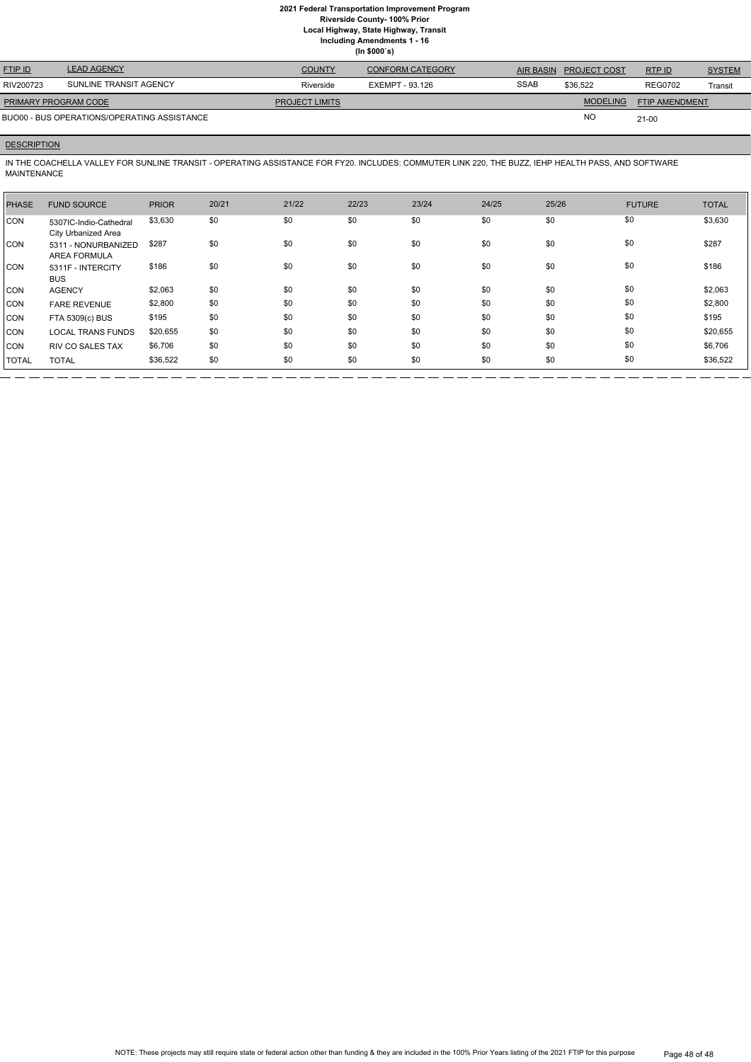**2021 Federal Transportation Improvement Program**
**Riverside County- 100% Prior**
**Local Highway, State Highway, Transit**
**Including Amendments 1 - 16**
**(In $000`s)**

| FTIP ID | LEAD AGENCY | COUNTY | CONFORM CATEGORY | AIR BASIN | PROJECT COST | RTP ID | SYSTEM |
|---|---|---|---|---|---|---|---|
| RIV200723 | SUNLINE TRANSIT AGENCY | Riverside | EXEMPT - 93.126 | SSAB | $36,522 | REG0702 | Transit |

| PRIMARY PROGRAM CODE | PROJECT LIMITS | MODELING | FTIP AMENDMENT |
|---|---|---|---|
| BUO00 - BUS OPERATIONS/OPERATING ASSISTANCE | | NO | 21-00 |

**DESCRIPTION**

IN THE COACHELLA VALLEY FOR SUNLINE TRANSIT - OPERATING ASSISTANCE FOR FY20. INCLUDES: COMMUTER LINK 220, THE BUZZ, IEHP HEALTH PASS, AND SOFTWARE MAINTENANCE

| PHASE | FUND SOURCE | PRIOR | 20/21 | 21/22 | 22/23 | 23/24 | 24/25 | 25/26 | FUTURE | TOTAL |
|---|---|---|---|---|---|---|---|---|---|---|
| CON | 5307IC-Indio-Cathedral City Urbanized Area | $3,630 | $0 | $0 | $0 | $0 | $0 | $0 | $0 | $3,630 |
| CON | 5311 - NONURBANIZED AREA FORMULA | $287 | $0 | $0 | $0 | $0 | $0 | $0 | $0 | $287 |
| CON | 5311F - INTERCITY BUS | $186 | $0 | $0 | $0 | $0 | $0 | $0 | $0 | $186 |
| CON | AGENCY | $2,063 | $0 | $0 | $0 | $0 | $0 | $0 | $0 | $2,063 |
| CON | FARE REVENUE | $2,800 | $0 | $0 | $0 | $0 | $0 | $0 | $0 | $2,800 |
| CON | FTA 5309(c) BUS | $195 | $0 | $0 | $0 | $0 | $0 | $0 | $0 | $195 |
| CON | LOCAL TRANS FUNDS | $20,655 | $0 | $0 | $0 | $0 | $0 | $0 | $0 | $20,655 |
| CON | RIV CO SALES TAX | $6,706 | $0 | $0 | $0 | $0 | $0 | $0 | $0 | $6,706 |
| TOTAL | TOTAL | $36,522 | $0 | $0 | $0 | $0 | $0 | $0 | $0 | $36,522 |

NOTE: These projects may still require state or federal action other than funding & they are included in the 100% Prior Years listing of the 2021 FTIP for this purpose